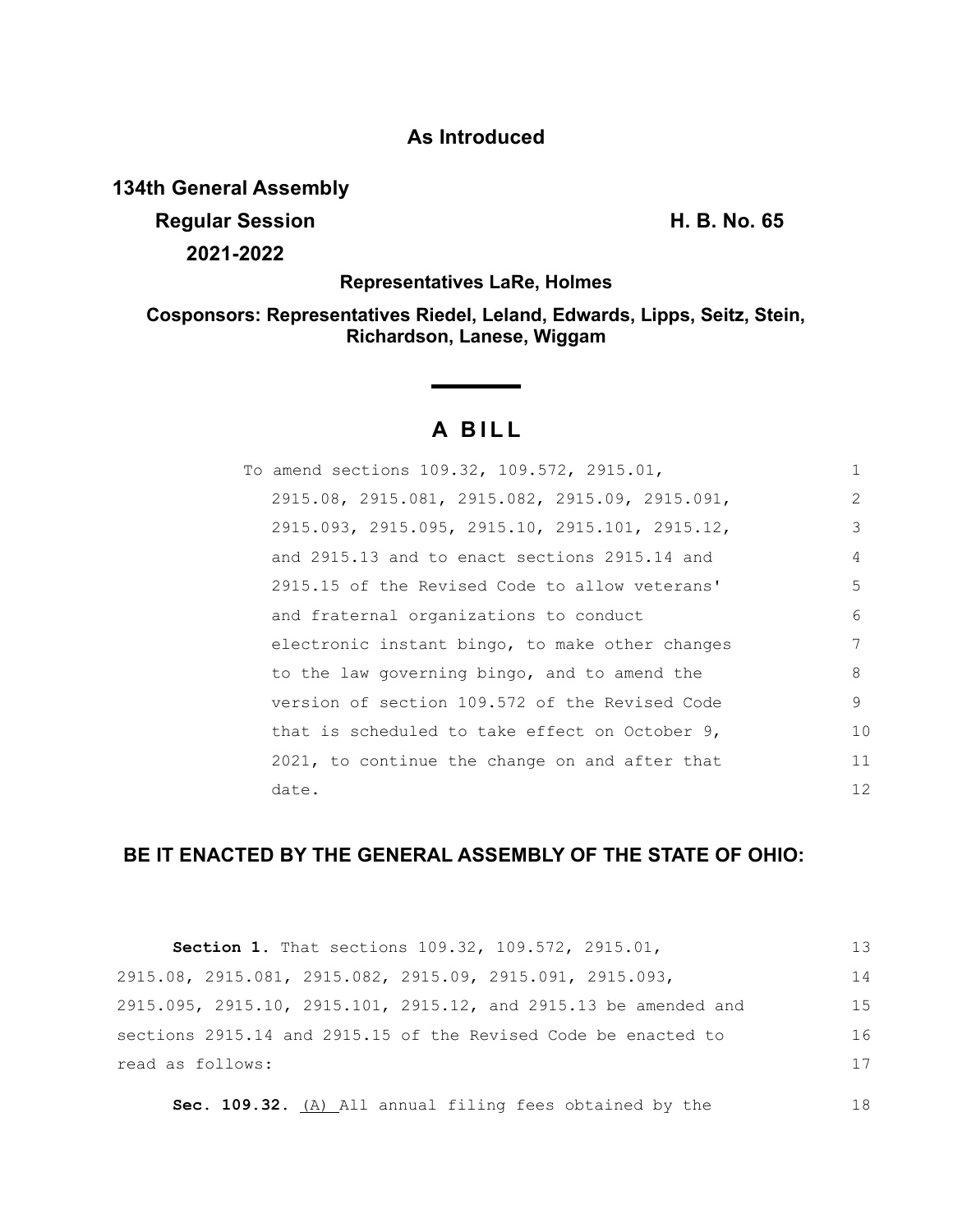# As Introduced

**134th General Assembly**

**Regular Session** **H. B. No. 65**

**2021-2022**

**Representatives LaRe, Holmes**

**Cosponsors: Representatives Riedel, Leland, Edwards, Lipps, Seitz, Stein, Richardson, Lanese, Wiggam**

## A BILL

To amend sections 109.32, 109.572, 2915.01, 2915.08, 2915.081, 2915.082, 2915.09, 2915.091, 2915.093, 2915.095, 2915.10, 2915.101, 2915.12, and 2915.13 and to enact sections 2915.14 and 2915.15 of the Revised Code to allow veterans' and fraternal organizations to conduct electronic instant bingo, to make other changes to the law governing bingo, and to amend the version of section 109.572 of the Revised Code that is scheduled to take effect on October 9, 2021, to continue the change on and after that date.

**BE IT ENACTED BY THE GENERAL ASSEMBLY OF THE STATE OF OHIO:**

**Section 1.** That sections 109.32, 109.572, 2915.01, 2915.08, 2915.081, 2915.082, 2915.09, 2915.091, 2915.093, 2915.095, 2915.10, 2915.101, 2915.12, and 2915.13 be amended and sections 2915.14 and 2915.15 of the Revised Code be enacted to read as follows:

**Sec. 109.32.** (A) All annual filing fees obtained by the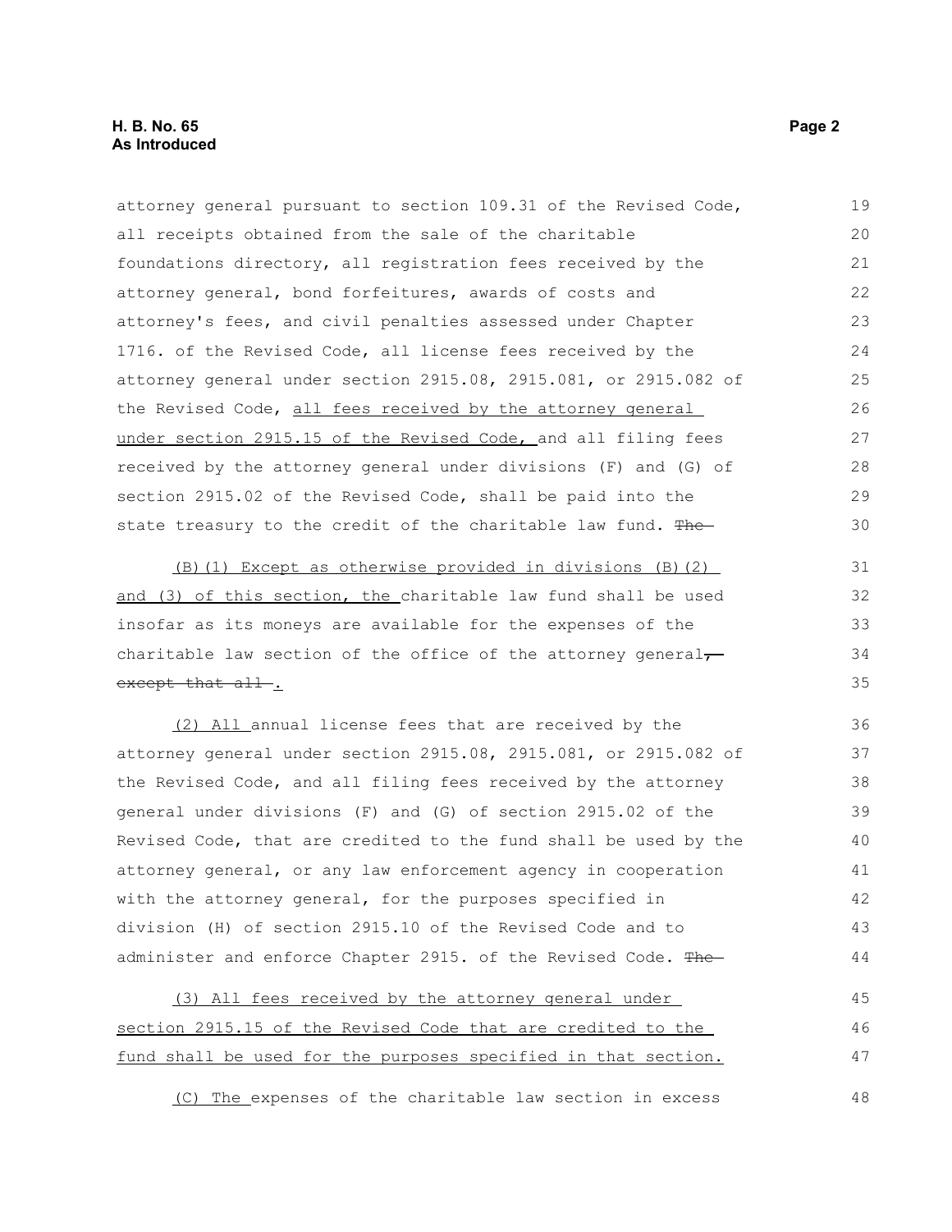attorney general pursuant to section 109.31 of the Revised Code, all receipts obtained from the sale of the charitable foundations directory, all registration fees received by the attorney general, bond forfeitures, awards of costs and attorney's fees, and civil penalties assessed under Chapter 1716. of the Revised Code, all license fees received by the attorney general under section 2915.08, 2915.081, or 2915.082 of the Revised Code, all fees received by the attorney general under section 2915.15 of the Revised Code, and all filing fees received by the attorney general under divisions (F) and (G) of section 2915.02 of the Revised Code, shall be paid into the state treasury to the credit of the charitable law fund. ~~The~~

(B)(1) Except as otherwise provided in divisions (B)(2) and (3) of this section, the charitable law fund shall be used insofar as its moneys are available for the expenses of the charitable law section of the office of the attorney general~~, except that all~~ .

(2) All annual license fees that are received by the attorney general under section 2915.08, 2915.081, or 2915.082 of the Revised Code, and all filing fees received by the attorney general under divisions (F) and (G) of section 2915.02 of the Revised Code, that are credited to the fund shall be used by the attorney general, or any law enforcement agency in cooperation with the attorney general, for the purposes specified in division (H) of section 2915.10 of the Revised Code and to administer and enforce Chapter 2915. of the Revised Code. ~~The~~

(3) All fees received by the attorney general under section 2915.15 of the Revised Code that are credited to the fund shall be used for the purposes specified in that section.

(C) The expenses of the charitable law section in excess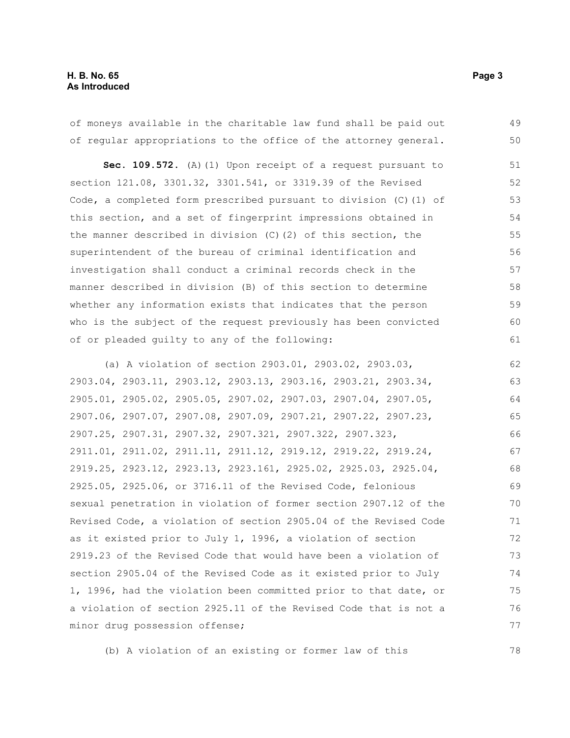of moneys available in the charitable law fund shall be paid out of regular appropriations to the office of the attorney general.

**Sec. 109.572.** (A)(1) Upon receipt of a request pursuant to section 121.08, 3301.32, 3301.541, or 3319.39 of the Revised Code, a completed form prescribed pursuant to division (C)(1) of this section, and a set of fingerprint impressions obtained in the manner described in division (C)(2) of this section, the superintendent of the bureau of criminal identification and investigation shall conduct a criminal records check in the manner described in division (B) of this section to determine whether any information exists that indicates that the person who is the subject of the request previously has been convicted of or pleaded guilty to any of the following:

(a) A violation of section 2903.01, 2903.02, 2903.03, 2903.04, 2903.11, 2903.12, 2903.13, 2903.16, 2903.21, 2903.34, 2905.01, 2905.02, 2905.05, 2907.02, 2907.03, 2907.04, 2907.05, 2907.06, 2907.07, 2907.08, 2907.09, 2907.21, 2907.22, 2907.23, 2907.25, 2907.31, 2907.32, 2907.321, 2907.322, 2907.323, 2911.01, 2911.02, 2911.11, 2911.12, 2919.12, 2919.22, 2919.24, 2919.25, 2923.12, 2923.13, 2923.161, 2925.02, 2925.03, 2925.04, 2925.05, 2925.06, or 3716.11 of the Revised Code, felonious sexual penetration in violation of former section 2907.12 of the Revised Code, a violation of section 2905.04 of the Revised Code as it existed prior to July 1, 1996, a violation of section 2919.23 of the Revised Code that would have been a violation of section 2905.04 of the Revised Code as it existed prior to July 1, 1996, had the violation been committed prior to that date, or a violation of section 2925.11 of the Revised Code that is not a minor drug possession offense;

(b) A violation of an existing or former law of this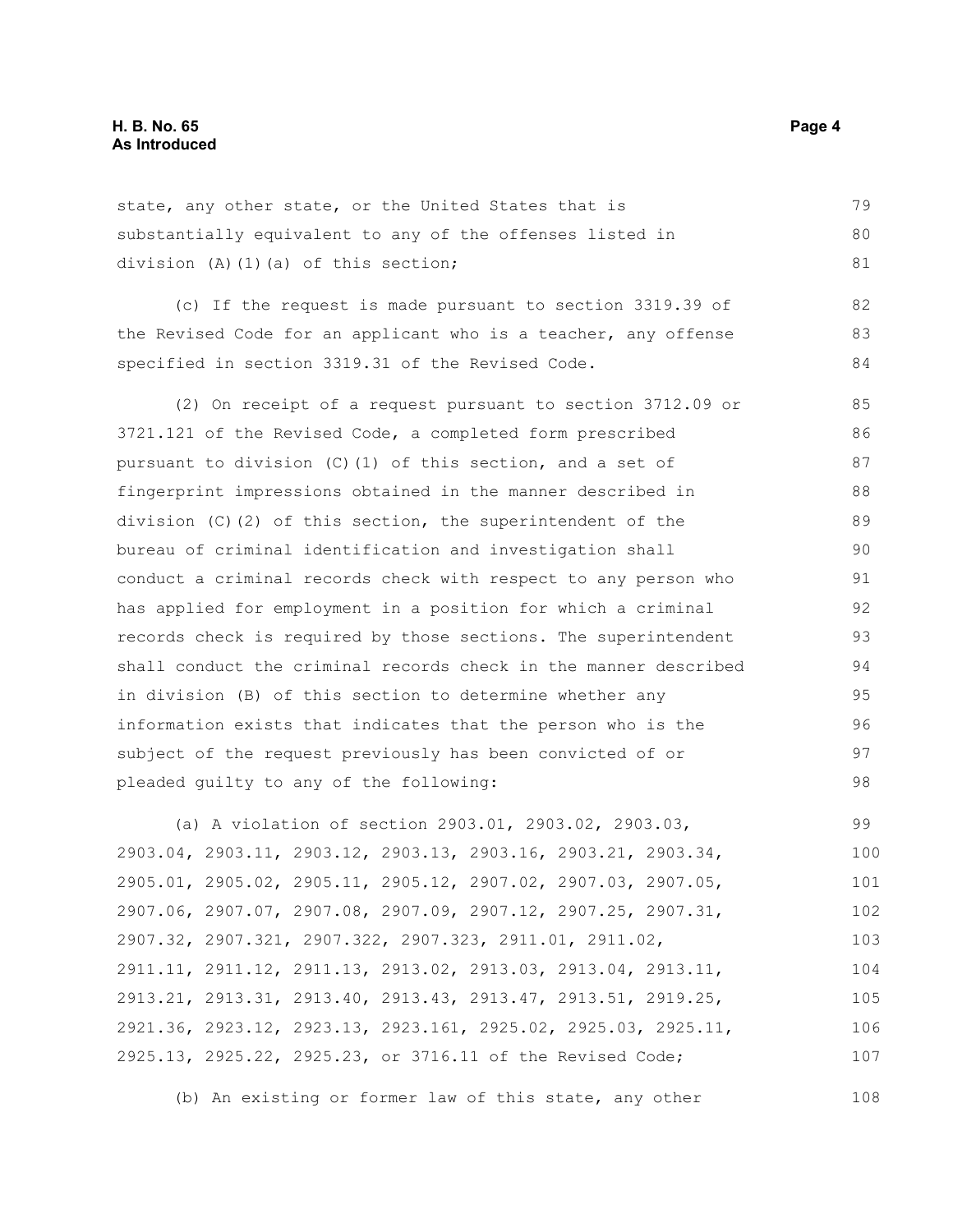state, any other state, or the United States that is substantially equivalent to any of the offenses listed in division (A)(1)(a) of this section;

(c) If the request is made pursuant to section 3319.39 of the Revised Code for an applicant who is a teacher, any offense specified in section 3319.31 of the Revised Code.

(2) On receipt of a request pursuant to section 3712.09 or 3721.121 of the Revised Code, a completed form prescribed pursuant to division (C)(1) of this section, and a set of fingerprint impressions obtained in the manner described in division (C)(2) of this section, the superintendent of the bureau of criminal identification and investigation shall conduct a criminal records check with respect to any person who has applied for employment in a position for which a criminal records check is required by those sections. The superintendent shall conduct the criminal records check in the manner described in division (B) of this section to determine whether any information exists that indicates that the person who is the subject of the request previously has been convicted of or pleaded guilty to any of the following:

(a) A violation of section 2903.01, 2903.02, 2903.03, 2903.04, 2903.11, 2903.12, 2903.13, 2903.16, 2903.21, 2903.34, 2905.01, 2905.02, 2905.11, 2905.12, 2907.02, 2907.03, 2907.05, 2907.06, 2907.07, 2907.08, 2907.09, 2907.12, 2907.25, 2907.31, 2907.32, 2907.321, 2907.322, 2907.323, 2911.01, 2911.02, 2911.11, 2911.12, 2911.13, 2913.02, 2913.03, 2913.04, 2913.11, 2913.21, 2913.31, 2913.40, 2913.43, 2913.47, 2913.51, 2919.25, 2921.36, 2923.12, 2923.13, 2923.161, 2925.02, 2925.03, 2925.11, 2925.13, 2925.22, 2925.23, or 3716.11 of the Revised Code;

(b) An existing or former law of this state, any other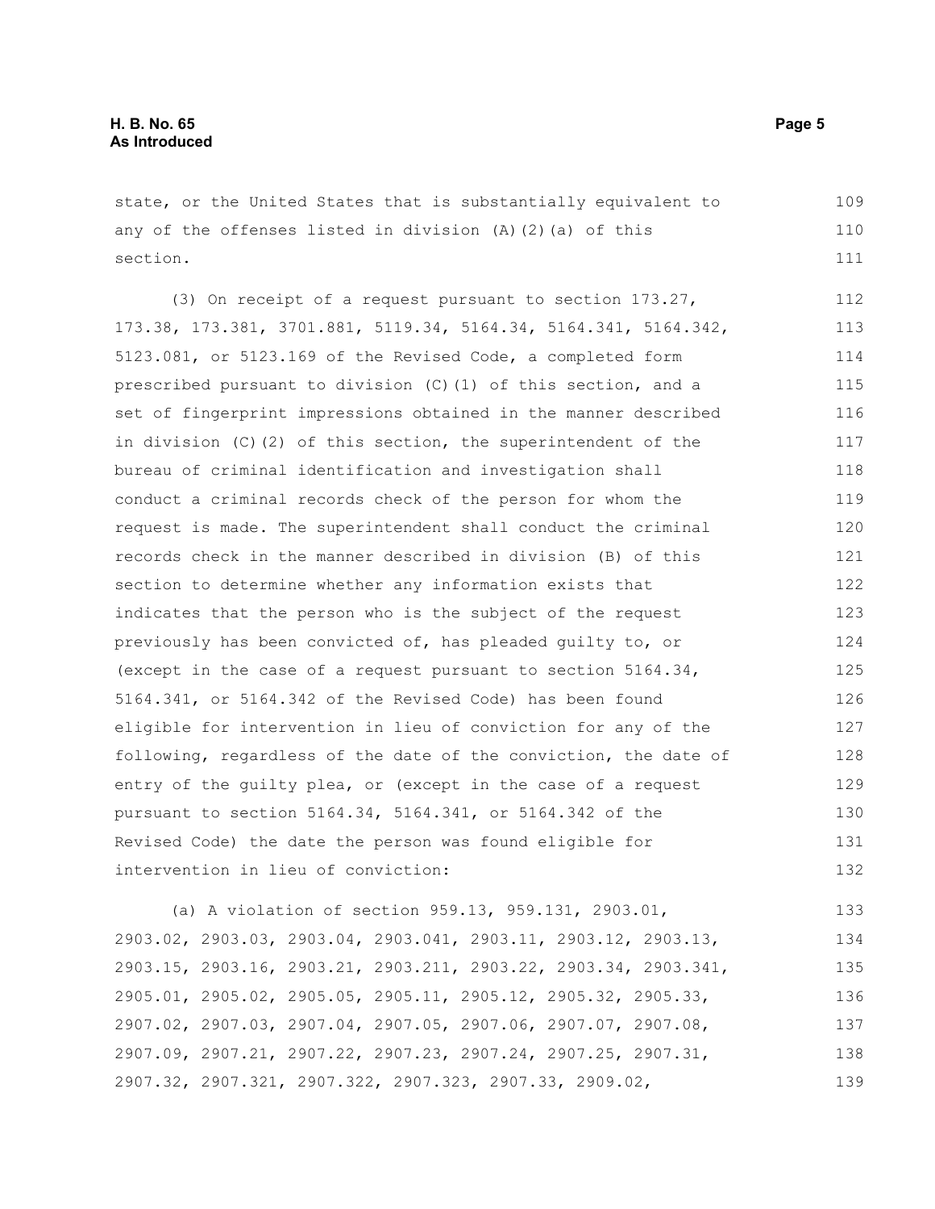state, or the United States that is substantially equivalent to any of the offenses listed in division (A)(2)(a) of this section.

(3) On receipt of a request pursuant to section 173.27, 173.38, 173.381, 3701.881, 5119.34, 5164.34, 5164.341, 5164.342, 5123.081, or 5123.169 of the Revised Code, a completed form prescribed pursuant to division (C)(1) of this section, and a set of fingerprint impressions obtained in the manner described in division (C)(2) of this section, the superintendent of the bureau of criminal identification and investigation shall conduct a criminal records check of the person for whom the request is made. The superintendent shall conduct the criminal records check in the manner described in division (B) of this section to determine whether any information exists that indicates that the person who is the subject of the request previously has been convicted of, has pleaded guilty to, or (except in the case of a request pursuant to section 5164.34, 5164.341, or 5164.342 of the Revised Code) has been found eligible for intervention in lieu of conviction for any of the following, regardless of the date of the conviction, the date of entry of the guilty plea, or (except in the case of a request pursuant to section 5164.34, 5164.341, or 5164.342 of the Revised Code) the date the person was found eligible for intervention in lieu of conviction:

(a) A violation of section 959.13, 959.131, 2903.01, 2903.02, 2903.03, 2903.04, 2903.041, 2903.11, 2903.12, 2903.13, 2903.15, 2903.16, 2903.21, 2903.211, 2903.22, 2903.34, 2903.341, 2905.01, 2905.02, 2905.05, 2905.11, 2905.12, 2905.32, 2905.33, 2907.02, 2907.03, 2907.04, 2907.05, 2907.06, 2907.07, 2907.08, 2907.09, 2907.21, 2907.22, 2907.23, 2907.24, 2907.25, 2907.31, 2907.32, 2907.321, 2907.322, 2907.323, 2907.33, 2909.02,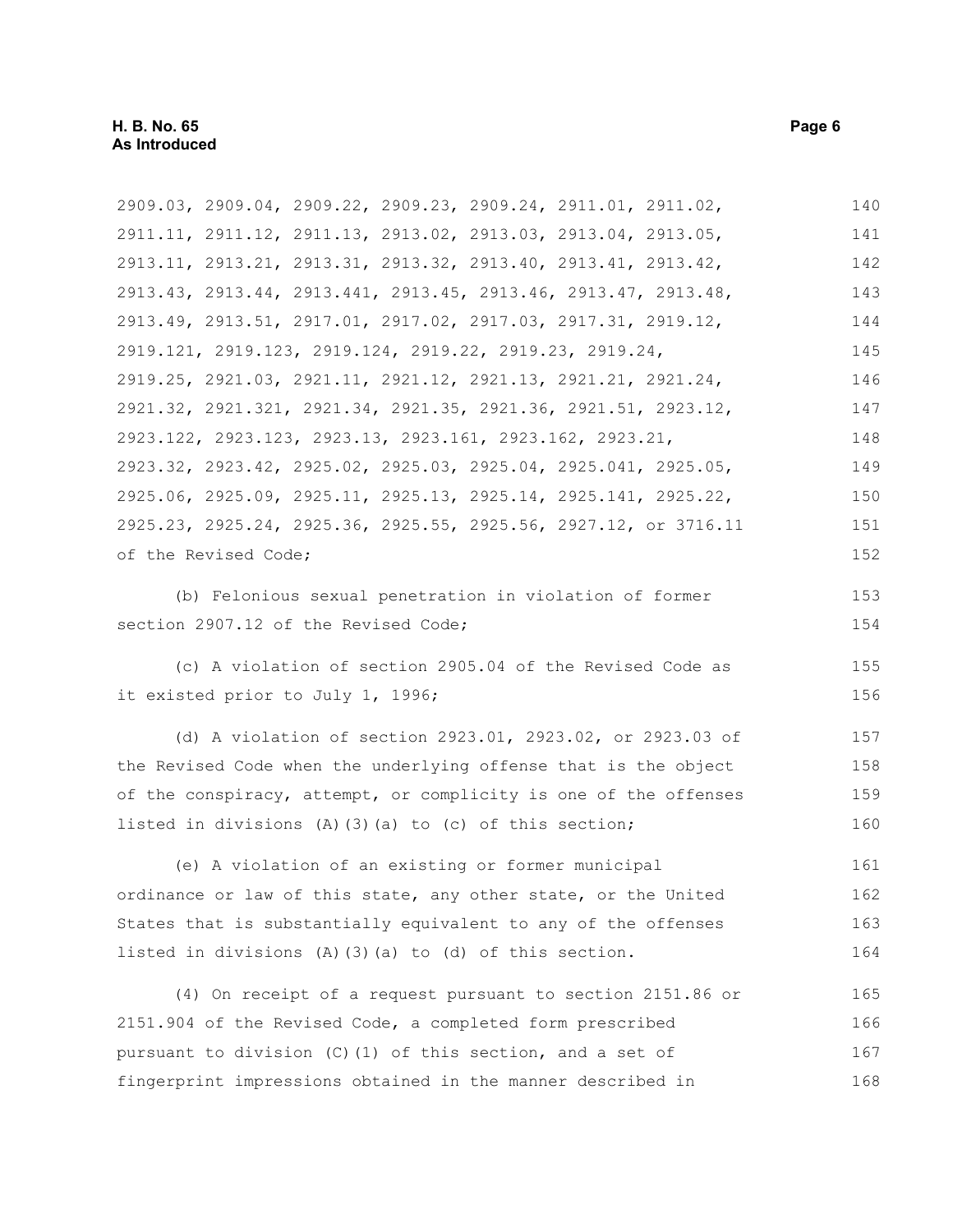2909.03, 2909.04, 2909.22, 2909.23, 2909.24, 2911.01, 2911.02, 2911.11, 2911.12, 2911.13, 2913.02, 2913.03, 2913.04, 2913.05, 2913.11, 2913.21, 2913.31, 2913.32, 2913.40, 2913.41, 2913.42, 2913.43, 2913.44, 2913.441, 2913.45, 2913.46, 2913.47, 2913.48, 2913.49, 2913.51, 2917.01, 2917.02, 2917.03, 2917.31, 2919.12, 2919.121, 2919.123, 2919.124, 2919.22, 2919.23, 2919.24, 2919.25, 2921.03, 2921.11, 2921.12, 2921.13, 2921.21, 2921.24, 2921.32, 2921.321, 2921.34, 2921.35, 2921.36, 2921.51, 2923.12, 2923.122, 2923.123, 2923.13, 2923.161, 2923.162, 2923.21, 2923.32, 2923.42, 2925.02, 2925.03, 2925.04, 2925.041, 2925.05, 2925.06, 2925.09, 2925.11, 2925.13, 2925.14, 2925.141, 2925.22, 2925.23, 2925.24, 2925.36, 2925.55, 2925.56, 2927.12, or 3716.11 of the Revised Code;

(b) Felonious sexual penetration in violation of former section 2907.12 of the Revised Code;

(c) A violation of section 2905.04 of the Revised Code as it existed prior to July 1, 1996;

(d) A violation of section 2923.01, 2923.02, or 2923.03 of the Revised Code when the underlying offense that is the object of the conspiracy, attempt, or complicity is one of the offenses listed in divisions (A)(3)(a) to (c) of this section;

(e) A violation of an existing or former municipal ordinance or law of this state, any other state, or the United States that is substantially equivalent to any of the offenses listed in divisions (A)(3)(a) to (d) of this section.

(4) On receipt of a request pursuant to section 2151.86 or 2151.904 of the Revised Code, a completed form prescribed pursuant to division (C)(1) of this section, and a set of fingerprint impressions obtained in the manner described in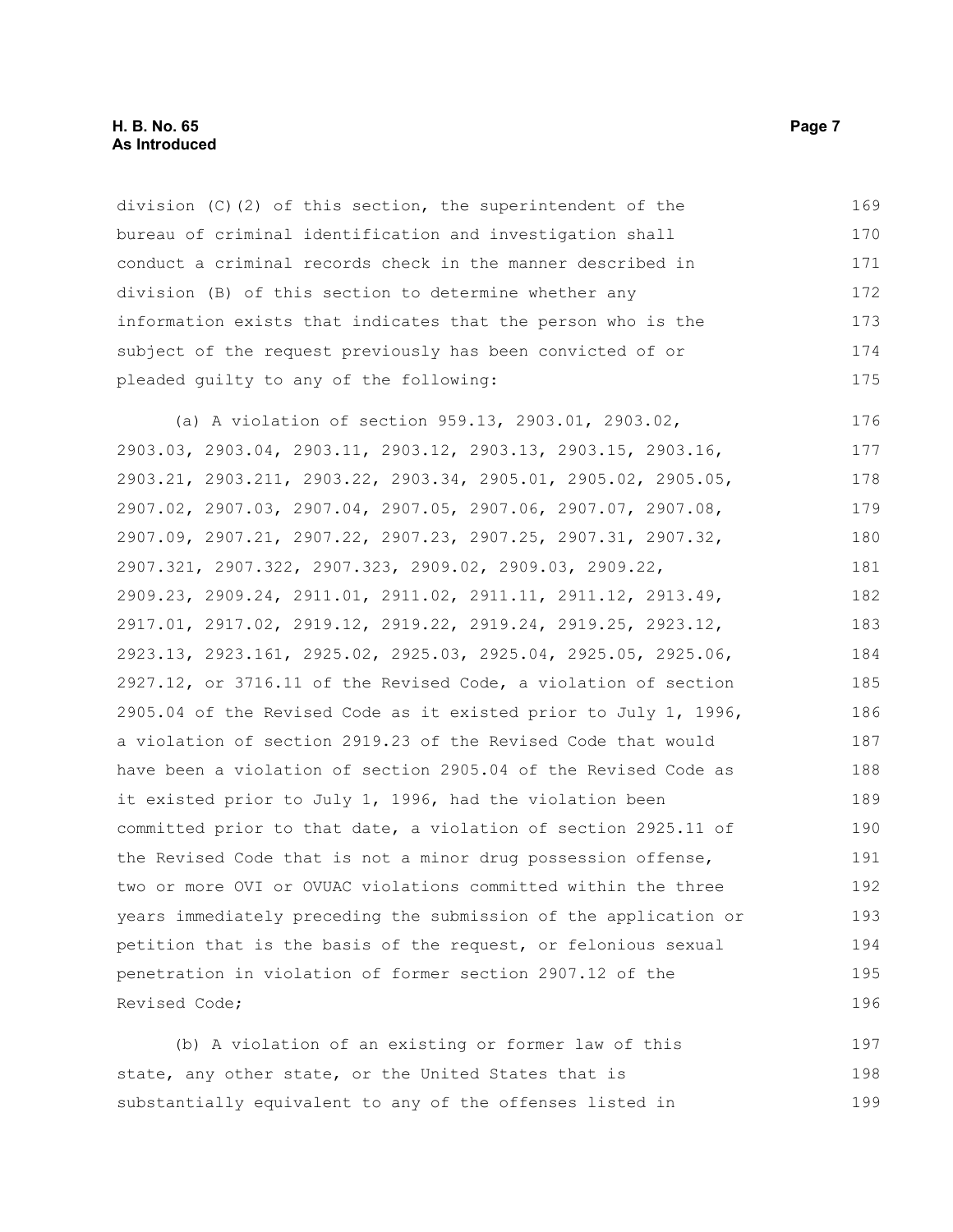division (C)(2) of this section, the superintendent of the bureau of criminal identification and investigation shall conduct a criminal records check in the manner described in division (B) of this section to determine whether any information exists that indicates that the person who is the subject of the request previously has been convicted of or pleaded guilty to any of the following:

(a) A violation of section 959.13, 2903.01, 2903.02, 2903.03, 2903.04, 2903.11, 2903.12, 2903.13, 2903.15, 2903.16, 2903.21, 2903.211, 2903.22, 2903.34, 2905.01, 2905.02, 2905.05, 2907.02, 2907.03, 2907.04, 2907.05, 2907.06, 2907.07, 2907.08, 2907.09, 2907.21, 2907.22, 2907.23, 2907.25, 2907.31, 2907.32, 2907.321, 2907.322, 2907.323, 2909.02, 2909.03, 2909.22, 2909.23, 2909.24, 2911.01, 2911.02, 2911.11, 2911.12, 2913.49, 2917.01, 2917.02, 2919.12, 2919.22, 2919.24, 2919.25, 2923.12, 2923.13, 2923.161, 2925.02, 2925.03, 2925.04, 2925.05, 2925.06, 2927.12, or 3716.11 of the Revised Code, a violation of section 2905.04 of the Revised Code as it existed prior to July 1, 1996, a violation of section 2919.23 of the Revised Code that would have been a violation of section 2905.04 of the Revised Code as it existed prior to July 1, 1996, had the violation been committed prior to that date, a violation of section 2925.11 of the Revised Code that is not a minor drug possession offense, two or more OVI or OVUAC violations committed within the three years immediately preceding the submission of the application or petition that is the basis of the request, or felonious sexual penetration in violation of former section 2907.12 of the Revised Code;

(b) A violation of an existing or former law of this state, any other state, or the United States that is substantially equivalent to any of the offenses listed in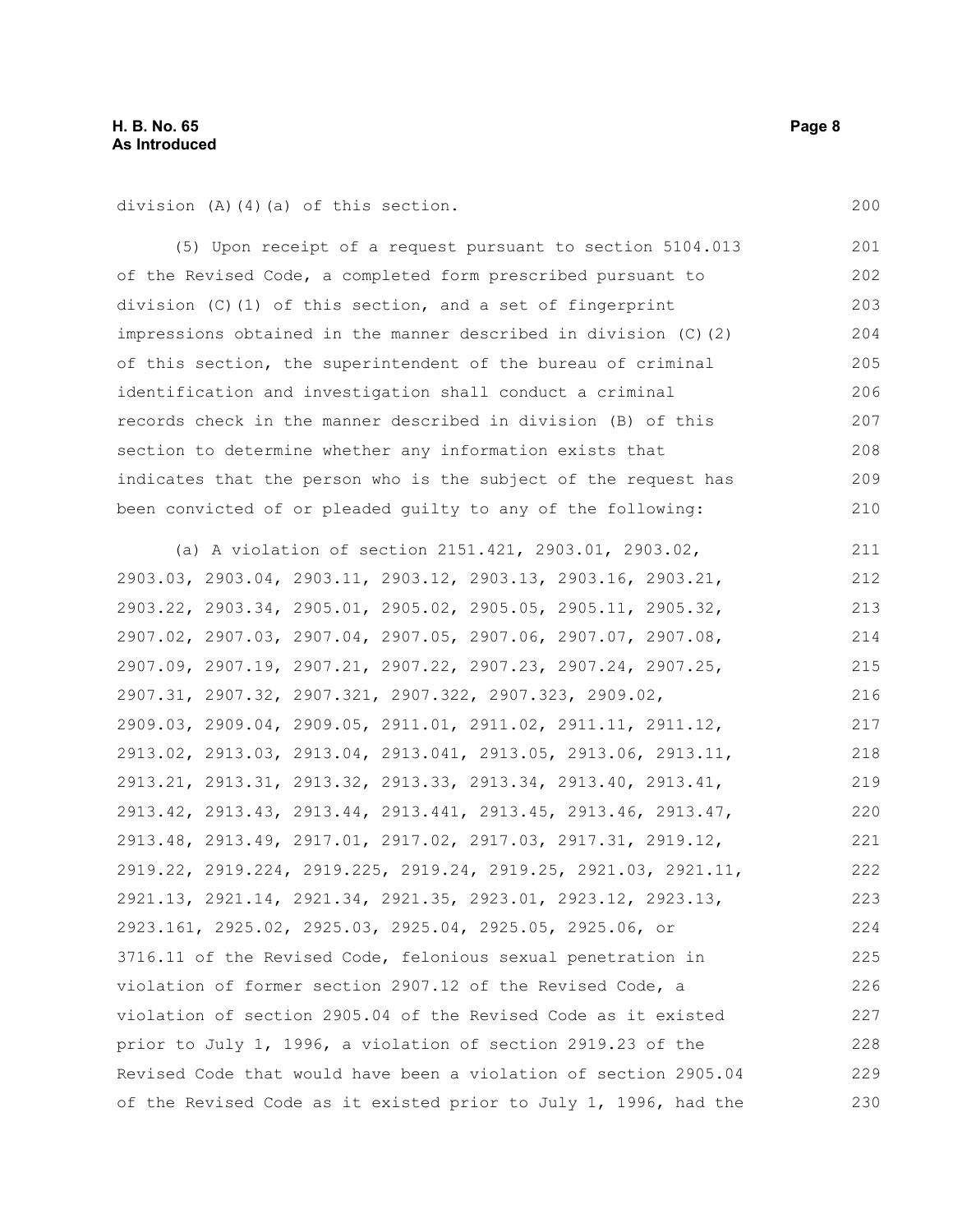division (A)(4)(a) of this section.

(5) Upon receipt of a request pursuant to section 5104.013 of the Revised Code, a completed form prescribed pursuant to division (C)(1) of this section, and a set of fingerprint impressions obtained in the manner described in division (C)(2) of this section, the superintendent of the bureau of criminal identification and investigation shall conduct a criminal records check in the manner described in division (B) of this section to determine whether any information exists that indicates that the person who is the subject of the request has been convicted of or pleaded guilty to any of the following:

(a) A violation of section 2151.421, 2903.01, 2903.02, 2903.03, 2903.04, 2903.11, 2903.12, 2903.13, 2903.16, 2903.21, 2903.22, 2903.34, 2905.01, 2905.02, 2905.05, 2905.11, 2905.32, 2907.02, 2907.03, 2907.04, 2907.05, 2907.06, 2907.07, 2907.08, 2907.09, 2907.19, 2907.21, 2907.22, 2907.23, 2907.24, 2907.25, 2907.31, 2907.32, 2907.321, 2907.322, 2907.323, 2909.02, 2909.03, 2909.04, 2909.05, 2911.01, 2911.02, 2911.11, 2911.12, 2913.02, 2913.03, 2913.04, 2913.041, 2913.05, 2913.06, 2913.11, 2913.21, 2913.31, 2913.32, 2913.33, 2913.34, 2913.40, 2913.41, 2913.42, 2913.43, 2913.44, 2913.441, 2913.45, 2913.46, 2913.47, 2913.48, 2913.49, 2917.01, 2917.02, 2917.03, 2917.31, 2919.12, 2919.22, 2919.224, 2919.225, 2919.24, 2919.25, 2921.03, 2921.11, 2921.13, 2921.14, 2921.34, 2921.35, 2923.01, 2923.12, 2923.13, 2923.161, 2925.02, 2925.03, 2925.04, 2925.05, 2925.06, or 3716.11 of the Revised Code, felonious sexual penetration in violation of former section 2907.12 of the Revised Code, a violation of section 2905.04 of the Revised Code as it existed prior to July 1, 1996, a violation of section 2919.23 of the Revised Code that would have been a violation of section 2905.04 of the Revised Code as it existed prior to July 1, 1996, had the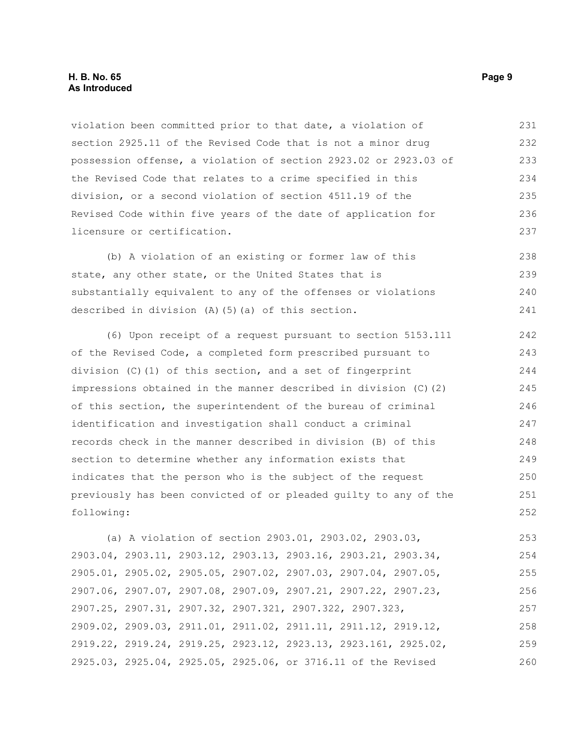violation been committed prior to that date, a violation of section 2925.11 of the Revised Code that is not a minor drug possession offense, a violation of section 2923.02 or 2923.03 of the Revised Code that relates to a crime specified in this division, or a second violation of section 4511.19 of the Revised Code within five years of the date of application for licensure or certification.

(b) A violation of an existing or former law of this state, any other state, or the United States that is substantially equivalent to any of the offenses or violations described in division (A)(5)(a) of this section.

(6) Upon receipt of a request pursuant to section 5153.111 of the Revised Code, a completed form prescribed pursuant to division (C)(1) of this section, and a set of fingerprint impressions obtained in the manner described in division (C)(2) of this section, the superintendent of the bureau of criminal identification and investigation shall conduct a criminal records check in the manner described in division (B) of this section to determine whether any information exists that indicates that the person who is the subject of the request previously has been convicted of or pleaded guilty to any of the following:

(a) A violation of section 2903.01, 2903.02, 2903.03, 2903.04, 2903.11, 2903.12, 2903.13, 2903.16, 2903.21, 2903.34, 2905.01, 2905.02, 2905.05, 2907.02, 2907.03, 2907.04, 2907.05, 2907.06, 2907.07, 2907.08, 2907.09, 2907.21, 2907.22, 2907.23, 2907.25, 2907.31, 2907.32, 2907.321, 2907.322, 2907.323, 2909.02, 2909.03, 2911.01, 2911.02, 2911.11, 2911.12, 2919.12, 2919.22, 2919.24, 2919.25, 2923.12, 2923.13, 2923.161, 2925.02, 2925.03, 2925.04, 2925.05, 2925.06, or 3716.11 of the Revised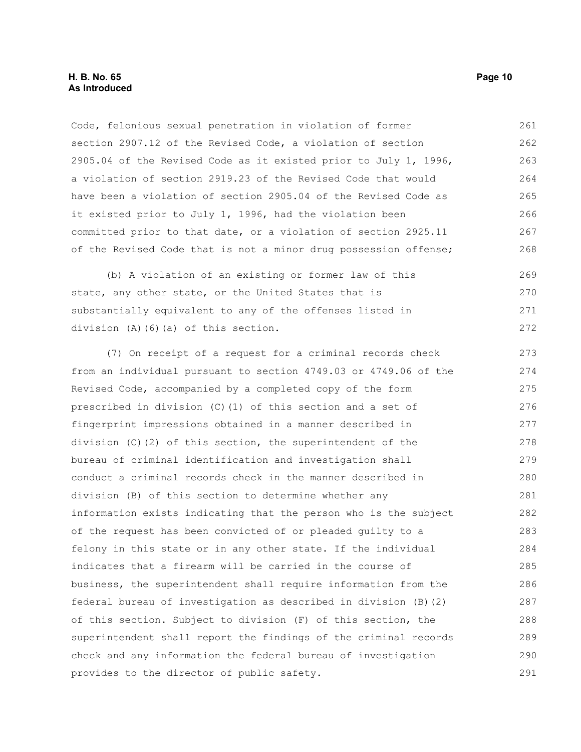Code, felonious sexual penetration in violation of former section 2907.12 of the Revised Code, a violation of section 2905.04 of the Revised Code as it existed prior to July 1, 1996, a violation of section 2919.23 of the Revised Code that would have been a violation of section 2905.04 of the Revised Code as it existed prior to July 1, 1996, had the violation been committed prior to that date, or a violation of section 2925.11 of the Revised Code that is not a minor drug possession offense;

(b) A violation of an existing or former law of this state, any other state, or the United States that is substantially equivalent to any of the offenses listed in division (A)(6)(a) of this section.

(7) On receipt of a request for a criminal records check from an individual pursuant to section 4749.03 or 4749.06 of the Revised Code, accompanied by a completed copy of the form prescribed in division (C)(1) of this section and a set of fingerprint impressions obtained in a manner described in division (C)(2) of this section, the superintendent of the bureau of criminal identification and investigation shall conduct a criminal records check in the manner described in division (B) of this section to determine whether any information exists indicating that the person who is the subject of the request has been convicted of or pleaded guilty to a felony in this state or in any other state. If the individual indicates that a firearm will be carried in the course of business, the superintendent shall require information from the federal bureau of investigation as described in division (B)(2) of this section. Subject to division (F) of this section, the superintendent shall report the findings of the criminal records check and any information the federal bureau of investigation provides to the director of public safety.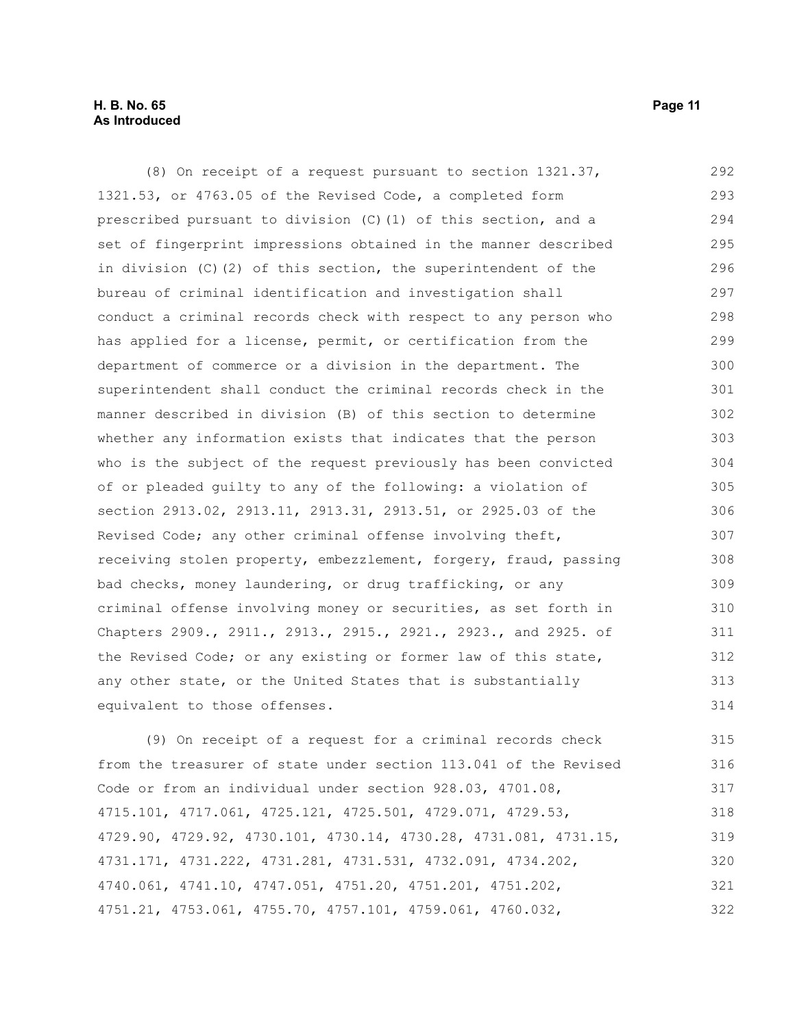(8) On receipt of a request pursuant to section 1321.37, 1321.53, or 4763.05 of the Revised Code, a completed form prescribed pursuant to division (C)(1) of this section, and a set of fingerprint impressions obtained in the manner described in division (C)(2) of this section, the superintendent of the bureau of criminal identification and investigation shall conduct a criminal records check with respect to any person who has applied for a license, permit, or certification from the department of commerce or a division in the department. The superintendent shall conduct the criminal records check in the manner described in division (B) of this section to determine whether any information exists that indicates that the person who is the subject of the request previously has been convicted of or pleaded guilty to any of the following: a violation of section 2913.02, 2913.11, 2913.31, 2913.51, or 2925.03 of the Revised Code; any other criminal offense involving theft, receiving stolen property, embezzlement, forgery, fraud, passing bad checks, money laundering, or drug trafficking, or any criminal offense involving money or securities, as set forth in Chapters 2909., 2911., 2913., 2915., 2921., 2923., and 2925. of the Revised Code; or any existing or former law of this state, any other state, or the United States that is substantially equivalent to those offenses.

(9) On receipt of a request for a criminal records check from the treasurer of state under section 113.041 of the Revised Code or from an individual under section 928.03, 4701.08, 4715.101, 4717.061, 4725.121, 4725.501, 4729.071, 4729.53, 4729.90, 4729.92, 4730.101, 4730.14, 4730.28, 4731.081, 4731.15, 4731.171, 4731.222, 4731.281, 4731.531, 4732.091, 4734.202, 4740.061, 4741.10, 4747.051, 4751.20, 4751.201, 4751.202, 4751.21, 4753.061, 4755.70, 4757.101, 4759.061, 4760.032,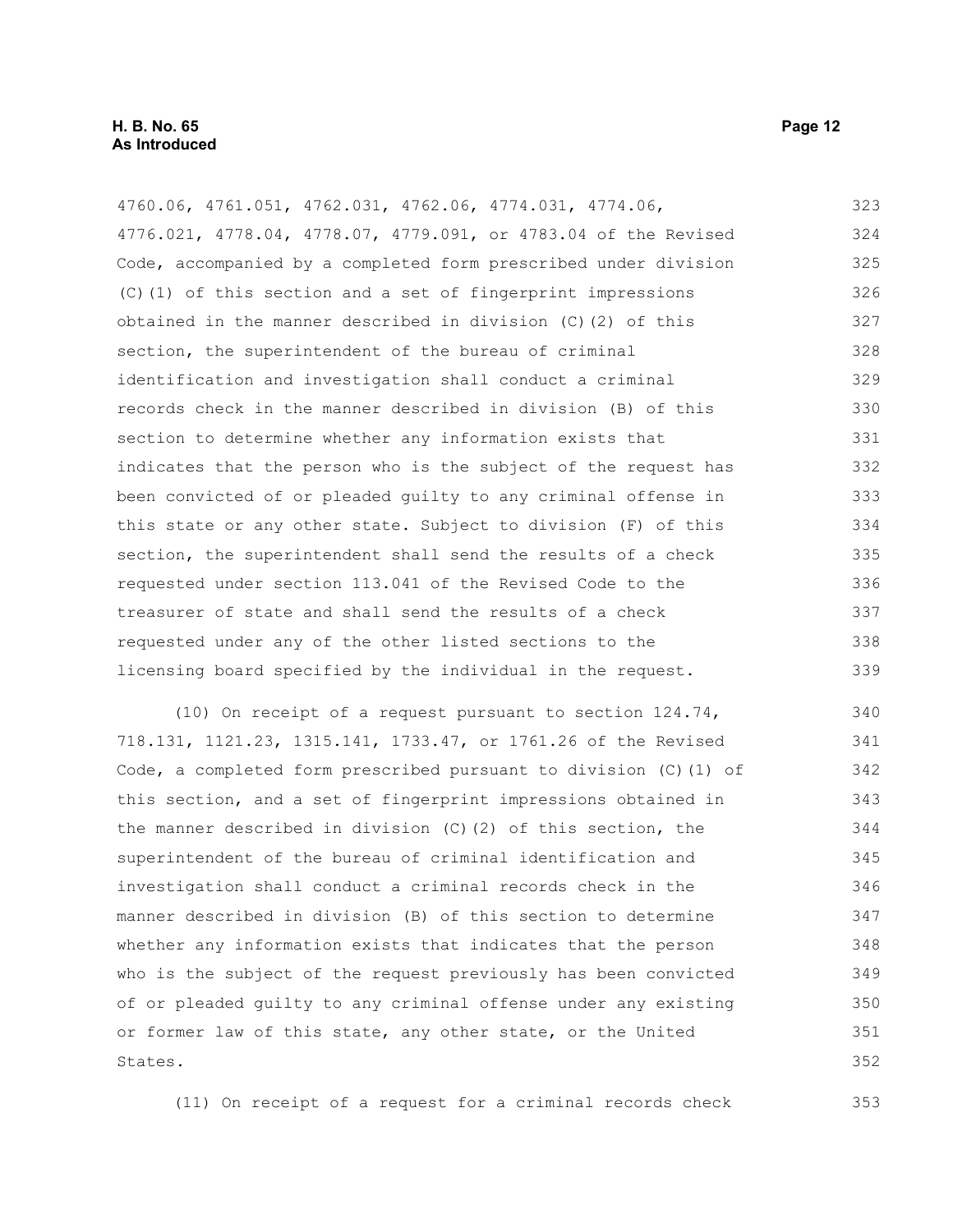4760.06, 4761.051, 4762.031, 4762.06, 4774.031, 4774.06, 4776.021, 4778.04, 4778.07, 4779.091, or 4783.04 of the Revised Code, accompanied by a completed form prescribed under division (C)(1) of this section and a set of fingerprint impressions obtained in the manner described in division (C)(2) of this section, the superintendent of the bureau of criminal identification and investigation shall conduct a criminal records check in the manner described in division (B) of this section to determine whether any information exists that indicates that the person who is the subject of the request has been convicted of or pleaded guilty to any criminal offense in this state or any other state. Subject to division (F) of this section, the superintendent shall send the results of a check requested under section 113.041 of the Revised Code to the treasurer of state and shall send the results of a check requested under any of the other listed sections to the licensing board specified by the individual in the request.

(10) On receipt of a request pursuant to section 124.74, 718.131, 1121.23, 1315.141, 1733.47, or 1761.26 of the Revised Code, a completed form prescribed pursuant to division (C)(1) of this section, and a set of fingerprint impressions obtained in the manner described in division (C)(2) of this section, the superintendent of the bureau of criminal identification and investigation shall conduct a criminal records check in the manner described in division (B) of this section to determine whether any information exists that indicates that the person who is the subject of the request previously has been convicted of or pleaded guilty to any criminal offense under any existing or former law of this state, any other state, or the United States.

(11) On receipt of a request for a criminal records check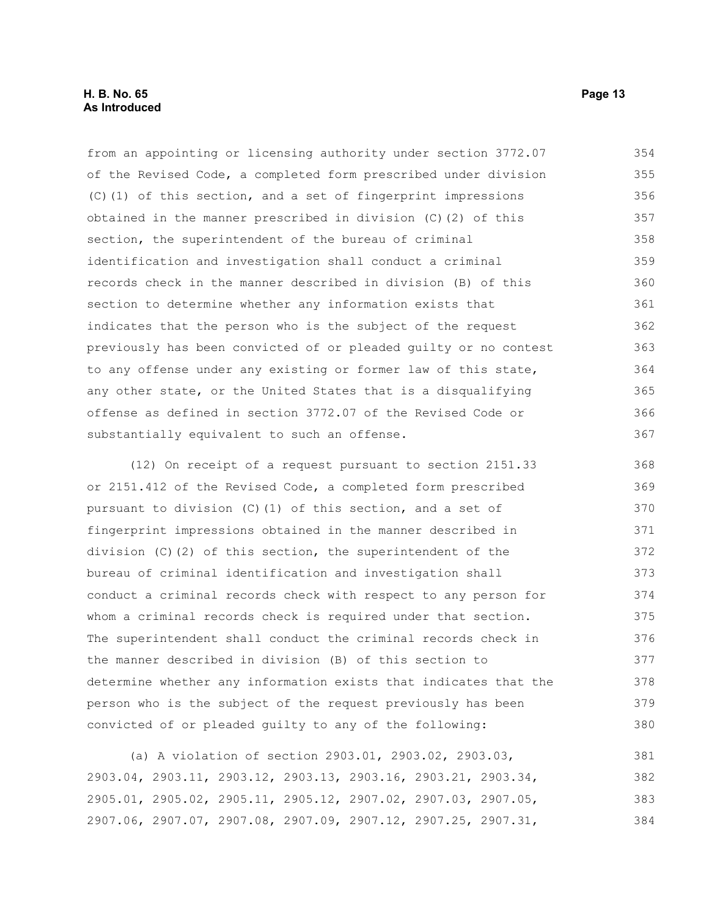from an appointing or licensing authority under section 3772.07 of the Revised Code, a completed form prescribed under division (C)(1) of this section, and a set of fingerprint impressions obtained in the manner prescribed in division (C)(2) of this section, the superintendent of the bureau of criminal identification and investigation shall conduct a criminal records check in the manner described in division (B) of this section to determine whether any information exists that indicates that the person who is the subject of the request previously has been convicted of or pleaded guilty or no contest to any offense under any existing or former law of this state, any other state, or the United States that is a disqualifying offense as defined in section 3772.07 of the Revised Code or substantially equivalent to such an offense.

(12) On receipt of a request pursuant to section 2151.33 or 2151.412 of the Revised Code, a completed form prescribed pursuant to division (C)(1) of this section, and a set of fingerprint impressions obtained in the manner described in division (C)(2) of this section, the superintendent of the bureau of criminal identification and investigation shall conduct a criminal records check with respect to any person for whom a criminal records check is required under that section. The superintendent shall conduct the criminal records check in the manner described in division (B) of this section to determine whether any information exists that indicates that the person who is the subject of the request previously has been convicted of or pleaded guilty to any of the following:

(a) A violation of section 2903.01, 2903.02, 2903.03, 2903.04, 2903.11, 2903.12, 2903.13, 2903.16, 2903.21, 2903.34, 2905.01, 2905.02, 2905.11, 2905.12, 2907.02, 2907.03, 2907.05, 2907.06, 2907.07, 2907.08, 2907.09, 2907.12, 2907.25, 2907.31,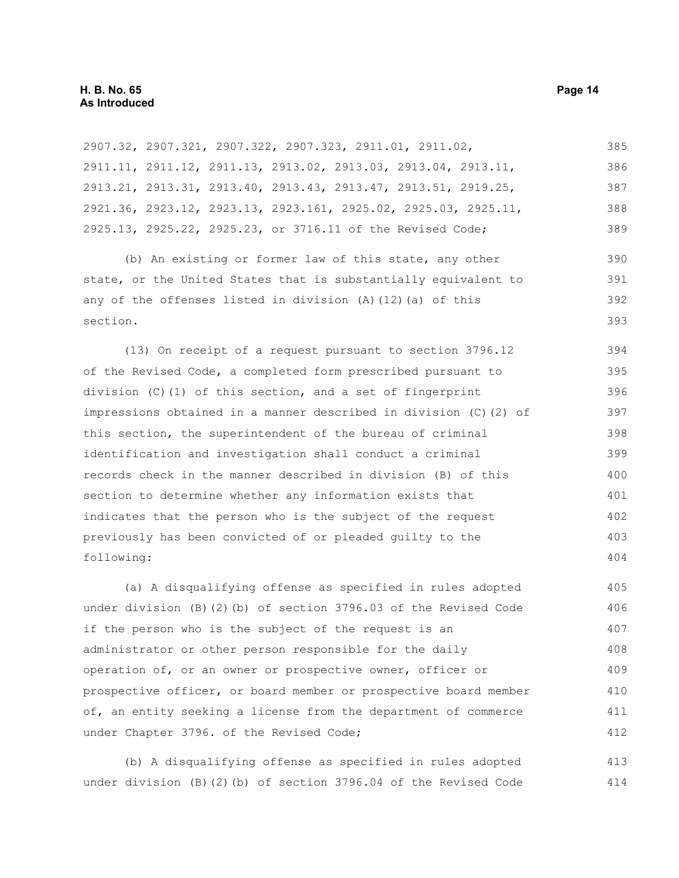2907.32, 2907.321, 2907.322, 2907.323, 2911.01, 2911.02, 2911.11, 2911.12, 2911.13, 2913.02, 2913.03, 2913.04, 2913.11, 2913.21, 2913.31, 2913.40, 2913.43, 2913.47, 2913.51, 2919.25, 2921.36, 2923.12, 2923.13, 2923.161, 2925.02, 2925.03, 2925.11, 2925.13, 2925.22, 2925.23, or 3716.11 of the Revised Code;

(b) An existing or former law of this state, any other state, or the United States that is substantially equivalent to any of the offenses listed in division (A)(12)(a) of this section.

(13) On receipt of a request pursuant to section 3796.12 of the Revised Code, a completed form prescribed pursuant to division (C)(1) of this section, and a set of fingerprint impressions obtained in a manner described in division (C)(2) of this section, the superintendent of the bureau of criminal identification and investigation shall conduct a criminal records check in the manner described in division (B) of this section to determine whether any information exists that indicates that the person who is the subject of the request previously has been convicted of or pleaded guilty to the following:

(a) A disqualifying offense as specified in rules adopted under division (B)(2)(b) of section 3796.03 of the Revised Code if the person who is the subject of the request is an administrator or other person responsible for the daily operation of, or an owner or prospective owner, officer or prospective officer, or board member or prospective board member of, an entity seeking a license from the department of commerce under Chapter 3796. of the Revised Code;

(b) A disqualifying offense as specified in rules adopted under division (B)(2)(b) of section 3796.04 of the Revised Code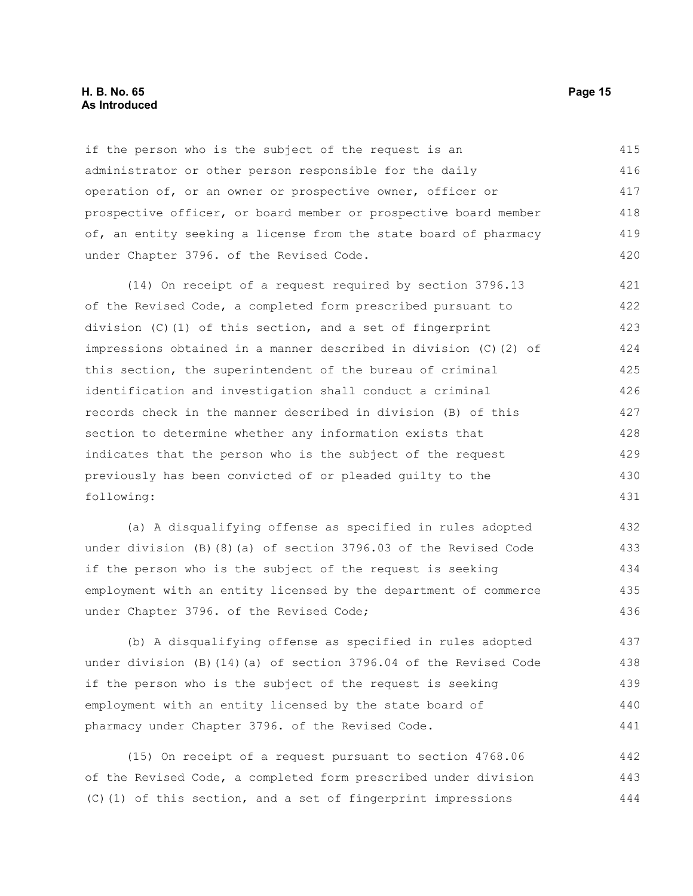if the person who is the subject of the request is an administrator or other person responsible for the daily operation of, or an owner or prospective owner, officer or prospective officer, or board member or prospective board member of, an entity seeking a license from the state board of pharmacy under Chapter 3796. of the Revised Code.

(14) On receipt of a request required by section 3796.13 of the Revised Code, a completed form prescribed pursuant to division (C)(1) of this section, and a set of fingerprint impressions obtained in a manner described in division (C)(2) of this section, the superintendent of the bureau of criminal identification and investigation shall conduct a criminal records check in the manner described in division (B) of this section to determine whether any information exists that indicates that the person who is the subject of the request previously has been convicted of or pleaded guilty to the following:

(a) A disqualifying offense as specified in rules adopted under division (B)(8)(a) of section 3796.03 of the Revised Code if the person who is the subject of the request is seeking employment with an entity licensed by the department of commerce under Chapter 3796. of the Revised Code;

(b) A disqualifying offense as specified in rules adopted under division (B)(14)(a) of section 3796.04 of the Revised Code if the person who is the subject of the request is seeking employment with an entity licensed by the state board of pharmacy under Chapter 3796. of the Revised Code.

(15) On receipt of a request pursuant to section 4768.06 of the Revised Code, a completed form prescribed under division (C)(1) of this section, and a set of fingerprint impressions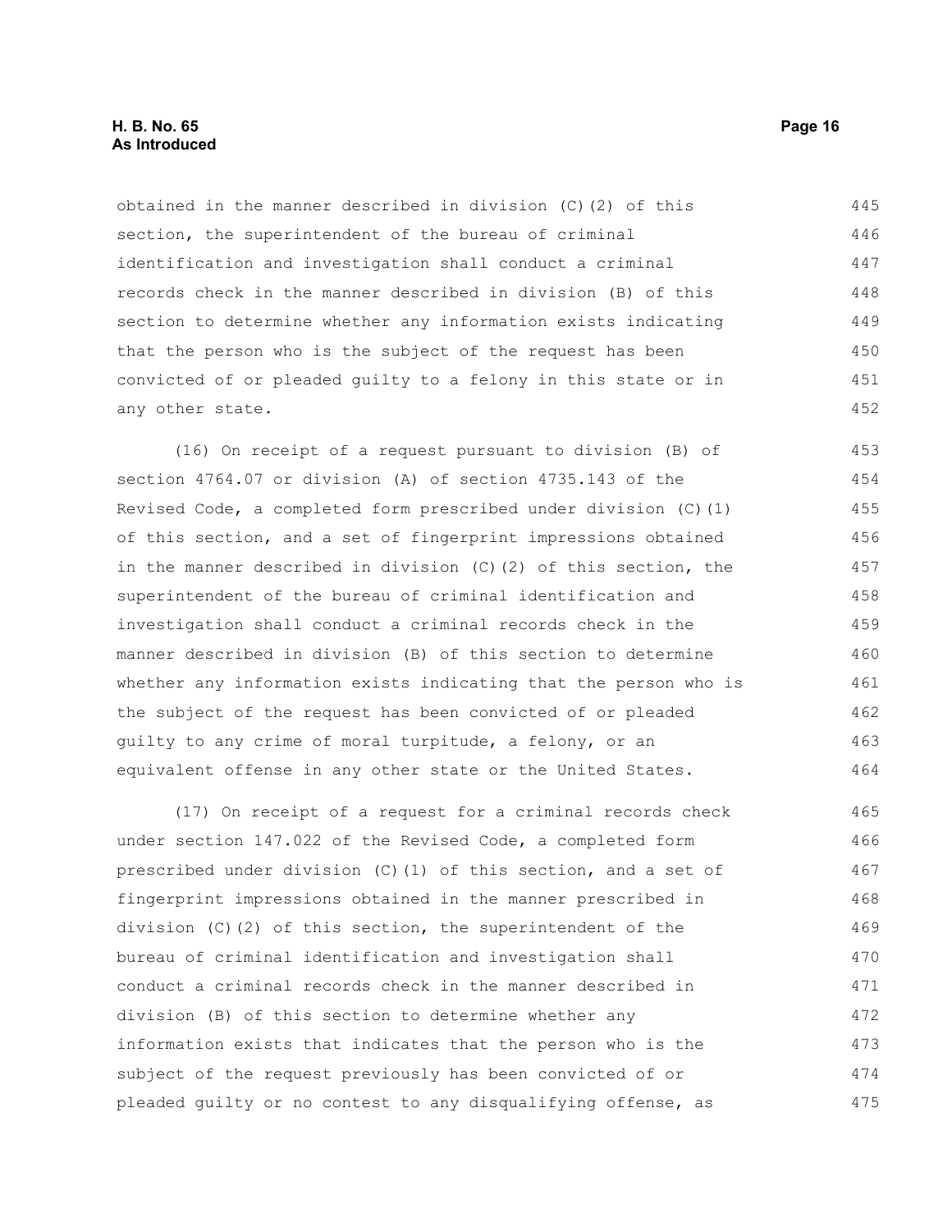obtained in the manner described in division (C)(2) of this section, the superintendent of the bureau of criminal identification and investigation shall conduct a criminal records check in the manner described in division (B) of this section to determine whether any information exists indicating that the person who is the subject of the request has been convicted of or pleaded guilty to a felony in this state or in any other state.

(16) On receipt of a request pursuant to division (B) of section 4764.07 or division (A) of section 4735.143 of the Revised Code, a completed form prescribed under division (C)(1) of this section, and a set of fingerprint impressions obtained in the manner described in division (C)(2) of this section, the superintendent of the bureau of criminal identification and investigation shall conduct a criminal records check in the manner described in division (B) of this section to determine whether any information exists indicating that the person who is the subject of the request has been convicted of or pleaded guilty to any crime of moral turpitude, a felony, or an equivalent offense in any other state or the United States.

(17) On receipt of a request for a criminal records check under section 147.022 of the Revised Code, a completed form prescribed under division (C)(1) of this section, and a set of fingerprint impressions obtained in the manner prescribed in division (C)(2) of this section, the superintendent of the bureau of criminal identification and investigation shall conduct a criminal records check in the manner described in division (B) of this section to determine whether any information exists that indicates that the person who is the subject of the request previously has been convicted of or pleaded guilty or no contest to any disqualifying offense, as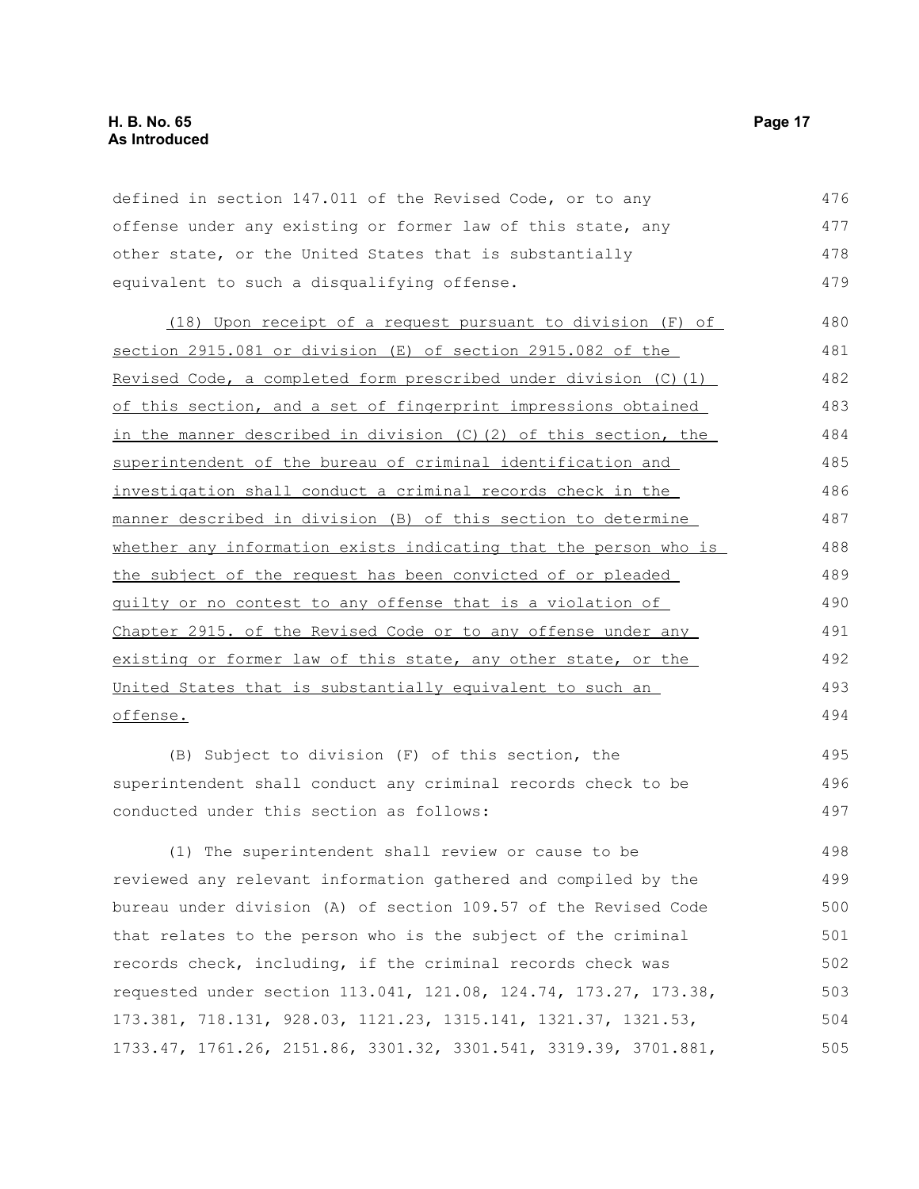defined in section 147.011 of the Revised Code, or to any offense under any existing or former law of this state, any other state, or the United States that is substantially equivalent to such a disqualifying offense.

(18) Upon receipt of a request pursuant to division (F) of section 2915.081 or division (E) of section 2915.082 of the Revised Code, a completed form prescribed under division (C)(1) of this section, and a set of fingerprint impressions obtained in the manner described in division (C)(2) of this section, the superintendent of the bureau of criminal identification and investigation shall conduct a criminal records check in the manner described in division (B) of this section to determine whether any information exists indicating that the person who is the subject of the request has been convicted of or pleaded guilty or no contest to any offense that is a violation of Chapter 2915. of the Revised Code or to any offense under any existing or former law of this state, any other state, or the United States that is substantially equivalent to such an offense.

(B) Subject to division (F) of this section, the superintendent shall conduct any criminal records check to be conducted under this section as follows:

(1) The superintendent shall review or cause to be reviewed any relevant information gathered and compiled by the bureau under division (A) of section 109.57 of the Revised Code that relates to the person who is the subject of the criminal records check, including, if the criminal records check was requested under section 113.041, 121.08, 124.74, 173.27, 173.38, 173.381, 718.131, 928.03, 1121.23, 1315.141, 1321.37, 1321.53, 1733.47, 1761.26, 2151.86, 3301.32, 3301.541, 3319.39, 3701.881,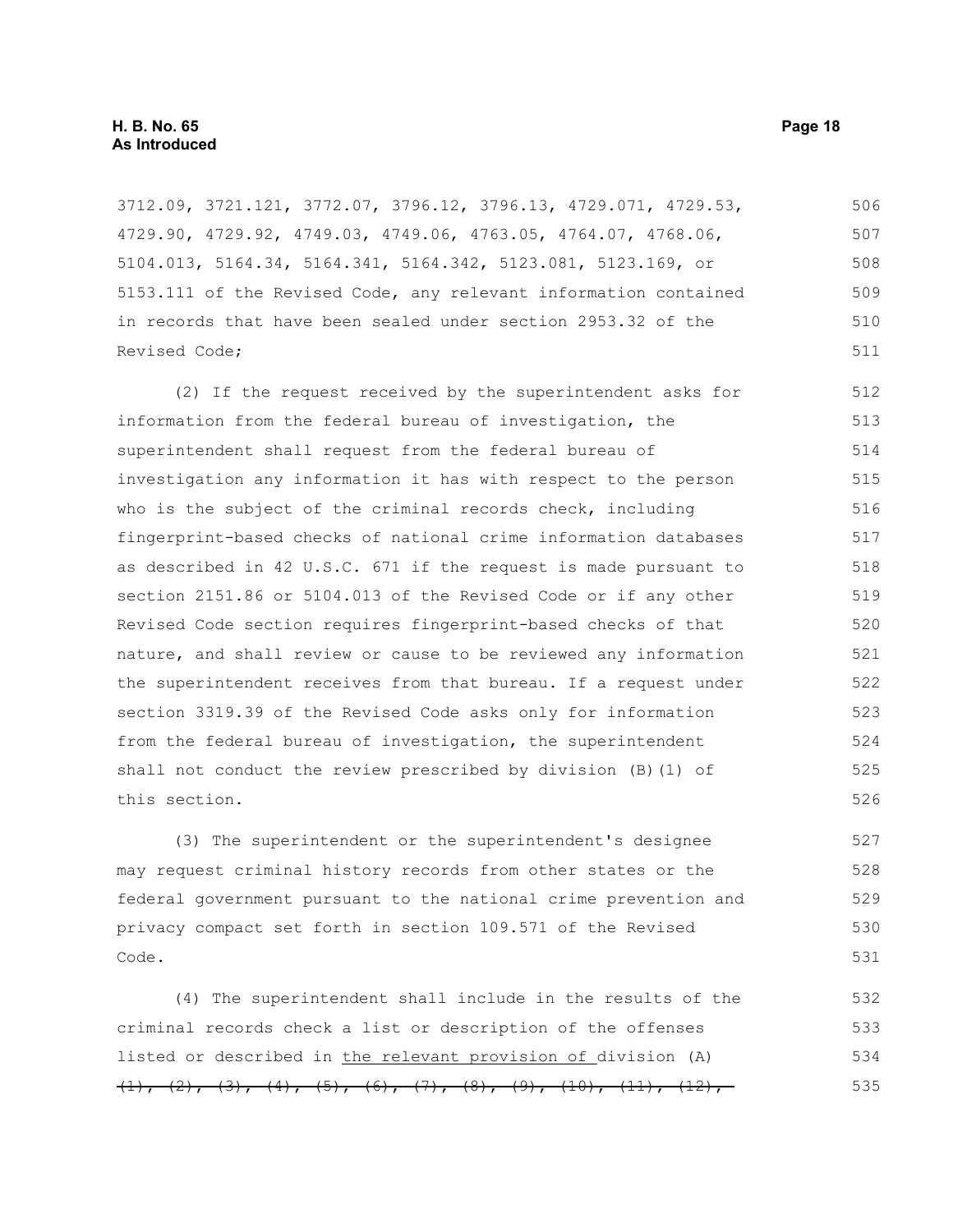3712.09, 3721.121, 3772.07, 3796.12, 3796.13, 4729.071, 4729.53, 4729.90, 4729.92, 4749.03, 4749.06, 4763.05, 4764.07, 4768.06, 5104.013, 5164.34, 5164.341, 5164.342, 5123.081, 5123.169, or 5153.111 of the Revised Code, any relevant information contained in records that have been sealed under section 2953.32 of the Revised Code;

(2) If the request received by the superintendent asks for information from the federal bureau of investigation, the superintendent shall request from the federal bureau of investigation any information it has with respect to the person who is the subject of the criminal records check, including fingerprint-based checks of national crime information databases as described in 42 U.S.C. 671 if the request is made pursuant to section 2151.86 or 5104.013 of the Revised Code or if any other Revised Code section requires fingerprint-based checks of that nature, and shall review or cause to be reviewed any information the superintendent receives from that bureau. If a request under section 3319.39 of the Revised Code asks only for information from the federal bureau of investigation, the superintendent shall not conduct the review prescribed by division (B)(1) of this section.

(3) The superintendent or the superintendent's designee may request criminal history records from other states or the federal government pursuant to the national crime prevention and privacy compact set forth in section 109.571 of the Revised Code.

(4) The superintendent shall include in the results of the criminal records check a list or description of the offenses listed or described in <u>the relevant provision of</u> division (A) ~~(1), (2), (3), (4), (5), (6), (7), (8), (9), (10), (11), (12),~~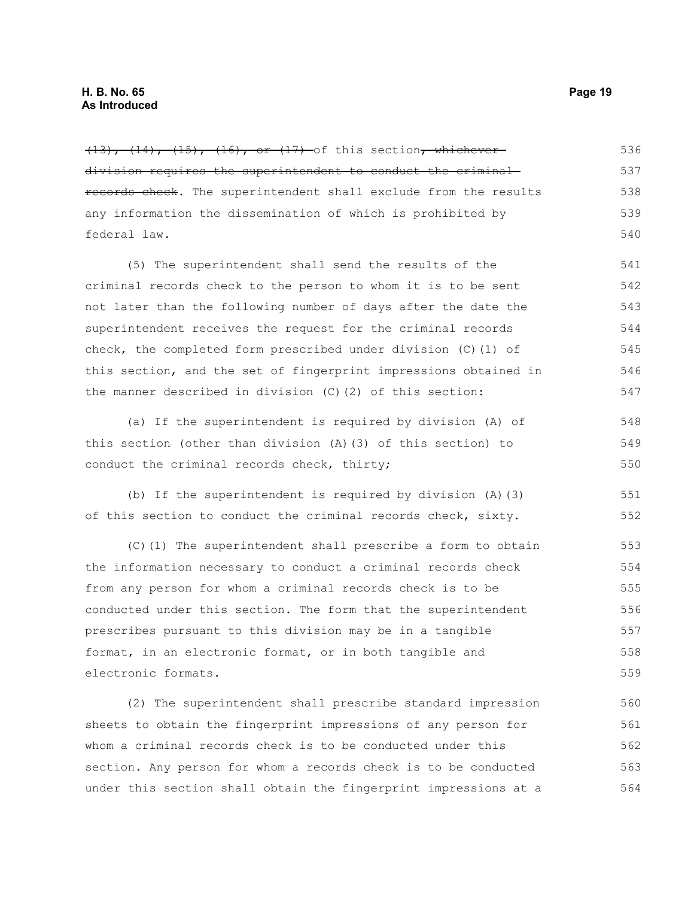~~(13), (14), (15), (16), or (17)~~ of this section~~, whichever division requires the superintendent to conduct the criminal records check~~. The superintendent shall exclude from the results any information the dissemination of which is prohibited by federal law.

(5) The superintendent shall send the results of the criminal records check to the person to whom it is to be sent not later than the following number of days after the date the superintendent receives the request for the criminal records check, the completed form prescribed under division (C)(1) of this section, and the set of fingerprint impressions obtained in the manner described in division (C)(2) of this section:

(a) If the superintendent is required by division (A) of this section (other than division (A)(3) of this section) to conduct the criminal records check, thirty;

(b) If the superintendent is required by division (A)(3) of this section to conduct the criminal records check, sixty.

(C)(1) The superintendent shall prescribe a form to obtain the information necessary to conduct a criminal records check from any person for whom a criminal records check is to be conducted under this section. The form that the superintendent prescribes pursuant to this division may be in a tangible format, in an electronic format, or in both tangible and electronic formats.

(2) The superintendent shall prescribe standard impression sheets to obtain the fingerprint impressions of any person for whom a criminal records check is to be conducted under this section. Any person for whom a records check is to be conducted under this section shall obtain the fingerprint impressions at a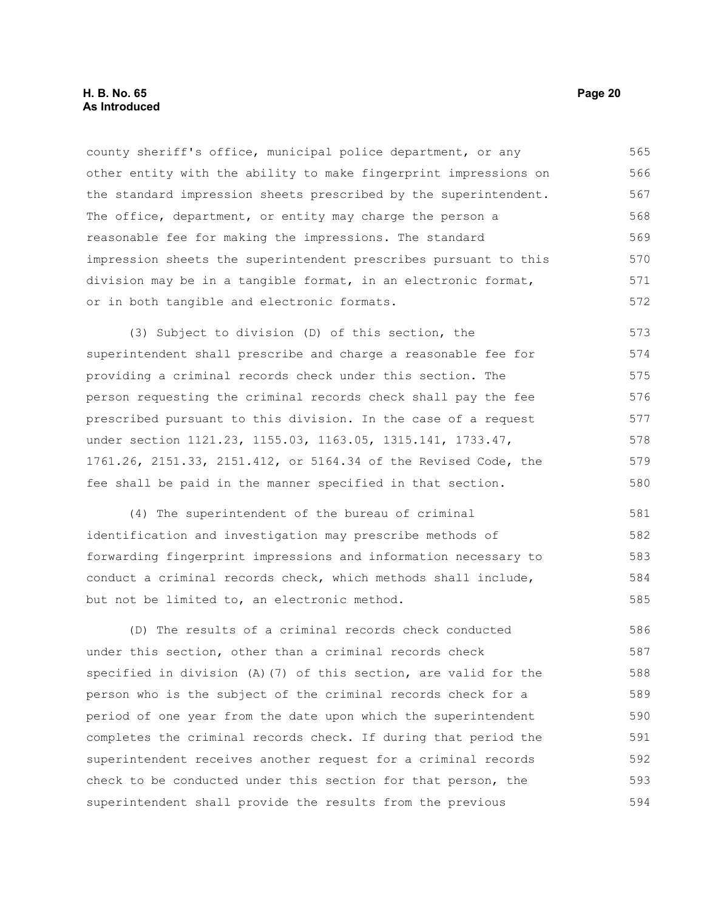county sheriff's office, municipal police department, or any other entity with the ability to make fingerprint impressions on the standard impression sheets prescribed by the superintendent. The office, department, or entity may charge the person a reasonable fee for making the impressions. The standard impression sheets the superintendent prescribes pursuant to this division may be in a tangible format, in an electronic format, or in both tangible and electronic formats.

(3) Subject to division (D) of this section, the superintendent shall prescribe and charge a reasonable fee for providing a criminal records check under this section. The person requesting the criminal records check shall pay the fee prescribed pursuant to this division. In the case of a request under section 1121.23, 1155.03, 1163.05, 1315.141, 1733.47, 1761.26, 2151.33, 2151.412, or 5164.34 of the Revised Code, the fee shall be paid in the manner specified in that section.

(4) The superintendent of the bureau of criminal identification and investigation may prescribe methods of forwarding fingerprint impressions and information necessary to conduct a criminal records check, which methods shall include, but not be limited to, an electronic method.

(D) The results of a criminal records check conducted under this section, other than a criminal records check specified in division (A)(7) of this section, are valid for the person who is the subject of the criminal records check for a period of one year from the date upon which the superintendent completes the criminal records check. If during that period the superintendent receives another request for a criminal records check to be conducted under this section for that person, the superintendent shall provide the results from the previous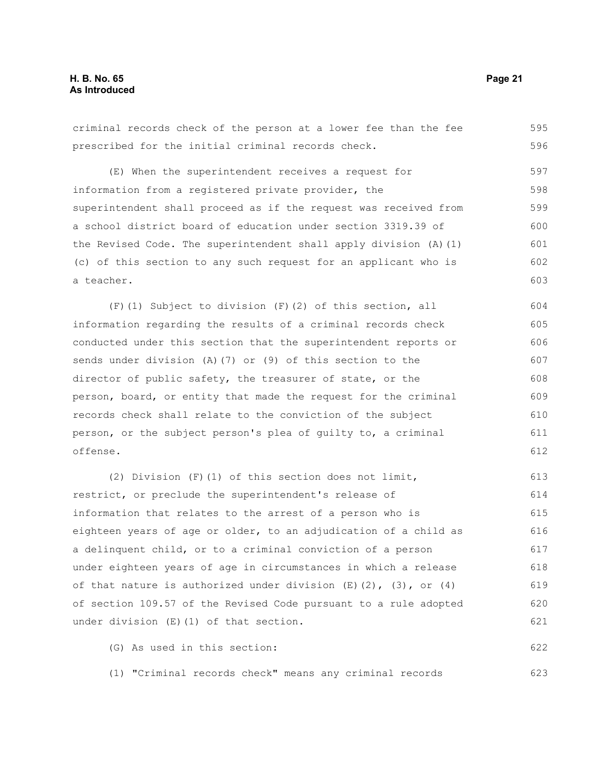criminal records check of the person at a lower fee than the fee prescribed for the initial criminal records check.

(E) When the superintendent receives a request for information from a registered private provider, the superintendent shall proceed as if the request was received from a school district board of education under section 3319.39 of the Revised Code. The superintendent shall apply division (A)(1)(c) of this section to any such request for an applicant who is a teacher.

(F)(1) Subject to division (F)(2) of this section, all information regarding the results of a criminal records check conducted under this section that the superintendent reports or sends under division (A)(7) or (9) of this section to the director of public safety, the treasurer of state, or the person, board, or entity that made the request for the criminal records check shall relate to the conviction of the subject person, or the subject person's plea of guilty to, a criminal offense.

(2) Division (F)(1) of this section does not limit, restrict, or preclude the superintendent's release of information that relates to the arrest of a person who is eighteen years of age or older, to an adjudication of a child as a delinquent child, or to a criminal conviction of a person under eighteen years of age in circumstances in which a release of that nature is authorized under division (E)(2), (3), or (4) of section 109.57 of the Revised Code pursuant to a rule adopted under division (E)(1) of that section.

(G) As used in this section:

(1) "Criminal records check" means any criminal records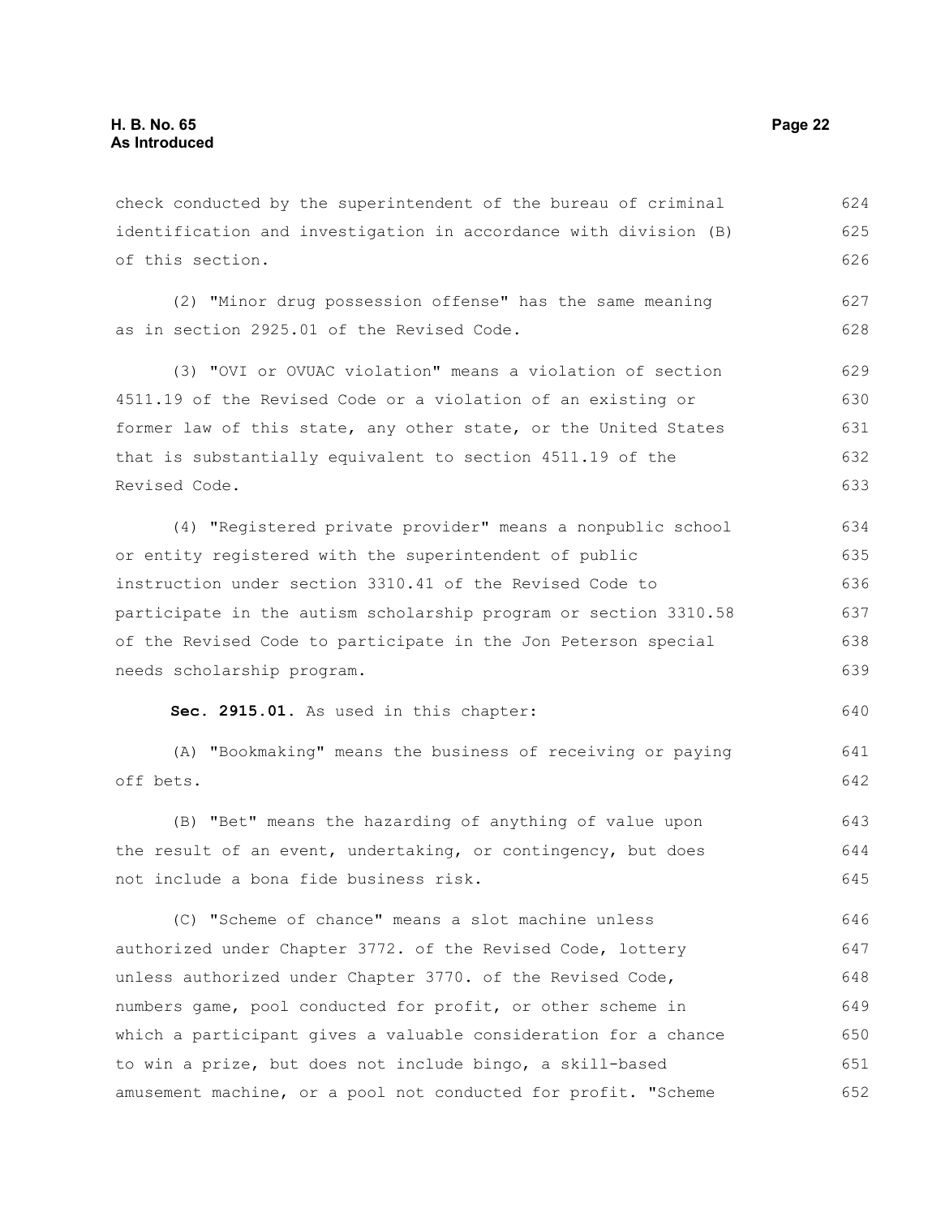check conducted by the superintendent of the bureau of criminal identification and investigation in accordance with division (B) of this section.

(2) "Minor drug possession offense" has the same meaning as in section 2925.01 of the Revised Code.

(3) "OVI or OVUAC violation" means a violation of section 4511.19 of the Revised Code or a violation of an existing or former law of this state, any other state, or the United States that is substantially equivalent to section 4511.19 of the Revised Code.

(4) "Registered private provider" means a nonpublic school or entity registered with the superintendent of public instruction under section 3310.41 of the Revised Code to participate in the autism scholarship program or section 3310.58 of the Revised Code to participate in the Jon Peterson special needs scholarship program.

**Sec. 2915.01.** As used in this chapter:

(A) "Bookmaking" means the business of receiving or paying off bets.

(B) "Bet" means the hazarding of anything of value upon the result of an event, undertaking, or contingency, but does not include a bona fide business risk.

(C) "Scheme of chance" means a slot machine unless authorized under Chapter 3772. of the Revised Code, lottery unless authorized under Chapter 3770. of the Revised Code, numbers game, pool conducted for profit, or other scheme in which a participant gives a valuable consideration for a chance to win a prize, but does not include bingo, a skill-based amusement machine, or a pool not conducted for profit. "Scheme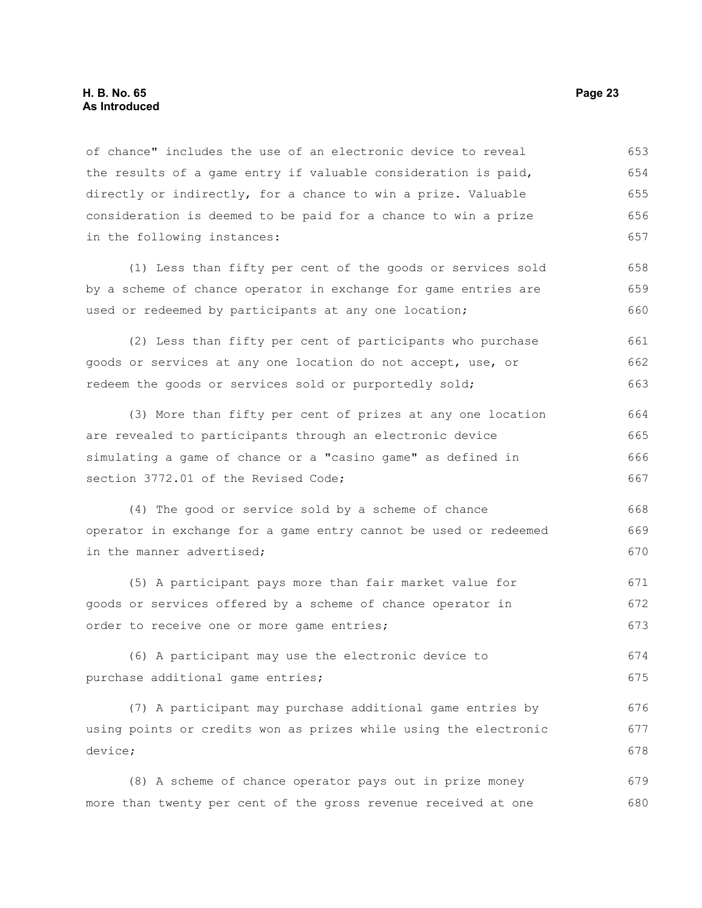of chance" includes the use of an electronic device to reveal the results of a game entry if valuable consideration is paid, directly or indirectly, for a chance to win a prize. Valuable consideration is deemed to be paid for a chance to win a prize in the following instances:

(1) Less than fifty per cent of the goods or services sold by a scheme of chance operator in exchange for game entries are used or redeemed by participants at any one location;

(2) Less than fifty per cent of participants who purchase goods or services at any one location do not accept, use, or redeem the goods or services sold or purportedly sold;

(3) More than fifty per cent of prizes at any one location are revealed to participants through an electronic device simulating a game of chance or a "casino game" as defined in section 3772.01 of the Revised Code;

(4) The good or service sold by a scheme of chance operator in exchange for a game entry cannot be used or redeemed in the manner advertised;

(5) A participant pays more than fair market value for goods or services offered by a scheme of chance operator in order to receive one or more game entries;

(6) A participant may use the electronic device to purchase additional game entries;

(7) A participant may purchase additional game entries by using points or credits won as prizes while using the electronic device;

(8) A scheme of chance operator pays out in prize money more than twenty per cent of the gross revenue received at one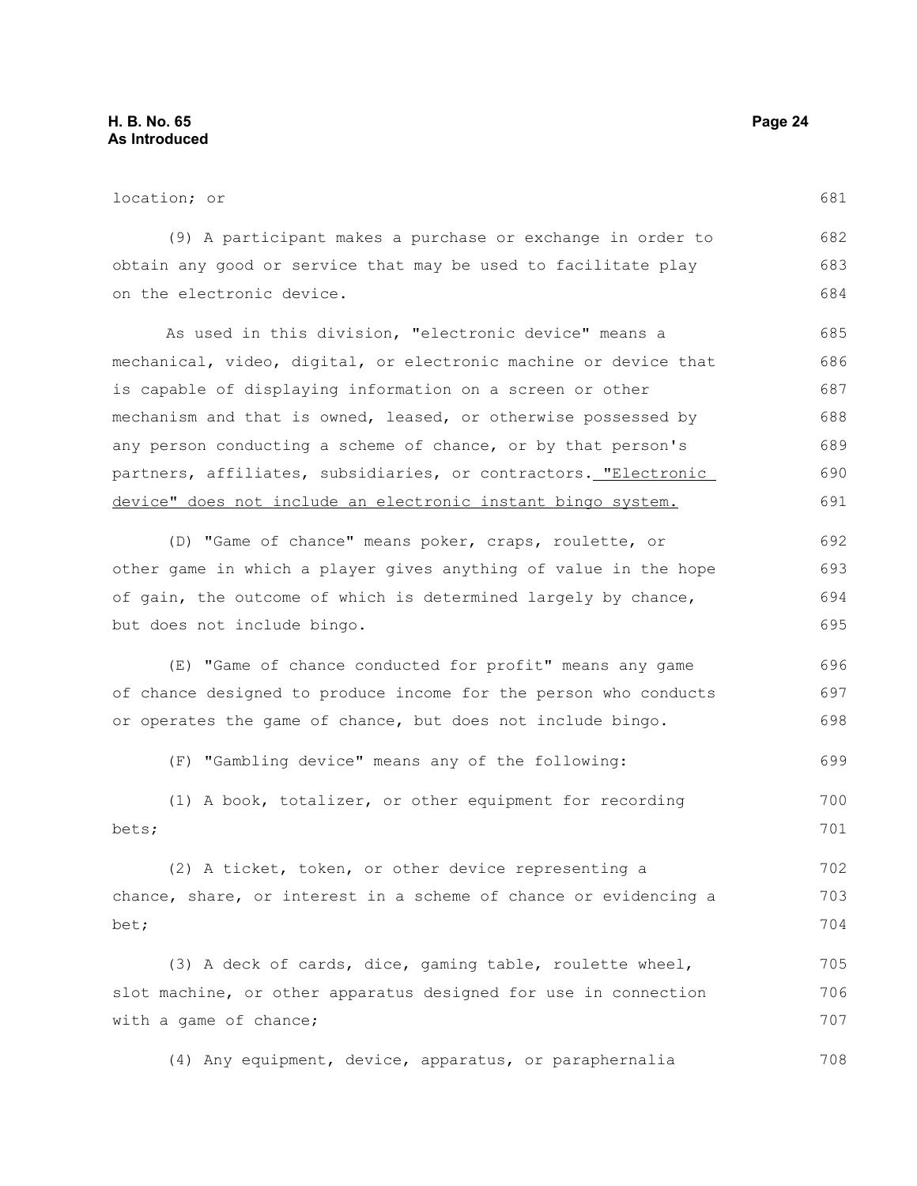location; or

(9) A participant makes a purchase or exchange in order to obtain any good or service that may be used to facilitate play on the electronic device.

As used in this division, "electronic device" means a mechanical, video, digital, or electronic machine or device that is capable of displaying information on a screen or other mechanism and that is owned, leased, or otherwise possessed by any person conducting a scheme of chance, or by that person's partners, affiliates, subsidiaries, or contractors. <u>"Electronic device" does not include an electronic instant bingo system.</u>

(D) "Game of chance" means poker, craps, roulette, or other game in which a player gives anything of value in the hope of gain, the outcome of which is determined largely by chance, but does not include bingo.

(E) "Game of chance conducted for profit" means any game of chance designed to produce income for the person who conducts or operates the game of chance, but does not include bingo.

(F) "Gambling device" means any of the following:

(1) A book, totalizer, or other equipment for recording bets;

(2) A ticket, token, or other device representing a chance, share, or interest in a scheme of chance or evidencing a bet;

(3) A deck of cards, dice, gaming table, roulette wheel, slot machine, or other apparatus designed for use in connection with a game of chance;

(4) Any equipment, device, apparatus, or paraphernalia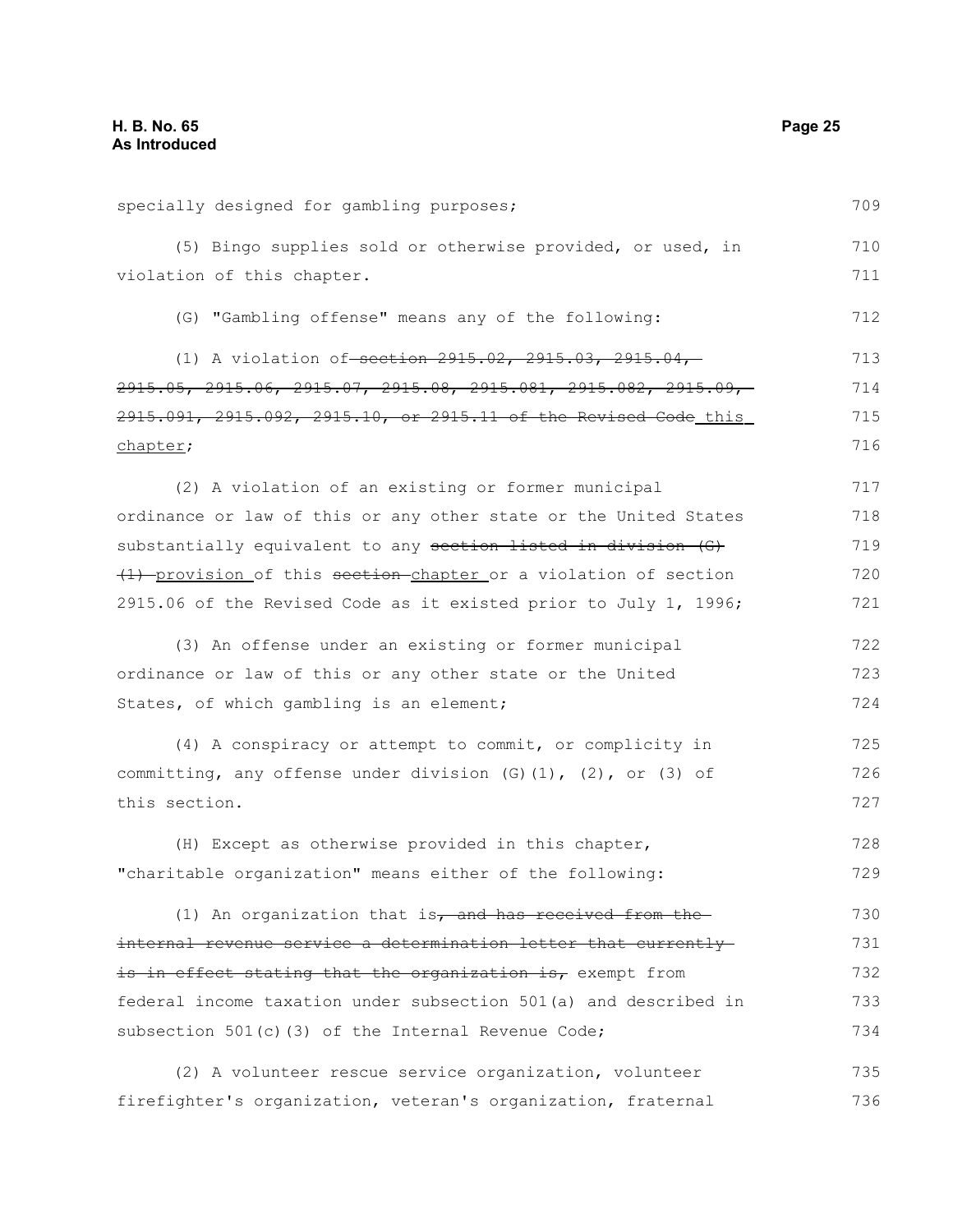specially designed for gambling purposes;

(5) Bingo supplies sold or otherwise provided, or used, in violation of this chapter.

(G) "Gambling offense" means any of the following:

(1) A violation of ~~section 2915.02, 2915.03, 2915.04, 2915.05, 2915.06, 2915.07, 2915.08, 2915.081, 2915.082, 2915.09, 2915.091, 2915.092, 2915.10, or 2915.11 of the Revised Code~~ this chapter;

(2) A violation of an existing or former municipal ordinance or law of this or any other state or the United States substantially equivalent to any ~~section listed in division (G)(1)~~ provision of this ~~section~~ chapter or a violation of section 2915.06 of the Revised Code as it existed prior to July 1, 1996;

(3) An offense under an existing or former municipal ordinance or law of this or any other state or the United States, of which gambling is an element;

(4) A conspiracy or attempt to commit, or complicity in committing, any offense under division (G)(1), (2), or (3) of this section.

(H) Except as otherwise provided in this chapter, "charitable organization" means either of the following:

(1) An organization that is~~, and has received from the internal revenue service a determination letter that currently is in effect stating that the organization is,~~ exempt from federal income taxation under subsection 501(a) and described in subsection 501(c)(3) of the Internal Revenue Code;

(2) A volunteer rescue service organization, volunteer firefighter's organization, veteran's organization, fraternal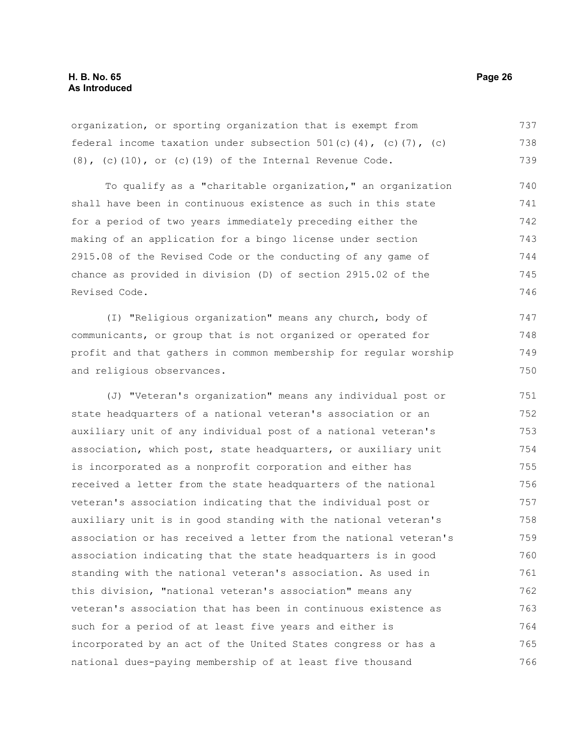organization, or sporting organization that is exempt from federal income taxation under subsection 501(c)(4), (c)(7), (c)(8), (c)(10), or (c)(19) of the Internal Revenue Code.

To qualify as a "charitable organization," an organization shall have been in continuous existence as such in this state for a period of two years immediately preceding either the making of an application for a bingo license under section 2915.08 of the Revised Code or the conducting of any game of chance as provided in division (D) of section 2915.02 of the Revised Code.

(I) "Religious organization" means any church, body of communicants, or group that is not organized or operated for profit and that gathers in common membership for regular worship and religious observances.

(J) "Veteran's organization" means any individual post or state headquarters of a national veteran's association or an auxiliary unit of any individual post of a national veteran's association, which post, state headquarters, or auxiliary unit is incorporated as a nonprofit corporation and either has received a letter from the state headquarters of the national veteran's association indicating that the individual post or auxiliary unit is in good standing with the national veteran's association or has received a letter from the national veteran's association indicating that the state headquarters is in good standing with the national veteran's association. As used in this division, "national veteran's association" means any veteran's association that has been in continuous existence as such for a period of at least five years and either is incorporated by an act of the United States congress or has a national dues-paying membership of at least five thousand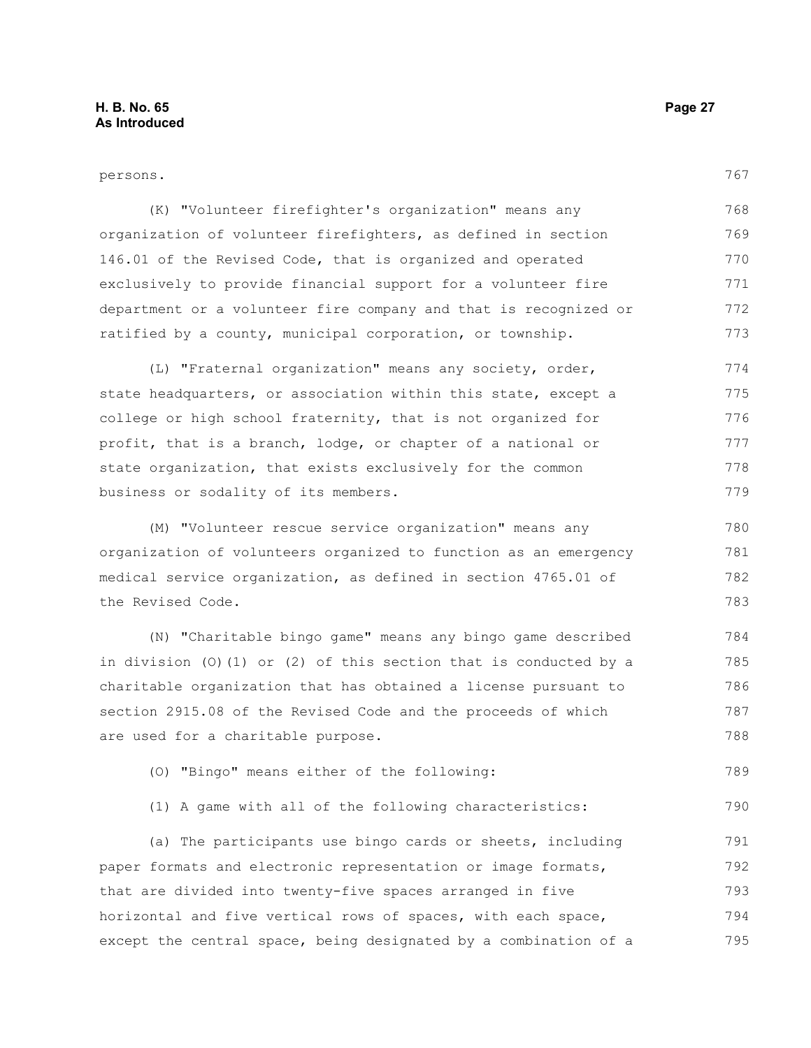persons.

(K) "Volunteer firefighter's organization" means any organization of volunteer firefighters, as defined in section 146.01 of the Revised Code, that is organized and operated exclusively to provide financial support for a volunteer fire department or a volunteer fire company and that is recognized or ratified by a county, municipal corporation, or township.

(L) "Fraternal organization" means any society, order, state headquarters, or association within this state, except a college or high school fraternity, that is not organized for profit, that is a branch, lodge, or chapter of a national or state organization, that exists exclusively for the common business or sodality of its members.

(M) "Volunteer rescue service organization" means any organization of volunteers organized to function as an emergency medical service organization, as defined in section 4765.01 of the Revised Code.

(N) "Charitable bingo game" means any bingo game described in division (O)(1) or (2) of this section that is conducted by a charitable organization that has obtained a license pursuant to section 2915.08 of the Revised Code and the proceeds of which are used for a charitable purpose.

(O) "Bingo" means either of the following:

(1) A game with all of the following characteristics:

(a) The participants use bingo cards or sheets, including paper formats and electronic representation or image formats, that are divided into twenty-five spaces arranged in five horizontal and five vertical rows of spaces, with each space, except the central space, being designated by a combination of a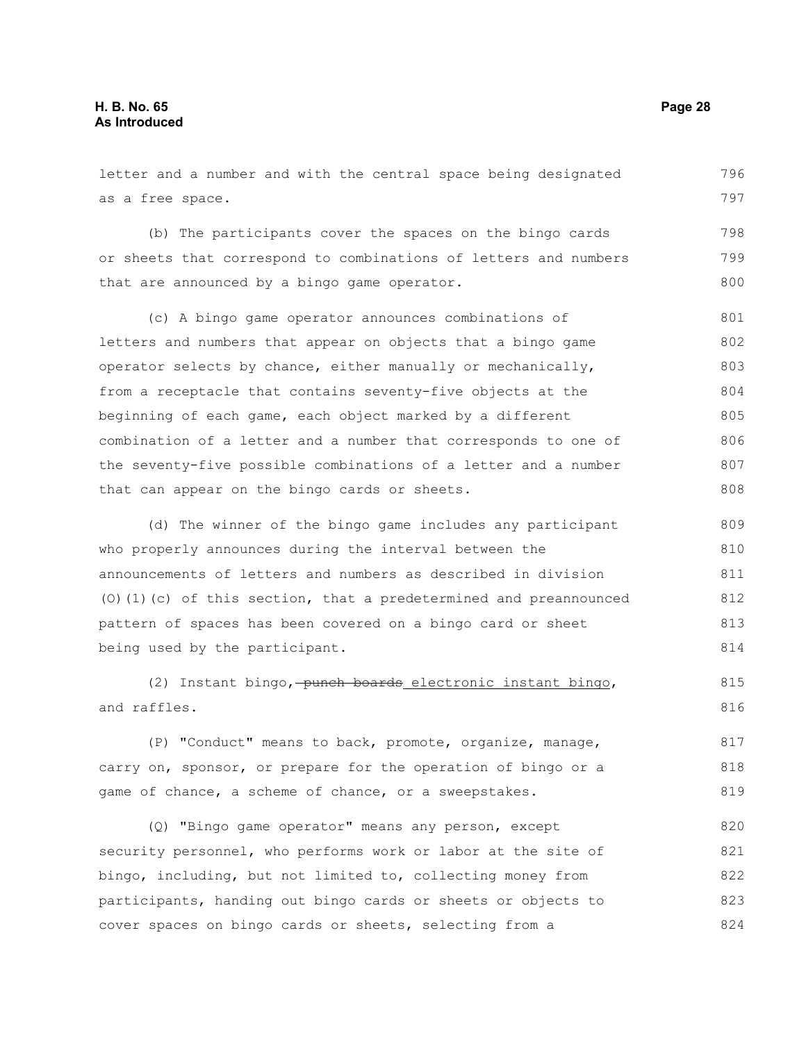letter and a number and with the central space being designated as a free space.

(b) The participants cover the spaces on the bingo cards or sheets that correspond to combinations of letters and numbers that are announced by a bingo game operator.

(c) A bingo game operator announces combinations of letters and numbers that appear on objects that a bingo game operator selects by chance, either manually or mechanically, from a receptacle that contains seventy-five objects at the beginning of each game, each object marked by a different combination of a letter and a number that corresponds to one of the seventy-five possible combinations of a letter and a number that can appear on the bingo cards or sheets.

(d) The winner of the bingo game includes any participant who properly announces during the interval between the announcements of letters and numbers as described in division (O)(1)(c) of this section, that a predetermined and preannounced pattern of spaces has been covered on a bingo card or sheet being used by the participant.

(2) Instant bingo, ~~punch boards~~ electronic instant bingo, and raffles.

(P) "Conduct" means to back, promote, organize, manage, carry on, sponsor, or prepare for the operation of bingo or a game of chance, a scheme of chance, or a sweepstakes.

(Q) "Bingo game operator" means any person, except security personnel, who performs work or labor at the site of bingo, including, but not limited to, collecting money from participants, handing out bingo cards or sheets or objects to cover spaces on bingo cards or sheets, selecting from a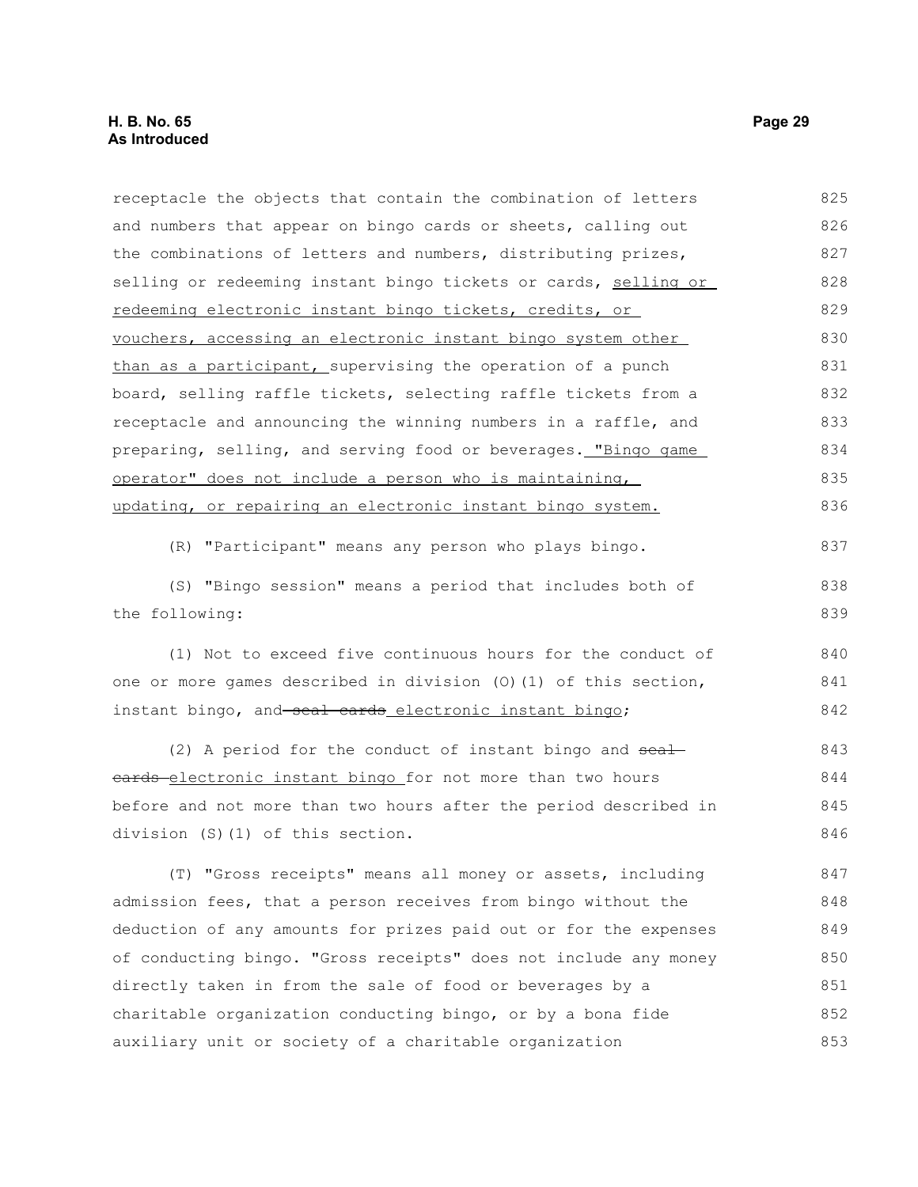receptacle the objects that contain the combination of letters and numbers that appear on bingo cards or sheets, calling out the combinations of letters and numbers, distributing prizes, selling or redeeming instant bingo tickets or cards, selling or redeeming electronic instant bingo tickets, credits, or vouchers, accessing an electronic instant bingo system other than as a participant, supervising the operation of a punch board, selling raffle tickets, selecting raffle tickets from a receptacle and announcing the winning numbers in a raffle, and preparing, selling, and serving food or beverages. "Bingo game operator" does not include a person who is maintaining, updating, or repairing an electronic instant bingo system.

(R) "Participant" means any person who plays bingo.

(S) "Bingo session" means a period that includes both of the following:

(1) Not to exceed five continuous hours for the conduct of one or more games described in division (O)(1) of this section, instant bingo, and ~~seal cards~~ electronic instant bingo;

(2) A period for the conduct of instant bingo and ~~seal cards~~ electronic instant bingo for not more than two hours before and not more than two hours after the period described in division (S)(1) of this section.

(T) "Gross receipts" means all money or assets, including admission fees, that a person receives from bingo without the deduction of any amounts for prizes paid out or for the expenses of conducting bingo. "Gross receipts" does not include any money directly taken in from the sale of food or beverages by a charitable organization conducting bingo, or by a bona fide auxiliary unit or society of a charitable organization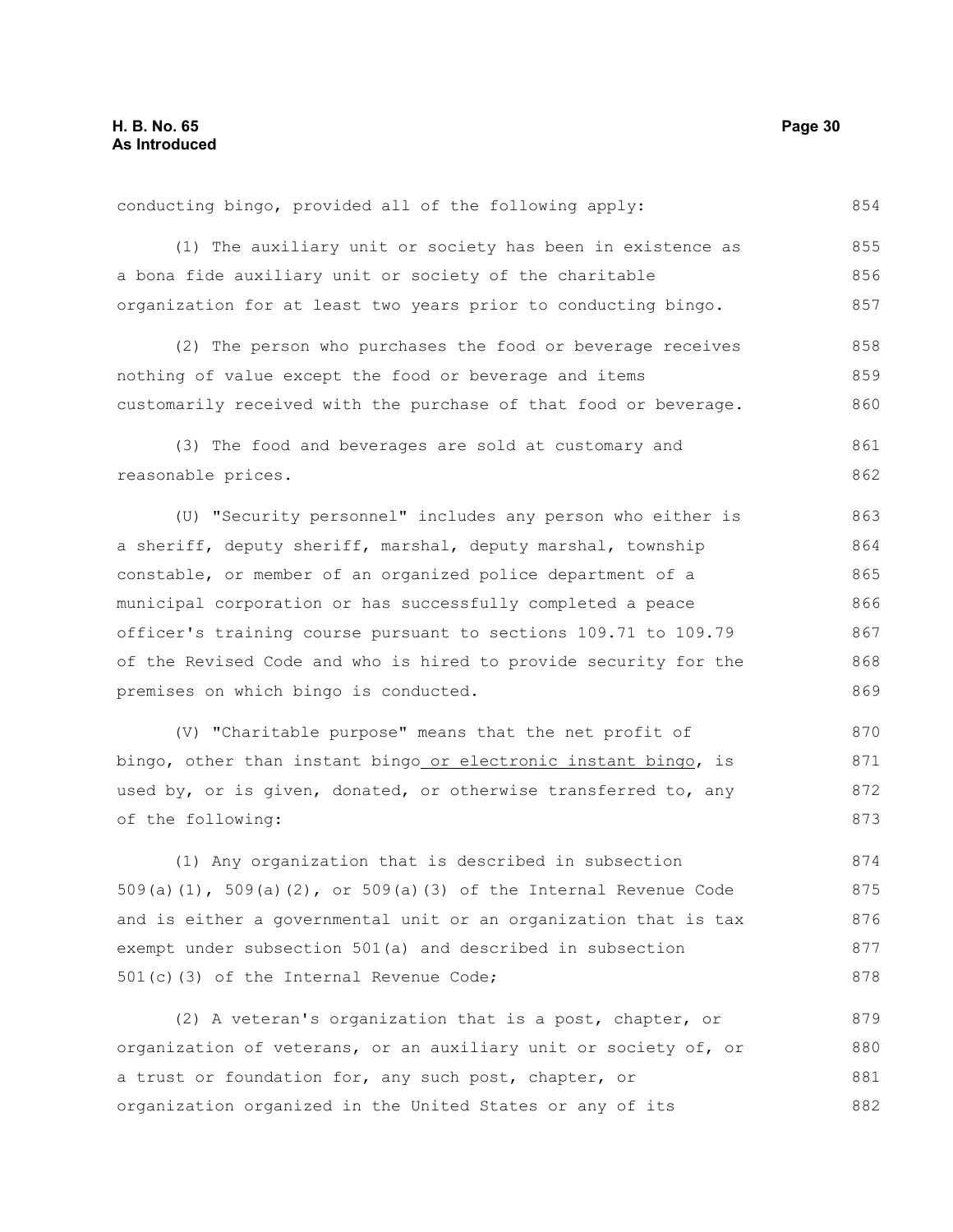conducting bingo, provided all of the following apply:

(1) The auxiliary unit or society has been in existence as a bona fide auxiliary unit or society of the charitable organization for at least two years prior to conducting bingo.

(2) The person who purchases the food or beverage receives nothing of value except the food or beverage and items customarily received with the purchase of that food or beverage.

(3) The food and beverages are sold at customary and reasonable prices.

(U) "Security personnel" includes any person who either is a sheriff, deputy sheriff, marshal, deputy marshal, township constable, or member of an organized police department of a municipal corporation or has successfully completed a peace officer's training course pursuant to sections 109.71 to 109.79 of the Revised Code and who is hired to provide security for the premises on which bingo is conducted.

(V) "Charitable purpose" means that the net profit of bingo, other than instant bingo or electronic instant bingo, is used by, or is given, donated, or otherwise transferred to, any of the following:

(1) Any organization that is described in subsection 509(a)(1), 509(a)(2), or 509(a)(3) of the Internal Revenue Code and is either a governmental unit or an organization that is tax exempt under subsection 501(a) and described in subsection 501(c)(3) of the Internal Revenue Code;

(2) A veteran's organization that is a post, chapter, or organization of veterans, or an auxiliary unit or society of, or a trust or foundation for, any such post, chapter, or organization organized in the United States or any of its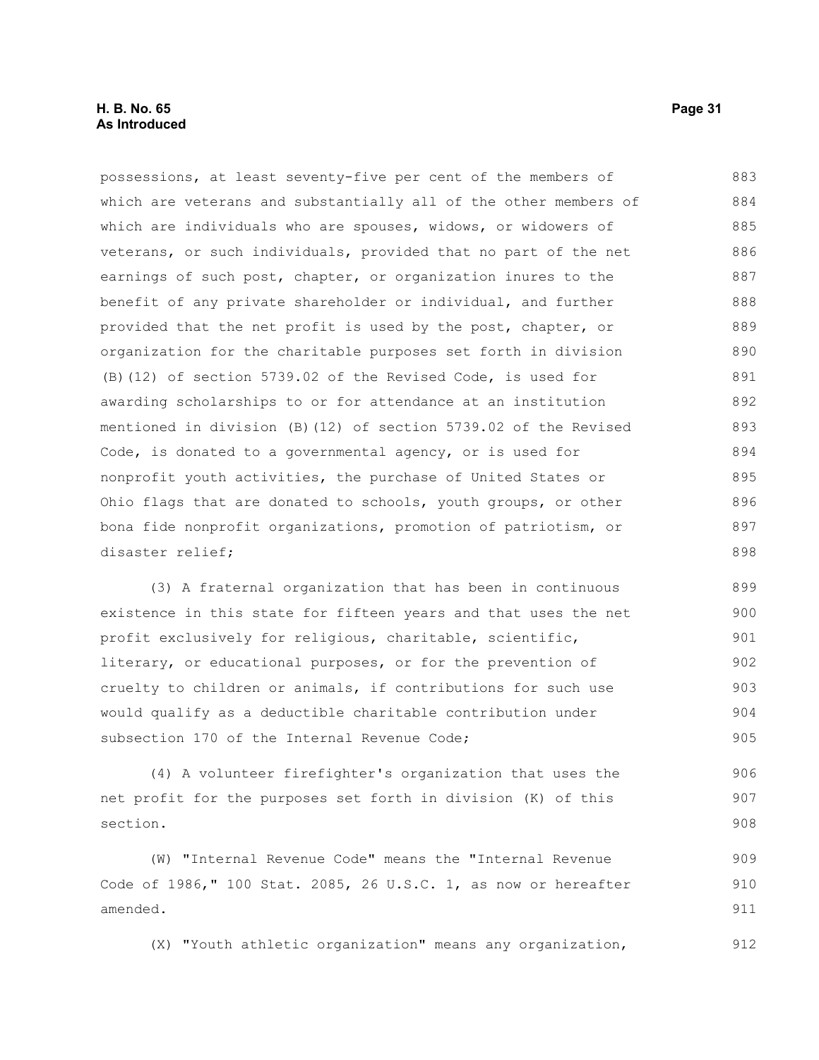possessions, at least seventy-five per cent of the members of which are veterans and substantially all of the other members of which are individuals who are spouses, widows, or widowers of veterans, or such individuals, provided that no part of the net earnings of such post, chapter, or organization inures to the benefit of any private shareholder or individual, and further provided that the net profit is used by the post, chapter, or organization for the charitable purposes set forth in division (B)(12) of section 5739.02 of the Revised Code, is used for awarding scholarships to or for attendance at an institution mentioned in division (B)(12) of section 5739.02 of the Revised Code, is donated to a governmental agency, or is used for nonprofit youth activities, the purchase of United States or Ohio flags that are donated to schools, youth groups, or other bona fide nonprofit organizations, promotion of patriotism, or disaster relief;

(3) A fraternal organization that has been in continuous existence in this state for fifteen years and that uses the net profit exclusively for religious, charitable, scientific, literary, or educational purposes, or for the prevention of cruelty to children or animals, if contributions for such use would qualify as a deductible charitable contribution under subsection 170 of the Internal Revenue Code;

(4) A volunteer firefighter's organization that uses the net profit for the purposes set forth in division (K) of this section.

(W) "Internal Revenue Code" means the "Internal Revenue Code of 1986," 100 Stat. 2085, 26 U.S.C. 1, as now or hereafter amended.

(X) "Youth athletic organization" means any organization,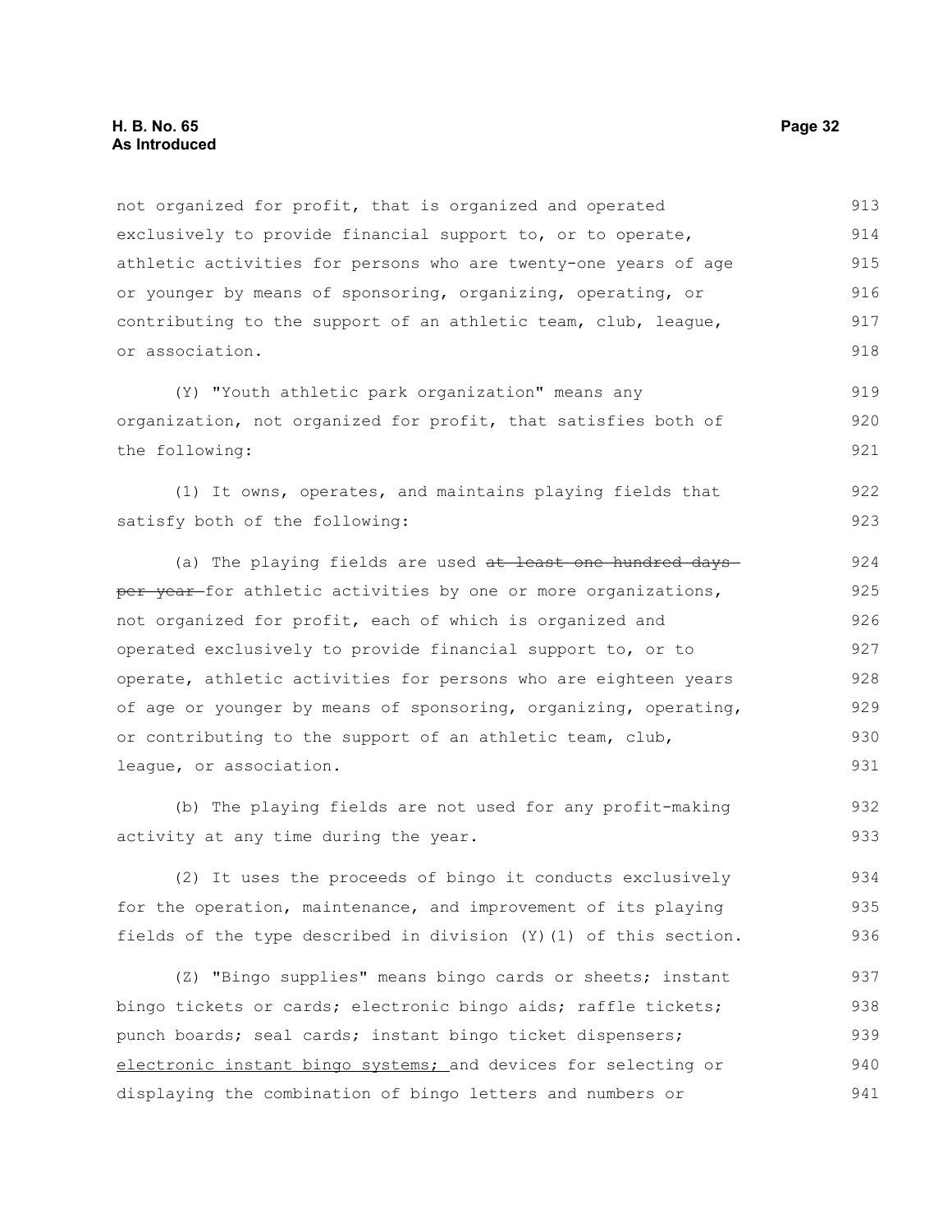not organized for profit, that is organized and operated exclusively to provide financial support to, or to operate, athletic activities for persons who are twenty-one years of age or younger by means of sponsoring, organizing, operating, or contributing to the support of an athletic team, club, league, or association.

(Y) "Youth athletic park organization" means any organization, not organized for profit, that satisfies both of the following:

(1) It owns, operates, and maintains playing fields that satisfy both of the following:

(a) The playing fields are used ~~at least one hundred days per year~~ for athletic activities by one or more organizations, not organized for profit, each of which is organized and operated exclusively to provide financial support to, or to operate, athletic activities for persons who are eighteen years of age or younger by means of sponsoring, organizing, operating, or contributing to the support of an athletic team, club, league, or association.

(b) The playing fields are not used for any profit-making activity at any time during the year.

(2) It uses the proceeds of bingo it conducts exclusively for the operation, maintenance, and improvement of its playing fields of the type described in division (Y)(1) of this section.

(Z) "Bingo supplies" means bingo cards or sheets; instant bingo tickets or cards; electronic bingo aids; raffle tickets; punch boards; seal cards; instant bingo ticket dispensers; <u>electronic instant bingo systems;</u> and devices for selecting or displaying the combination of bingo letters and numbers or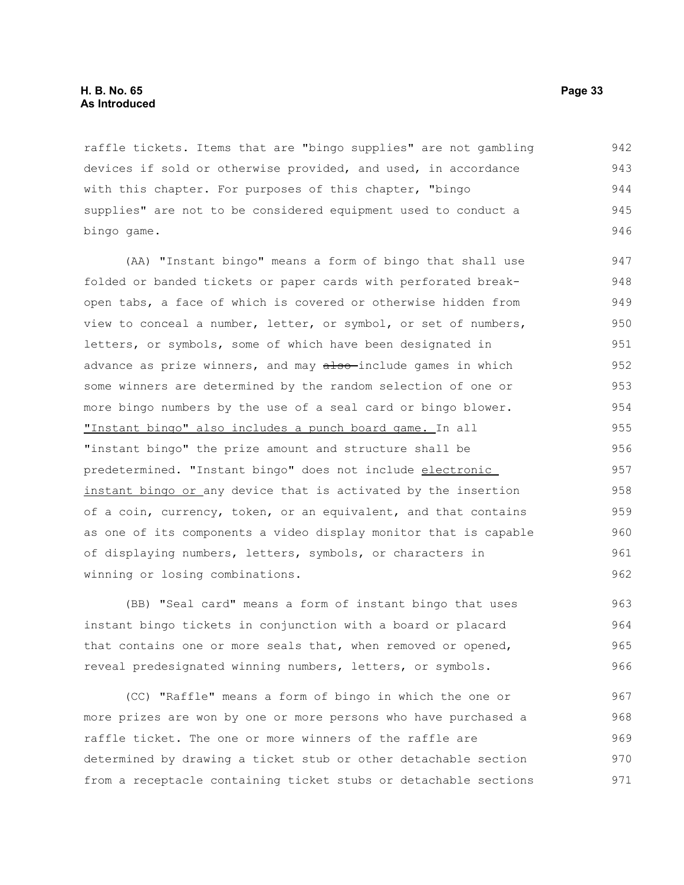raffle tickets. Items that are "bingo supplies" are not gambling devices if sold or otherwise provided, and used, in accordance with this chapter. For purposes of this chapter, "bingo supplies" are not to be considered equipment used to conduct a bingo game.

(AA) "Instant bingo" means a form of bingo that shall use folded or banded tickets or paper cards with perforated break-open tabs, a face of which is covered or otherwise hidden from view to conceal a number, letter, or symbol, or set of numbers, letters, or symbols, some of which have been designated in advance as prize winners, and may ~~also~~ include games in which some winners are determined by the random selection of one or more bingo numbers by the use of a seal card or bingo blower. "Instant bingo" also includes a punch board game. In all "instant bingo" the prize amount and structure shall be predetermined. "Instant bingo" does not include electronic instant bingo or any device that is activated by the insertion of a coin, currency, token, or an equivalent, and that contains as one of its components a video display monitor that is capable of displaying numbers, letters, symbols, or characters in winning or losing combinations.

(BB) "Seal card" means a form of instant bingo that uses instant bingo tickets in conjunction with a board or placard that contains one or more seals that, when removed or opened, reveal predesignated winning numbers, letters, or symbols.

(CC) "Raffle" means a form of bingo in which the one or more prizes are won by one or more persons who have purchased a raffle ticket. The one or more winners of the raffle are determined by drawing a ticket stub or other detachable section from a receptacle containing ticket stubs or detachable sections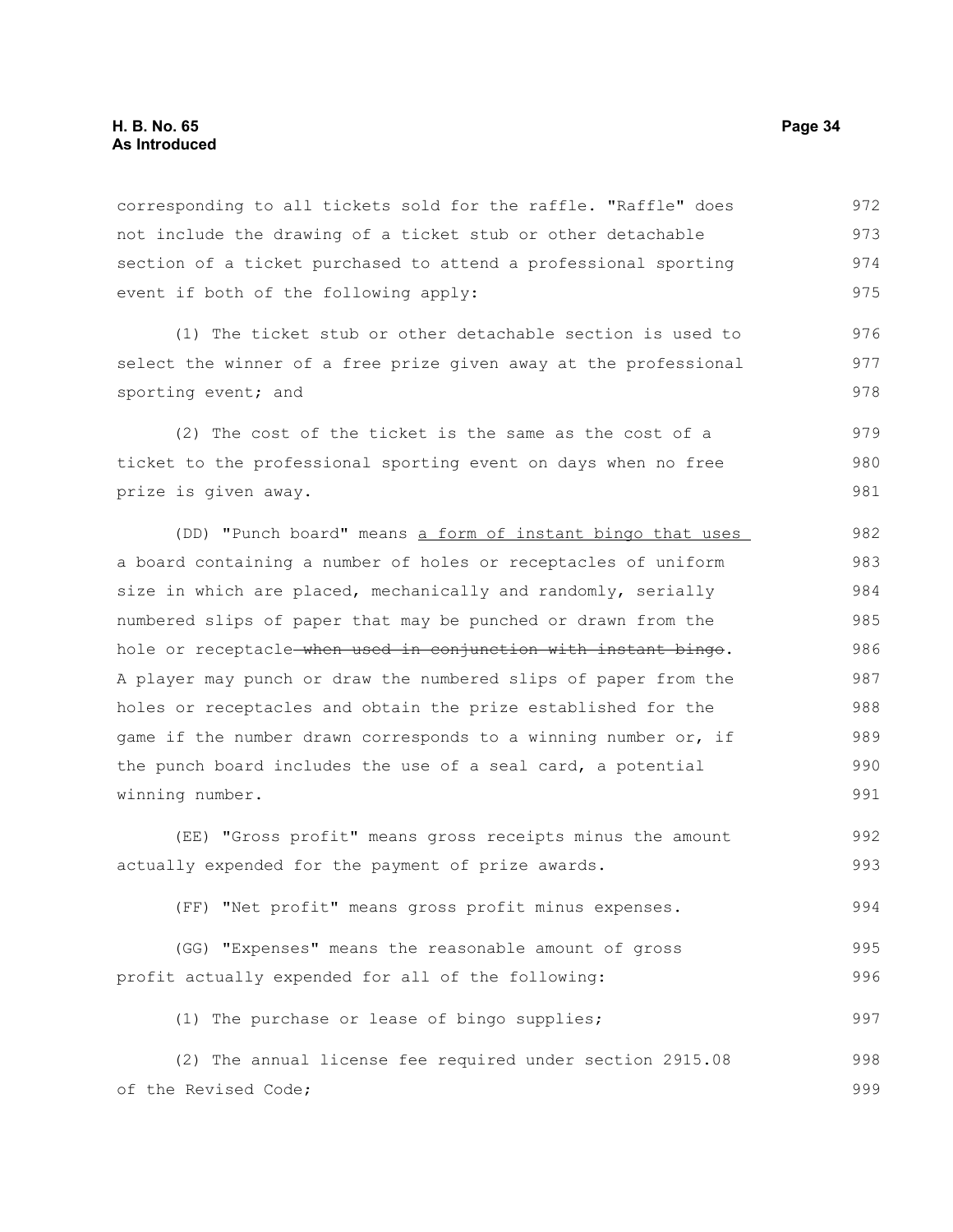corresponding to all tickets sold for the raffle. "Raffle" does not include the drawing of a ticket stub or other detachable section of a ticket purchased to attend a professional sporting event if both of the following apply:

(1) The ticket stub or other detachable section is used to select the winner of a free prize given away at the professional sporting event; and

(2) The cost of the ticket is the same as the cost of a ticket to the professional sporting event on days when no free prize is given away.

(DD) "Punch board" means <u>a form of instant bingo that uses</u> a board containing a number of holes or receptacles of uniform size in which are placed, mechanically and randomly, serially numbered slips of paper that may be punched or drawn from the hole or receptacle ~~when used in conjunction with instant bingo~~. A player may punch or draw the numbered slips of paper from the holes or receptacles and obtain the prize established for the game if the number drawn corresponds to a winning number or, if the punch board includes the use of a seal card, a potential winning number.

(EE) "Gross profit" means gross receipts minus the amount actually expended for the payment of prize awards.

(FF) "Net profit" means gross profit minus expenses.

(GG) "Expenses" means the reasonable amount of gross profit actually expended for all of the following:

(1) The purchase or lease of bingo supplies;

(2) The annual license fee required under section 2915.08 of the Revised Code;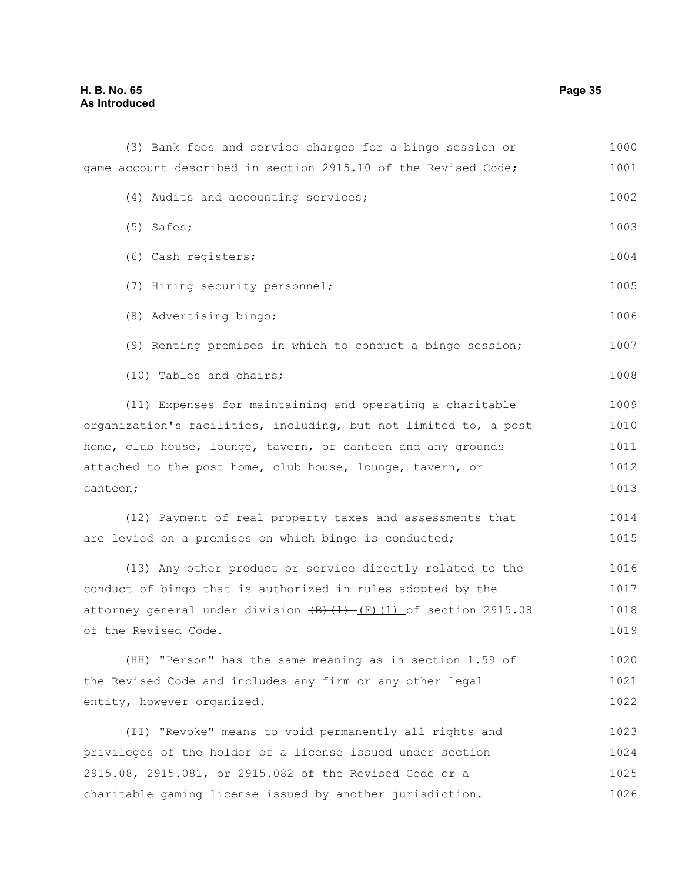(3) Bank fees and service charges for a bingo session or game account described in section 2915.10 of the Revised Code;

(4) Audits and accounting services;

(5) Safes;

(6) Cash registers;

(7) Hiring security personnel;

(8) Advertising bingo;

(9) Renting premises in which to conduct a bingo session;

(10) Tables and chairs;

(11) Expenses for maintaining and operating a charitable organization's facilities, including, but not limited to, a post home, club house, lounge, tavern, or canteen and any grounds attached to the post home, club house, lounge, tavern, or canteen;

(12) Payment of real property taxes and assessments that are levied on a premises on which bingo is conducted;

(13) Any other product or service directly related to the conduct of bingo that is authorized in rules adopted by the attorney general under division ~~(B)(1)~~ (F)(1) of section 2915.08 of the Revised Code.

(HH) "Person" has the same meaning as in section 1.59 of the Revised Code and includes any firm or any other legal entity, however organized.

(II) "Revoke" means to void permanently all rights and privileges of the holder of a license issued under section 2915.08, 2915.081, or 2915.082 of the Revised Code or a charitable gaming license issued by another jurisdiction.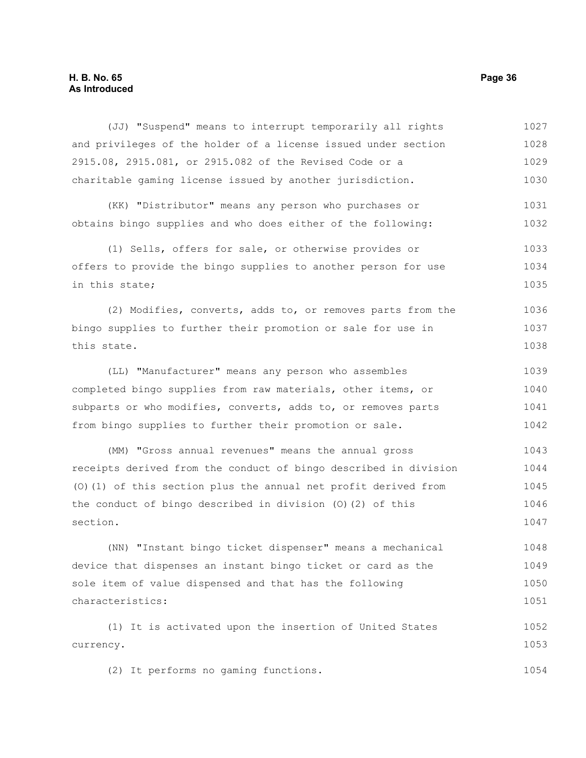(JJ) "Suspend" means to interrupt temporarily all rights and privileges of the holder of a license issued under section 2915.08, 2915.081, or 2915.082 of the Revised Code or a charitable gaming license issued by another jurisdiction.

(KK) "Distributor" means any person who purchases or obtains bingo supplies and who does either of the following:

(1) Sells, offers for sale, or otherwise provides or offers to provide the bingo supplies to another person for use in this state;

(2) Modifies, converts, adds to, or removes parts from the bingo supplies to further their promotion or sale for use in this state.

(LL) "Manufacturer" means any person who assembles completed bingo supplies from raw materials, other items, or subparts or who modifies, converts, adds to, or removes parts from bingo supplies to further their promotion or sale.

(MM) "Gross annual revenues" means the annual gross receipts derived from the conduct of bingo described in division (O)(1) of this section plus the annual net profit derived from the conduct of bingo described in division (O)(2) of this section.

(NN) "Instant bingo ticket dispenser" means a mechanical device that dispenses an instant bingo ticket or card as the sole item of value dispensed and that has the following characteristics:

(1) It is activated upon the insertion of United States currency.

(2) It performs no gaming functions.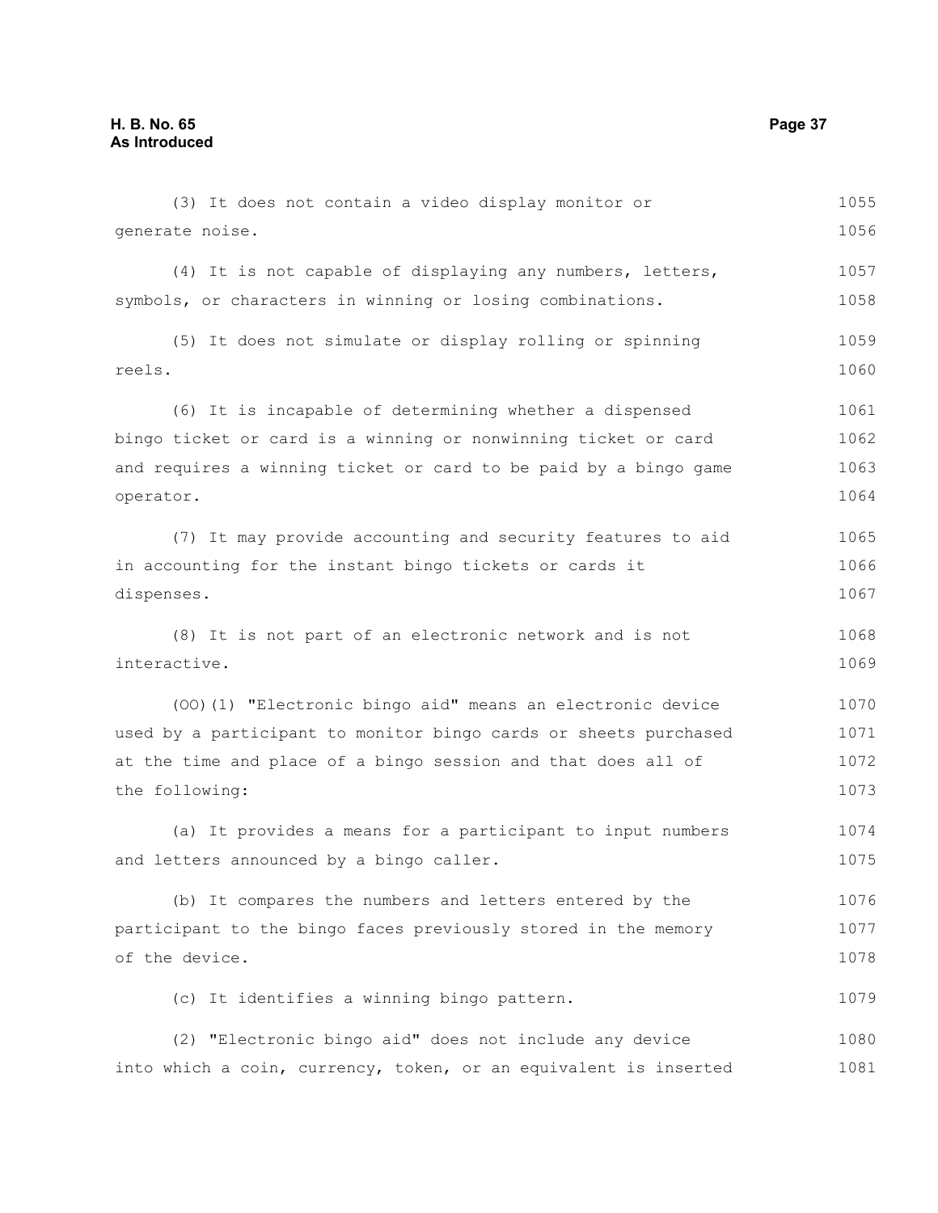(3) It does not contain a video display monitor or generate noise.

(4) It is not capable of displaying any numbers, letters, symbols, or characters in winning or losing combinations.

(5) It does not simulate or display rolling or spinning reels.

(6) It is incapable of determining whether a dispensed bingo ticket or card is a winning or nonwinning ticket or card and requires a winning ticket or card to be paid by a bingo game operator.

(7) It may provide accounting and security features to aid in accounting for the instant bingo tickets or cards it dispenses.

(8) It is not part of an electronic network and is not interactive.

(OO)(1) "Electronic bingo aid" means an electronic device used by a participant to monitor bingo cards or sheets purchased at the time and place of a bingo session and that does all of the following:

(a) It provides a means for a participant to input numbers and letters announced by a bingo caller.

(b) It compares the numbers and letters entered by the participant to the bingo faces previously stored in the memory of the device.

(c) It identifies a winning bingo pattern.

(2) "Electronic bingo aid" does not include any device into which a coin, currency, token, or an equivalent is inserted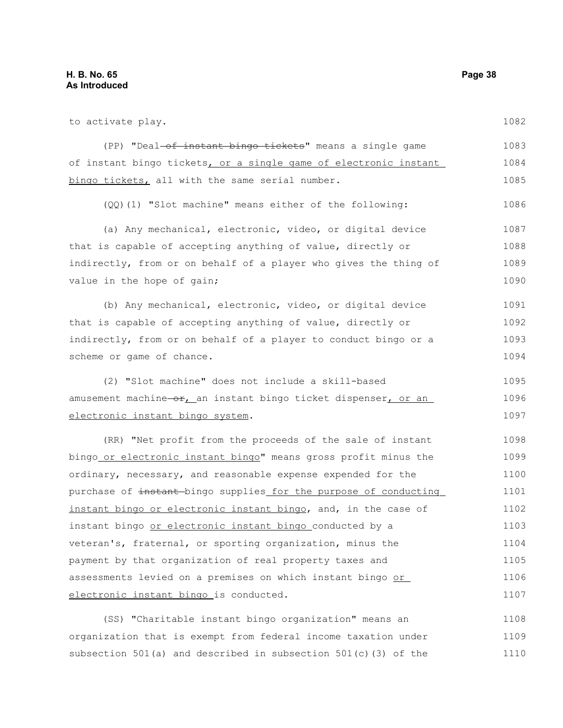to activate play.

(PP) "Deal ~~of instant bingo tickets~~" means a single game of instant bingo tickets, or a single game of electronic instant bingo tickets, all with the same serial number.

(QQ)(1) "Slot machine" means either of the following:

(a) Any mechanical, electronic, video, or digital device that is capable of accepting anything of value, directly or indirectly, from or on behalf of a player who gives the thing of value in the hope of gain;

(b) Any mechanical, electronic, video, or digital device that is capable of accepting anything of value, directly or indirectly, from or on behalf of a player to conduct bingo or a scheme or game of chance.

(2) "Slot machine" does not include a skill-based amusement machine ~~or~~, an instant bingo ticket dispenser, or an electronic instant bingo system.

(RR) "Net profit from the proceeds of the sale of instant bingo or electronic instant bingo" means gross profit minus the ordinary, necessary, and reasonable expense expended for the purchase of ~~instant~~ bingo supplies for the purpose of conducting instant bingo or electronic instant bingo, and, in the case of instant bingo or electronic instant bingo conducted by a veteran's, fraternal, or sporting organization, minus the payment by that organization of real property taxes and assessments levied on a premises on which instant bingo or electronic instant bingo is conducted.

(SS) "Charitable instant bingo organization" means an organization that is exempt from federal income taxation under subsection 501(a) and described in subsection 501(c)(3) of the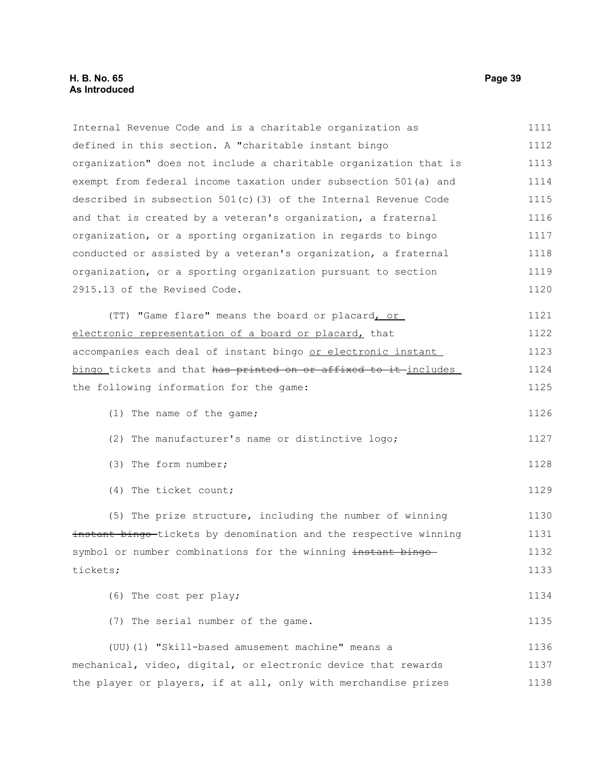Internal Revenue Code and is a charitable organization as defined in this section. A "charitable instant bingo organization" does not include a charitable organization that is exempt from federal income taxation under subsection 501(a) and described in subsection 501(c)(3) of the Internal Revenue Code and that is created by a veteran's organization, a fraternal organization, or a sporting organization in regards to bingo conducted or assisted by a veteran's organization, a fraternal organization, or a sporting organization pursuant to section 2915.13 of the Revised Code.

(TT) "Game flare" means the board or placard, or electronic representation of a board or placard, that accompanies each deal of instant bingo or electronic instant bingo tickets and that ~~has printed on or affixed to it~~ includes the following information for the game:

(1) The name of the game;

(2) The manufacturer's name or distinctive logo;

(3) The form number;

(4) The ticket count;

(5) The prize structure, including the number of winning ~~instant bingo~~ tickets by denomination and the respective winning symbol or number combinations for the winning ~~instant bingo~~ tickets;

(6) The cost per play;

(7) The serial number of the game.

(UU)(1) "Skill-based amusement machine" means a mechanical, video, digital, or electronic device that rewards the player or players, if at all, only with merchandise prizes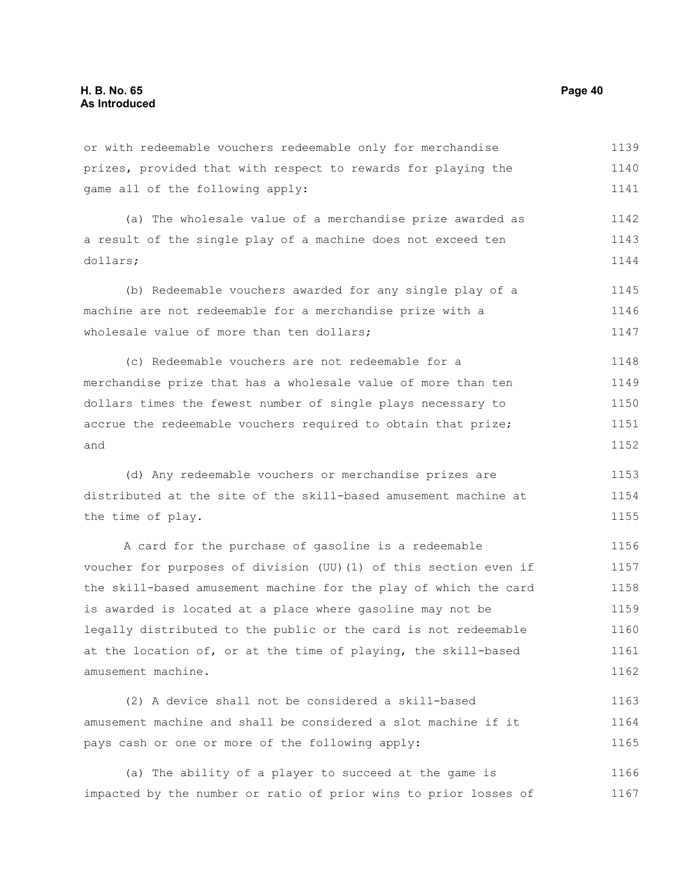or with redeemable vouchers redeemable only for merchandise prizes, provided that with respect to rewards for playing the game all of the following apply:

(a) The wholesale value of a merchandise prize awarded as a result of the single play of a machine does not exceed ten dollars;

(b) Redeemable vouchers awarded for any single play of a machine are not redeemable for a merchandise prize with a wholesale value of more than ten dollars;

(c) Redeemable vouchers are not redeemable for a merchandise prize that has a wholesale value of more than ten dollars times the fewest number of single plays necessary to accrue the redeemable vouchers required to obtain that prize; and

(d) Any redeemable vouchers or merchandise prizes are distributed at the site of the skill-based amusement machine at the time of play.

A card for the purchase of gasoline is a redeemable voucher for purposes of division (UU)(1) of this section even if the skill-based amusement machine for the play of which the card is awarded is located at a place where gasoline may not be legally distributed to the public or the card is not redeemable at the location of, or at the time of playing, the skill-based amusement machine.

(2) A device shall not be considered a skill-based amusement machine and shall be considered a slot machine if it pays cash or one or more of the following apply:

(a) The ability of a player to succeed at the game is impacted by the number or ratio of prior wins to prior losses of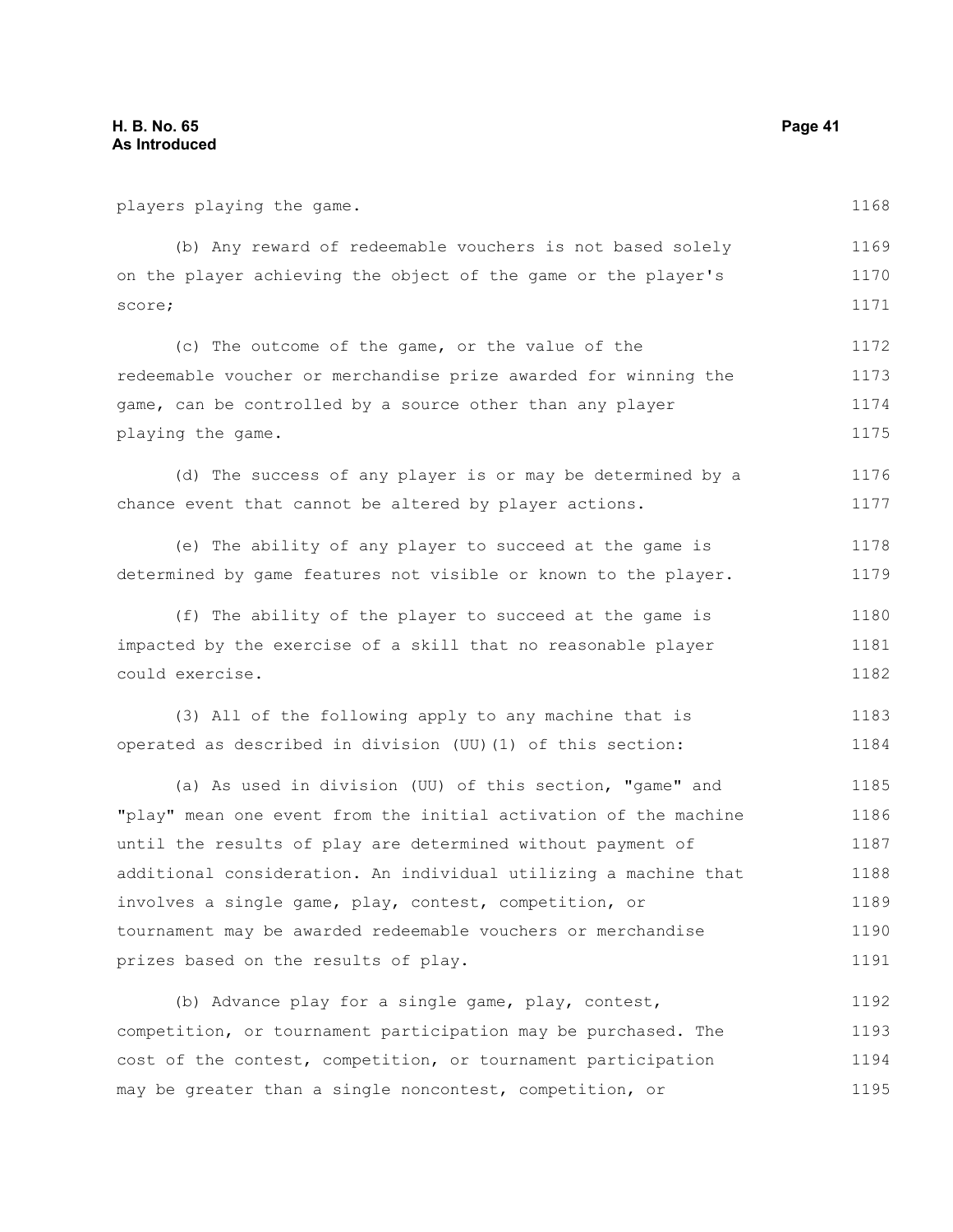players playing the game.

(b) Any reward of redeemable vouchers is not based solely on the player achieving the object of the game or the player's score;

(c) The outcome of the game, or the value of the redeemable voucher or merchandise prize awarded for winning the game, can be controlled by a source other than any player playing the game.

(d) The success of any player is or may be determined by a chance event that cannot be altered by player actions.

(e) The ability of any player to succeed at the game is determined by game features not visible or known to the player.

(f) The ability of the player to succeed at the game is impacted by the exercise of a skill that no reasonable player could exercise.

(3) All of the following apply to any machine that is operated as described in division (UU)(1) of this section:

(a) As used in division (UU) of this section, "game" and "play" mean one event from the initial activation of the machine until the results of play are determined without payment of additional consideration. An individual utilizing a machine that involves a single game, play, contest, competition, or tournament may be awarded redeemable vouchers or merchandise prizes based on the results of play.

(b) Advance play for a single game, play, contest, competition, or tournament participation may be purchased. The cost of the contest, competition, or tournament participation may be greater than a single noncontest, competition, or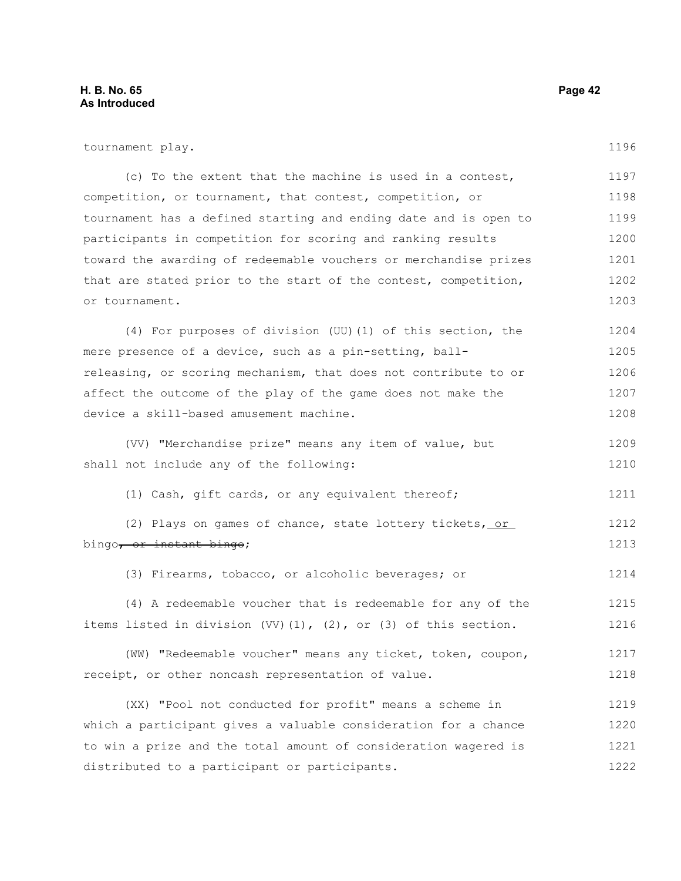tournament play.

(c) To the extent that the machine is used in a contest, competition, or tournament, that contest, competition, or tournament has a defined starting and ending date and is open to participants in competition for scoring and ranking results toward the awarding of redeemable vouchers or merchandise prizes that are stated prior to the start of the contest, competition, or tournament.

(4) For purposes of division (UU)(1) of this section, the mere presence of a device, such as a pin-setting, ball-releasing, or scoring mechanism, that does not contribute to or affect the outcome of the play of the game does not make the device a skill-based amusement machine.

(VV) "Merchandise prize" means any item of value, but shall not include any of the following:

(1) Cash, gift cards, or any equivalent thereof;

(2) Plays on games of chance, state lottery tickets, or bingo~~, or instant bingo~~;

(3) Firearms, tobacco, or alcoholic beverages; or

(4) A redeemable voucher that is redeemable for any of the items listed in division (VV)(1), (2), or (3) of this section.

(WW) "Redeemable voucher" means any ticket, token, coupon, receipt, or other noncash representation of value.

(XX) "Pool not conducted for profit" means a scheme in which a participant gives a valuable consideration for a chance to win a prize and the total amount of consideration wagered is distributed to a participant or participants.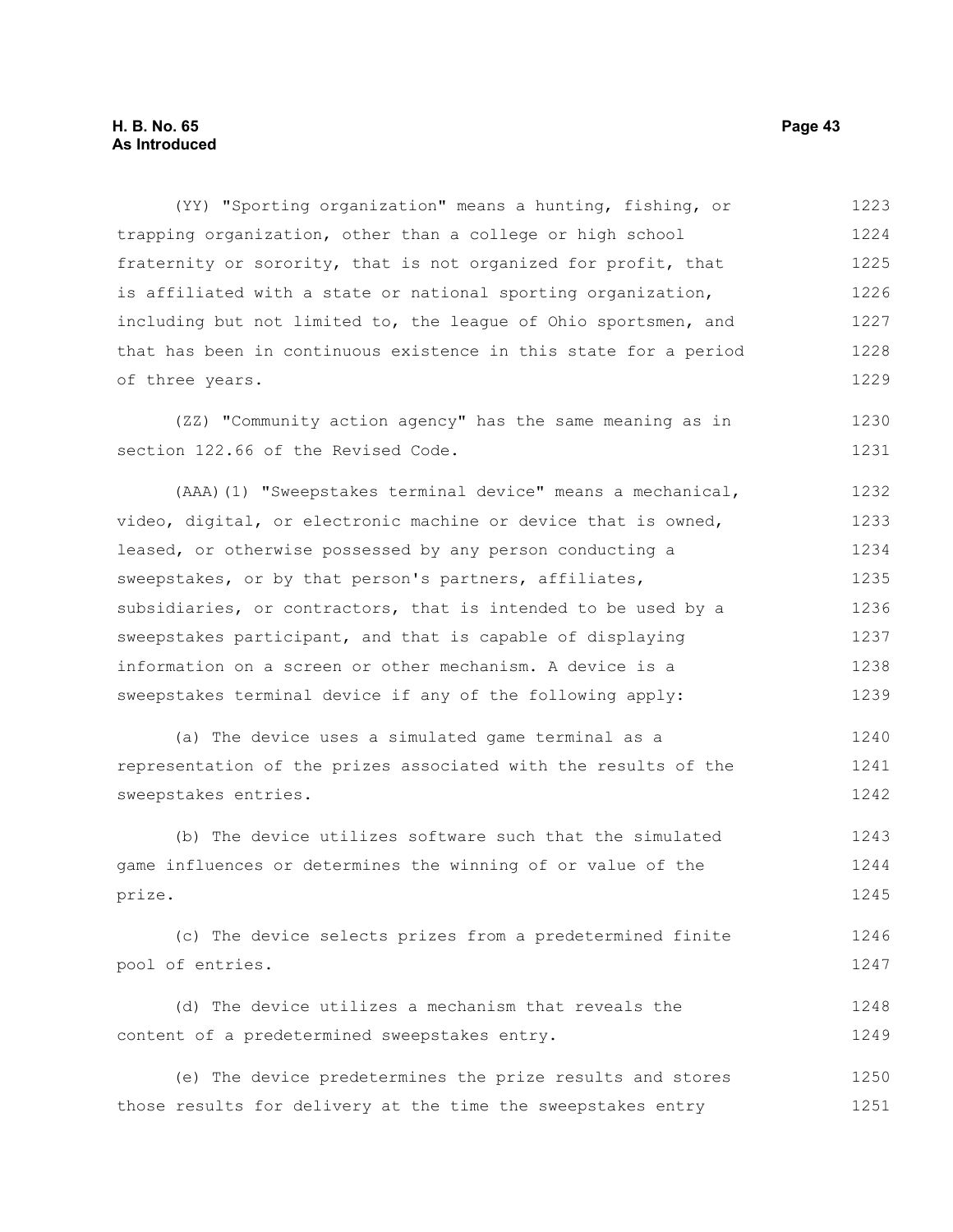(YY) "Sporting organization" means a hunting, fishing, or trapping organization, other than a college or high school fraternity or sorority, that is not organized for profit, that is affiliated with a state or national sporting organization, including but not limited to, the league of Ohio sportsmen, and that has been in continuous existence in this state for a period of three years.

(ZZ) "Community action agency" has the same meaning as in section 122.66 of the Revised Code.

(AAA)(1) "Sweepstakes terminal device" means a mechanical, video, digital, or electronic machine or device that is owned, leased, or otherwise possessed by any person conducting a sweepstakes, or by that person's partners, affiliates, subsidiaries, or contractors, that is intended to be used by a sweepstakes participant, and that is capable of displaying information on a screen or other mechanism. A device is a sweepstakes terminal device if any of the following apply:

(a) The device uses a simulated game terminal as a representation of the prizes associated with the results of the sweepstakes entries.

(b) The device utilizes software such that the simulated game influences or determines the winning of or value of the prize.

(c) The device selects prizes from a predetermined finite pool of entries.

(d) The device utilizes a mechanism that reveals the content of a predetermined sweepstakes entry.

(e) The device predetermines the prize results and stores those results for delivery at the time the sweepstakes entry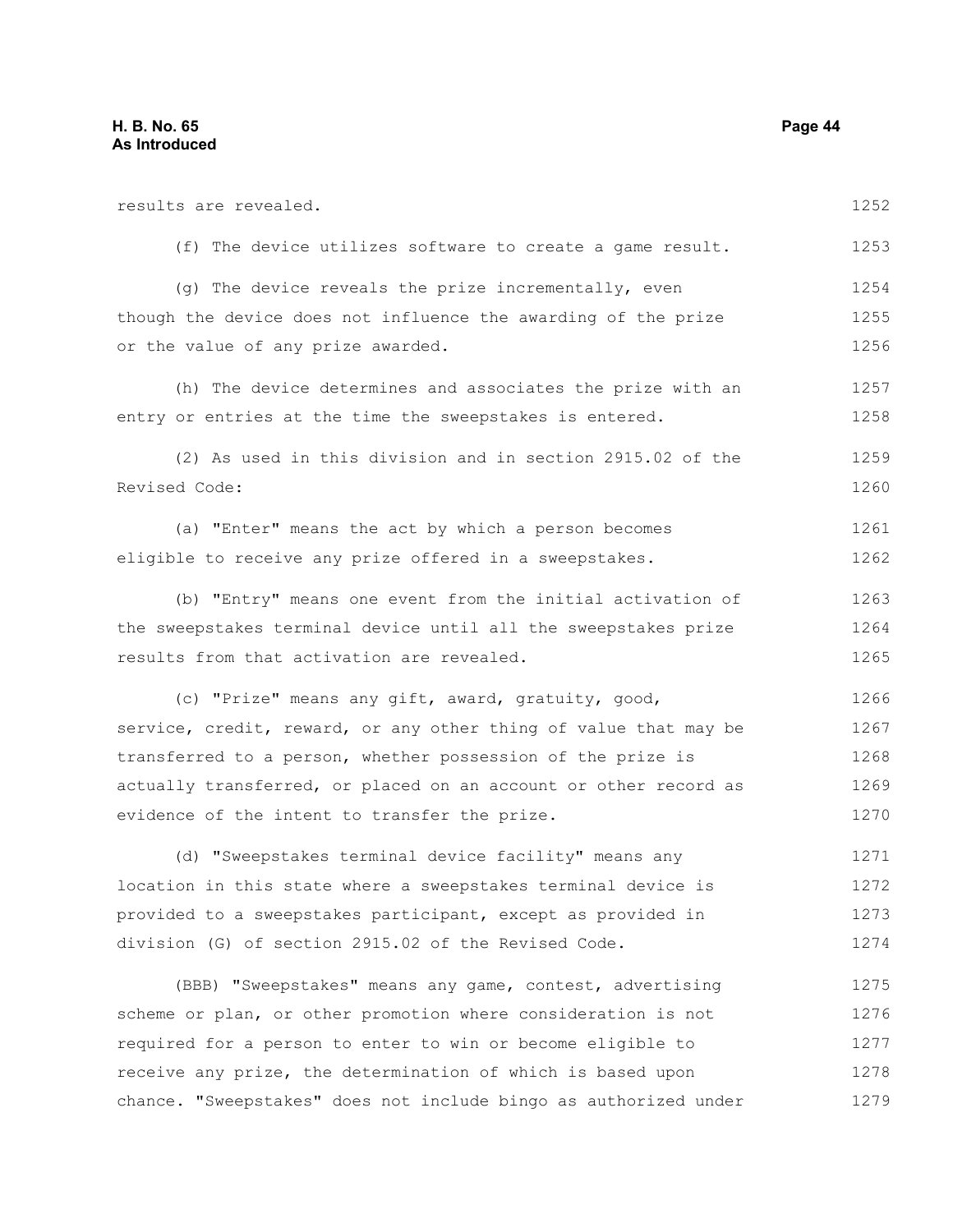results are revealed.

(f) The device utilizes software to create a game result.

(g) The device reveals the prize incrementally, even though the device does not influence the awarding of the prize or the value of any prize awarded.

(h) The device determines and associates the prize with an entry or entries at the time the sweepstakes is entered.

(2) As used in this division and in section 2915.02 of the Revised Code:

(a) "Enter" means the act by which a person becomes eligible to receive any prize offered in a sweepstakes.

(b) "Entry" means one event from the initial activation of the sweepstakes terminal device until all the sweepstakes prize results from that activation are revealed.

(c) "Prize" means any gift, award, gratuity, good, service, credit, reward, or any other thing of value that may be transferred to a person, whether possession of the prize is actually transferred, or placed on an account or other record as evidence of the intent to transfer the prize.

(d) "Sweepstakes terminal device facility" means any location in this state where a sweepstakes terminal device is provided to a sweepstakes participant, except as provided in division (G) of section 2915.02 of the Revised Code.

(BBB) "Sweepstakes" means any game, contest, advertising scheme or plan, or other promotion where consideration is not required for a person to enter to win or become eligible to receive any prize, the determination of which is based upon chance. "Sweepstakes" does not include bingo as authorized under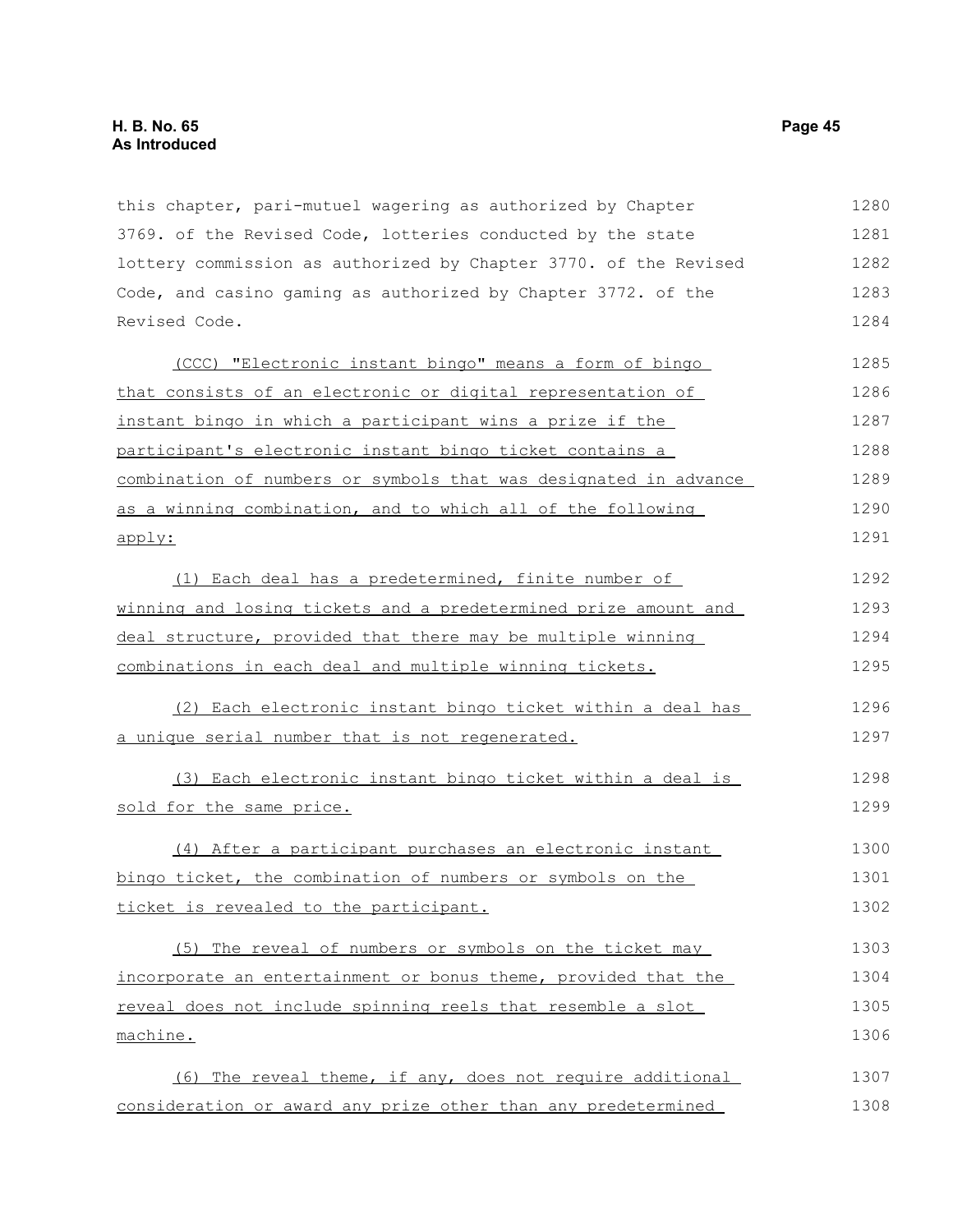this chapter, pari-mutuel wagering as authorized by Chapter 3769. of the Revised Code, lotteries conducted by the state lottery commission as authorized by Chapter 3770. of the Revised Code, and casino gaming as authorized by Chapter 3772. of the Revised Code.

(CCC) "Electronic instant bingo" means a form of bingo that consists of an electronic or digital representation of instant bingo in which a participant wins a prize if the participant's electronic instant bingo ticket contains a combination of numbers or symbols that was designated in advance as a winning combination, and to which all of the following apply:

(1) Each deal has a predetermined, finite number of winning and losing tickets and a predetermined prize amount and deal structure, provided that there may be multiple winning combinations in each deal and multiple winning tickets.

(2) Each electronic instant bingo ticket within a deal has a unique serial number that is not regenerated.

(3) Each electronic instant bingo ticket within a deal is sold for the same price.

(4) After a participant purchases an electronic instant bingo ticket, the combination of numbers or symbols on the ticket is revealed to the participant.

(5) The reveal of numbers or symbols on the ticket may incorporate an entertainment or bonus theme, provided that the reveal does not include spinning reels that resemble a slot machine.

(6) The reveal theme, if any, does not require additional consideration or award any prize other than any predetermined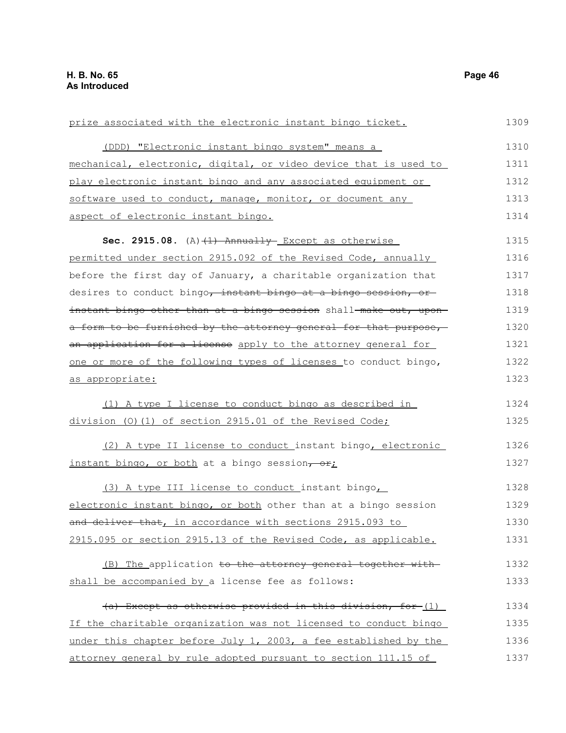prize associated with the electronic instant bingo ticket.

(DDD) "Electronic instant bingo system" means a mechanical, electronic, digital, or video device that is used to play electronic instant bingo and any associated equipment or software used to conduct, manage, monitor, or document any aspect of electronic instant bingo.

**Sec. 2915.08.** (A) ~~(1) Annually~~ Except as otherwise permitted under section 2915.092 of the Revised Code, annually before the first day of January, a charitable organization that desires to conduct bingo~~, instant bingo at a bingo session, or instant bingo other than at a bingo session~~ shall ~~make out, upon a form to be furnished by the attorney general for that purpose, an application for a license~~ apply to the attorney general for one or more of the following types of licenses to conduct bingo, as appropriate:

(1) A type I license to conduct bingo as described in division (O)(1) of section 2915.01 of the Revised Code;

(2) A type II license to conduct instant bingo, electronic instant bingo, or both at a bingo session~~, or~~;

(3) A type III license to conduct instant bingo, electronic instant bingo, or both other than at a bingo session ~~and deliver that~~, in accordance with sections 2915.093 to 2915.095 or section 2915.13 of the Revised Code, as applicable.

(B) The application ~~to the attorney general together with~~ shall be accompanied by a license fee as follows:

~~(a) Except as otherwise provided in this division, for~~ (1) If the charitable organization was not licensed to conduct bingo under this chapter before July 1, 2003, a fee established by the attorney general by rule adopted pursuant to section 111.15 of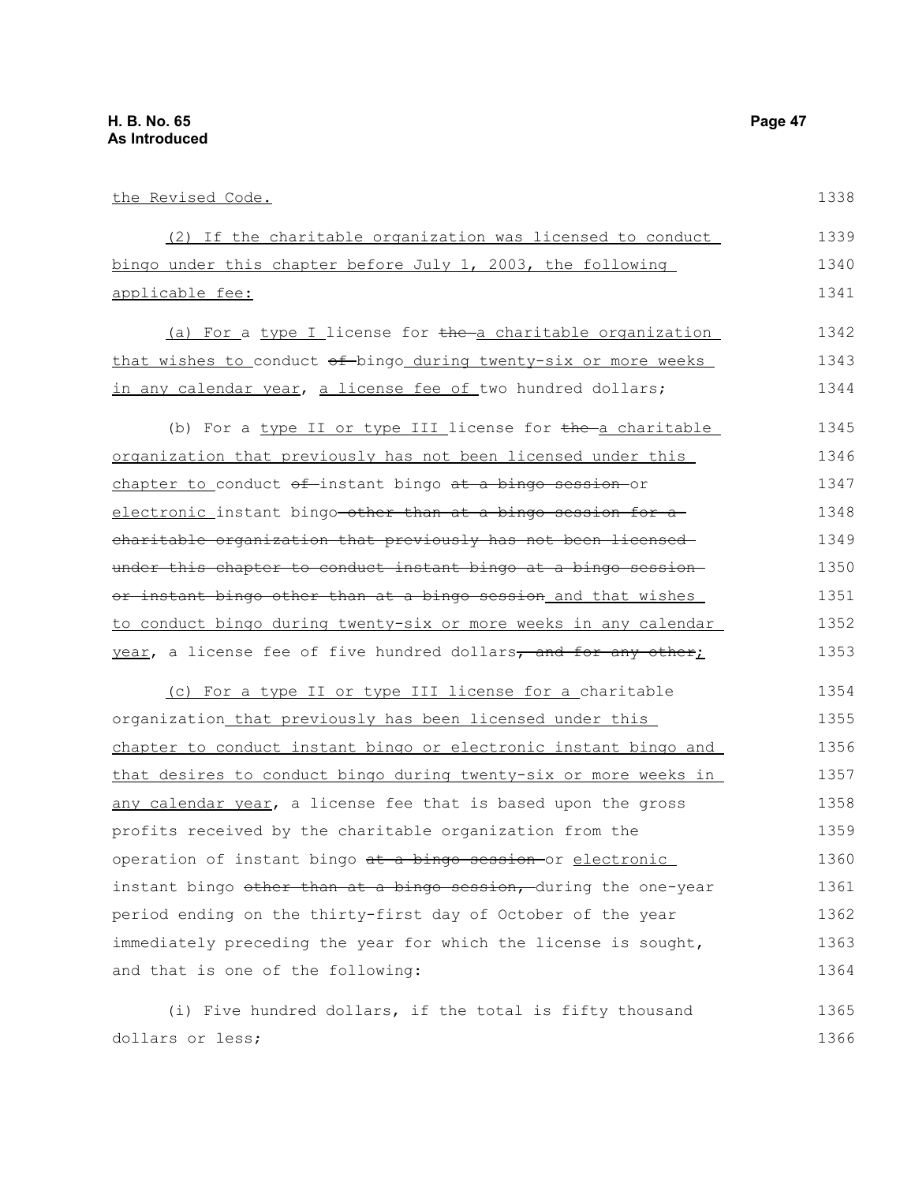the Revised Code.

(2) If the charitable organization was licensed to conduct bingo under this chapter before July 1, 2003, the following applicable fee:

(a) For a type I license for ~~the~~ a charitable organization that wishes to conduct ~~of~~ bingo during twenty-six or more weeks in any calendar year, a license fee of two hundred dollars;

(b) For a type II or type III license for ~~the~~ a charitable organization that previously has not been licensed under this chapter to conduct ~~of~~ instant bingo ~~at a bingo session~~ or electronic instant bingo ~~other than at a bingo session for a charitable organization that previously has not been licensed under this chapter to conduct instant bingo at a bingo session or instant bingo other than at a bingo session~~ and that wishes to conduct bingo during twenty-six or more weeks in any calendar year, a license fee of five hundred dollars~~, and for any other~~;

(c) For a type II or type III license for a charitable organization that previously has been licensed under this chapter to conduct instant bingo or electronic instant bingo and that desires to conduct bingo during twenty-six or more weeks in any calendar year, a license fee that is based upon the gross profits received by the charitable organization from the operation of instant bingo ~~at a bingo session~~ or electronic instant bingo ~~other than at a bingo session,~~ during the one-year period ending on the thirty-first day of October of the year immediately preceding the year for which the license is sought, and that is one of the following:

(i) Five hundred dollars, if the total is fifty thousand dollars or less;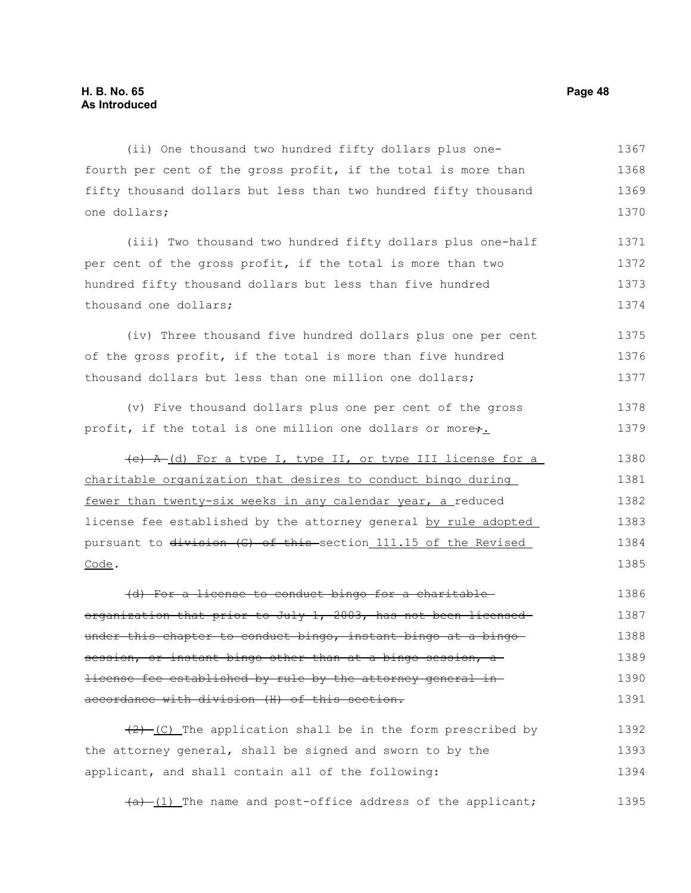(ii) One thousand two hundred fifty dollars plus one-fourth per cent of the gross profit, if the total is more than fifty thousand dollars but less than two hundred fifty thousand one dollars;

(iii) Two thousand two hundred fifty dollars plus one-half per cent of the gross profit, if the total is more than two hundred fifty thousand dollars but less than five hundred thousand one dollars;

(iv) Three thousand five hundred dollars plus one per cent of the gross profit, if the total is more than five hundred thousand dollars but less than one million one dollars;

(v) Five thousand dollars plus one per cent of the gross profit, if the total is one million one dollars or more~~;~~.

~~(c) A~~ (d) For a type I, type II, or type III license for a charitable organization that desires to conduct bingo during fewer than twenty-six weeks in any calendar year, a reduced license fee established by the attorney general by rule adopted pursuant to ~~division (G) of this~~ section 111.15 of the Revised Code.

~~(d) For a license to conduct bingo for a charitable organization that prior to July 1, 2003, has not been licensed under this chapter to conduct bingo, instant bingo at a bingo session, or instant bingo other than at a bingo session, a license fee established by rule by the attorney general in accordance with division (H) of this section.~~

~~(2)~~ (C) The application shall be in the form prescribed by the attorney general, shall be signed and sworn to by the applicant, and shall contain all of the following:

~~(a)~~ (1) The name and post-office address of the applicant;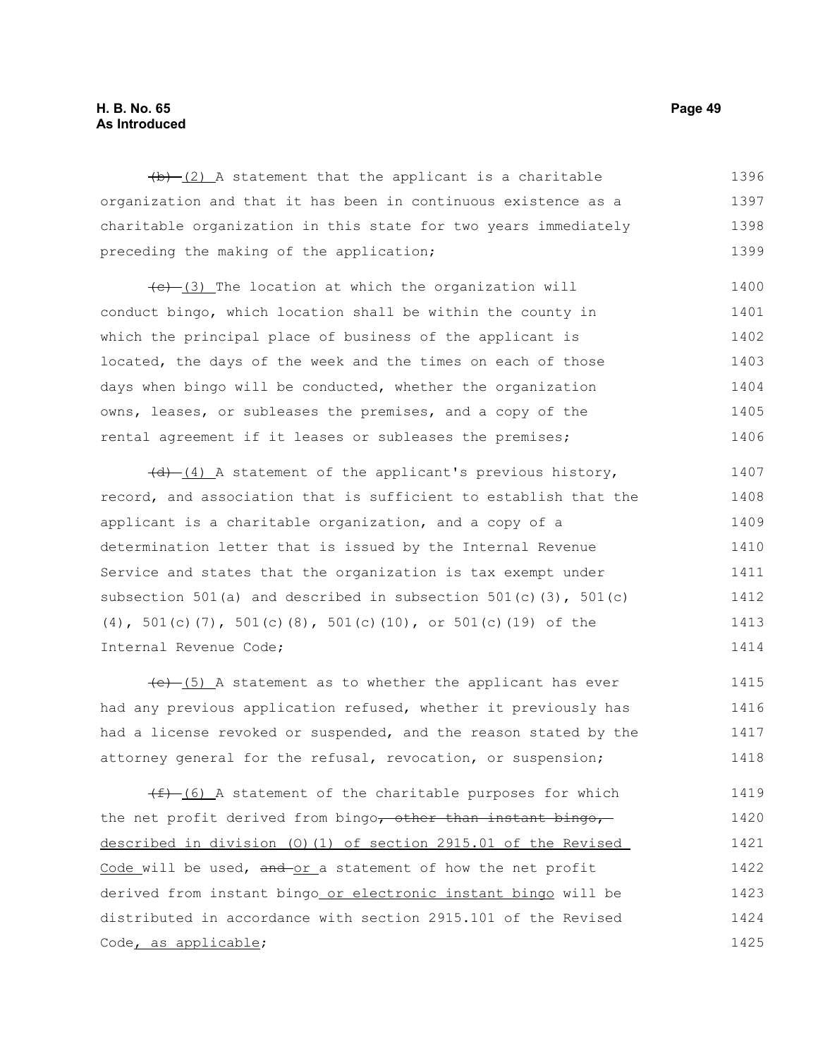~~(b)~~ (2) A statement that the applicant is a charitable organization and that it has been in continuous existence as a charitable organization in this state for two years immediately preceding the making of the application;

~~(c)~~ (3) The location at which the organization will conduct bingo, which location shall be within the county in which the principal place of business of the applicant is located, the days of the week and the times on each of those days when bingo will be conducted, whether the organization owns, leases, or subleases the premises, and a copy of the rental agreement if it leases or subleases the premises;

~~(d)~~ (4) A statement of the applicant's previous history, record, and association that is sufficient to establish that the applicant is a charitable organization, and a copy of a determination letter that is issued by the Internal Revenue Service and states that the organization is tax exempt under subsection 501(a) and described in subsection 501(c)(3), 501(c)(4), 501(c)(7), 501(c)(8), 501(c)(10), or 501(c)(19) of the Internal Revenue Code;

~~(e)~~ (5) A statement as to whether the applicant has ever had any previous application refused, whether it previously has had a license revoked or suspended, and the reason stated by the attorney general for the refusal, revocation, or suspension;

~~(f)~~ (6) A statement of the charitable purposes for which the net profit derived from bingo~~, other than instant bingo,~~ described in division (O)(1) of section 2915.01 of the Revised Code will be used, ~~and~~ or a statement of how the net profit derived from instant bingo or electronic instant bingo will be distributed in accordance with section 2915.101 of the Revised Code, as applicable;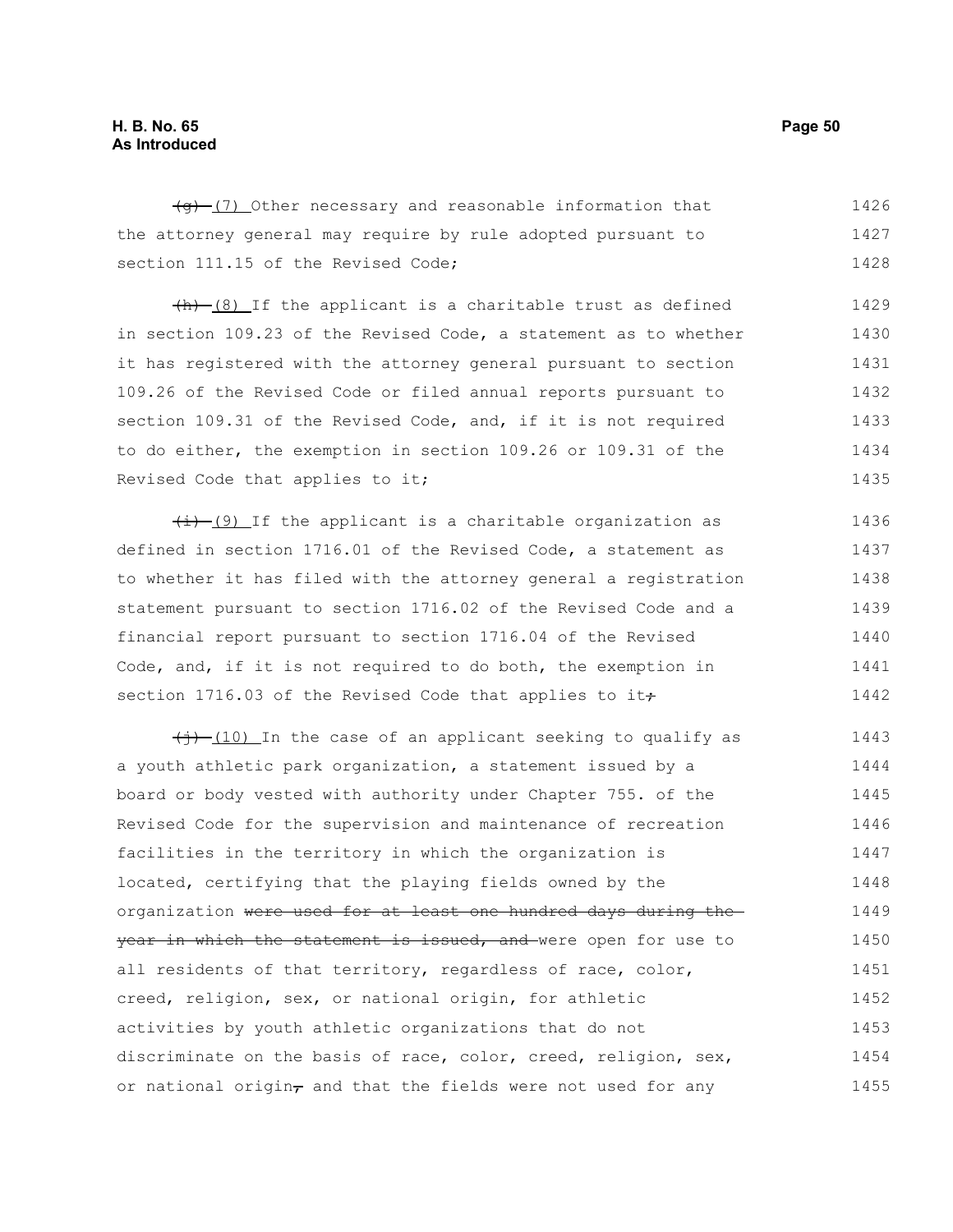~~(g)~~ (7) Other necessary and reasonable information that the attorney general may require by rule adopted pursuant to section 111.15 of the Revised Code;

~~(h)~~ (8) If the applicant is a charitable trust as defined in section 109.23 of the Revised Code, a statement as to whether it has registered with the attorney general pursuant to section 109.26 of the Revised Code or filed annual reports pursuant to section 109.31 of the Revised Code, and, if it is not required to do either, the exemption in section 109.26 or 109.31 of the Revised Code that applies to it;

~~(i)~~ (9) If the applicant is a charitable organization as defined in section 1716.01 of the Revised Code, a statement as to whether it has filed with the attorney general a registration statement pursuant to section 1716.02 of the Revised Code and a financial report pursuant to section 1716.04 of the Revised Code, and, if it is not required to do both, the exemption in section 1716.03 of the Revised Code that applies to it~~;~~

~~(j)~~ (10) In the case of an applicant seeking to qualify as a youth athletic park organization, a statement issued by a board or body vested with authority under Chapter 755. of the Revised Code for the supervision and maintenance of recreation facilities in the territory in which the organization is located, certifying that the playing fields owned by the organization ~~were used for at least one hundred days during the year in which the statement is issued, and~~ were open for use to all residents of that territory, regardless of race, color, creed, religion, sex, or national origin, for athletic activities by youth athletic organizations that do not discriminate on the basis of race, color, creed, religion, sex, or national origin~~,~~ and that the fields were not used for any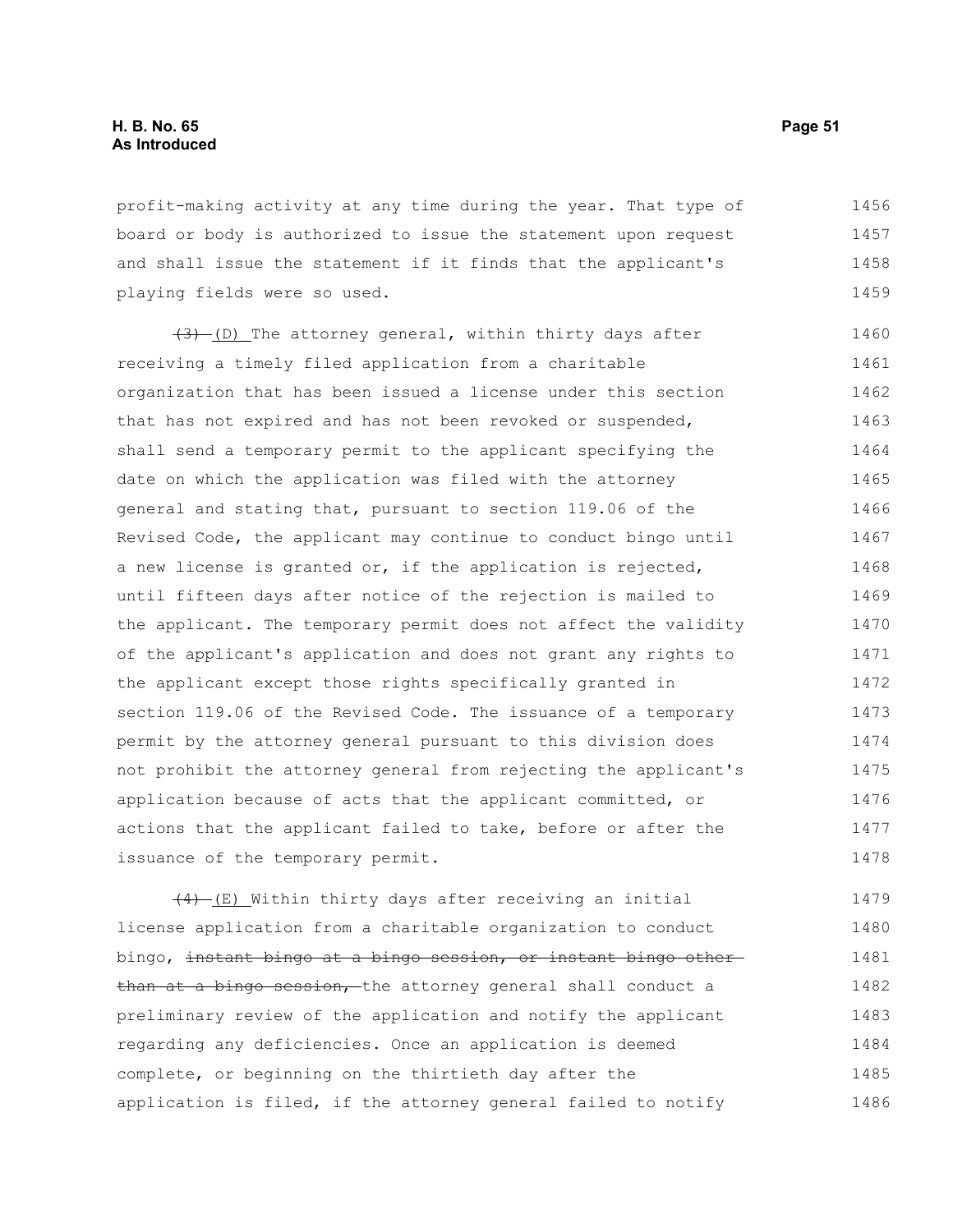profit-making activity at any time during the year. That type of board or body is authorized to issue the statement upon request and shall issue the statement if it finds that the applicant's playing fields were so used.

~~(3)~~ (D) The attorney general, within thirty days after receiving a timely filed application from a charitable organization that has been issued a license under this section that has not expired and has not been revoked or suspended, shall send a temporary permit to the applicant specifying the date on which the application was filed with the attorney general and stating that, pursuant to section 119.06 of the Revised Code, the applicant may continue to conduct bingo until a new license is granted or, if the application is rejected, until fifteen days after notice of the rejection is mailed to the applicant. The temporary permit does not affect the validity of the applicant's application and does not grant any rights to the applicant except those rights specifically granted in section 119.06 of the Revised Code. The issuance of a temporary permit by the attorney general pursuant to this division does not prohibit the attorney general from rejecting the applicant's application because of acts that the applicant committed, or actions that the applicant failed to take, before or after the issuance of the temporary permit.

~~(4)~~ (E) Within thirty days after receiving an initial license application from a charitable organization to conduct bingo, ~~instant bingo at a bingo session, or instant bingo other than at a bingo session,~~ the attorney general shall conduct a preliminary review of the application and notify the applicant regarding any deficiencies. Once an application is deemed complete, or beginning on the thirtieth day after the application is filed, if the attorney general failed to notify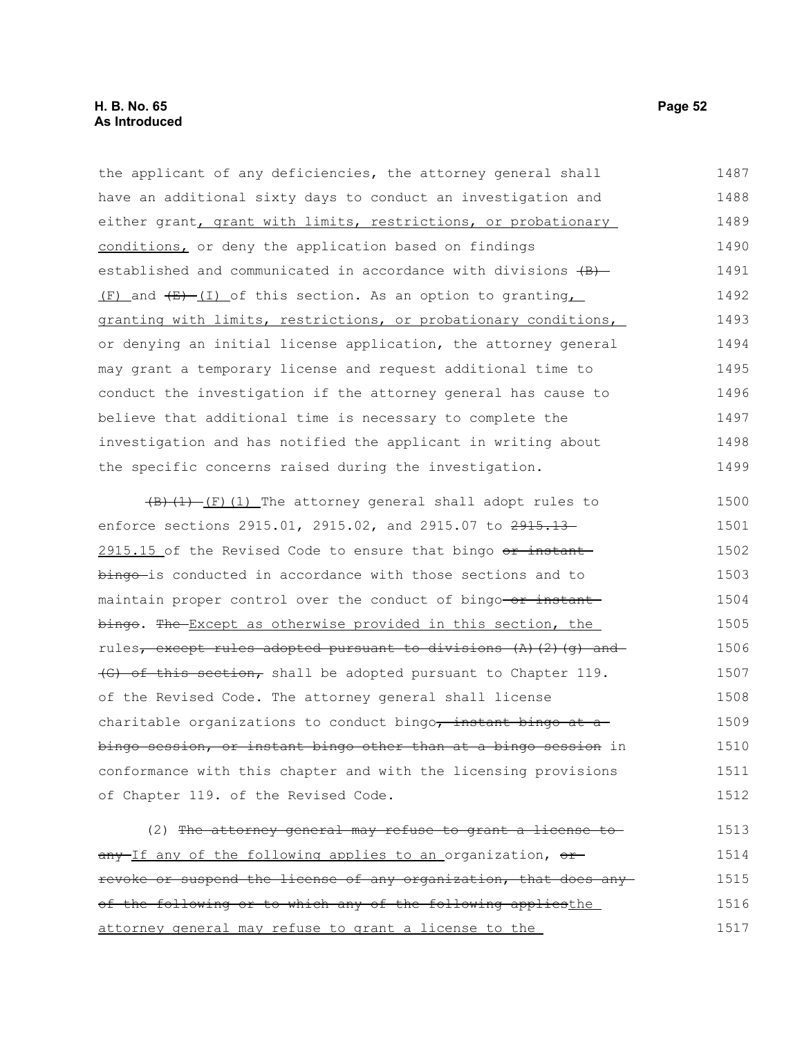the applicant of any deficiencies, the attorney general shall have an additional sixty days to conduct an investigation and either grant, grant with limits, restrictions, or probationary conditions, or deny the application based on findings established and communicated in accordance with divisions ~~(B)~~ (F) and ~~(E)~~ (I) of this section. As an option to granting, granting with limits, restrictions, or probationary conditions, or denying an initial license application, the attorney general may grant a temporary license and request additional time to conduct the investigation if the attorney general has cause to believe that additional time is necessary to complete the investigation and has notified the applicant in writing about the specific concerns raised during the investigation.

~~(B)(1)~~ (F)(1) The attorney general shall adopt rules to enforce sections 2915.01, 2915.02, and 2915.07 to ~~2915.13~~ 2915.15 of the Revised Code to ensure that bingo ~~or instant bingo~~ is conducted in accordance with those sections and to maintain proper control over the conduct of bingo ~~or instant bingo~~. ~~The~~ Except as otherwise provided in this section, the rules~~, except rules adopted pursuant to divisions (A)(2)(g) and (G) of this section,~~ shall be adopted pursuant to Chapter 119. of the Revised Code. The attorney general shall license charitable organizations to conduct bingo~~, instant bingo at a bingo session, or instant bingo other than at a bingo session~~ in conformance with this chapter and with the licensing provisions of Chapter 119. of the Revised Code.

(2) ~~The attorney general may refuse to grant a license to any~~ If any of the following applies to an organization, ~~or revoke or suspend the license of any organization, that does any of the following or to which any of the following applies~~the attorney general may refuse to grant a license to the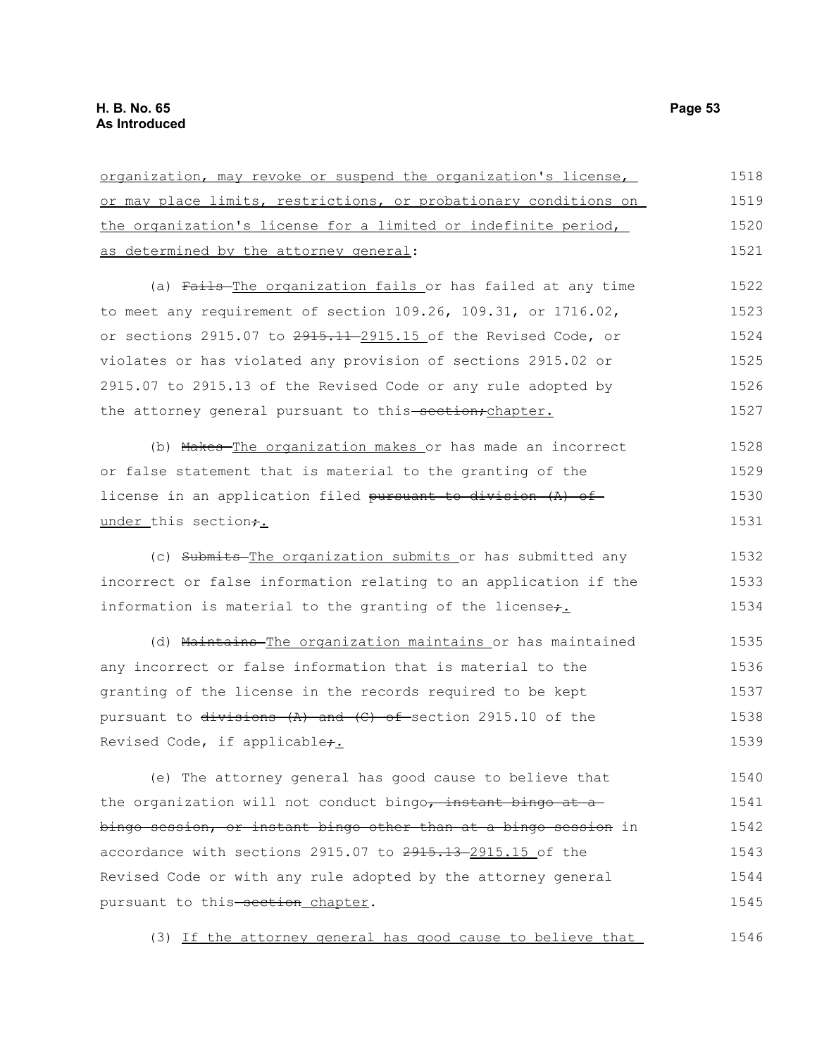organization, may revoke or suspend the organization's license, or may place limits, restrictions, or probationary conditions on the organization's license for a limited or indefinite period, as determined by the attorney general:

(a) ~~Fails~~ The organization fails or has failed at any time to meet any requirement of section 109.26, 109.31, or 1716.02, or sections 2915.07 to ~~2915.11~~ 2915.15 of the Revised Code, or violates or has violated any provision of sections 2915.02 or 2915.07 to 2915.13 of the Revised Code or any rule adopted by the attorney general pursuant to this ~~section;~~chapter.

(b) ~~Makes~~ The organization makes or has made an incorrect or false statement that is material to the granting of the license in an application filed ~~pursuant to division (A) of~~ under this section~~;~~.

(c) ~~Submits~~ The organization submits or has submitted any incorrect or false information relating to an application if the information is material to the granting of the license~~;~~.

(d) ~~Maintains~~ The organization maintains or has maintained any incorrect or false information that is material to the granting of the license in the records required to be kept pursuant to ~~divisions (A) and (C) of~~ section 2915.10 of the Revised Code, if applicable~~;~~.

(e) The attorney general has good cause to believe that the organization will not conduct bingo~~, instant bingo at a bingo session, or instant bingo other than at a bingo session~~ in accordance with sections 2915.07 to ~~2915.13~~ 2915.15 of the Revised Code or with any rule adopted by the attorney general pursuant to this ~~section~~ chapter.

(3) If the attorney general has good cause to believe that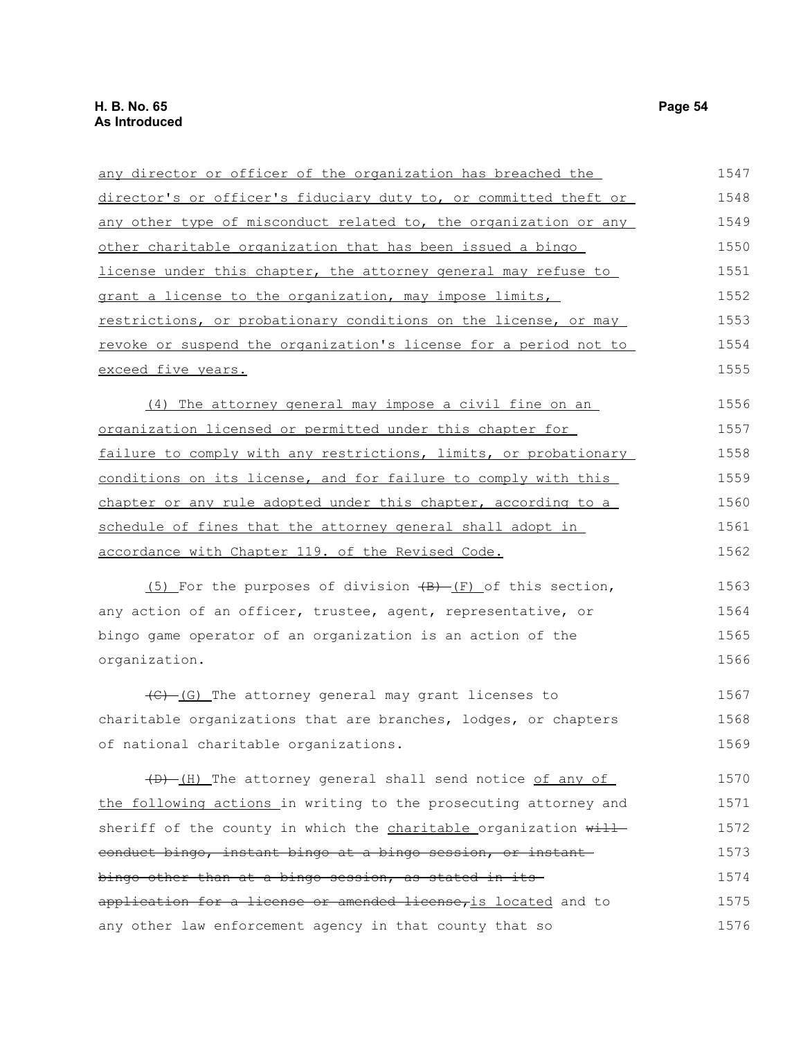any director or officer of the organization has breached the director's or officer's fiduciary duty to, or committed theft or any other type of misconduct related to, the organization or any other charitable organization that has been issued a bingo license under this chapter, the attorney general may refuse to grant a license to the organization, may impose limits, restrictions, or probationary conditions on the license, or may revoke or suspend the organization's license for a period not to exceed five years.

(4) The attorney general may impose a civil fine on an organization licensed or permitted under this chapter for failure to comply with any restrictions, limits, or probationary conditions on its license, and for failure to comply with this chapter or any rule adopted under this chapter, according to a schedule of fines that the attorney general shall adopt in accordance with Chapter 119. of the Revised Code.

(5) For the purposes of division ~~(B)~~ (F) of this section, any action of an officer, trustee, agent, representative, or bingo game operator of an organization is an action of the organization.

~~(C)~~ (G) The attorney general may grant licenses to charitable organizations that are branches, lodges, or chapters of national charitable organizations.

~~(D)~~ (H) The attorney general shall send notice of any of the following actions in writing to the prosecuting attorney and sheriff of the county in which the charitable organization ~~will conduct bingo, instant bingo at a bingo session, or instant bingo other than at a bingo session, as stated in its application for a license or amended license,~~ is located and to any other law enforcement agency in that county that so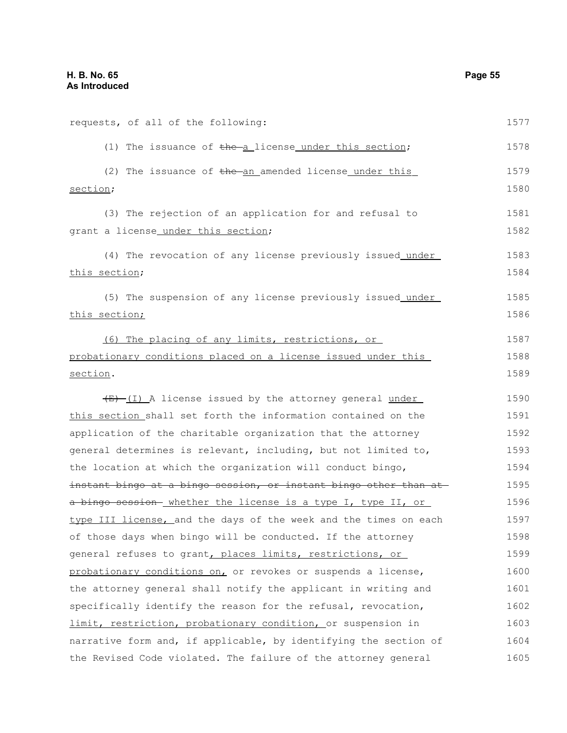requests, of all of the following:

(1) The issuance of ~~the~~ a license under this section;

(2) The issuance of ~~the~~ an amended license under this section;

(3) The rejection of an application for and refusal to grant a license under this section;

(4) The revocation of any license previously issued under this section;

(5) The suspension of any license previously issued under this section;

(6) The placing of any limits, restrictions, or probationary conditions placed on a license issued under this section.

~~(E)~~ (I) A license issued by the attorney general under this section shall set forth the information contained on the application of the charitable organization that the attorney general determines is relevant, including, but not limited to, the location at which the organization will conduct bingo, ~~instant bingo at a bingo session, or instant bingo other than at a bingo session~~ whether the license is a type I, type II, or type III license, and the days of the week and the times on each of those days when bingo will be conducted. If the attorney general refuses to grant, places limits, restrictions, or probationary conditions on, or revokes or suspends a license, the attorney general shall notify the applicant in writing and specifically identify the reason for the refusal, revocation, limit, restriction, probationary condition, or suspension in narrative form and, if applicable, by identifying the section of the Revised Code violated. The failure of the attorney general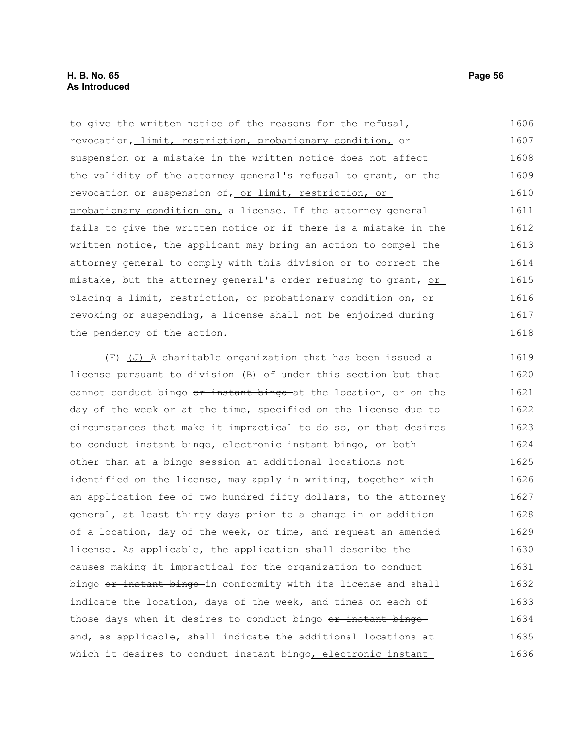to give the written notice of the reasons for the refusal, revocation, limit, restriction, probationary condition, or suspension or a mistake in the written notice does not affect the validity of the attorney general's refusal to grant, or the revocation or suspension of, or limit, restriction, or probationary condition on, a license. If the attorney general fails to give the written notice or if there is a mistake in the written notice, the applicant may bring an action to compel the attorney general to comply with this division or to correct the mistake, but the attorney general's order refusing to grant, or placing a limit, restriction, or probationary condition on, or revoking or suspending, a license shall not be enjoined during the pendency of the action.

~~(F)~~ (J) A charitable organization that has been issued a license ~~pursuant to division (B) of~~ under this section but that cannot conduct bingo ~~or instant bingo~~ at the location, or on the day of the week or at the time, specified on the license due to circumstances that make it impractical to do so, or that desires to conduct instant bingo, electronic instant bingo, or both other than at a bingo session at additional locations not identified on the license, may apply in writing, together with an application fee of two hundred fifty dollars, to the attorney general, at least thirty days prior to a change in or addition of a location, day of the week, or time, and request an amended license. As applicable, the application shall describe the causes making it impractical for the organization to conduct bingo ~~or instant bingo~~ in conformity with its license and shall indicate the location, days of the week, and times on each of those days when it desires to conduct bingo ~~or instant bingo~~ and, as applicable, shall indicate the additional locations at which it desires to conduct instant bingo, electronic instant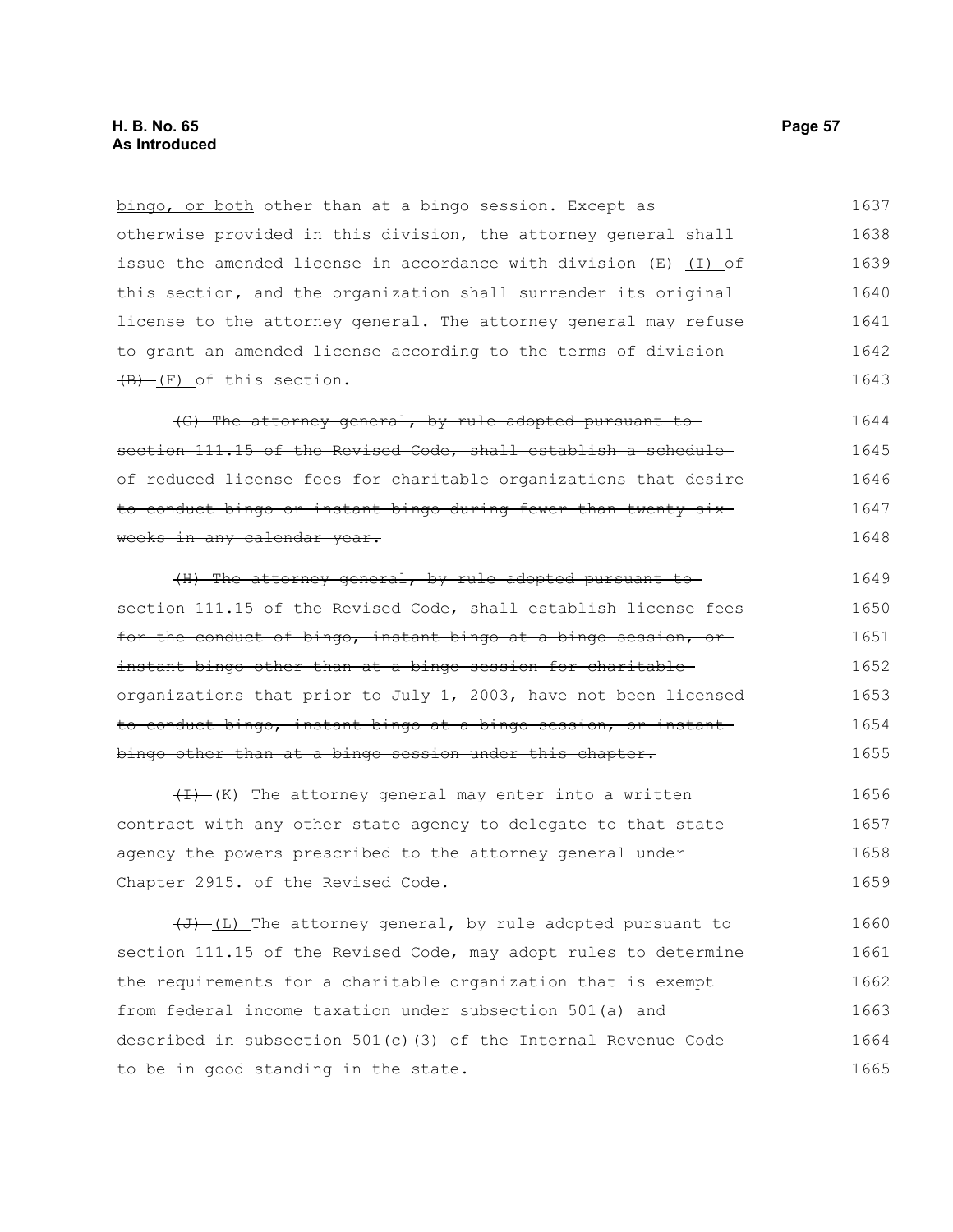bingo, or both other than at a bingo session. Except as otherwise provided in this division, the attorney general shall issue the amended license in accordance with division ~~(E)~~ (I) of this section, and the organization shall surrender its original license to the attorney general. The attorney general may refuse to grant an amended license according to the terms of division ~~(B)~~ (F) of this section.

~~(G) The attorney general, by rule adopted pursuant to section 111.15 of the Revised Code, shall establish a schedule of reduced license fees for charitable organizations that desire to conduct bingo or instant bingo during fewer than twenty-six weeks in any calendar year.~~

~~(H) The attorney general, by rule adopted pursuant to section 111.15 of the Revised Code, shall establish license fees for the conduct of bingo, instant bingo at a bingo session, or instant bingo other than at a bingo session for charitable organizations that prior to July 1, 2003, have not been licensed to conduct bingo, instant bingo at a bingo session, or instant bingo other than at a bingo session under this chapter.~~

~~(I)~~ (K) The attorney general may enter into a written contract with any other state agency to delegate to that state agency the powers prescribed to the attorney general under Chapter 2915. of the Revised Code.

~~(J)~~ (L) The attorney general, by rule adopted pursuant to section 111.15 of the Revised Code, may adopt rules to determine the requirements for a charitable organization that is exempt from federal income taxation under subsection 501(a) and described in subsection 501(c)(3) of the Internal Revenue Code to be in good standing in the state.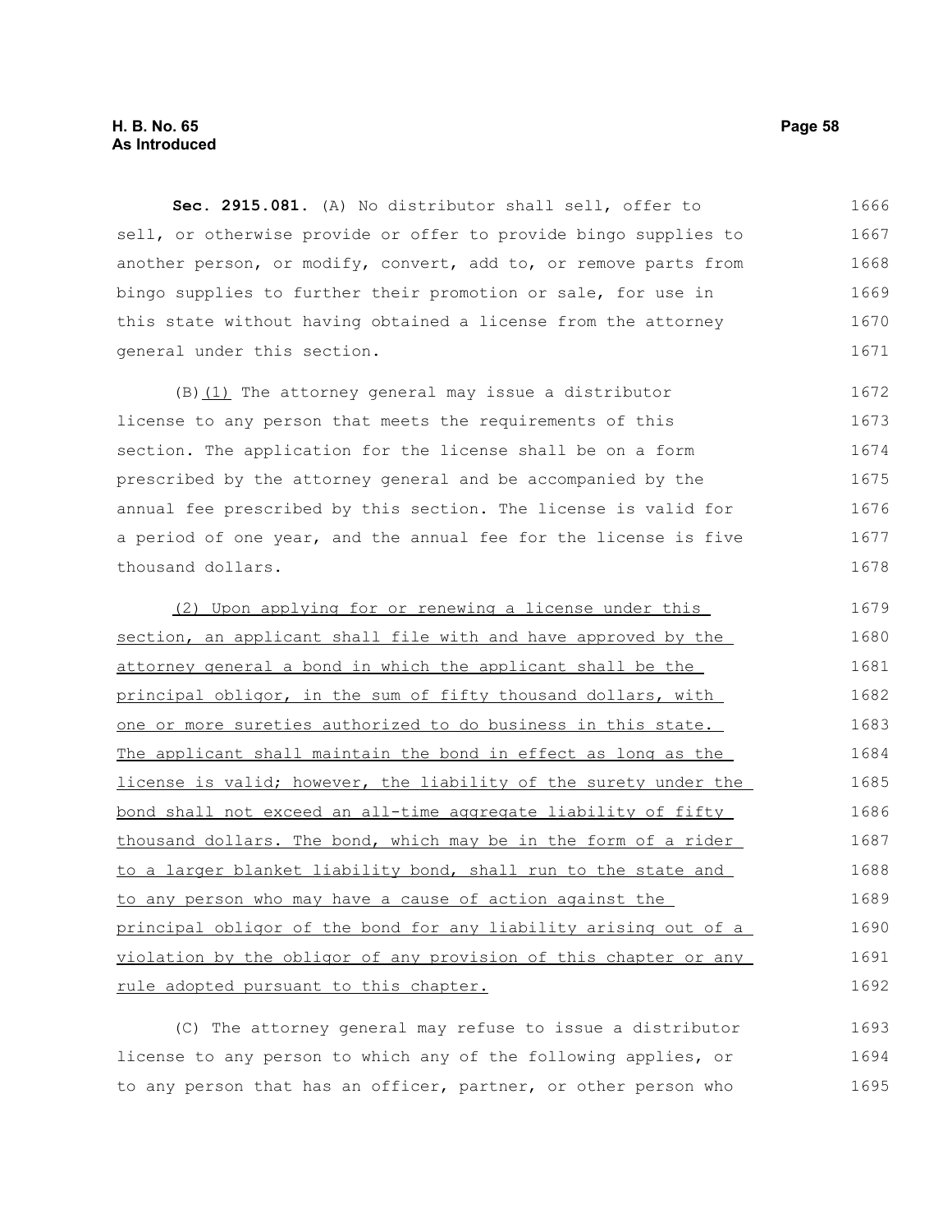**Sec. 2915.081.** (A) No distributor shall sell, offer to sell, or otherwise provide or offer to provide bingo supplies to another person, or modify, convert, add to, or remove parts from bingo supplies to further their promotion or sale, for use in this state without having obtained a license from the attorney general under this section.

(B)<u>(1)</u> The attorney general may issue a distributor license to any person that meets the requirements of this section. The application for the license shall be on a form prescribed by the attorney general and be accompanied by the annual fee prescribed by this section. The license is valid for a period of one year, and the annual fee for the license is five thousand dollars.

<u>(2) Upon applying for or renewing a license under this section, an applicant shall file with and have approved by the attorney general a bond in which the applicant shall be the principal obligor, in the sum of fifty thousand dollars, with one or more sureties authorized to do business in this state. The applicant shall maintain the bond in effect as long as the license is valid; however, the liability of the surety under the bond shall not exceed an all-time aggregate liability of fifty thousand dollars. The bond, which may be in the form of a rider to a larger blanket liability bond, shall run to the state and to any person who may have a cause of action against the principal obligor of the bond for any liability arising out of a violation by the obligor of any provision of this chapter or any rule adopted pursuant to this chapter.</u>

(C) The attorney general may refuse to issue a distributor license to any person to which any of the following applies, or to any person that has an officer, partner, or other person who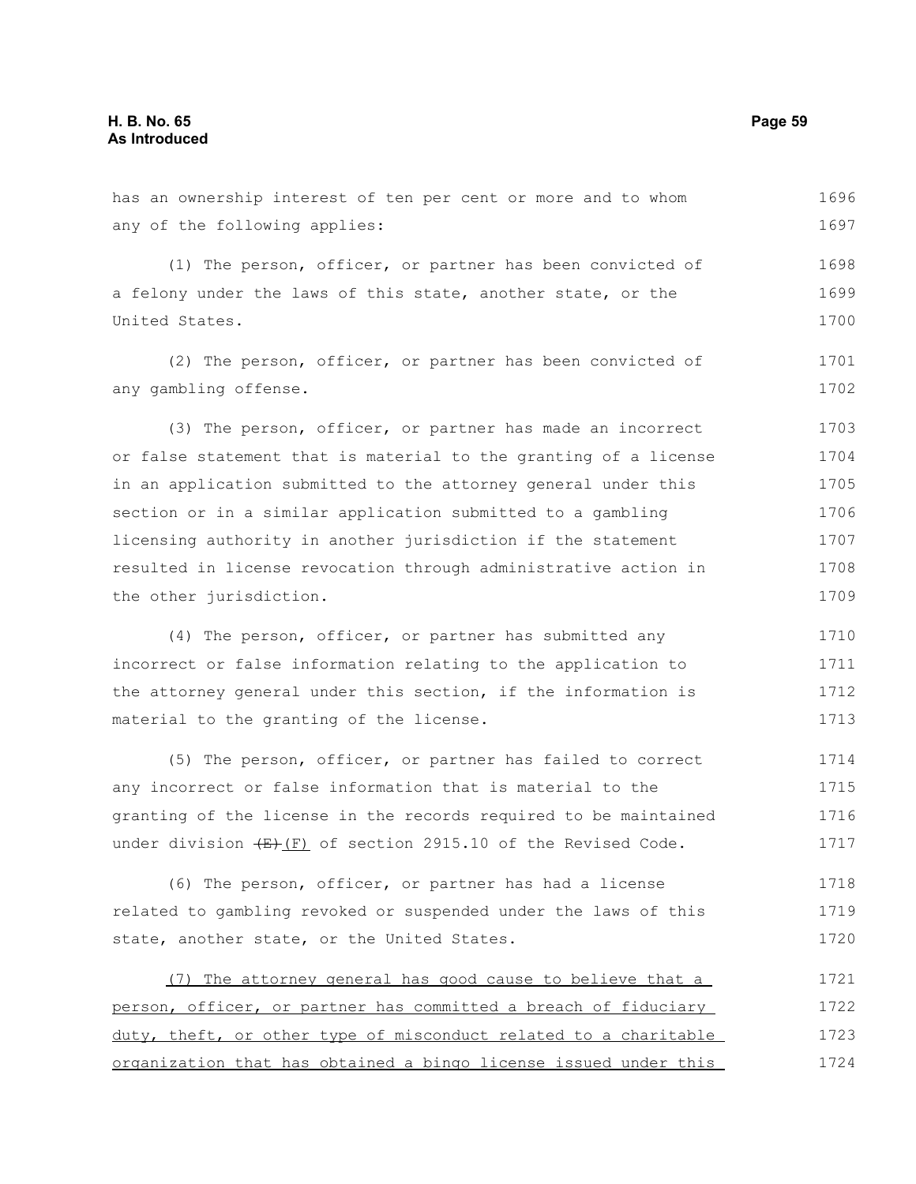has an ownership interest of ten per cent or more and to whom any of the following applies:

(1) The person, officer, or partner has been convicted of a felony under the laws of this state, another state, or the United States.

(2) The person, officer, or partner has been convicted of any gambling offense.

(3) The person, officer, or partner has made an incorrect or false statement that is material to the granting of a license in an application submitted to the attorney general under this section or in a similar application submitted to a gambling licensing authority in another jurisdiction if the statement resulted in license revocation through administrative action in the other jurisdiction.

(4) The person, officer, or partner has submitted any incorrect or false information relating to the application to the attorney general under this section, if the information is material to the granting of the license.

(5) The person, officer, or partner has failed to correct any incorrect or false information that is material to the granting of the license in the records required to be maintained under division ~~(E)~~ (F) of section 2915.10 of the Revised Code.

(6) The person, officer, or partner has had a license related to gambling revoked or suspended under the laws of this state, another state, or the United States.

(7) The attorney general has good cause to believe that a person, officer, or partner has committed a breach of fiduciary duty, theft, or other type of misconduct related to a charitable organization that has obtained a bingo license issued under this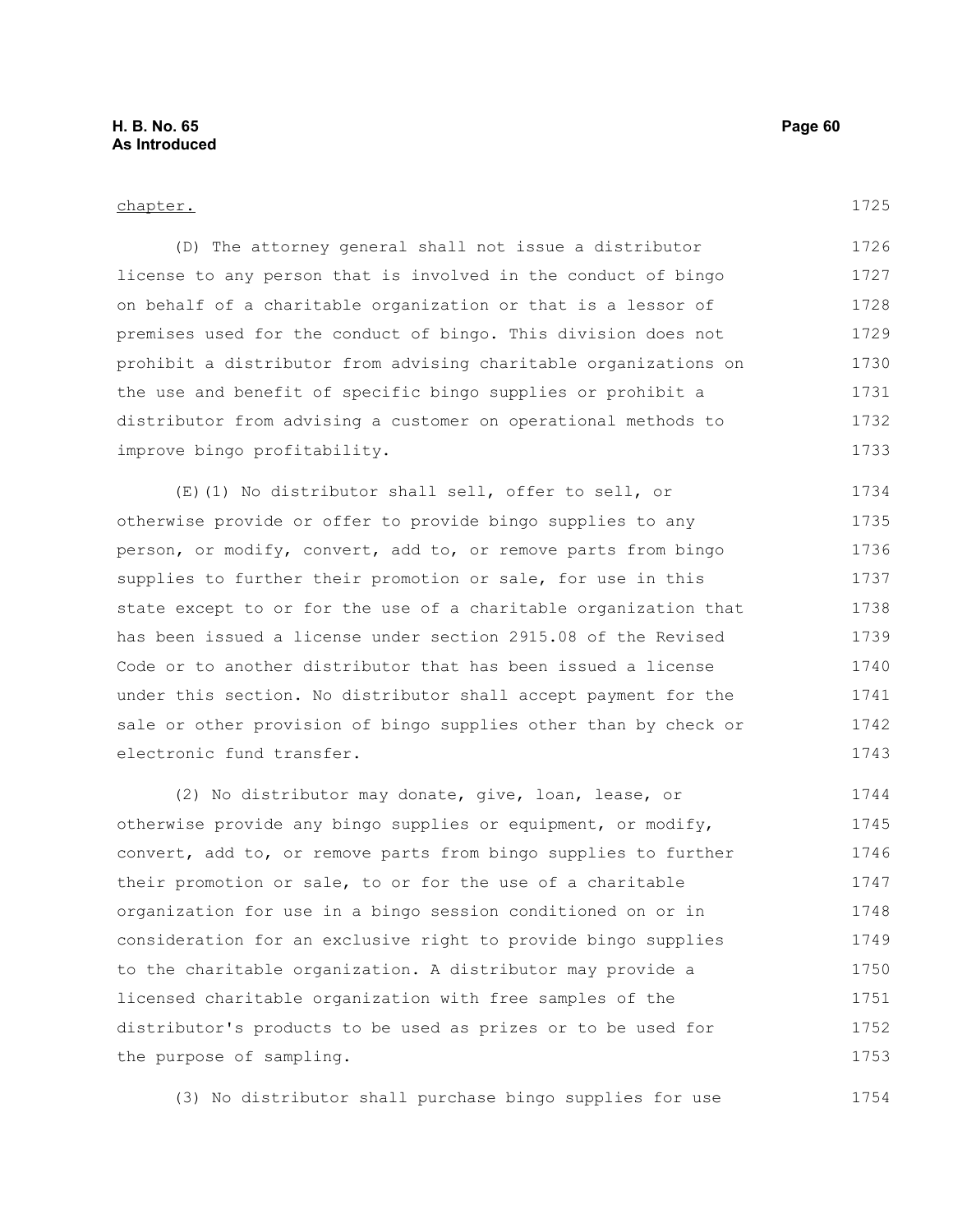chapter.

(D) The attorney general shall not issue a distributor license to any person that is involved in the conduct of bingo on behalf of a charitable organization or that is a lessor of premises used for the conduct of bingo. This division does not prohibit a distributor from advising charitable organizations on the use and benefit of specific bingo supplies or prohibit a distributor from advising a customer on operational methods to improve bingo profitability.

(E)(1) No distributor shall sell, offer to sell, or otherwise provide or offer to provide bingo supplies to any person, or modify, convert, add to, or remove parts from bingo supplies to further their promotion or sale, for use in this state except to or for the use of a charitable organization that has been issued a license under section 2915.08 of the Revised Code or to another distributor that has been issued a license under this section. No distributor shall accept payment for the sale or other provision of bingo supplies other than by check or electronic fund transfer.

(2) No distributor may donate, give, loan, lease, or otherwise provide any bingo supplies or equipment, or modify, convert, add to, or remove parts from bingo supplies to further their promotion or sale, to or for the use of a charitable organization for use in a bingo session conditioned on or in consideration for an exclusive right to provide bingo supplies to the charitable organization. A distributor may provide a licensed charitable organization with free samples of the distributor's products to be used as prizes or to be used for the purpose of sampling.

(3) No distributor shall purchase bingo supplies for use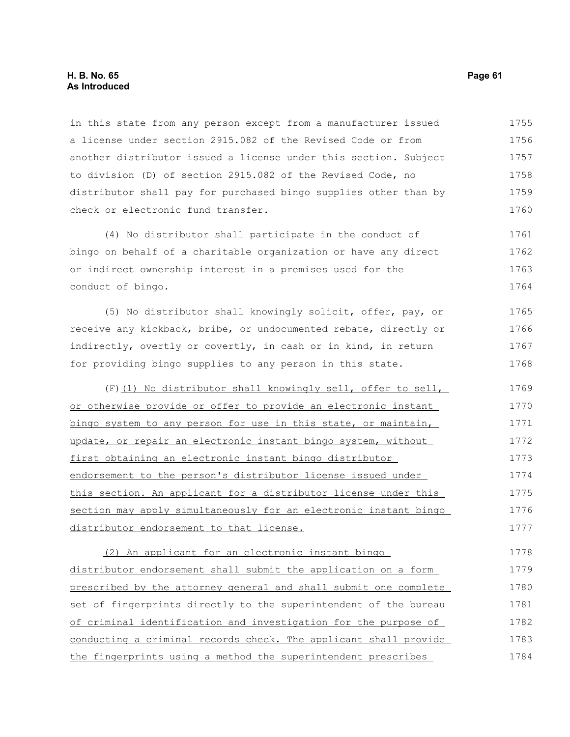in this state from any person except from a manufacturer issued a license under section 2915.082 of the Revised Code or from another distributor issued a license under this section. Subject to division (D) of section 2915.082 of the Revised Code, no distributor shall pay for purchased bingo supplies other than by check or electronic fund transfer.

(4) No distributor shall participate in the conduct of bingo on behalf of a charitable organization or have any direct or indirect ownership interest in a premises used for the conduct of bingo.

(5) No distributor shall knowingly solicit, offer, pay, or receive any kickback, bribe, or undocumented rebate, directly or indirectly, overtly or covertly, in cash or in kind, in return for providing bingo supplies to any person in this state.

(F)(1) No distributor shall knowingly sell, offer to sell, or otherwise provide or offer to provide an electronic instant bingo system to any person for use in this state, or maintain, update, or repair an electronic instant bingo system, without first obtaining an electronic instant bingo distributor endorsement to the person's distributor license issued under this section. An applicant for a distributor license under this section may apply simultaneously for an electronic instant bingo distributor endorsement to that license.

(2) An applicant for an electronic instant bingo distributor endorsement shall submit the application on a form prescribed by the attorney general and shall submit one complete set of fingerprints directly to the superintendent of the bureau of criminal identification and investigation for the purpose of conducting a criminal records check. The applicant shall provide the fingerprints using a method the superintendent prescribes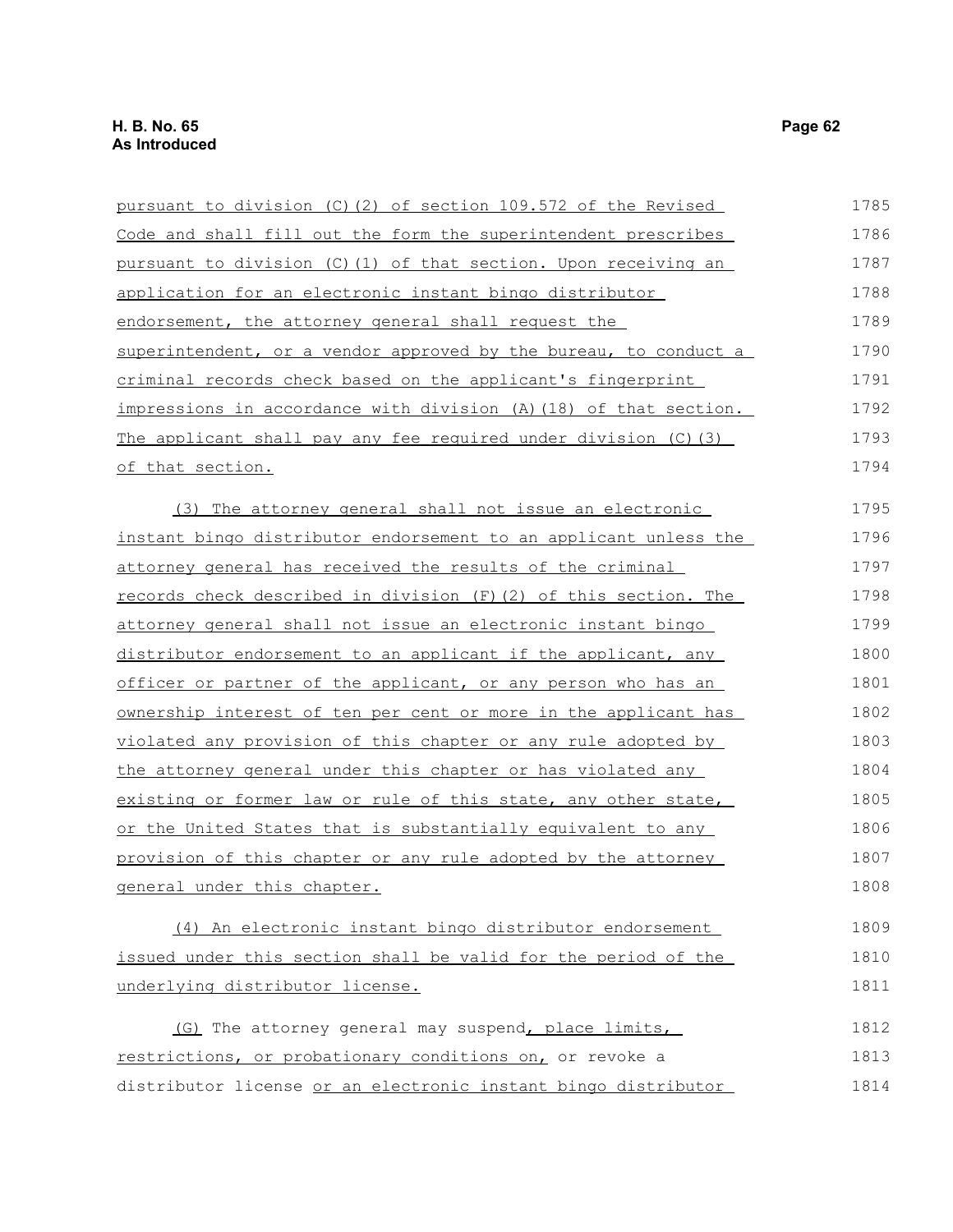pursuant to division (C)(2) of section 109.572 of the Revised Code and shall fill out the form the superintendent prescribes pursuant to division (C)(1) of that section. Upon receiving an application for an electronic instant bingo distributor endorsement, the attorney general shall request the superintendent, or a vendor approved by the bureau, to conduct a criminal records check based on the applicant's fingerprint impressions in accordance with division (A)(18) of that section. The applicant shall pay any fee required under division (C)(3) of that section.

(3) The attorney general shall not issue an electronic instant bingo distributor endorsement to an applicant unless the attorney general has received the results of the criminal records check described in division (F)(2) of this section. The attorney general shall not issue an electronic instant bingo distributor endorsement to an applicant if the applicant, any officer or partner of the applicant, or any person who has an ownership interest of ten per cent or more in the applicant has violated any provision of this chapter or any rule adopted by the attorney general under this chapter or has violated any existing or former law or rule of this state, any other state, or the United States that is substantially equivalent to any provision of this chapter or any rule adopted by the attorney general under this chapter.

(4) An electronic instant bingo distributor endorsement issued under this section shall be valid for the period of the underlying distributor license.

(G) The attorney general may suspend, place limits, restrictions, or probationary conditions on, or revoke a distributor license or an electronic instant bingo distributor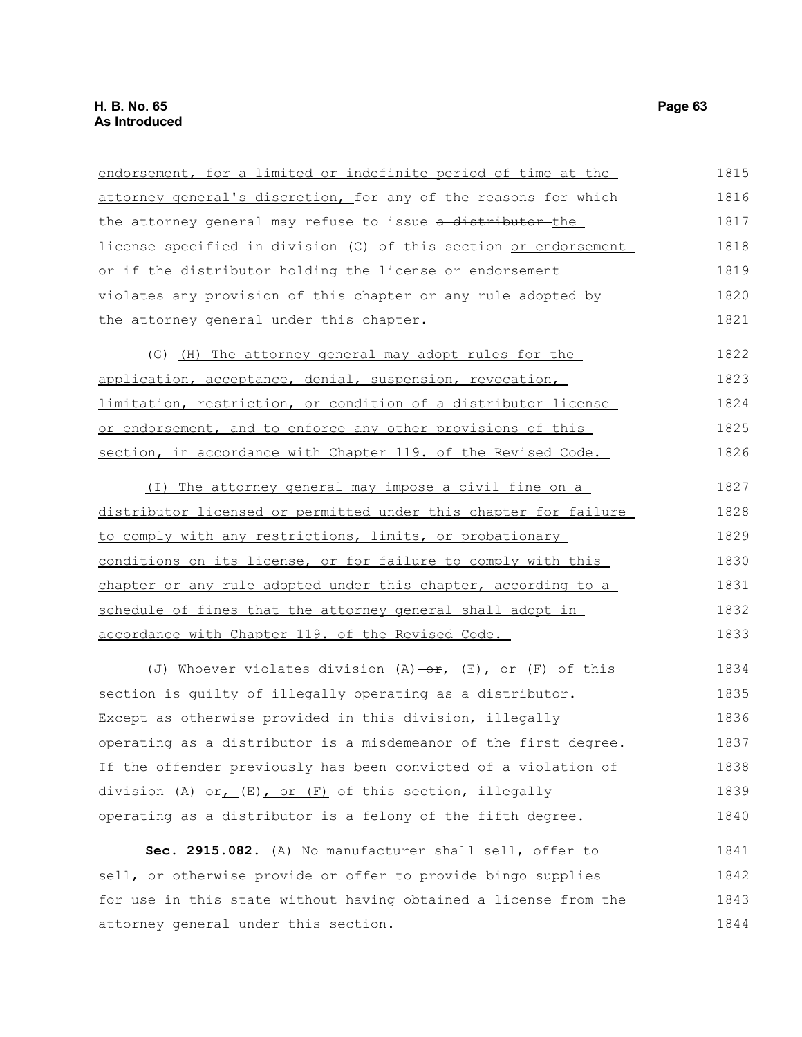endorsement, for a limited or indefinite period of time at the attorney general's discretion, for any of the reasons for which the attorney general may refuse to issue ~~a distributor~~ the license ~~specified in division (C) of this section~~ or endorsement or if the distributor holding the license or endorsement violates any provision of this chapter or any rule adopted by the attorney general under this chapter.

~~(G)~~ (H) The attorney general may adopt rules for the application, acceptance, denial, suspension, revocation, limitation, restriction, or condition of a distributor license or endorsement, and to enforce any other provisions of this section, in accordance with Chapter 119. of the Revised Code.

(I) The attorney general may impose a civil fine on a distributor licensed or permitted under this chapter for failure to comply with any restrictions, limits, or probationary conditions on its license, or for failure to comply with this chapter or any rule adopted under this chapter, according to a schedule of fines that the attorney general shall adopt in accordance with Chapter 119. of the Revised Code.

(J) Whoever violates division (A) ~~or~~, (E), or (F) of this section is guilty of illegally operating as a distributor. Except as otherwise provided in this division, illegally operating as a distributor is a misdemeanor of the first degree. If the offender previously has been convicted of a violation of division (A) ~~or~~, (E), or (F) of this section, illegally operating as a distributor is a felony of the fifth degree.

**Sec. 2915.082.** (A) No manufacturer shall sell, offer to sell, or otherwise provide or offer to provide bingo supplies for use in this state without having obtained a license from the attorney general under this section.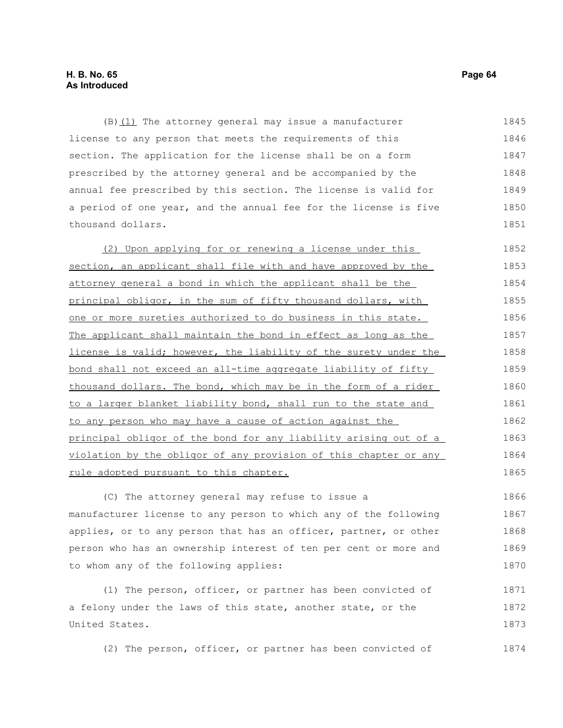(B)(1) The attorney general may issue a manufacturer license to any person that meets the requirements of this section. The application for the license shall be on a form prescribed by the attorney general and be accompanied by the annual fee prescribed by this section. The license is valid for a period of one year, and the annual fee for the license is five thousand dollars.

(2) Upon applying for or renewing a license under this section, an applicant shall file with and have approved by the attorney general a bond in which the applicant shall be the principal obligor, in the sum of fifty thousand dollars, with one or more sureties authorized to do business in this state. The applicant shall maintain the bond in effect as long as the license is valid; however, the liability of the surety under the bond shall not exceed an all-time aggregate liability of fifty thousand dollars. The bond, which may be in the form of a rider to a larger blanket liability bond, shall run to the state and to any person who may have a cause of action against the principal obligor of the bond for any liability arising out of a violation by the obligor of any provision of this chapter or any rule adopted pursuant to this chapter.

(C) The attorney general may refuse to issue a manufacturer license to any person to which any of the following applies, or to any person that has an officer, partner, or other person who has an ownership interest of ten per cent or more and to whom any of the following applies:

(1) The person, officer, or partner has been convicted of a felony under the laws of this state, another state, or the United States.

(2) The person, officer, or partner has been convicted of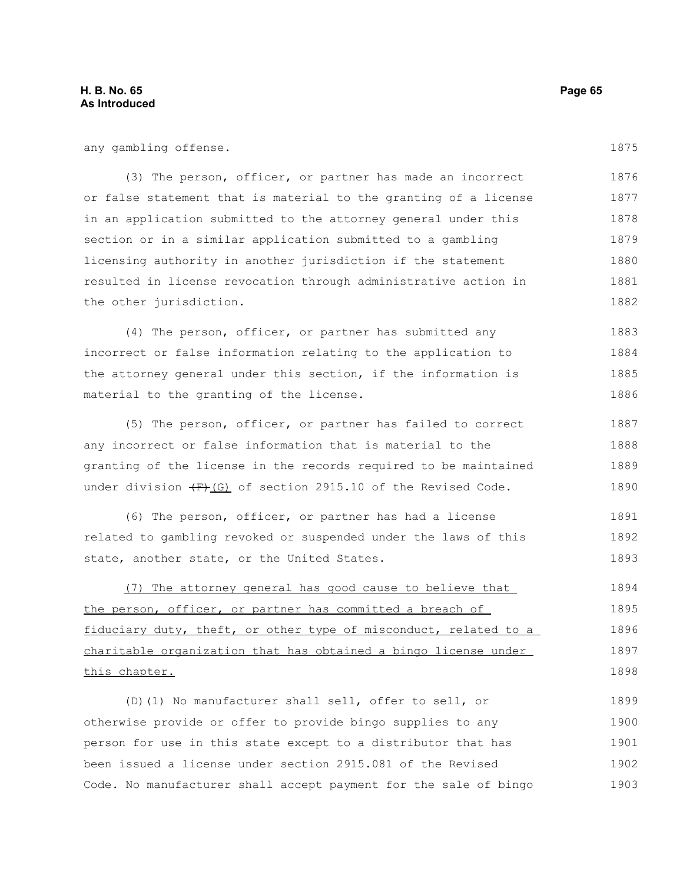any gambling offense.

(3) The person, officer, or partner has made an incorrect or false statement that is material to the granting of a license in an application submitted to the attorney general under this section or in a similar application submitted to a gambling licensing authority in another jurisdiction if the statement resulted in license revocation through administrative action in the other jurisdiction.

(4) The person, officer, or partner has submitted any incorrect or false information relating to the application to the attorney general under this section, if the information is material to the granting of the license.

(5) The person, officer, or partner has failed to correct any incorrect or false information that is material to the granting of the license in the records required to be maintained under division ~~(F)~~ (G) of section 2915.10 of the Revised Code.

(6) The person, officer, or partner has had a license related to gambling revoked or suspended under the laws of this state, another state, or the United States.

<u>(7) The attorney general has good cause to believe that the person, officer, or partner has committed a breach of fiduciary duty, theft, or other type of misconduct, related to a charitable organization that has obtained a bingo license under this chapter.</u>

(D)(1) No manufacturer shall sell, offer to sell, or otherwise provide or offer to provide bingo supplies to any person for use in this state except to a distributor that has been issued a license under section 2915.081 of the Revised Code. No manufacturer shall accept payment for the sale of bingo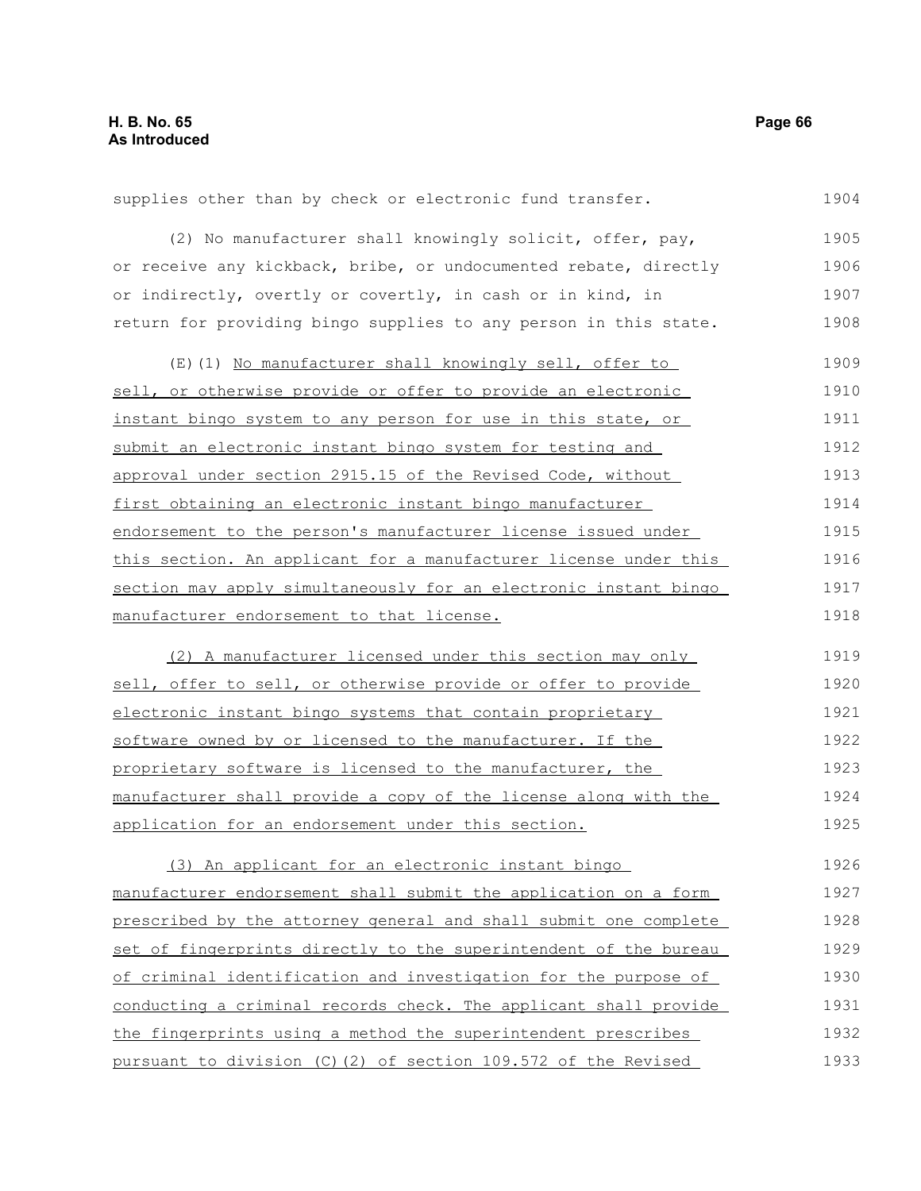supplies other than by check or electronic fund transfer.

(2) No manufacturer shall knowingly solicit, offer, pay, or receive any kickback, bribe, or undocumented rebate, directly or indirectly, overtly or covertly, in cash or in kind, in return for providing bingo supplies to any person in this state.

(E)(1) No manufacturer shall knowingly sell, offer to sell, or otherwise provide or offer to provide an electronic instant bingo system to any person for use in this state, or submit an electronic instant bingo system for testing and approval under section 2915.15 of the Revised Code, without first obtaining an electronic instant bingo manufacturer endorsement to the person's manufacturer license issued under this section. An applicant for a manufacturer license under this section may apply simultaneously for an electronic instant bingo manufacturer endorsement to that license.

(2) A manufacturer licensed under this section may only sell, offer to sell, or otherwise provide or offer to provide electronic instant bingo systems that contain proprietary software owned by or licensed to the manufacturer. If the proprietary software is licensed to the manufacturer, the manufacturer shall provide a copy of the license along with the application for an endorsement under this section.

(3) An applicant for an electronic instant bingo manufacturer endorsement shall submit the application on a form prescribed by the attorney general and shall submit one complete set of fingerprints directly to the superintendent of the bureau of criminal identification and investigation for the purpose of conducting a criminal records check. The applicant shall provide the fingerprints using a method the superintendent prescribes pursuant to division (C)(2) of section 109.572 of the Revised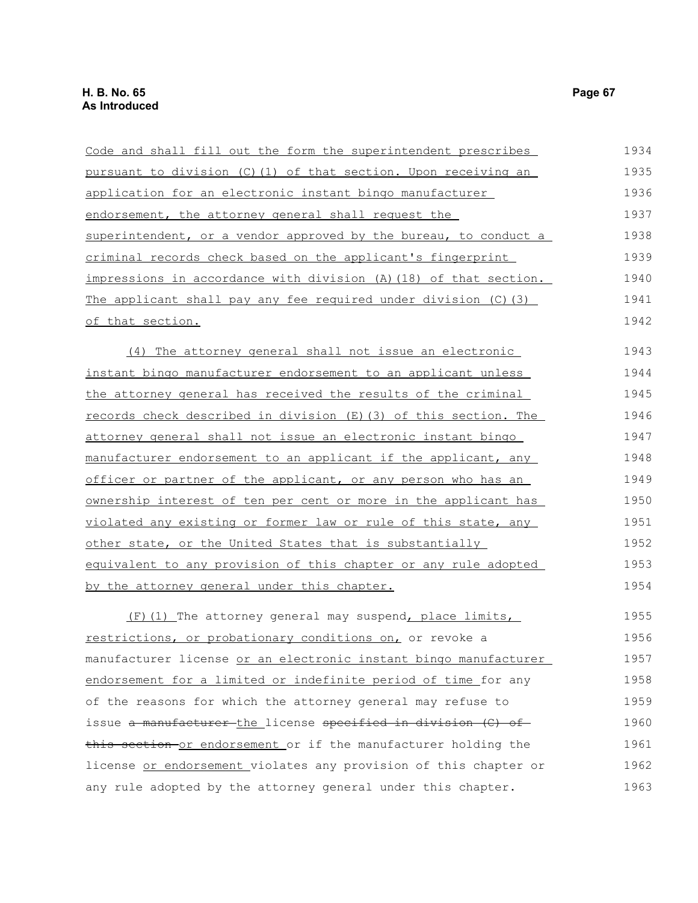Code and shall fill out the form the superintendent prescribes pursuant to division (C)(1) of that section. Upon receiving an application for an electronic instant bingo manufacturer endorsement, the attorney general shall request the superintendent, or a vendor approved by the bureau, to conduct a criminal records check based on the applicant's fingerprint impressions in accordance with division (A)(18) of that section. The applicant shall pay any fee required under division (C)(3) of that section.

(4) The attorney general shall not issue an electronic instant bingo manufacturer endorsement to an applicant unless the attorney general has received the results of the criminal records check described in division (E)(3) of this section. The attorney general shall not issue an electronic instant bingo manufacturer endorsement to an applicant if the applicant, any officer or partner of the applicant, or any person who has an ownership interest of ten per cent or more in the applicant has violated any existing or former law or rule of this state, any other state, or the United States that is substantially equivalent to any provision of this chapter or any rule adopted by the attorney general under this chapter.

(F)(1) The attorney general may suspend, place limits, restrictions, or probationary conditions on, or revoke a manufacturer license or an electronic instant bingo manufacturer endorsement for a limited or indefinite period of time for any of the reasons for which the attorney general may refuse to issue ~~a manufacturer~~ the license ~~specified in division (C) of this section~~ or endorsement or if the manufacturer holding the license or endorsement violates any provision of this chapter or any rule adopted by the attorney general under this chapter.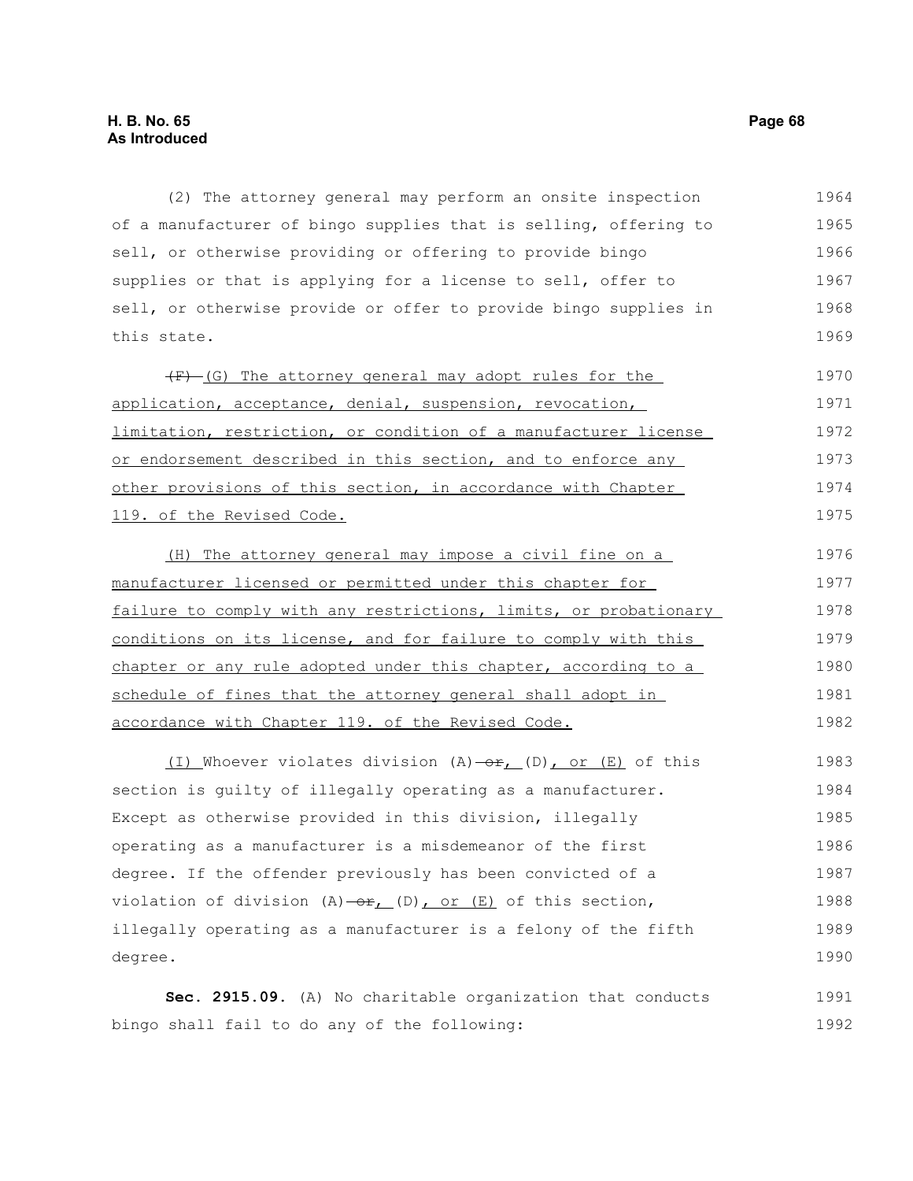(2) The attorney general may perform an onsite inspection of a manufacturer of bingo supplies that is selling, offering to sell, or otherwise providing or offering to provide bingo supplies or that is applying for a license to sell, offer to sell, or otherwise provide or offer to provide bingo supplies in this state.

~~(F)~~ <u>(G)</u> The attorney general may adopt rules for the <u>application, acceptance, denial, suspension, revocation, limitation, restriction, or condition of a manufacturer license or endorsement described in this section, and to enforce any other provisions of this section, in accordance with Chapter 119. of the Revised Code.</u>

<u>(H) The attorney general may impose a civil fine on a manufacturer licensed or permitted under this chapter for failure to comply with any restrictions, limits, or probationary conditions on its license, and for failure to comply with this chapter or any rule adopted under this chapter, according to a schedule of fines that the attorney general shall adopt in accordance with Chapter 119. of the Revised Code.</u>

<u>(I)</u> Whoever violates division (A) ~~or~~<u>,</u> (D)<u>, or (E)</u> of this section is guilty of illegally operating as a manufacturer. Except as otherwise provided in this division, illegally operating as a manufacturer is a misdemeanor of the first degree. If the offender previously has been convicted of a violation of division (A) ~~or~~<u>,</u> (D)<u>, or (E)</u> of this section, illegally operating as a manufacturer is a felony of the fifth degree.

**Sec. 2915.09.** (A) No charitable organization that conducts bingo shall fail to do any of the following: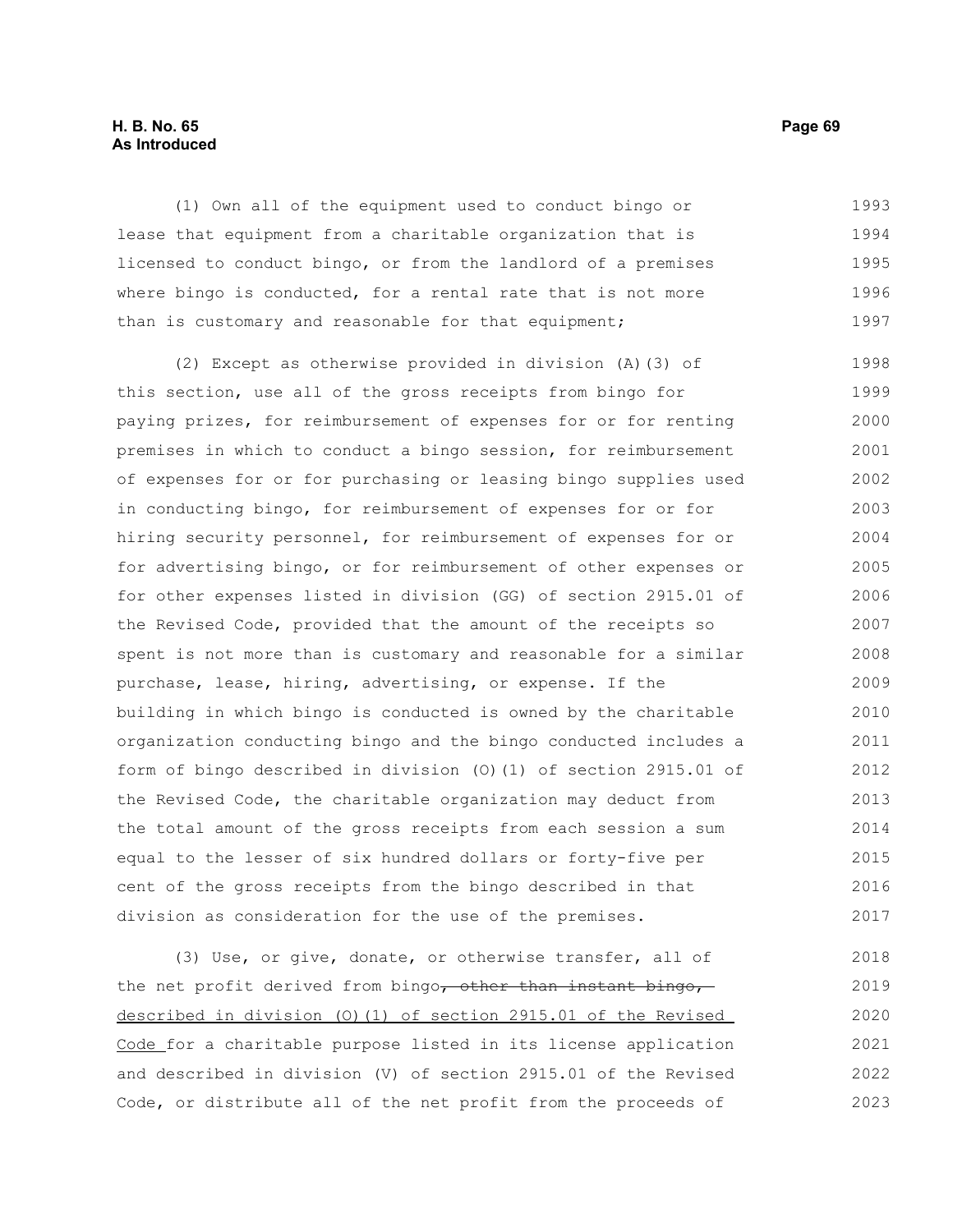(1) Own all of the equipment used to conduct bingo or lease that equipment from a charitable organization that is licensed to conduct bingo, or from the landlord of a premises where bingo is conducted, for a rental rate that is not more than is customary and reasonable for that equipment;

(2) Except as otherwise provided in division (A)(3) of this section, use all of the gross receipts from bingo for paying prizes, for reimbursement of expenses for or for renting premises in which to conduct a bingo session, for reimbursement of expenses for or for purchasing or leasing bingo supplies used in conducting bingo, for reimbursement of expenses for or for hiring security personnel, for reimbursement of expenses for or for advertising bingo, or for reimbursement of other expenses or for other expenses listed in division (GG) of section 2915.01 of the Revised Code, provided that the amount of the receipts so spent is not more than is customary and reasonable for a similar purchase, lease, hiring, advertising, or expense. If the building in which bingo is conducted is owned by the charitable organization conducting bingo and the bingo conducted includes a form of bingo described in division (O)(1) of section 2915.01 of the Revised Code, the charitable organization may deduct from the total amount of the gross receipts from each session a sum equal to the lesser of six hundred dollars or forty-five per cent of the gross receipts from the bingo described in that division as consideration for the use of the premises.

(3) Use, or give, donate, or otherwise transfer, all of the net profit derived from bingo~~, other than instant bingo,~~ described in division (O)(1) of section 2915.01 of the Revised Code for a charitable purpose listed in its license application and described in division (V) of section 2915.01 of the Revised Code, or distribute all of the net profit from the proceeds of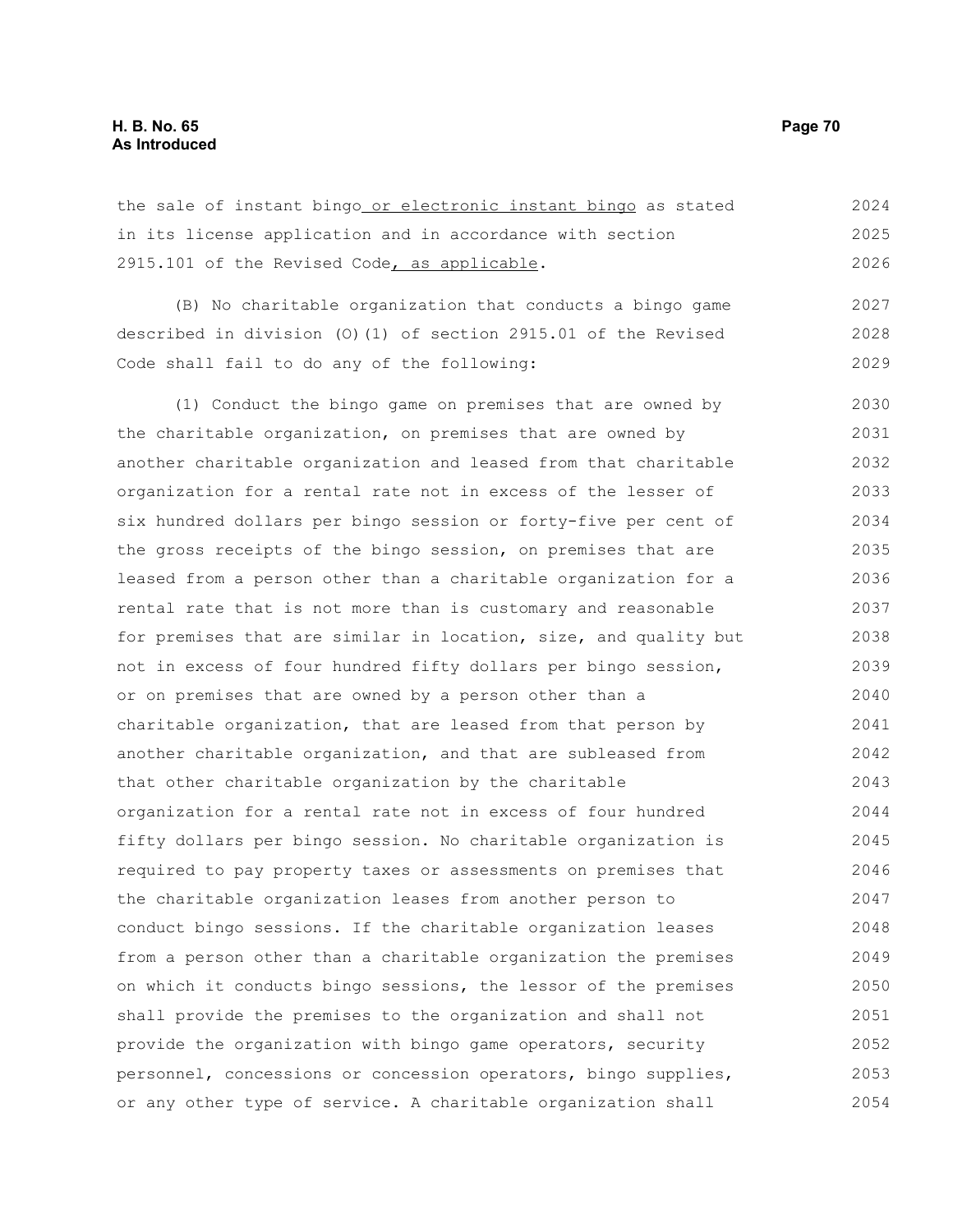the sale of instant bingo or electronic instant bingo as stated in its license application and in accordance with section 2915.101 of the Revised Code, as applicable.

(B) No charitable organization that conducts a bingo game described in division (O)(1) of section 2915.01 of the Revised Code shall fail to do any of the following:

(1) Conduct the bingo game on premises that are owned by the charitable organization, on premises that are owned by another charitable organization and leased from that charitable organization for a rental rate not in excess of the lesser of six hundred dollars per bingo session or forty-five per cent of the gross receipts of the bingo session, on premises that are leased from a person other than a charitable organization for a rental rate that is not more than is customary and reasonable for premises that are similar in location, size, and quality but not in excess of four hundred fifty dollars per bingo session, or on premises that are owned by a person other than a charitable organization, that are leased from that person by another charitable organization, and that are subleased from that other charitable organization by the charitable organization for a rental rate not in excess of four hundred fifty dollars per bingo session. No charitable organization is required to pay property taxes or assessments on premises that the charitable organization leases from another person to conduct bingo sessions. If the charitable organization leases from a person other than a charitable organization the premises on which it conducts bingo sessions, the lessor of the premises shall provide the premises to the organization and shall not provide the organization with bingo game operators, security personnel, concessions or concession operators, bingo supplies, or any other type of service. A charitable organization shall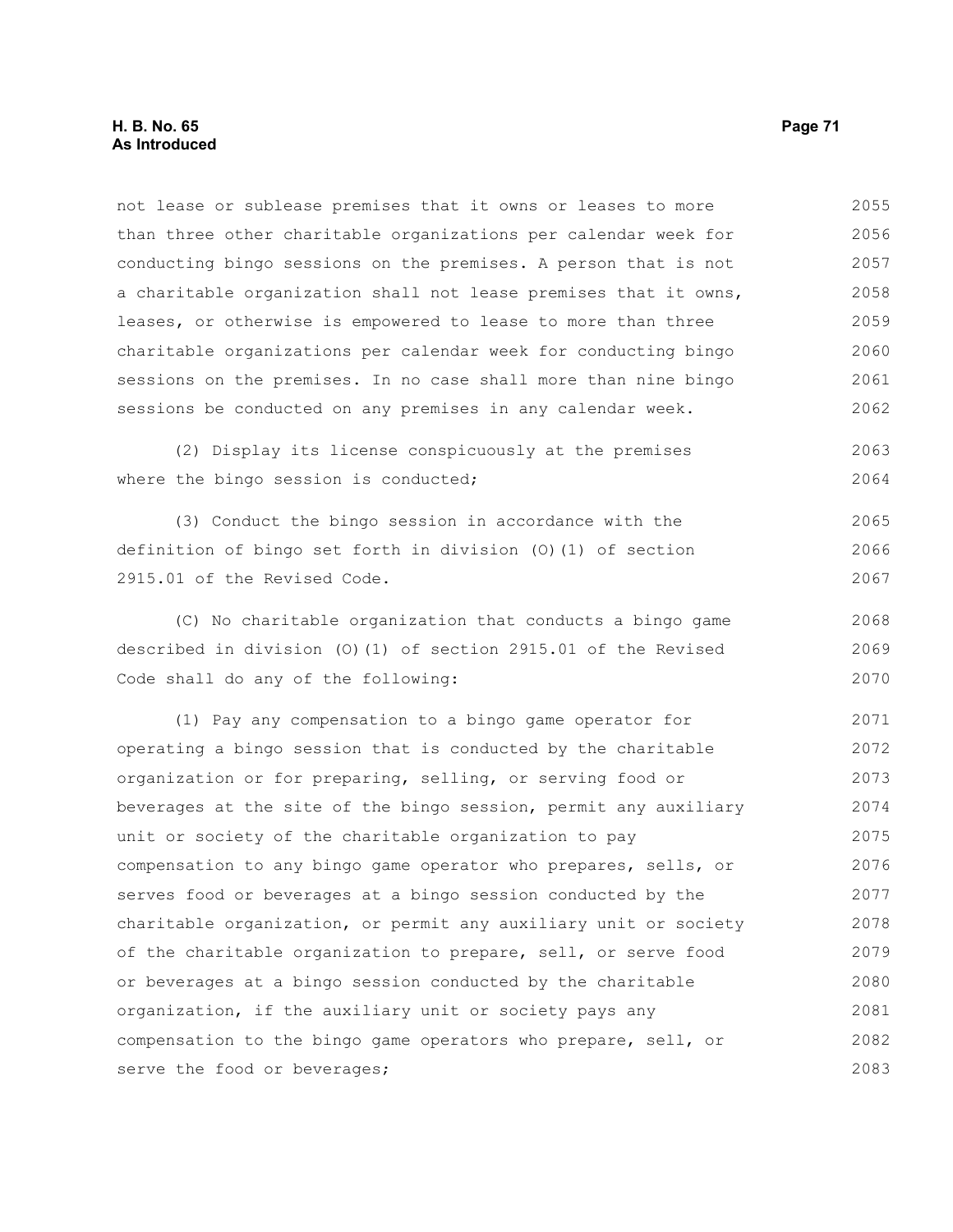not lease or sublease premises that it owns or leases to more than three other charitable organizations per calendar week for conducting bingo sessions on the premises. A person that is not a charitable organization shall not lease premises that it owns, leases, or otherwise is empowered to lease to more than three charitable organizations per calendar week for conducting bingo sessions on the premises. In no case shall more than nine bingo sessions be conducted on any premises in any calendar week.

(2) Display its license conspicuously at the premises where the bingo session is conducted;

(3) Conduct the bingo session in accordance with the definition of bingo set forth in division (O)(1) of section 2915.01 of the Revised Code.

(C) No charitable organization that conducts a bingo game described in division (O)(1) of section 2915.01 of the Revised Code shall do any of the following:

(1) Pay any compensation to a bingo game operator for operating a bingo session that is conducted by the charitable organization or for preparing, selling, or serving food or beverages at the site of the bingo session, permit any auxiliary unit or society of the charitable organization to pay compensation to any bingo game operator who prepares, sells, or serves food or beverages at a bingo session conducted by the charitable organization, or permit any auxiliary unit or society of the charitable organization to prepare, sell, or serve food or beverages at a bingo session conducted by the charitable organization, if the auxiliary unit or society pays any compensation to the bingo game operators who prepare, sell, or serve the food or beverages;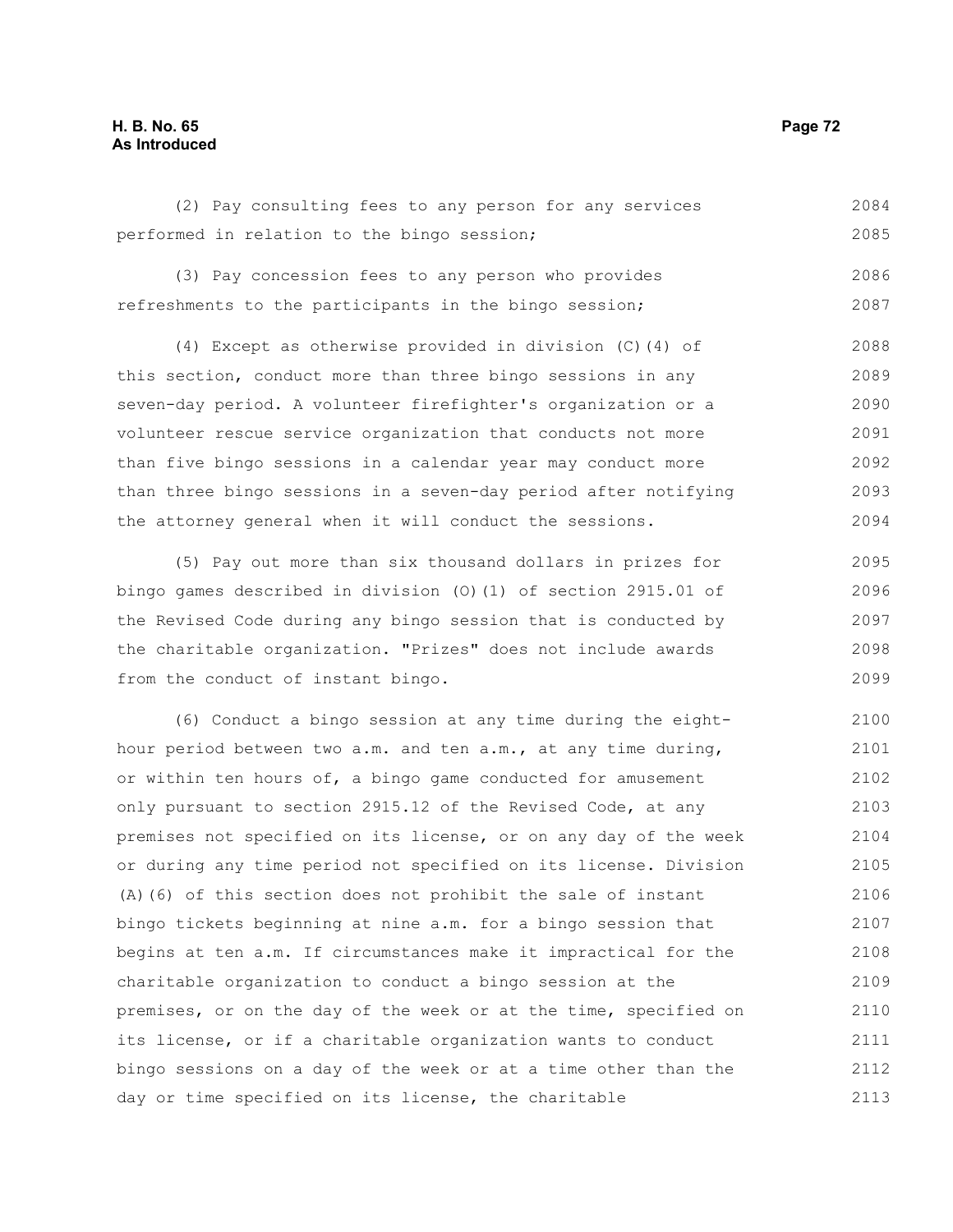(2) Pay consulting fees to any person for any services performed in relation to the bingo session;

(3) Pay concession fees to any person who provides refreshments to the participants in the bingo session;

(4) Except as otherwise provided in division (C)(4) of this section, conduct more than three bingo sessions in any seven-day period. A volunteer firefighter's organization or a volunteer rescue service organization that conducts not more than five bingo sessions in a calendar year may conduct more than three bingo sessions in a seven-day period after notifying the attorney general when it will conduct the sessions.

(5) Pay out more than six thousand dollars in prizes for bingo games described in division (O)(1) of section 2915.01 of the Revised Code during any bingo session that is conducted by the charitable organization. "Prizes" does not include awards from the conduct of instant bingo.

(6) Conduct a bingo session at any time during the eight-hour period between two a.m. and ten a.m., at any time during, or within ten hours of, a bingo game conducted for amusement only pursuant to section 2915.12 of the Revised Code, at any premises not specified on its license, or on any day of the week or during any time period not specified on its license. Division (A)(6) of this section does not prohibit the sale of instant bingo tickets beginning at nine a.m. for a bingo session that begins at ten a.m. If circumstances make it impractical for the charitable organization to conduct a bingo session at the premises, or on the day of the week or at the time, specified on its license, or if a charitable organization wants to conduct bingo sessions on a day of the week or at a time other than the day or time specified on its license, the charitable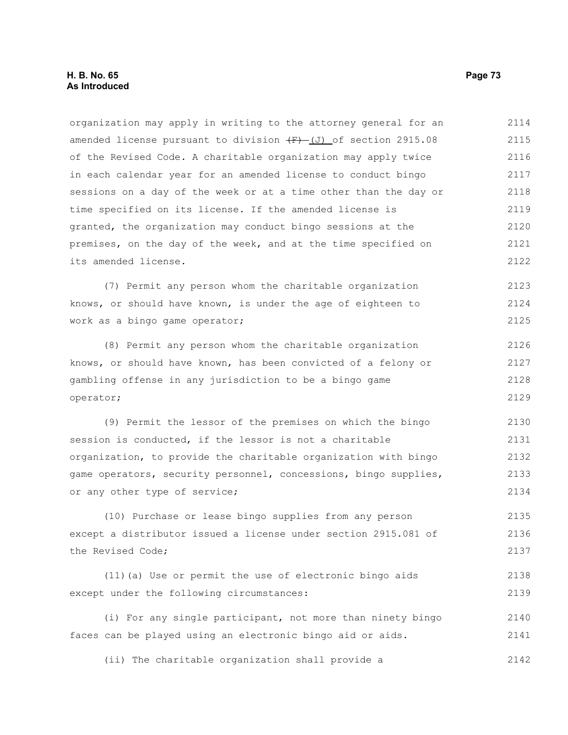organization may apply in writing to the attorney general for an amended license pursuant to division ~~(F)~~ (J) of section 2915.08 of the Revised Code. A charitable organization may apply twice in each calendar year for an amended license to conduct bingo sessions on a day of the week or at a time other than the day or time specified on its license. If the amended license is granted, the organization may conduct bingo sessions at the premises, on the day of the week, and at the time specified on its amended license.

(7) Permit any person whom the charitable organization knows, or should have known, is under the age of eighteen to work as a bingo game operator;

(8) Permit any person whom the charitable organization knows, or should have known, has been convicted of a felony or gambling offense in any jurisdiction to be a bingo game operator;

(9) Permit the lessor of the premises on which the bingo session is conducted, if the lessor is not a charitable organization, to provide the charitable organization with bingo game operators, security personnel, concessions, bingo supplies, or any other type of service;

(10) Purchase or lease bingo supplies from any person except a distributor issued a license under section 2915.081 of the Revised Code;

(11)(a) Use or permit the use of electronic bingo aids except under the following circumstances:

(i) For any single participant, not more than ninety bingo faces can be played using an electronic bingo aid or aids.

(ii) The charitable organization shall provide a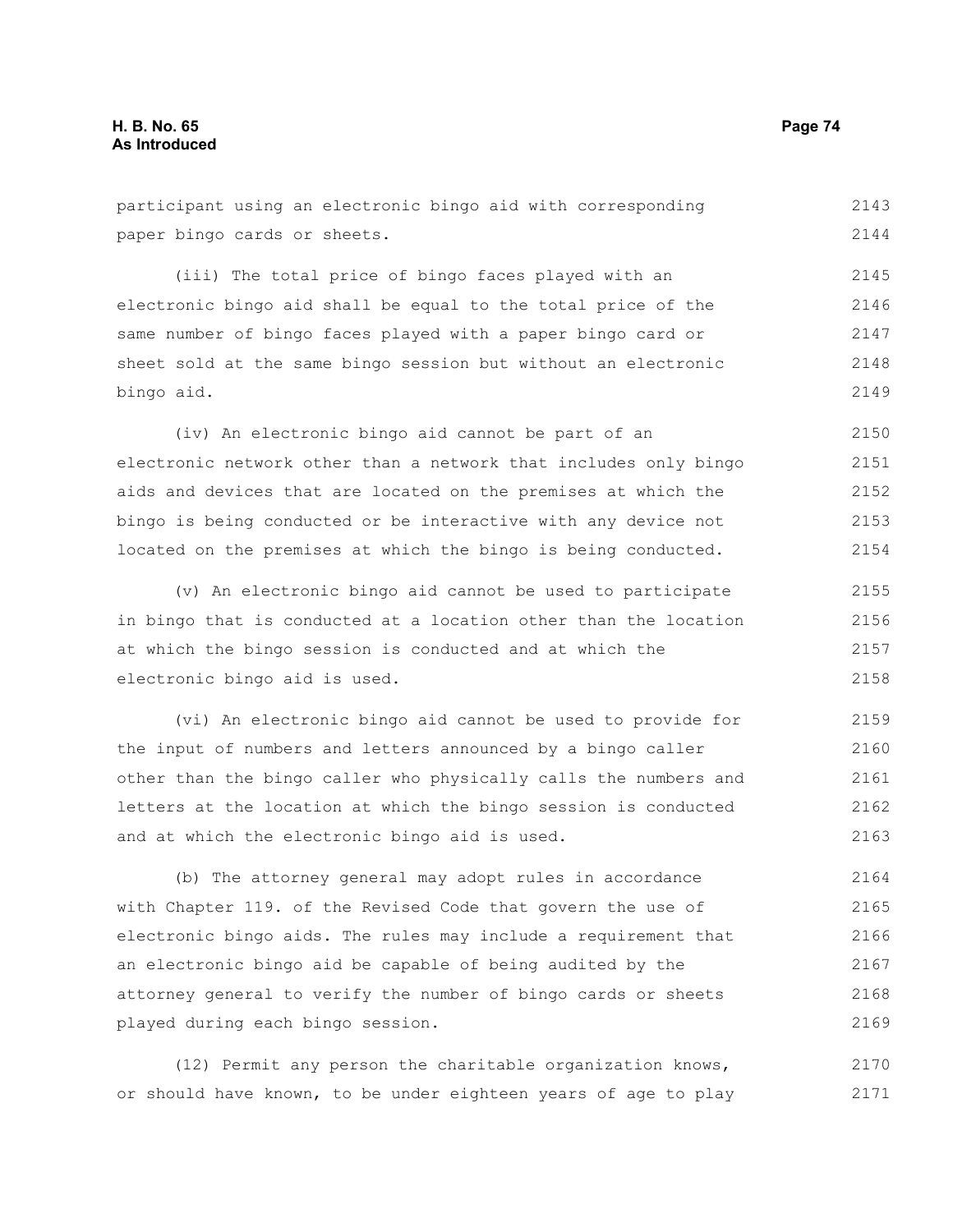participant using an electronic bingo aid with corresponding paper bingo cards or sheets.

(iii) The total price of bingo faces played with an electronic bingo aid shall be equal to the total price of the same number of bingo faces played with a paper bingo card or sheet sold at the same bingo session but without an electronic bingo aid.

(iv) An electronic bingo aid cannot be part of an electronic network other than a network that includes only bingo aids and devices that are located on the premises at which the bingo is being conducted or be interactive with any device not located on the premises at which the bingo is being conducted.

(v) An electronic bingo aid cannot be used to participate in bingo that is conducted at a location other than the location at which the bingo session is conducted and at which the electronic bingo aid is used.

(vi) An electronic bingo aid cannot be used to provide for the input of numbers and letters announced by a bingo caller other than the bingo caller who physically calls the numbers and letters at the location at which the bingo session is conducted and at which the electronic bingo aid is used.

(b) The attorney general may adopt rules in accordance with Chapter 119. of the Revised Code that govern the use of electronic bingo aids. The rules may include a requirement that an electronic bingo aid be capable of being audited by the attorney general to verify the number of bingo cards or sheets played during each bingo session.

(12) Permit any person the charitable organization knows, or should have known, to be under eighteen years of age to play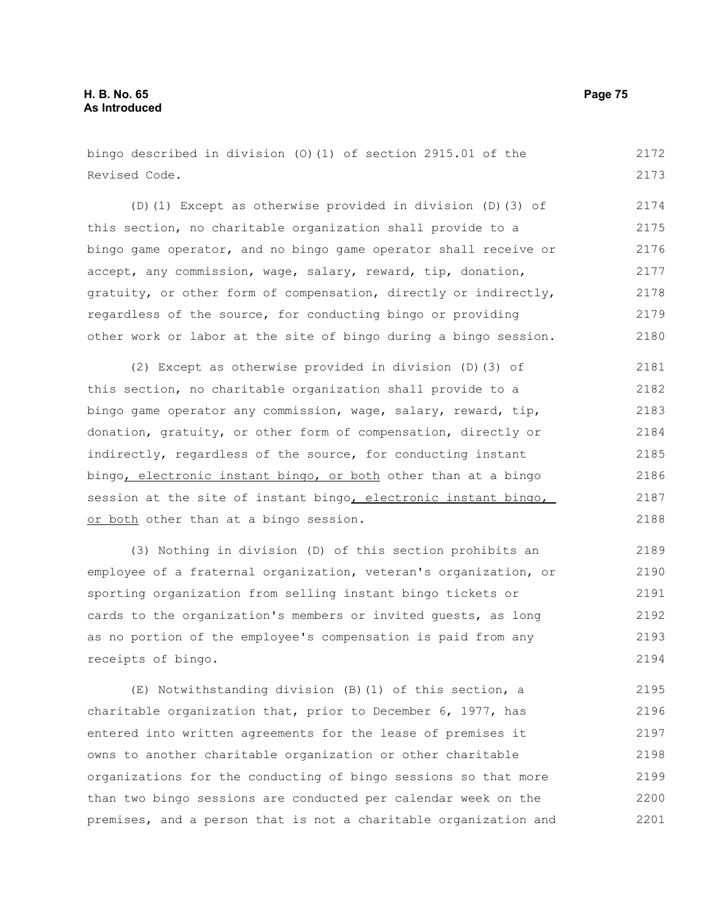bingo described in division (O)(1) of section 2915.01 of the Revised Code.

(D)(1) Except as otherwise provided in division (D)(3) of this section, no charitable organization shall provide to a bingo game operator, and no bingo game operator shall receive or accept, any commission, wage, salary, reward, tip, donation, gratuity, or other form of compensation, directly or indirectly, regardless of the source, for conducting bingo or providing other work or labor at the site of bingo during a bingo session.

(2) Except as otherwise provided in division (D)(3) of this section, no charitable organization shall provide to a bingo game operator any commission, wage, salary, reward, tip, donation, gratuity, or other form of compensation, directly or indirectly, regardless of the source, for conducting instant bingo<u>, electronic instant bingo, or both</u> other than at a bingo session at the site of instant bingo<u>, electronic instant bingo, or both</u> other than at a bingo session.

(3) Nothing in division (D) of this section prohibits an employee of a fraternal organization, veteran's organization, or sporting organization from selling instant bingo tickets or cards to the organization's members or invited guests, as long as no portion of the employee's compensation is paid from any receipts of bingo.

(E) Notwithstanding division (B)(1) of this section, a charitable organization that, prior to December 6, 1977, has entered into written agreements for the lease of premises it owns to another charitable organization or other charitable organizations for the conducting of bingo sessions so that more than two bingo sessions are conducted per calendar week on the premises, and a person that is not a charitable organization and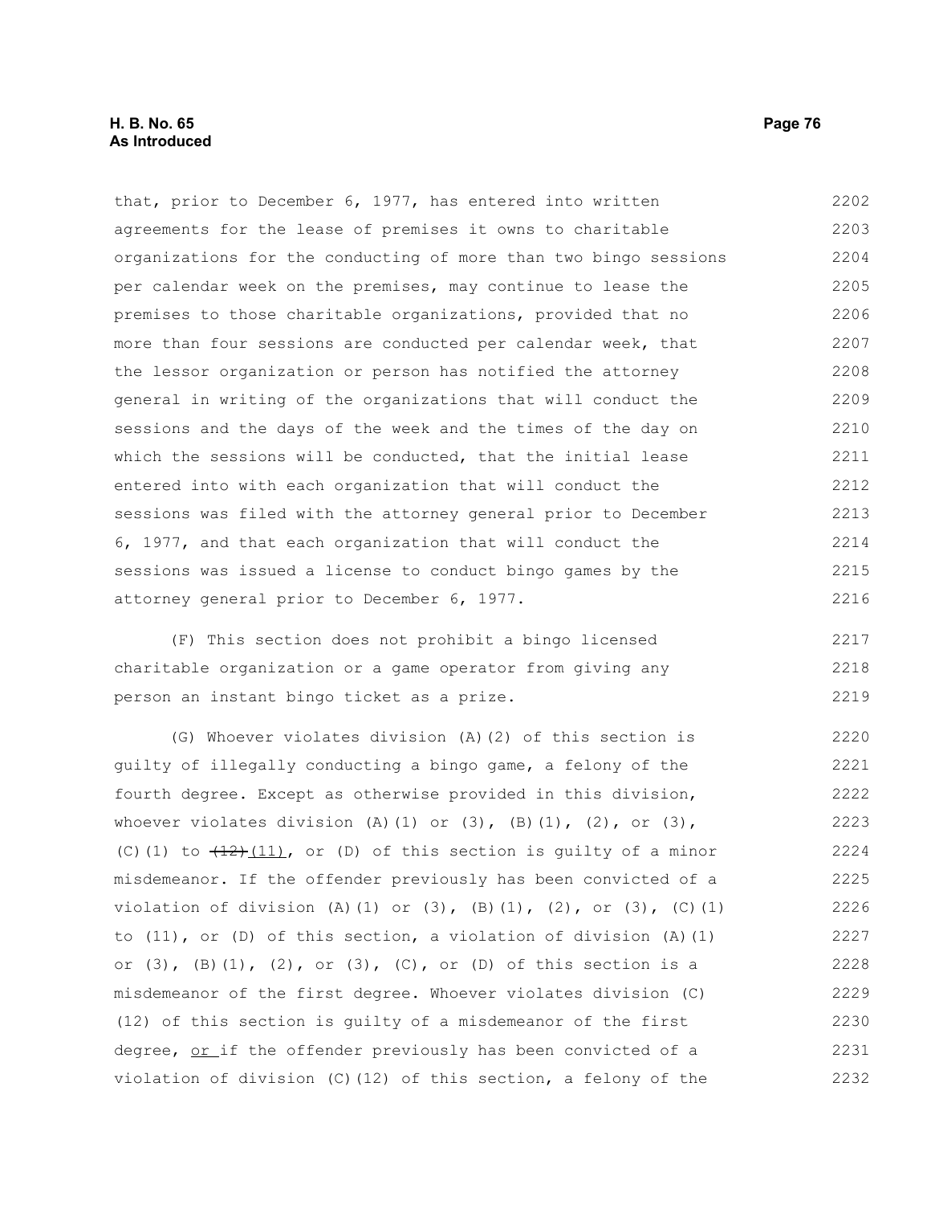that, prior to December 6, 1977, has entered into written agreements for the lease of premises it owns to charitable organizations for the conducting of more than two bingo sessions per calendar week on the premises, may continue to lease the premises to those charitable organizations, provided that no more than four sessions are conducted per calendar week, that the lessor organization or person has notified the attorney general in writing of the organizations that will conduct the sessions and the days of the week and the times of the day on which the sessions will be conducted, that the initial lease entered into with each organization that will conduct the sessions was filed with the attorney general prior to December 6, 1977, and that each organization that will conduct the sessions was issued a license to conduct bingo games by the attorney general prior to December 6, 1977.

(F) This section does not prohibit a bingo licensed charitable organization or a game operator from giving any person an instant bingo ticket as a prize.

(G) Whoever violates division (A)(2) of this section is guilty of illegally conducting a bingo game, a felony of the fourth degree. Except as otherwise provided in this division, whoever violates division (A)(1) or (3), (B)(1), (2), or (3), (C)(1) to ~~(12)~~ (11), or (D) of this section is guilty of a minor misdemeanor. If the offender previously has been convicted of a violation of division (A)(1) or (3), (B)(1), (2), or (3), (C)(1) to (11), or (D) of this section, a violation of division (A)(1) or (3), (B)(1), (2), or (3), (C), or (D) of this section is a misdemeanor of the first degree. Whoever violates division (C)(12) of this section is guilty of a misdemeanor of the first degree, or if the offender previously has been convicted of a violation of division (C)(12) of this section, a felony of the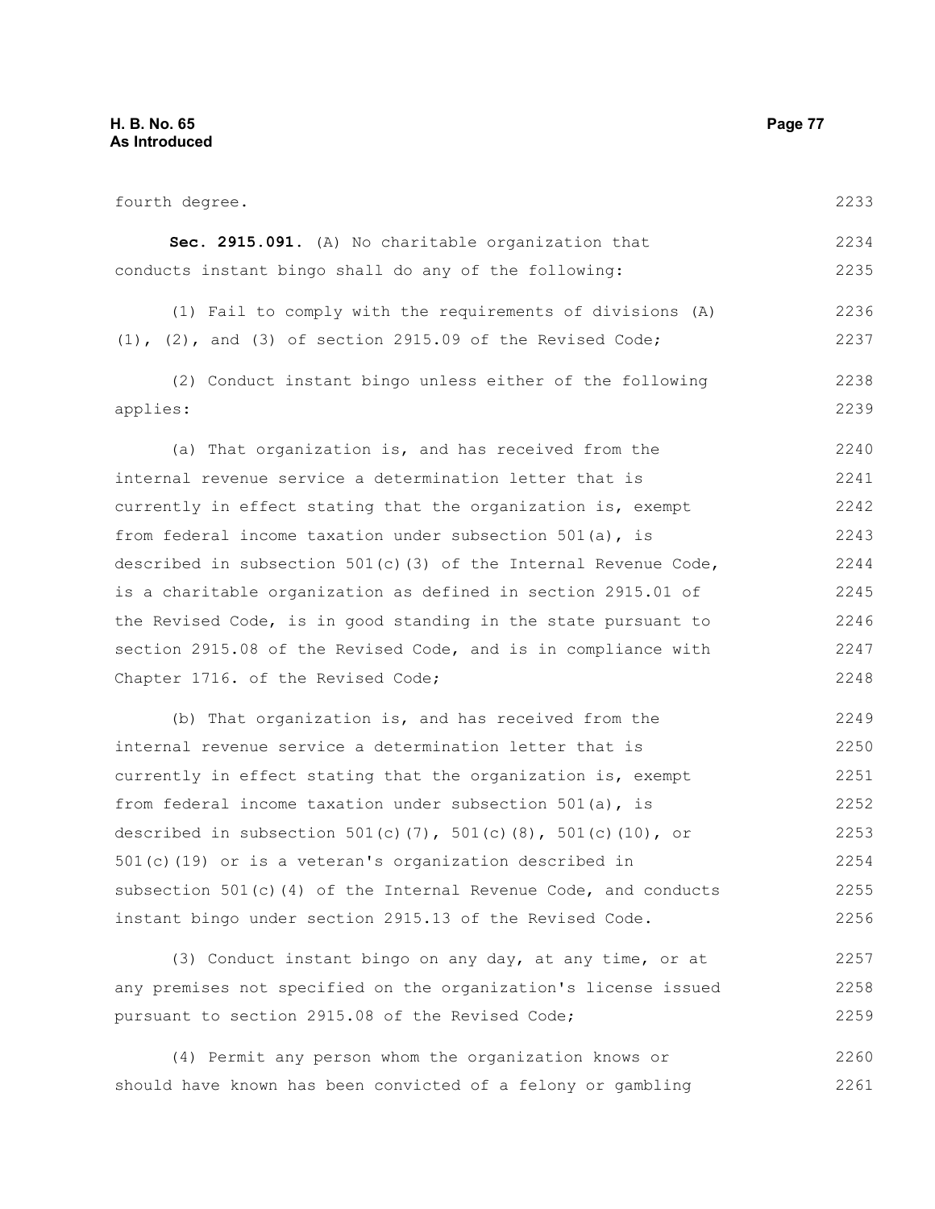fourth degree.

**Sec. 2915.091.** (A) No charitable organization that conducts instant bingo shall do any of the following:

(1) Fail to comply with the requirements of divisions (A)(1), (2), and (3) of section 2915.09 of the Revised Code;

(2) Conduct instant bingo unless either of the following applies:

(a) That organization is, and has received from the internal revenue service a determination letter that is currently in effect stating that the organization is, exempt from federal income taxation under subsection 501(a), is described in subsection 501(c)(3) of the Internal Revenue Code, is a charitable organization as defined in section 2915.01 of the Revised Code, is in good standing in the state pursuant to section 2915.08 of the Revised Code, and is in compliance with Chapter 1716. of the Revised Code;

(b) That organization is, and has received from the internal revenue service a determination letter that is currently in effect stating that the organization is, exempt from federal income taxation under subsection 501(a), is described in subsection 501(c)(7), 501(c)(8), 501(c)(10), or 501(c)(19) or is a veteran's organization described in subsection 501(c)(4) of the Internal Revenue Code, and conducts instant bingo under section 2915.13 of the Revised Code.

(3) Conduct instant bingo on any day, at any time, or at any premises not specified on the organization's license issued pursuant to section 2915.08 of the Revised Code;

(4) Permit any person whom the organization knows or should have known has been convicted of a felony or gambling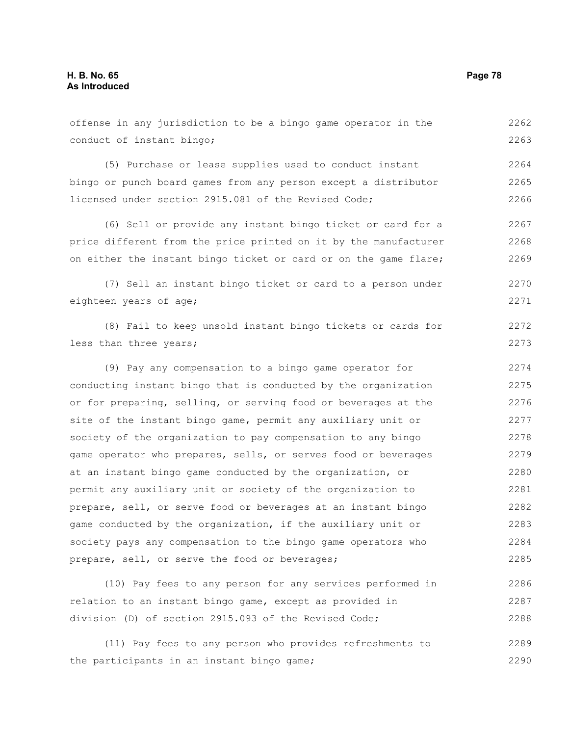offense in any jurisdiction to be a bingo game operator in the conduct of instant bingo;

(5) Purchase or lease supplies used to conduct instant bingo or punch board games from any person except a distributor licensed under section 2915.081 of the Revised Code;

(6) Sell or provide any instant bingo ticket or card for a price different from the price printed on it by the manufacturer on either the instant bingo ticket or card or on the game flare;

(7) Sell an instant bingo ticket or card to a person under eighteen years of age;

(8) Fail to keep unsold instant bingo tickets or cards for less than three years;

(9) Pay any compensation to a bingo game operator for conducting instant bingo that is conducted by the organization or for preparing, selling, or serving food or beverages at the site of the instant bingo game, permit any auxiliary unit or society of the organization to pay compensation to any bingo game operator who prepares, sells, or serves food or beverages at an instant bingo game conducted by the organization, or permit any auxiliary unit or society of the organization to prepare, sell, or serve food or beverages at an instant bingo game conducted by the organization, if the auxiliary unit or society pays any compensation to the bingo game operators who prepare, sell, or serve the food or beverages;

(10) Pay fees to any person for any services performed in relation to an instant bingo game, except as provided in division (D) of section 2915.093 of the Revised Code;

(11) Pay fees to any person who provides refreshments to the participants in an instant bingo game;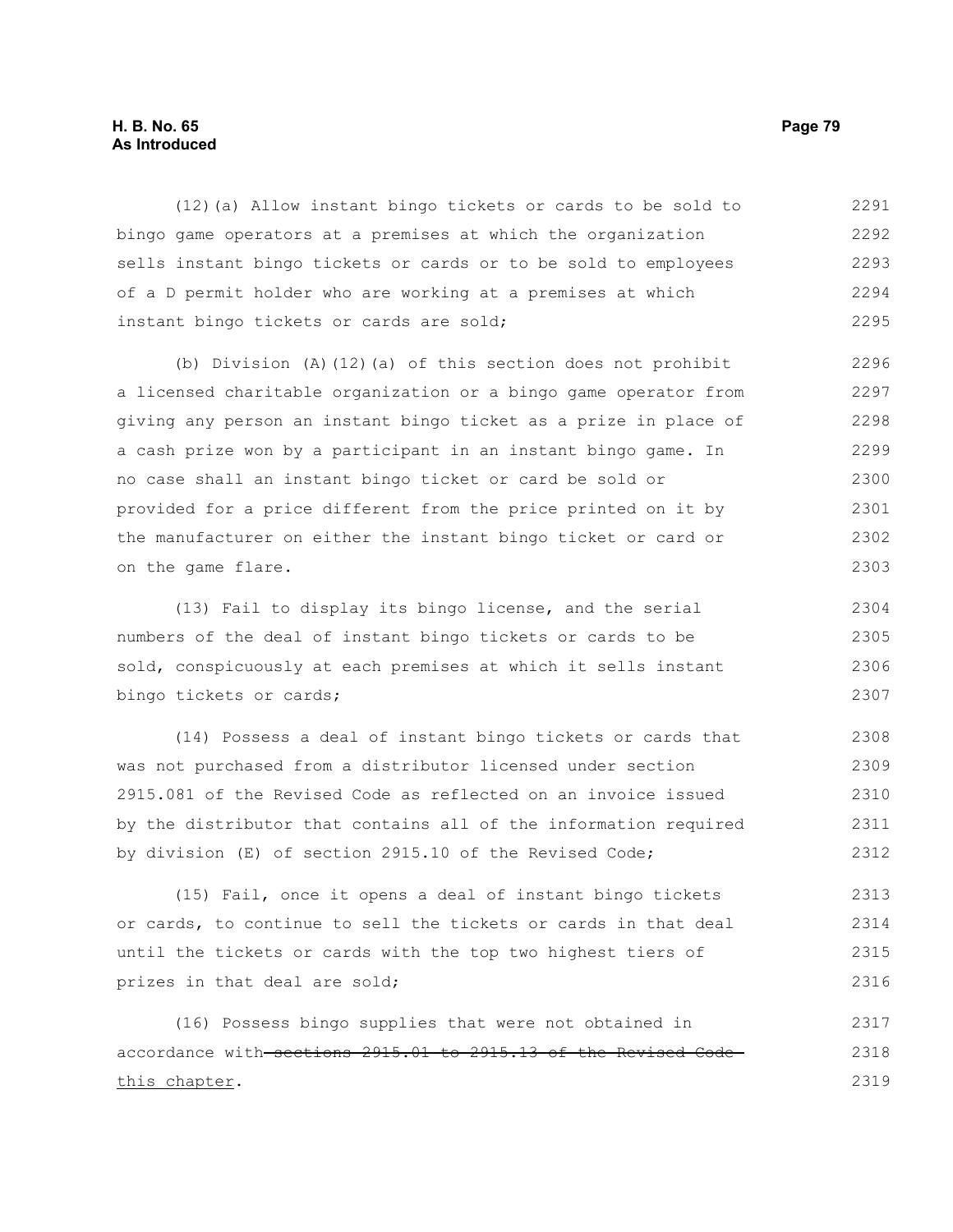(12)(a) Allow instant bingo tickets or cards to be sold to bingo game operators at a premises at which the organization sells instant bingo tickets or cards or to be sold to employees of a D permit holder who are working at a premises at which instant bingo tickets or cards are sold;

(b) Division (A)(12)(a) of this section does not prohibit a licensed charitable organization or a bingo game operator from giving any person an instant bingo ticket as a prize in place of a cash prize won by a participant in an instant bingo game. In no case shall an instant bingo ticket or card be sold or provided for a price different from the price printed on it by the manufacturer on either the instant bingo ticket or card or on the game flare.

(13) Fail to display its bingo license, and the serial numbers of the deal of instant bingo tickets or cards to be sold, conspicuously at each premises at which it sells instant bingo tickets or cards;

(14) Possess a deal of instant bingo tickets or cards that was not purchased from a distributor licensed under section 2915.081 of the Revised Code as reflected on an invoice issued by the distributor that contains all of the information required by division (E) of section 2915.10 of the Revised Code;

(15) Fail, once it opens a deal of instant bingo tickets or cards, to continue to sell the tickets or cards in that deal until the tickets or cards with the top two highest tiers of prizes in that deal are sold;

(16) Possess bingo supplies that were not obtained in accordance with ~~sections 2915.01 to 2915.13 of the Revised Code~~ this chapter.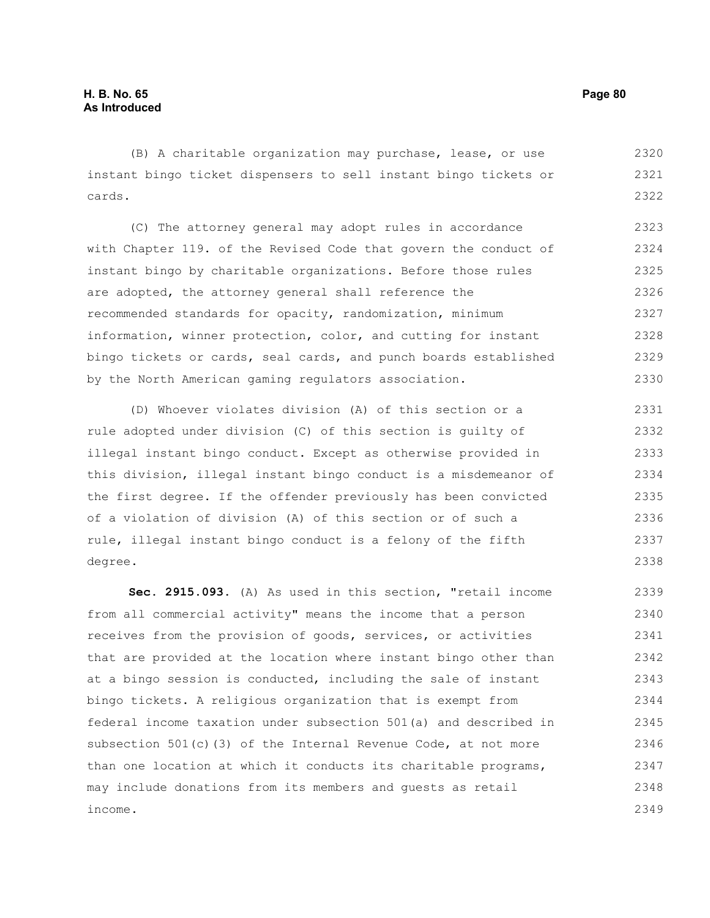(B) A charitable organization may purchase, lease, or use instant bingo ticket dispensers to sell instant bingo tickets or cards.

(C) The attorney general may adopt rules in accordance with Chapter 119. of the Revised Code that govern the conduct of instant bingo by charitable organizations. Before those rules are adopted, the attorney general shall reference the recommended standards for opacity, randomization, minimum information, winner protection, color, and cutting for instant bingo tickets or cards, seal cards, and punch boards established by the North American gaming regulators association.

(D) Whoever violates division (A) of this section or a rule adopted under division (C) of this section is guilty of illegal instant bingo conduct. Except as otherwise provided in this division, illegal instant bingo conduct is a misdemeanor of the first degree. If the offender previously has been convicted of a violation of division (A) of this section or of such a rule, illegal instant bingo conduct is a felony of the fifth degree.

**Sec. 2915.093.** (A) As used in this section, "retail income from all commercial activity" means the income that a person receives from the provision of goods, services, or activities that are provided at the location where instant bingo other than at a bingo session is conducted, including the sale of instant bingo tickets. A religious organization that is exempt from federal income taxation under subsection 501(a) and described in subsection 501(c)(3) of the Internal Revenue Code, at not more than one location at which it conducts its charitable programs, may include donations from its members and guests as retail income.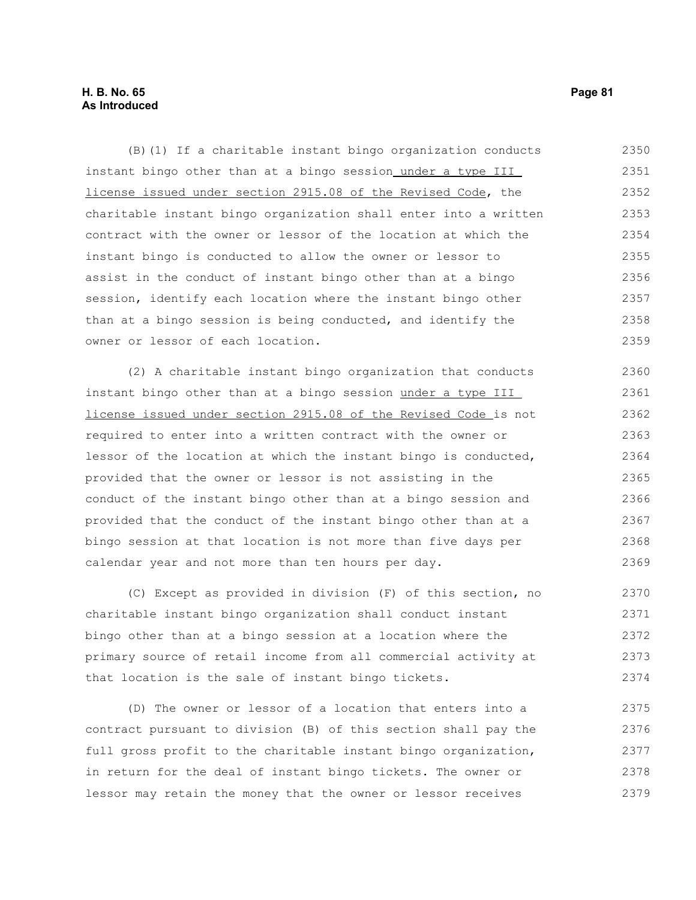(B)(1) If a charitable instant bingo organization conducts instant bingo other than at a bingo session under a type III license issued under section 2915.08 of the Revised Code, the charitable instant bingo organization shall enter into a written contract with the owner or lessor of the location at which the instant bingo is conducted to allow the owner or lessor to assist in the conduct of instant bingo other than at a bingo session, identify each location where the instant bingo other than at a bingo session is being conducted, and identify the owner or lessor of each location.

(2) A charitable instant bingo organization that conducts instant bingo other than at a bingo session under a type III license issued under section 2915.08 of the Revised Code is not required to enter into a written contract with the owner or lessor of the location at which the instant bingo is conducted, provided that the owner or lessor is not assisting in the conduct of the instant bingo other than at a bingo session and provided that the conduct of the instant bingo other than at a bingo session at that location is not more than five days per calendar year and not more than ten hours per day.

(C) Except as provided in division (F) of this section, no charitable instant bingo organization shall conduct instant bingo other than at a bingo session at a location where the primary source of retail income from all commercial activity at that location is the sale of instant bingo tickets.

(D) The owner or lessor of a location that enters into a contract pursuant to division (B) of this section shall pay the full gross profit to the charitable instant bingo organization, in return for the deal of instant bingo tickets. The owner or lessor may retain the money that the owner or lessor receives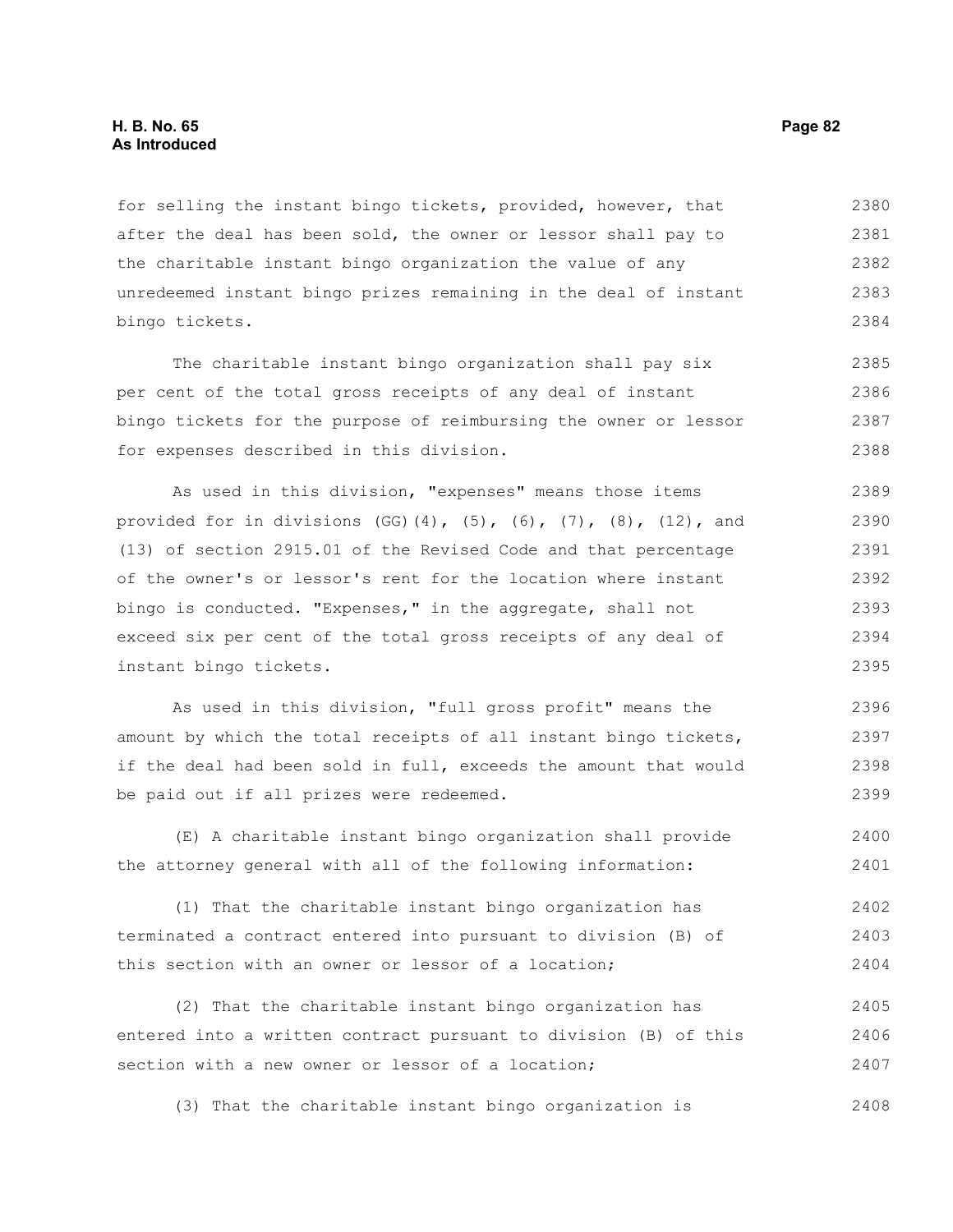for selling the instant bingo tickets, provided, however, that after the deal has been sold, the owner or lessor shall pay to the charitable instant bingo organization the value of any unredeemed instant bingo prizes remaining in the deal of instant bingo tickets.

The charitable instant bingo organization shall pay six per cent of the total gross receipts of any deal of instant bingo tickets for the purpose of reimbursing the owner or lessor for expenses described in this division.

As used in this division, "expenses" means those items provided for in divisions (GG)(4), (5), (6), (7), (8), (12), and (13) of section 2915.01 of the Revised Code and that percentage of the owner's or lessor's rent for the location where instant bingo is conducted. "Expenses," in the aggregate, shall not exceed six per cent of the total gross receipts of any deal of instant bingo tickets.

As used in this division, "full gross profit" means the amount by which the total receipts of all instant bingo tickets, if the deal had been sold in full, exceeds the amount that would be paid out if all prizes were redeemed.

(E) A charitable instant bingo organization shall provide the attorney general with all of the following information:

(1) That the charitable instant bingo organization has terminated a contract entered into pursuant to division (B) of this section with an owner or lessor of a location;

(2) That the charitable instant bingo organization has entered into a written contract pursuant to division (B) of this section with a new owner or lessor of a location;

(3) That the charitable instant bingo organization is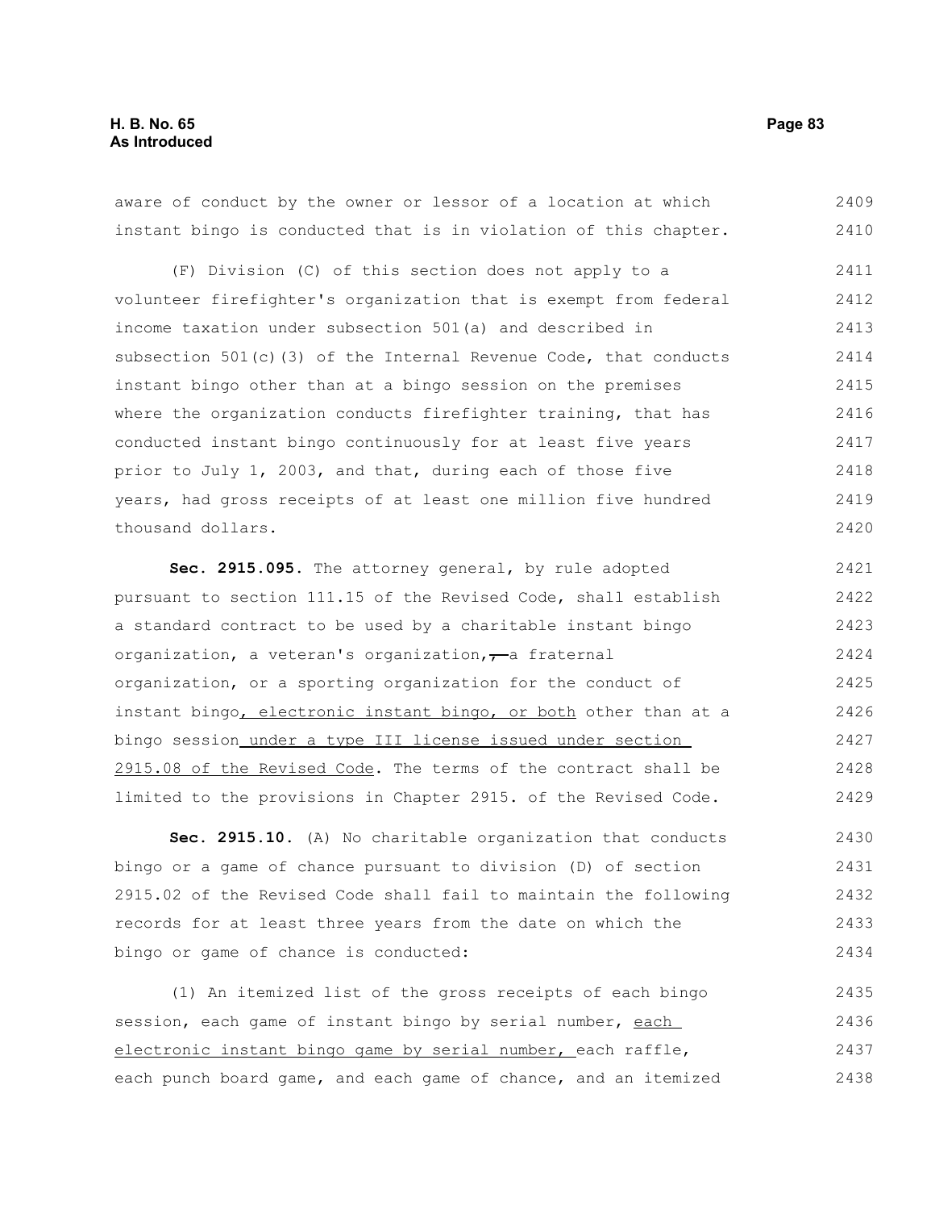aware of conduct by the owner or lessor of a location at which instant bingo is conducted that is in violation of this chapter.

(F) Division (C) of this section does not apply to a volunteer firefighter's organization that is exempt from federal income taxation under subsection 501(a) and described in subsection 501(c)(3) of the Internal Revenue Code, that conducts instant bingo other than at a bingo session on the premises where the organization conducts firefighter training, that has conducted instant bingo continuously for at least five years prior to July 1, 2003, and that, during each of those five years, had gross receipts of at least one million five hundred thousand dollars.

**Sec. 2915.095.** The attorney general, by rule adopted pursuant to section 111.15 of the Revised Code, shall establish a standard contract to be used by a charitable instant bingo organization, a veteran's organization, ~~,~~ a fraternal organization, or a sporting organization for the conduct of instant bingo, electronic instant bingo, or both other than at a bingo session under a type III license issued under section 2915.08 of the Revised Code. The terms of the contract shall be limited to the provisions in Chapter 2915. of the Revised Code.

**Sec. 2915.10.** (A) No charitable organization that conducts bingo or a game of chance pursuant to division (D) of section 2915.02 of the Revised Code shall fail to maintain the following records for at least three years from the date on which the bingo or game of chance is conducted:

(1) An itemized list of the gross receipts of each bingo session, each game of instant bingo by serial number, each electronic instant bingo game by serial number, each raffle, each punch board game, and each game of chance, and an itemized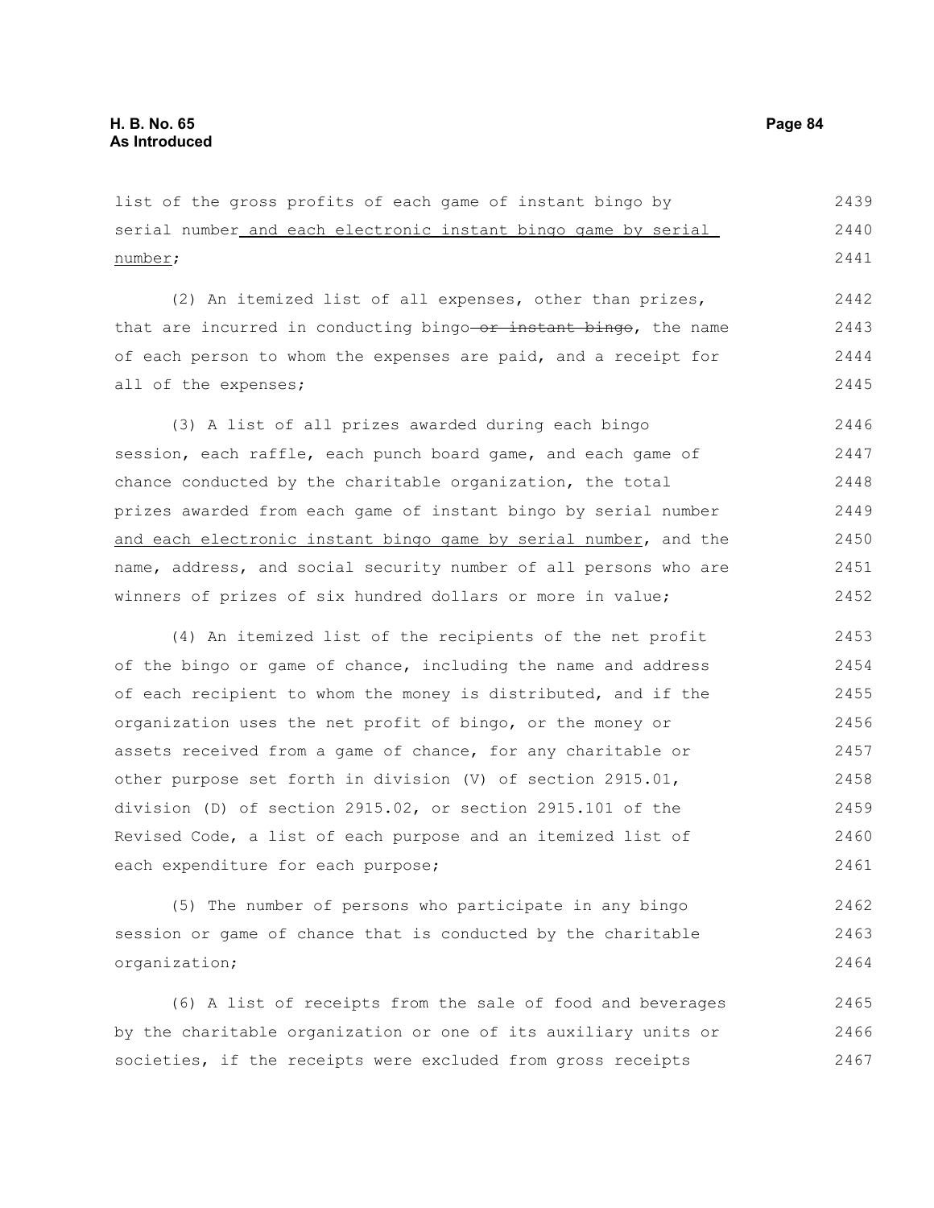list of the gross profits of each game of instant bingo by serial number and each electronic instant bingo game by serial number;

(2) An itemized list of all expenses, other than prizes, that are incurred in conducting bingo ~~or instant bingo~~, the name of each person to whom the expenses are paid, and a receipt for all of the expenses;

(3) A list of all prizes awarded during each bingo session, each raffle, each punch board game, and each game of chance conducted by the charitable organization, the total prizes awarded from each game of instant bingo by serial number and each electronic instant bingo game by serial number, and the name, address, and social security number of all persons who are winners of prizes of six hundred dollars or more in value;

(4) An itemized list of the recipients of the net profit of the bingo or game of chance, including the name and address of each recipient to whom the money is distributed, and if the organization uses the net profit of bingo, or the money or assets received from a game of chance, for any charitable or other purpose set forth in division (V) of section 2915.01, division (D) of section 2915.02, or section 2915.101 of the Revised Code, a list of each purpose and an itemized list of each expenditure for each purpose;

(5) The number of persons who participate in any bingo session or game of chance that is conducted by the charitable organization;

(6) A list of receipts from the sale of food and beverages by the charitable organization or one of its auxiliary units or societies, if the receipts were excluded from gross receipts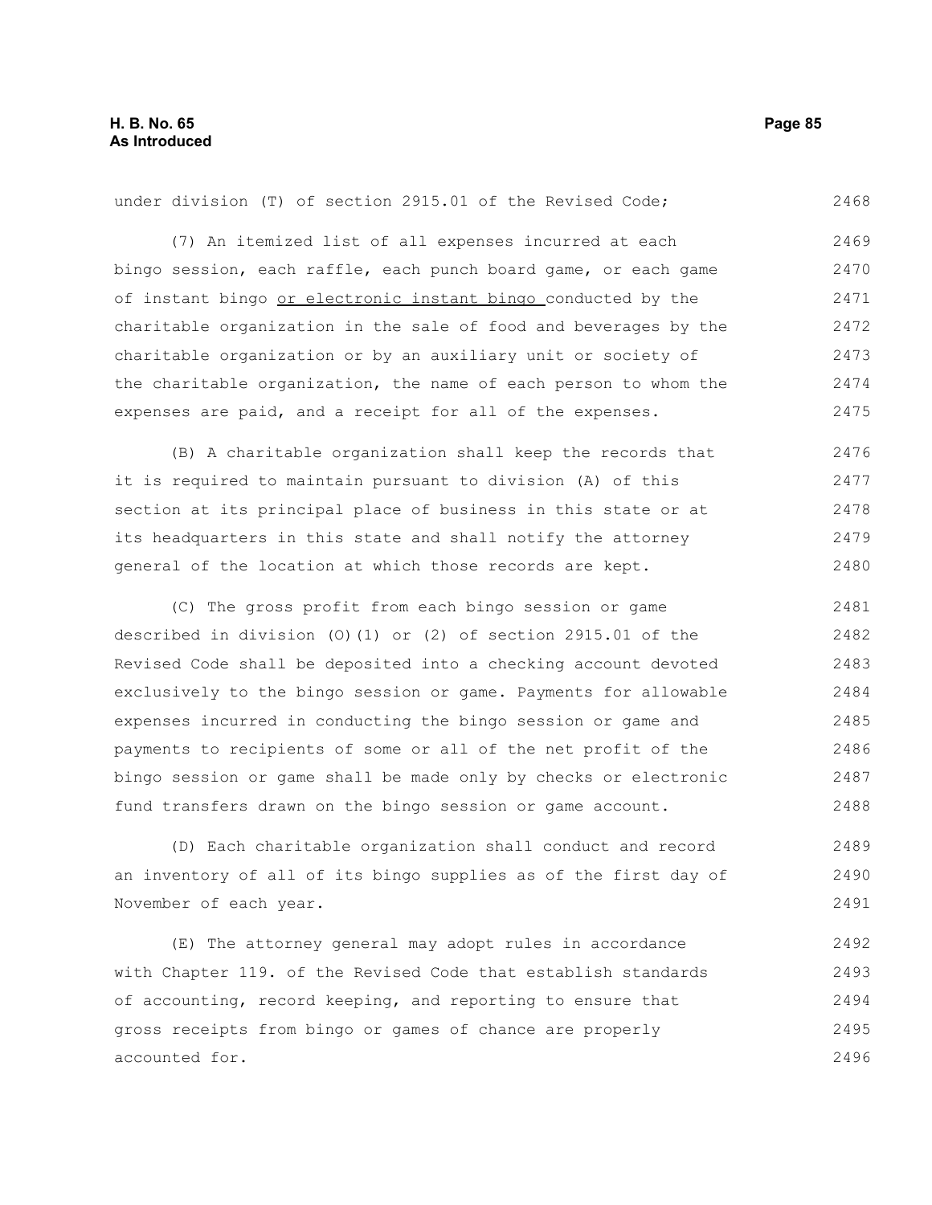under division (T) of section 2915.01 of the Revised Code;

(7) An itemized list of all expenses incurred at each bingo session, each raffle, each punch board game, or each game of instant bingo <u>or electronic instant bingo</u> conducted by the charitable organization in the sale of food and beverages by the charitable organization or by an auxiliary unit or society of the charitable organization, the name of each person to whom the expenses are paid, and a receipt for all of the expenses.

(B) A charitable organization shall keep the records that it is required to maintain pursuant to division (A) of this section at its principal place of business in this state or at its headquarters in this state and shall notify the attorney general of the location at which those records are kept.

(C) The gross profit from each bingo session or game described in division (O)(1) or (2) of section 2915.01 of the Revised Code shall be deposited into a checking account devoted exclusively to the bingo session or game. Payments for allowable expenses incurred in conducting the bingo session or game and payments to recipients of some or all of the net profit of the bingo session or game shall be made only by checks or electronic fund transfers drawn on the bingo session or game account.

(D) Each charitable organization shall conduct and record an inventory of all of its bingo supplies as of the first day of November of each year.

(E) The attorney general may adopt rules in accordance with Chapter 119. of the Revised Code that establish standards of accounting, record keeping, and reporting to ensure that gross receipts from bingo or games of chance are properly accounted for.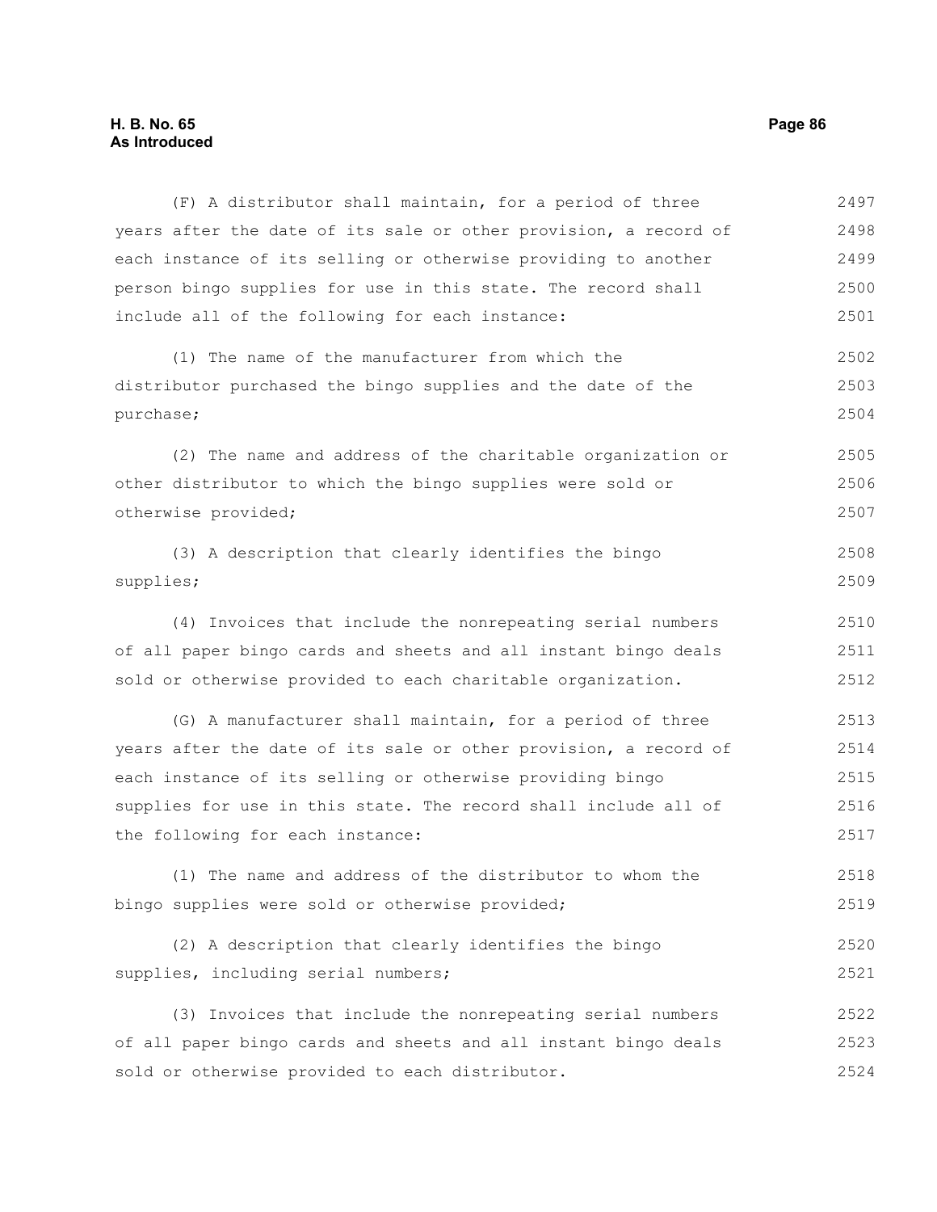(F) A distributor shall maintain, for a period of three years after the date of its sale or other provision, a record of each instance of its selling or otherwise providing to another person bingo supplies for use in this state. The record shall include all of the following for each instance:

(1) The name of the manufacturer from which the distributor purchased the bingo supplies and the date of the purchase;

(2) The name and address of the charitable organization or other distributor to which the bingo supplies were sold or otherwise provided;

(3) A description that clearly identifies the bingo supplies;

(4) Invoices that include the nonrepeating serial numbers of all paper bingo cards and sheets and all instant bingo deals sold or otherwise provided to each charitable organization.

(G) A manufacturer shall maintain, for a period of three years after the date of its sale or other provision, a record of each instance of its selling or otherwise providing bingo supplies for use in this state. The record shall include all of the following for each instance:

(1) The name and address of the distributor to whom the bingo supplies were sold or otherwise provided;

(2) A description that clearly identifies the bingo supplies, including serial numbers;

(3) Invoices that include the nonrepeating serial numbers of all paper bingo cards and sheets and all instant bingo deals sold or otherwise provided to each distributor.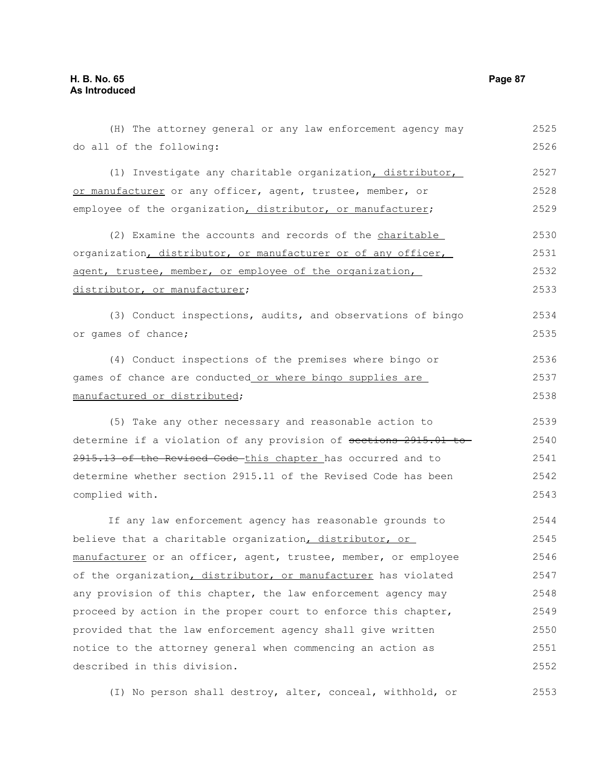(H) The attorney general or any law enforcement agency may do all of the following:

(1) Investigate any charitable organization, distributor, or manufacturer or any officer, agent, trustee, member, or employee of the organization, distributor, or manufacturer;

(2) Examine the accounts and records of the charitable organization, distributor, or manufacturer or of any officer, agent, trustee, member, or employee of the organization, distributor, or manufacturer;

(3) Conduct inspections, audits, and observations of bingo or games of chance;

(4) Conduct inspections of the premises where bingo or games of chance are conducted or where bingo supplies are manufactured or distributed;

(5) Take any other necessary and reasonable action to determine if a violation of any provision of ~~sections 2915.01 to 2915.13 of the Revised Code~~ this chapter has occurred and to determine whether section 2915.11 of the Revised Code has been complied with.

If any law enforcement agency has reasonable grounds to believe that a charitable organization, distributor, or manufacturer or an officer, agent, trustee, member, or employee of the organization, distributor, or manufacturer has violated any provision of this chapter, the law enforcement agency may proceed by action in the proper court to enforce this chapter, provided that the law enforcement agency shall give written notice to the attorney general when commencing an action as described in this division.

(I) No person shall destroy, alter, conceal, withhold, or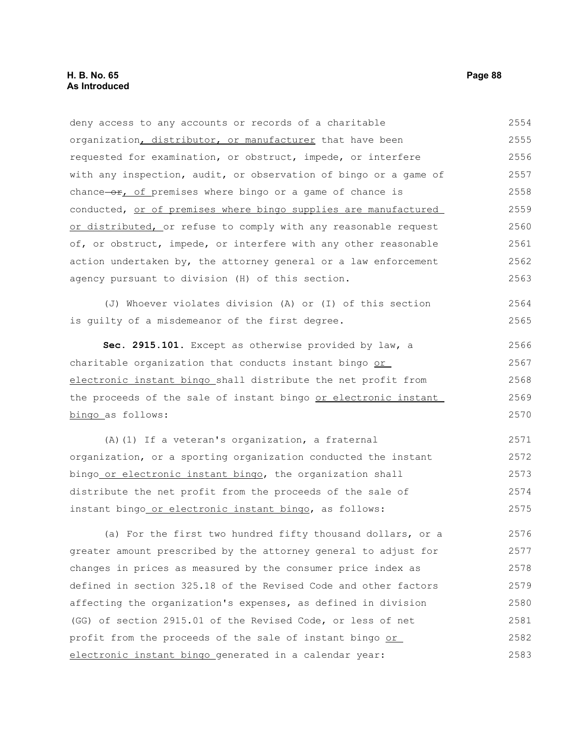deny access to any accounts or records of a charitable organization, distributor, or manufacturer that have been requested for examination, or obstruct, impede, or interfere with any inspection, audit, or observation of bingo or a game of chance or, of premises where bingo or a game of chance is conducted, or of premises where bingo supplies are manufactured or distributed, or refuse to comply with any reasonable request of, or obstruct, impede, or interfere with any other reasonable action undertaken by, the attorney general or a law enforcement agency pursuant to division (H) of this section.

(J) Whoever violates division (A) or (I) of this section is guilty of a misdemeanor of the first degree.

**Sec. 2915.101.** Except as otherwise provided by law, a charitable organization that conducts instant bingo or electronic instant bingo shall distribute the net profit from the proceeds of the sale of instant bingo or electronic instant bingo as follows:

(A)(1) If a veteran's organization, a fraternal organization, or a sporting organization conducted the instant bingo or electronic instant bingo, the organization shall distribute the net profit from the proceeds of the sale of instant bingo or electronic instant bingo, as follows:

(a) For the first two hundred fifty thousand dollars, or a greater amount prescribed by the attorney general to adjust for changes in prices as measured by the consumer price index as defined in section 325.18 of the Revised Code and other factors affecting the organization's expenses, as defined in division (GG) of section 2915.01 of the Revised Code, or less of net profit from the proceeds of the sale of instant bingo or electronic instant bingo generated in a calendar year: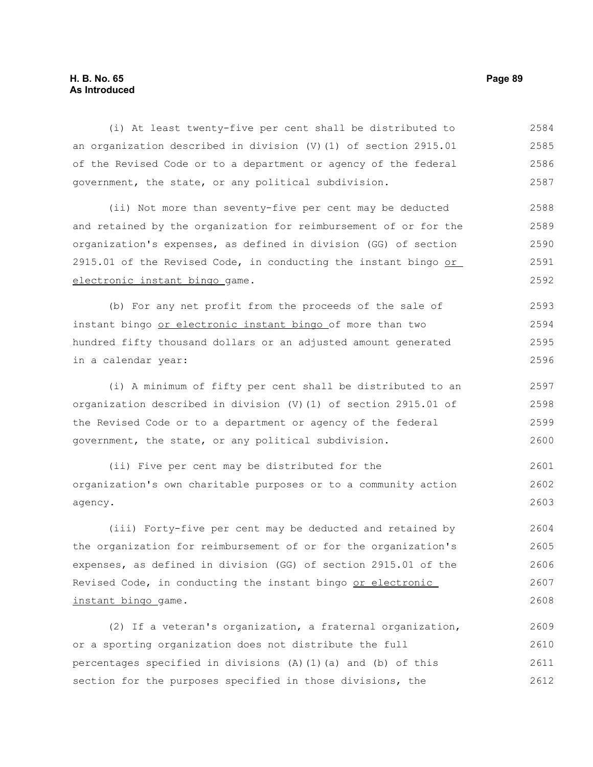(i) At least twenty-five per cent shall be distributed to an organization described in division (V)(1) of section 2915.01 of the Revised Code or to a department or agency of the federal government, the state, or any political subdivision.

(ii) Not more than seventy-five per cent may be deducted and retained by the organization for reimbursement of or for the organization's expenses, as defined in division (GG) of section 2915.01 of the Revised Code, in conducting the instant bingo or electronic instant bingo game.

(b) For any net profit from the proceeds of the sale of instant bingo or electronic instant bingo of more than two hundred fifty thousand dollars or an adjusted amount generated in a calendar year:

(i) A minimum of fifty per cent shall be distributed to an organization described in division (V)(1) of section 2915.01 of the Revised Code or to a department or agency of the federal government, the state, or any political subdivision.

(ii) Five per cent may be distributed for the organization's own charitable purposes or to a community action agency.

(iii) Forty-five per cent may be deducted and retained by the organization for reimbursement of or for the organization's expenses, as defined in division (GG) of section 2915.01 of the Revised Code, in conducting the instant bingo or electronic instant bingo game.

(2) If a veteran's organization, a fraternal organization, or a sporting organization does not distribute the full percentages specified in divisions (A)(1)(a) and (b) of this section for the purposes specified in those divisions, the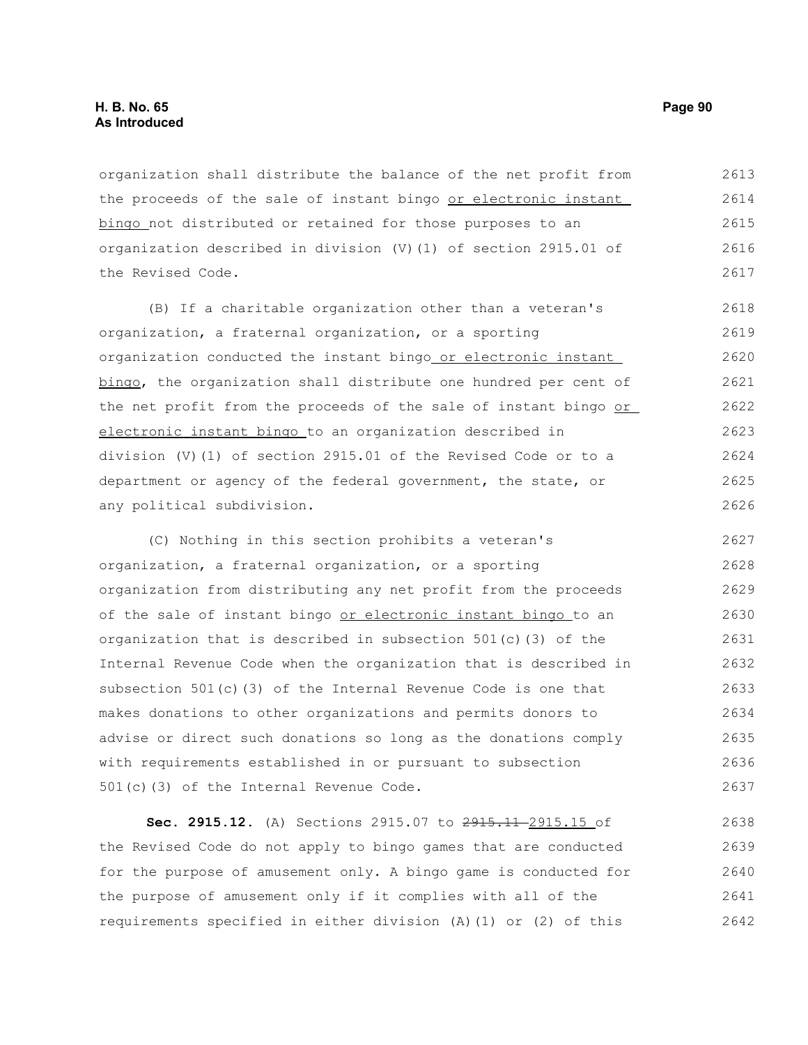organization shall distribute the balance of the net profit from the proceeds of the sale of instant bingo or electronic instant bingo not distributed or retained for those purposes to an organization described in division (V)(1) of section 2915.01 of the Revised Code.

(B) If a charitable organization other than a veteran's organization, a fraternal organization, or a sporting organization conducted the instant bingo or electronic instant bingo, the organization shall distribute one hundred per cent of the net profit from the proceeds of the sale of instant bingo or electronic instant bingo to an organization described in division (V)(1) of section 2915.01 of the Revised Code or to a department or agency of the federal government, the state, or any political subdivision.

(C) Nothing in this section prohibits a veteran's organization, a fraternal organization, or a sporting organization from distributing any net profit from the proceeds of the sale of instant bingo or electronic instant bingo to an organization that is described in subsection 501(c)(3) of the Internal Revenue Code when the organization that is described in subsection 501(c)(3) of the Internal Revenue Code is one that makes donations to other organizations and permits donors to advise or direct such donations so long as the donations comply with requirements established in or pursuant to subsection 501(c)(3) of the Internal Revenue Code.

**Sec. 2915.12.** (A) Sections 2915.07 to ~~2915.11~~ 2915.15 of the Revised Code do not apply to bingo games that are conducted for the purpose of amusement only. A bingo game is conducted for the purpose of amusement only if it complies with all of the requirements specified in either division (A)(1) or (2) of this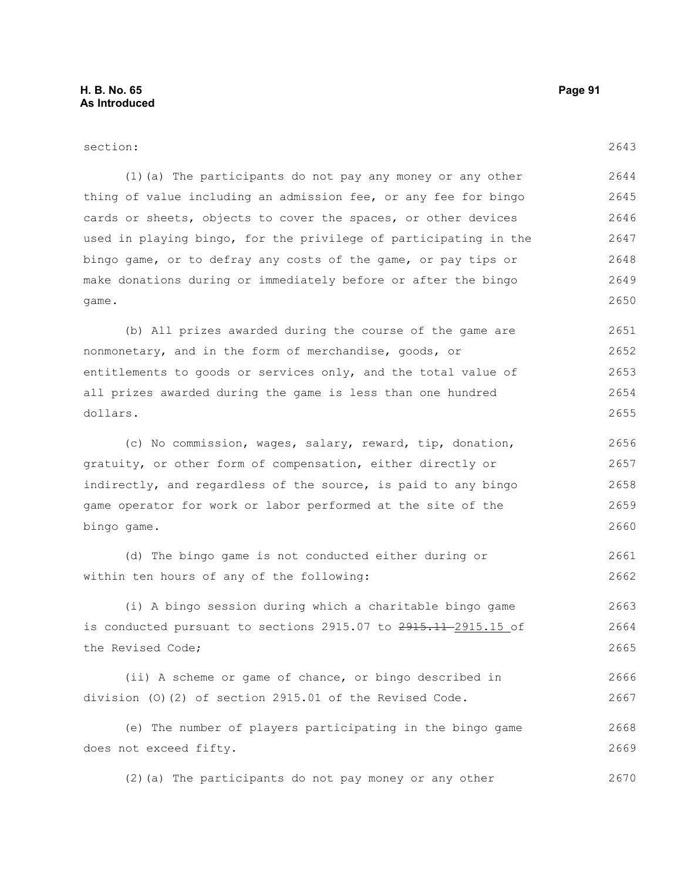section:

(1)(a) The participants do not pay any money or any other thing of value including an admission fee, or any fee for bingo cards or sheets, objects to cover the spaces, or other devices used in playing bingo, for the privilege of participating in the bingo game, or to defray any costs of the game, or pay tips or make donations during or immediately before or after the bingo game.

(b) All prizes awarded during the course of the game are nonmonetary, and in the form of merchandise, goods, or entitlements to goods or services only, and the total value of all prizes awarded during the game is less than one hundred dollars.

(c) No commission, wages, salary, reward, tip, donation, gratuity, or other form of compensation, either directly or indirectly, and regardless of the source, is paid to any bingo game operator for work or labor performed at the site of the bingo game.

(d) The bingo game is not conducted either during or within ten hours of any of the following:

(i) A bingo session during which a charitable bingo game is conducted pursuant to sections 2915.07 to ~~2915.11~~ 2915.15 of the Revised Code;

(ii) A scheme or game of chance, or bingo described in division (O)(2) of section 2915.01 of the Revised Code.

(e) The number of players participating in the bingo game does not exceed fifty.

(2)(a) The participants do not pay money or any other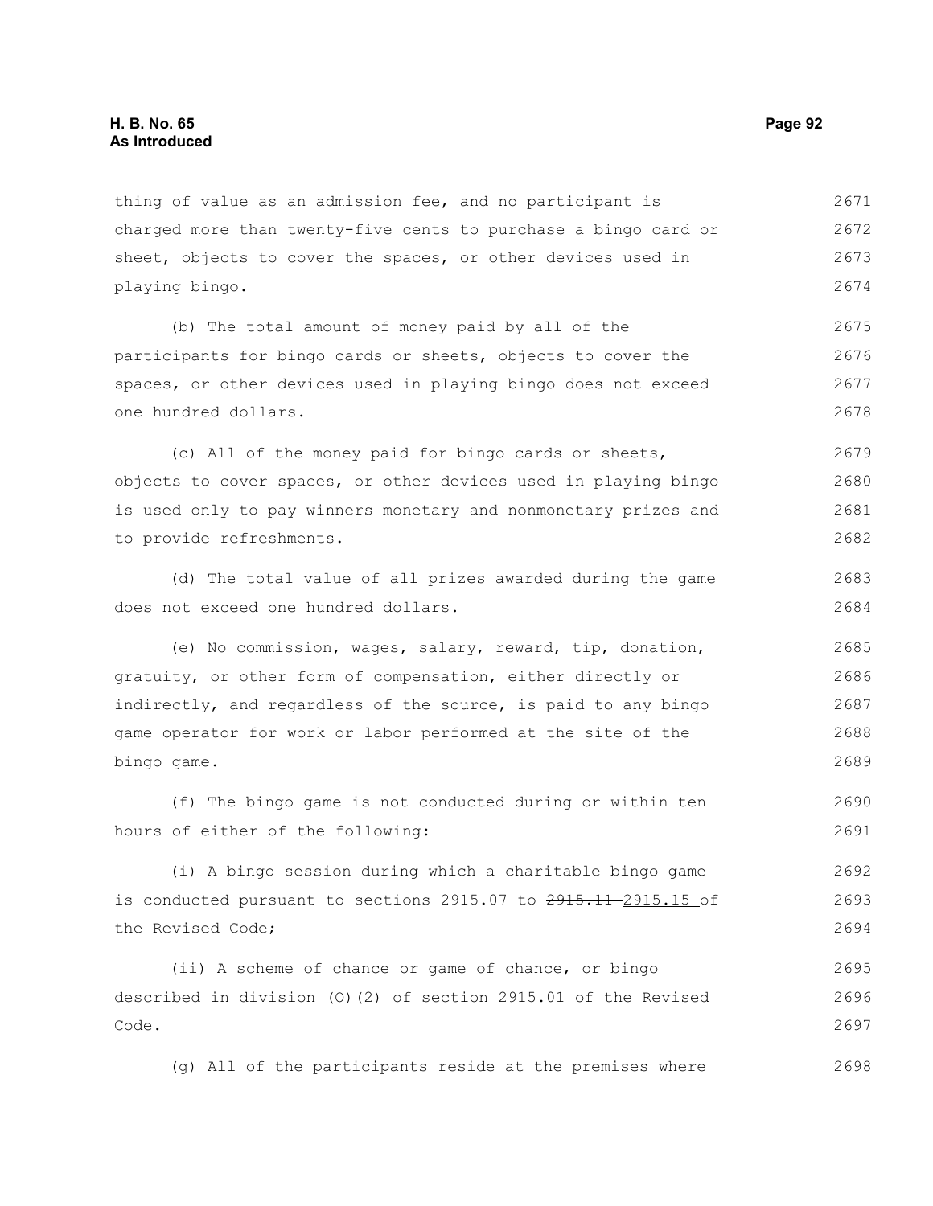thing of value as an admission fee, and no participant is charged more than twenty-five cents to purchase a bingo card or sheet, objects to cover the spaces, or other devices used in playing bingo.

(b) The total amount of money paid by all of the participants for bingo cards or sheets, objects to cover the spaces, or other devices used in playing bingo does not exceed one hundred dollars.

(c) All of the money paid for bingo cards or sheets, objects to cover spaces, or other devices used in playing bingo is used only to pay winners monetary and nonmonetary prizes and to provide refreshments.

(d) The total value of all prizes awarded during the game does not exceed one hundred dollars.

(e) No commission, wages, salary, reward, tip, donation, gratuity, or other form of compensation, either directly or indirectly, and regardless of the source, is paid to any bingo game operator for work or labor performed at the site of the bingo game.

(f) The bingo game is not conducted during or within ten hours of either of the following:

(i) A bingo session during which a charitable bingo game is conducted pursuant to sections 2915.07 to ~~2915.11~~ 2915.15 of the Revised Code;

(ii) A scheme of chance or game of chance, or bingo described in division (O)(2) of section 2915.01 of the Revised Code.

(g) All of the participants reside at the premises where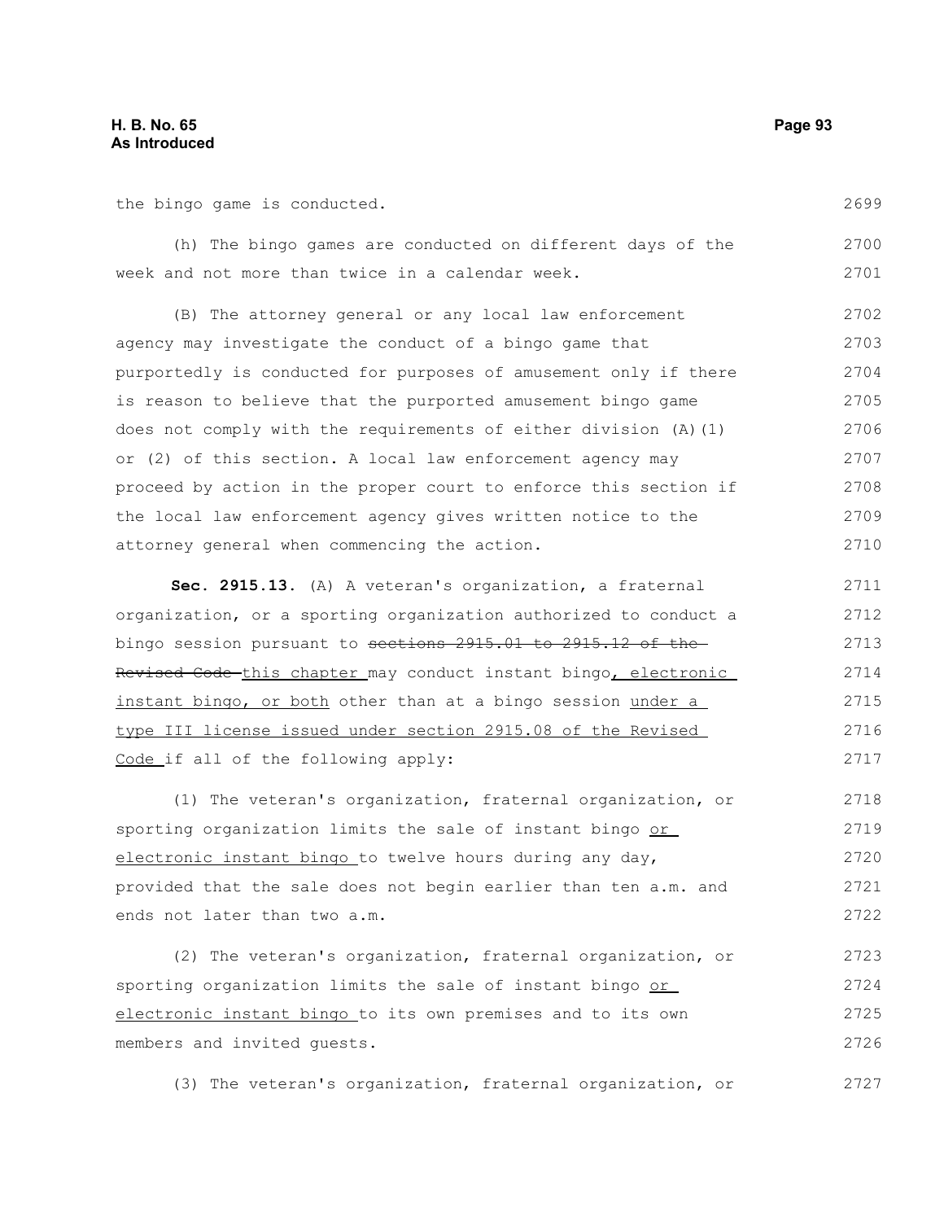the bingo game is conducted.

(h) The bingo games are conducted on different days of the week and not more than twice in a calendar week.

(B) The attorney general or any local law enforcement agency may investigate the conduct of a bingo game that purportedly is conducted for purposes of amusement only if there is reason to believe that the purported amusement bingo game does not comply with the requirements of either division (A)(1) or (2) of this section. A local law enforcement agency may proceed by action in the proper court to enforce this section if the local law enforcement agency gives written notice to the attorney general when commencing the action.

**Sec. 2915.13.** (A) A veteran's organization, a fraternal organization, or a sporting organization authorized to conduct a bingo session pursuant to ~~sections 2915.01 to 2915.12 of the Revised Code~~ this chapter may conduct instant bingo, electronic instant bingo, or both other than at a bingo session under a type III license issued under section 2915.08 of the Revised Code if all of the following apply:

(1) The veteran's organization, fraternal organization, or sporting organization limits the sale of instant bingo or electronic instant bingo to twelve hours during any day, provided that the sale does not begin earlier than ten a.m. and ends not later than two a.m.

(2) The veteran's organization, fraternal organization, or sporting organization limits the sale of instant bingo or electronic instant bingo to its own premises and to its own members and invited guests.

(3) The veteran's organization, fraternal organization, or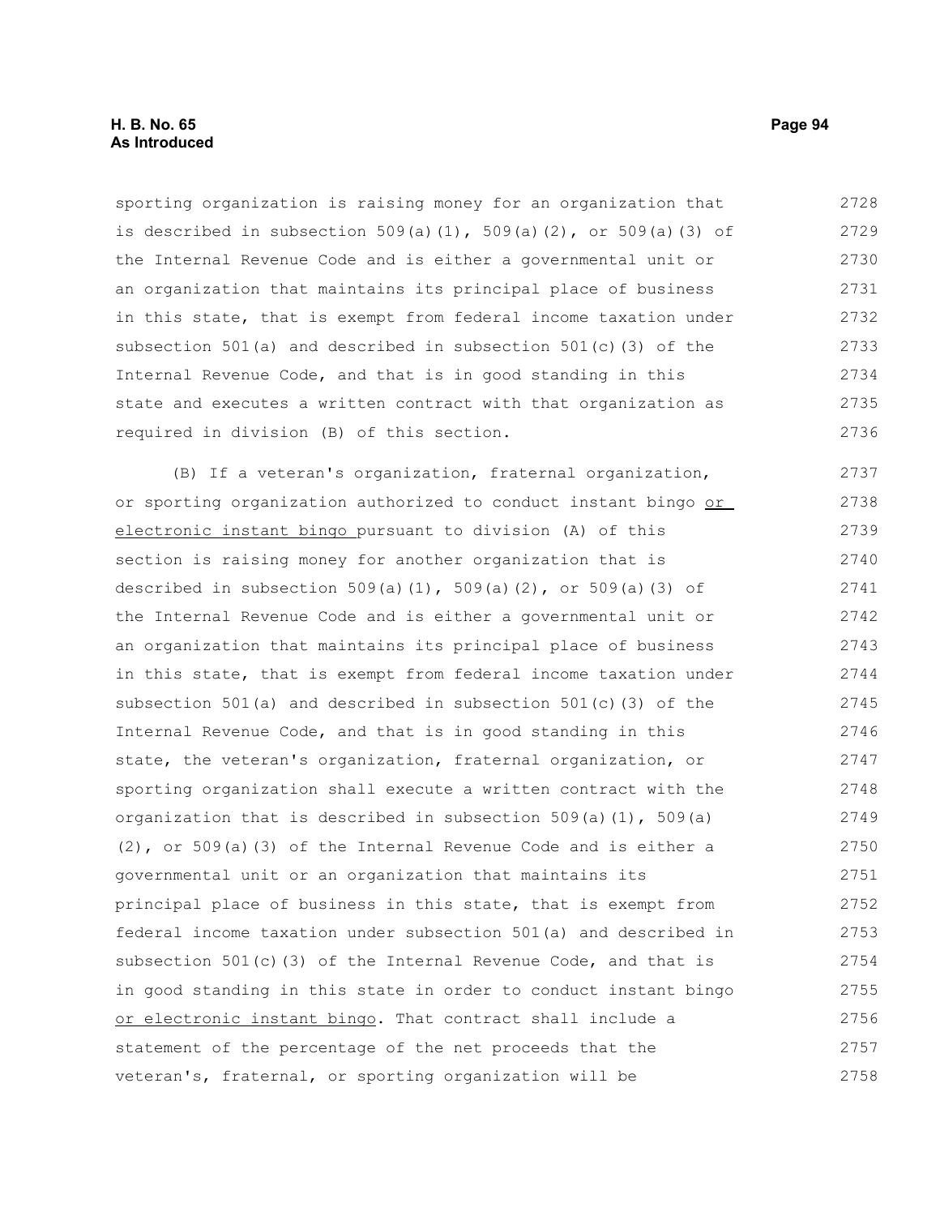sporting organization is raising money for an organization that is described in subsection 509(a)(1), 509(a)(2), or 509(a)(3) of the Internal Revenue Code and is either a governmental unit or an organization that maintains its principal place of business in this state, that is exempt from federal income taxation under subsection 501(a) and described in subsection 501(c)(3) of the Internal Revenue Code, and that is in good standing in this state and executes a written contract with that organization as required in division (B) of this section.

(B) If a veteran's organization, fraternal organization, or sporting organization authorized to conduct instant bingo or electronic instant bingo pursuant to division (A) of this section is raising money for another organization that is described in subsection 509(a)(1), 509(a)(2), or 509(a)(3) of the Internal Revenue Code and is either a governmental unit or an organization that maintains its principal place of business in this state, that is exempt from federal income taxation under subsection 501(a) and described in subsection 501(c)(3) of the Internal Revenue Code, and that is in good standing in this state, the veteran's organization, fraternal organization, or sporting organization shall execute a written contract with the organization that is described in subsection 509(a)(1), 509(a)(2), or 509(a)(3) of the Internal Revenue Code and is either a governmental unit or an organization that maintains its principal place of business in this state, that is exempt from federal income taxation under subsection 501(a) and described in subsection 501(c)(3) of the Internal Revenue Code, and that is in good standing in this state in order to conduct instant bingo or electronic instant bingo. That contract shall include a statement of the percentage of the net proceeds that the veteran's, fraternal, or sporting organization will be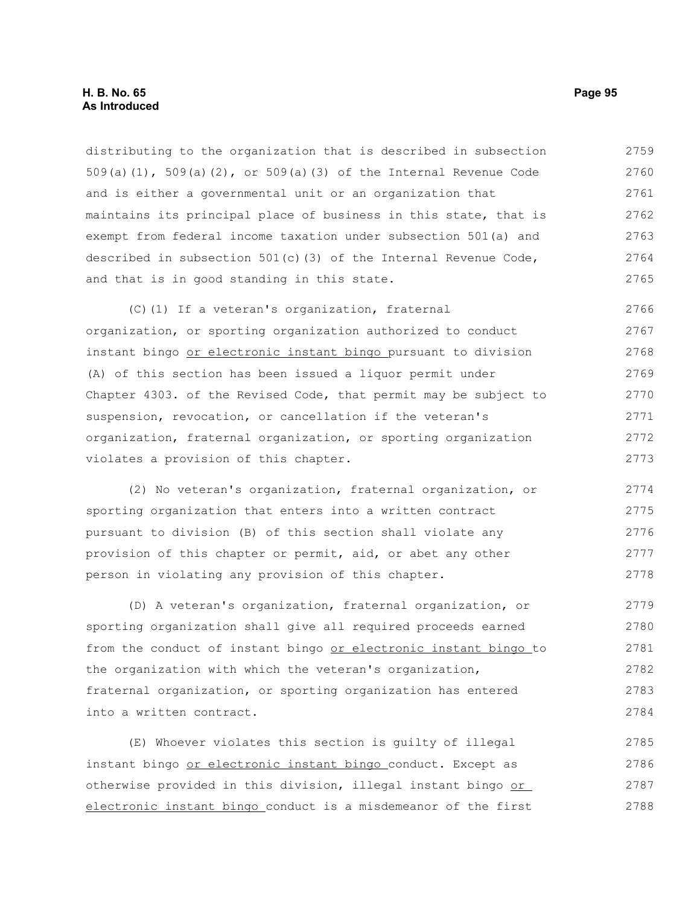distributing to the organization that is described in subsection 509(a)(1), 509(a)(2), or 509(a)(3) of the Internal Revenue Code and is either a governmental unit or an organization that maintains its principal place of business in this state, that is exempt from federal income taxation under subsection 501(a) and described in subsection 501(c)(3) of the Internal Revenue Code, and that is in good standing in this state.

(C)(1) If a veteran's organization, fraternal organization, or sporting organization authorized to conduct instant bingo <u>or electronic instant bingo</u> pursuant to division (A) of this section has been issued a liquor permit under Chapter 4303. of the Revised Code, that permit may be subject to suspension, revocation, or cancellation if the veteran's organization, fraternal organization, or sporting organization violates a provision of this chapter.

(2) No veteran's organization, fraternal organization, or sporting organization that enters into a written contract pursuant to division (B) of this section shall violate any provision of this chapter or permit, aid, or abet any other person in violating any provision of this chapter.

(D) A veteran's organization, fraternal organization, or sporting organization shall give all required proceeds earned from the conduct of instant bingo <u>or electronic instant bingo</u> to the organization with which the veteran's organization, fraternal organization, or sporting organization has entered into a written contract.

(E) Whoever violates this section is guilty of illegal instant bingo <u>or electronic instant bingo</u> conduct. Except as otherwise provided in this division, illegal instant bingo <u>or electronic instant bingo</u> conduct is a misdemeanor of the first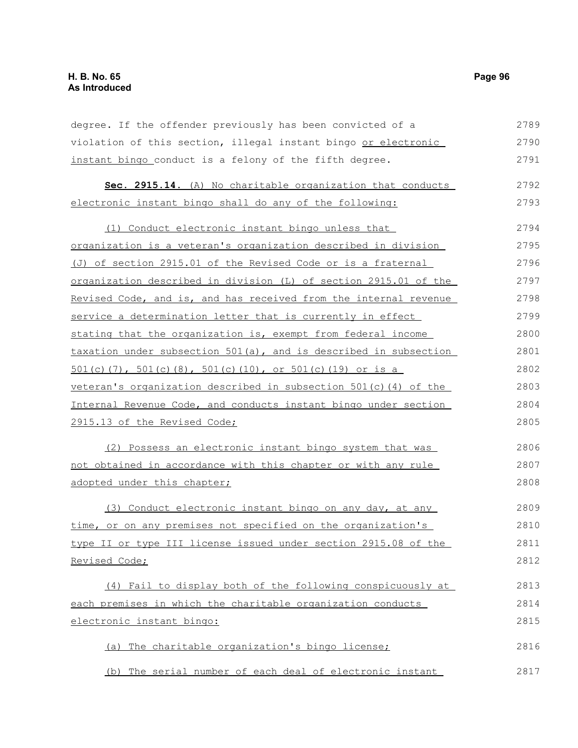degree. If the offender previously has been convicted of a violation of this section, illegal instant bingo or electronic instant bingo conduct is a felony of the fifth degree.

**Sec. 2915.14.** (A) No charitable organization that conducts electronic instant bingo shall do any of the following:

(1) Conduct electronic instant bingo unless that organization is a veteran's organization described in division (J) of section 2915.01 of the Revised Code or is a fraternal organization described in division (L) of section 2915.01 of the Revised Code, and is, and has received from the internal revenue service a determination letter that is currently in effect stating that the organization is, exempt from federal income taxation under subsection 501(a), and is described in subsection 501(c)(7), 501(c)(8), 501(c)(10), or 501(c)(19) or is a veteran's organization described in subsection 501(c)(4) of the Internal Revenue Code, and conducts instant bingo under section 2915.13 of the Revised Code;

(2) Possess an electronic instant bingo system that was not obtained in accordance with this chapter or with any rule adopted under this chapter;

(3) Conduct electronic instant bingo on any day, at any time, or on any premises not specified on the organization's type II or type III license issued under section 2915.08 of the Revised Code;

(4) Fail to display both of the following conspicuously at each premises in which the charitable organization conducts electronic instant bingo:

(a) The charitable organization's bingo license;

(b) The serial number of each deal of electronic instant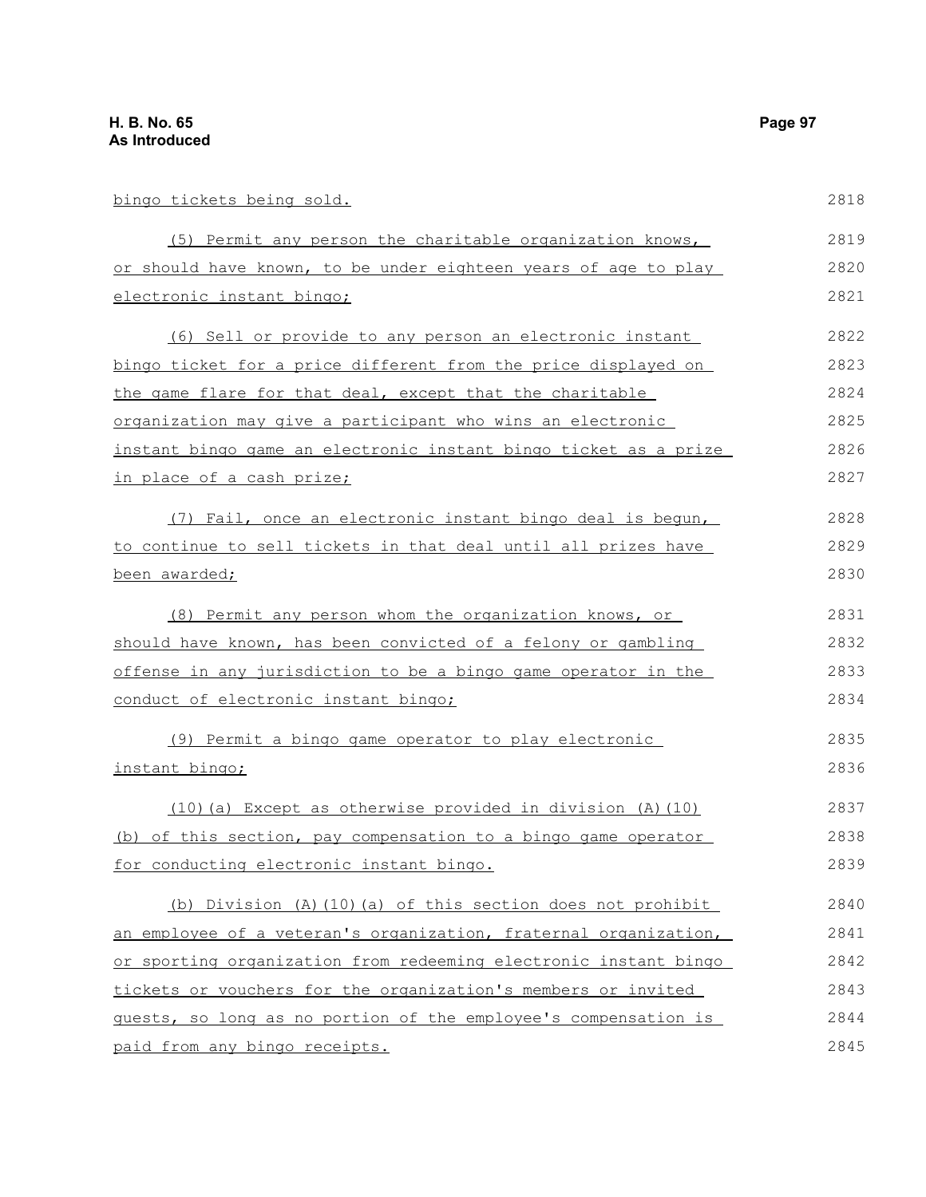bingo tickets being sold.

(5) Permit any person the charitable organization knows, or should have known, to be under eighteen years of age to play electronic instant bingo;

(6) Sell or provide to any person an electronic instant bingo ticket for a price different from the price displayed on the game flare for that deal, except that the charitable organization may give a participant who wins an electronic instant bingo game an electronic instant bingo ticket as a prize in place of a cash prize;

(7) Fail, once an electronic instant bingo deal is begun, to continue to sell tickets in that deal until all prizes have been awarded;

(8) Permit any person whom the organization knows, or should have known, has been convicted of a felony or gambling offense in any jurisdiction to be a bingo game operator in the conduct of electronic instant bingo;

(9) Permit a bingo game operator to play electronic instant bingo;

(10)(a) Except as otherwise provided in division (A)(10)(b) of this section, pay compensation to a bingo game operator for conducting electronic instant bingo.

(b) Division (A)(10)(a) of this section does not prohibit an employee of a veteran's organization, fraternal organization, or sporting organization from redeeming electronic instant bingo tickets or vouchers for the organization's members or invited guests, so long as no portion of the employee's compensation is paid from any bingo receipts.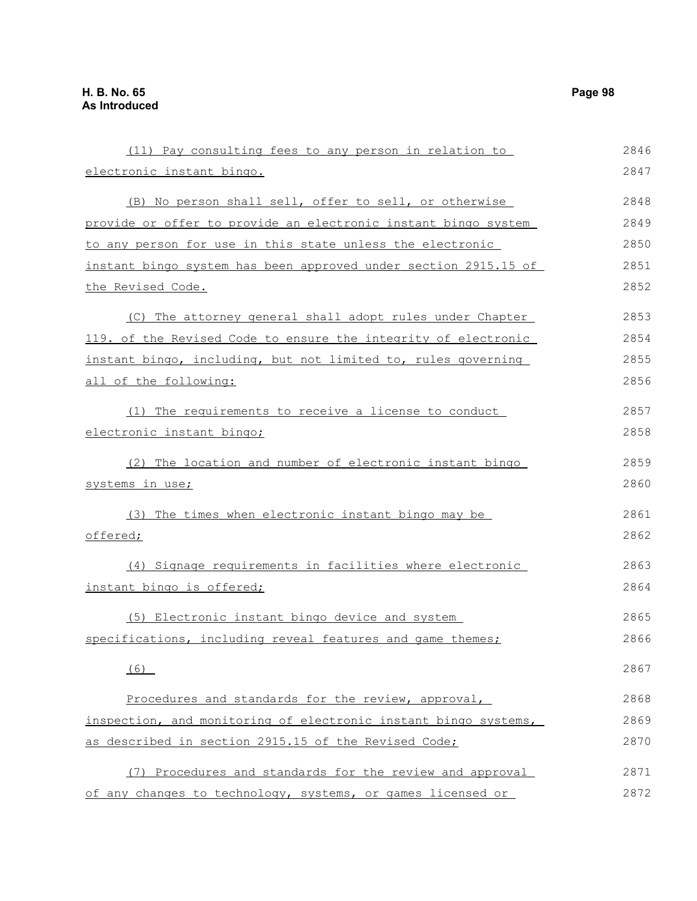(11) Pay consulting fees to any person in relation to electronic instant bingo.

(B) No person shall sell, offer to sell, or otherwise provide or offer to provide an electronic instant bingo system to any person for use in this state unless the electronic instant bingo system has been approved under section 2915.15 of the Revised Code.

(C) The attorney general shall adopt rules under Chapter 119. of the Revised Code to ensure the integrity of electronic instant bingo, including, but not limited to, rules governing all of the following:

(1) The requirements to receive a license to conduct electronic instant bingo;

(2) The location and number of electronic instant bingo systems in use;

(3) The times when electronic instant bingo may be offered;

(4) Signage requirements in facilities where electronic instant bingo is offered;

(5) Electronic instant bingo device and system specifications, including reveal features and game themes;

(6)

Procedures and standards for the review, approval, inspection, and monitoring of electronic instant bingo systems, as described in section 2915.15 of the Revised Code;

(7) Procedures and standards for the review and approval of any changes to technology, systems, or games licensed or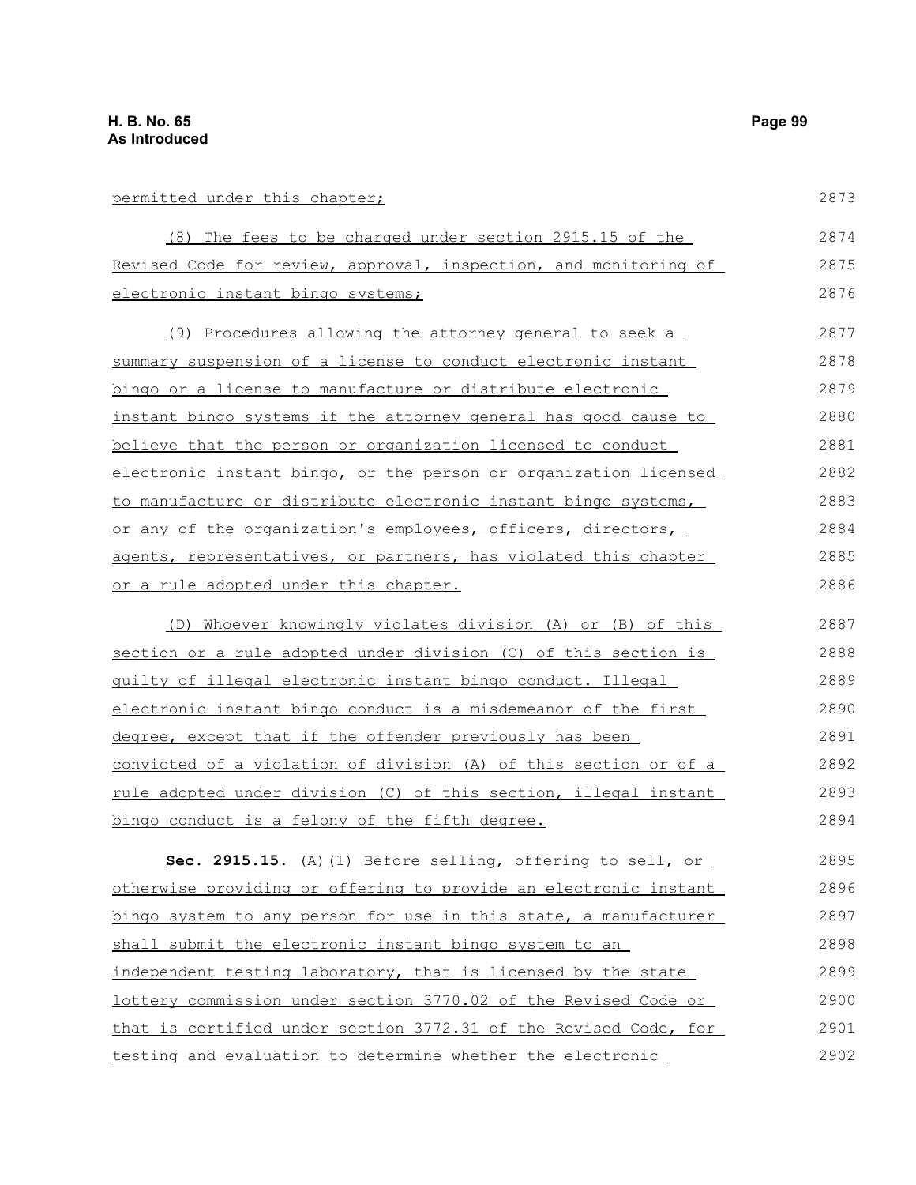permitted under this chapter;

(8) The fees to be charged under section 2915.15 of the Revised Code for review, approval, inspection, and monitoring of electronic instant bingo systems;

(9) Procedures allowing the attorney general to seek a summary suspension of a license to conduct electronic instant bingo or a license to manufacture or distribute electronic instant bingo systems if the attorney general has good cause to believe that the person or organization licensed to conduct electronic instant bingo, or the person or organization licensed to manufacture or distribute electronic instant bingo systems, or any of the organization's employees, officers, directors, agents, representatives, or partners, has violated this chapter or a rule adopted under this chapter.

(D) Whoever knowingly violates division (A) or (B) of this section or a rule adopted under division (C) of this section is guilty of illegal electronic instant bingo conduct. Illegal electronic instant bingo conduct is a misdemeanor of the first degree, except that if the offender previously has been convicted of a violation of division (A) of this section or of a rule adopted under division (C) of this section, illegal instant bingo conduct is a felony of the fifth degree.

**Sec. 2915.15.** (A)(1) Before selling, offering to sell, or otherwise providing or offering to provide an electronic instant bingo system to any person for use in this state, a manufacturer shall submit the electronic instant bingo system to an independent testing laboratory, that is licensed by the state lottery commission under section 3770.02 of the Revised Code or that is certified under section 3772.31 of the Revised Code, for testing and evaluation to determine whether the electronic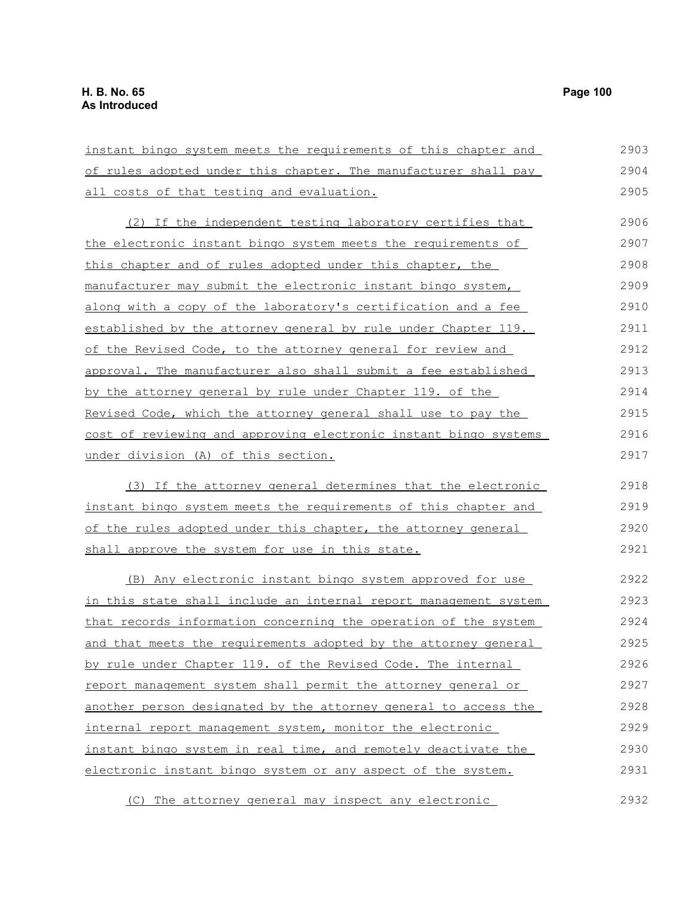instant bingo system meets the requirements of this chapter and of rules adopted under this chapter. The manufacturer shall pay all costs of that testing and evaluation.

(2) If the independent testing laboratory certifies that the electronic instant bingo system meets the requirements of this chapter and of rules adopted under this chapter, the manufacturer may submit the electronic instant bingo system, along with a copy of the laboratory's certification and a fee established by the attorney general by rule under Chapter 119. of the Revised Code, to the attorney general for review and approval. The manufacturer also shall submit a fee established by the attorney general by rule under Chapter 119. of the Revised Code, which the attorney general shall use to pay the cost of reviewing and approving electronic instant bingo systems under division (A) of this section.

(3) If the attorney general determines that the electronic instant bingo system meets the requirements of this chapter and of the rules adopted under this chapter, the attorney general shall approve the system for use in this state.

(B) Any electronic instant bingo system approved for use in this state shall include an internal report management system that records information concerning the operation of the system and that meets the requirements adopted by the attorney general by rule under Chapter 119. of the Revised Code. The internal report management system shall permit the attorney general or another person designated by the attorney general to access the internal report management system, monitor the electronic instant bingo system in real time, and remotely deactivate the electronic instant bingo system or any aspect of the system.

(C) The attorney general may inspect any electronic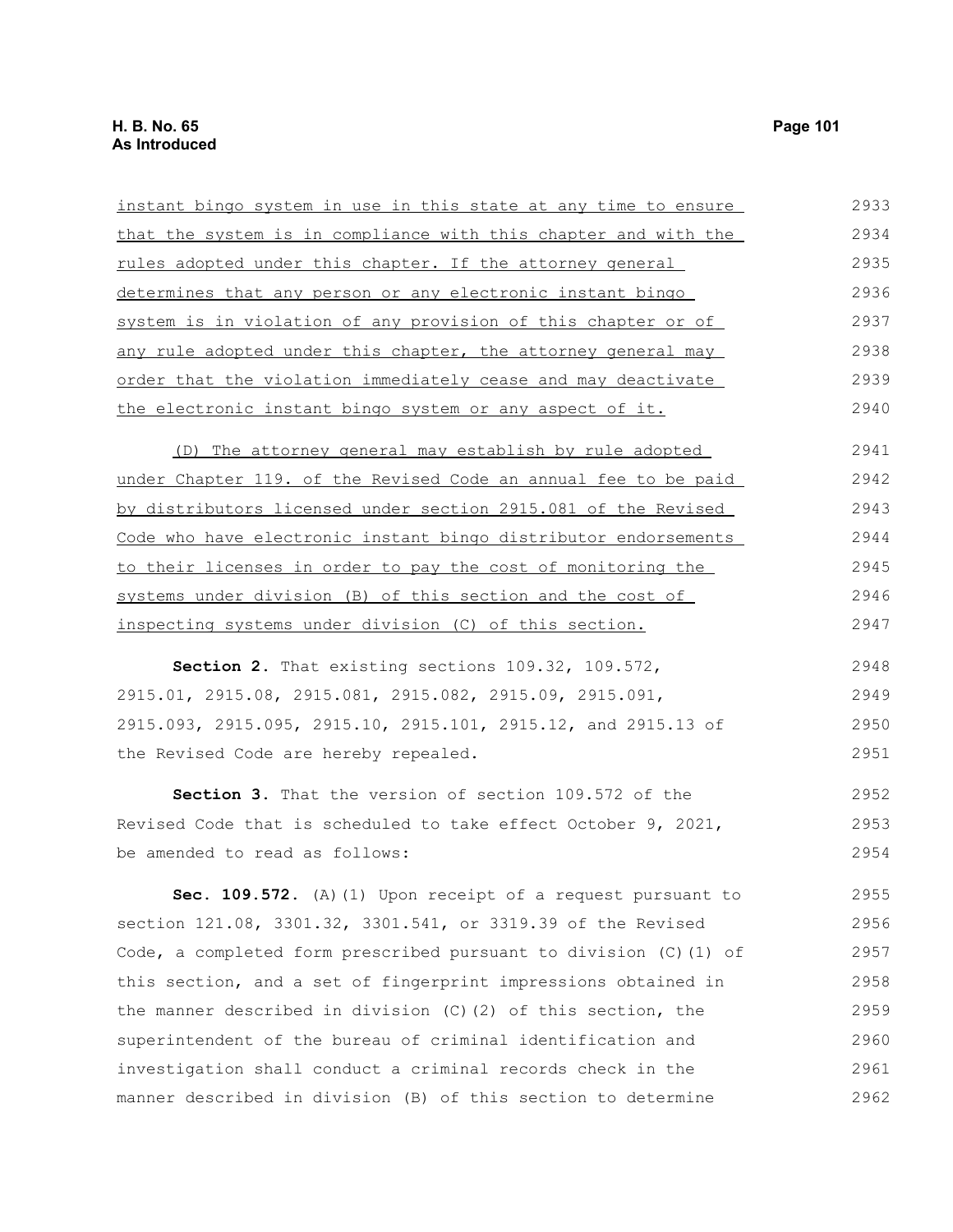instant bingo system in use in this state at any time to ensure that the system is in compliance with this chapter and with the rules adopted under this chapter. If the attorney general determines that any person or any electronic instant bingo system is in violation of any provision of this chapter or of any rule adopted under this chapter, the attorney general may order that the violation immediately cease and may deactivate the electronic instant bingo system or any aspect of it.

(D) The attorney general may establish by rule adopted under Chapter 119. of the Revised Code an annual fee to be paid by distributors licensed under section 2915.081 of the Revised Code who have electronic instant bingo distributor endorsements to their licenses in order to pay the cost of monitoring the systems under division (B) of this section and the cost of inspecting systems under division (C) of this section.

**Section 2.** That existing sections 109.32, 109.572, 2915.01, 2915.08, 2915.081, 2915.082, 2915.09, 2915.091, 2915.093, 2915.095, 2915.10, 2915.101, 2915.12, and 2915.13 of the Revised Code are hereby repealed.

**Section 3.** That the version of section 109.572 of the Revised Code that is scheduled to take effect October 9, 2021, be amended to read as follows:

**Sec. 109.572.** (A)(1) Upon receipt of a request pursuant to section 121.08, 3301.32, 3301.541, or 3319.39 of the Revised Code, a completed form prescribed pursuant to division (C)(1) of this section, and a set of fingerprint impressions obtained in the manner described in division (C)(2) of this section, the superintendent of the bureau of criminal identification and investigation shall conduct a criminal records check in the manner described in division (B) of this section to determine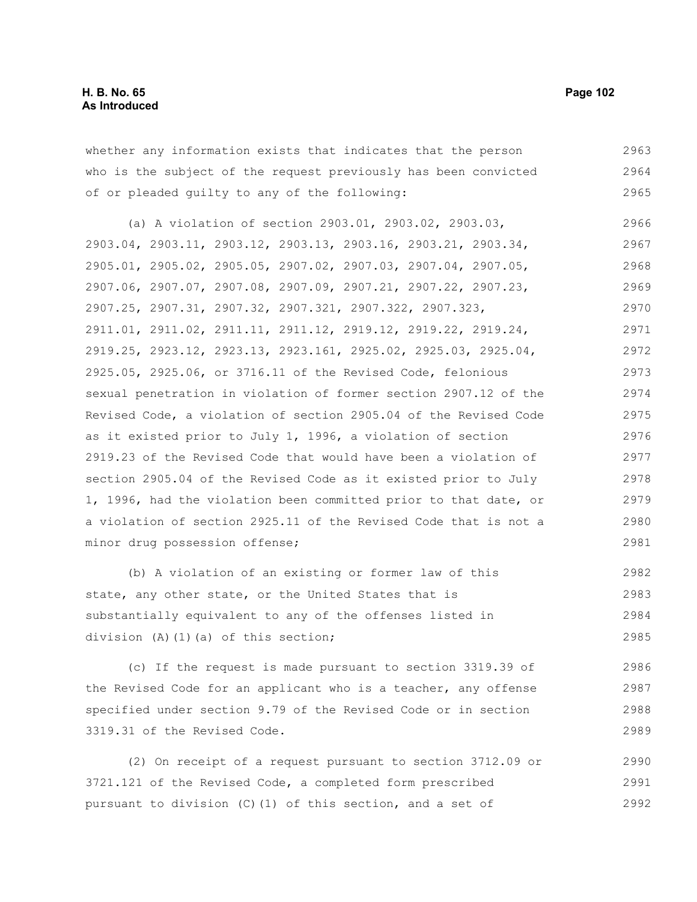whether any information exists that indicates that the person who is the subject of the request previously has been convicted of or pleaded guilty to any of the following:

(a) A violation of section 2903.01, 2903.02, 2903.03, 2903.04, 2903.11, 2903.12, 2903.13, 2903.16, 2903.21, 2903.34, 2905.01, 2905.02, 2905.05, 2907.02, 2907.03, 2907.04, 2907.05, 2907.06, 2907.07, 2907.08, 2907.09, 2907.21, 2907.22, 2907.23, 2907.25, 2907.31, 2907.32, 2907.321, 2907.322, 2907.323, 2911.01, 2911.02, 2911.11, 2911.12, 2919.12, 2919.22, 2919.24, 2919.25, 2923.12, 2923.13, 2923.161, 2925.02, 2925.03, 2925.04, 2925.05, 2925.06, or 3716.11 of the Revised Code, felonious sexual penetration in violation of former section 2907.12 of the Revised Code, a violation of section 2905.04 of the Revised Code as it existed prior to July 1, 1996, a violation of section 2919.23 of the Revised Code that would have been a violation of section 2905.04 of the Revised Code as it existed prior to July 1, 1996, had the violation been committed prior to that date, or a violation of section 2925.11 of the Revised Code that is not a minor drug possession offense;

(b) A violation of an existing or former law of this state, any other state, or the United States that is substantially equivalent to any of the offenses listed in division (A)(1)(a) of this section;

(c) If the request is made pursuant to section 3319.39 of the Revised Code for an applicant who is a teacher, any offense specified under section 9.79 of the Revised Code or in section 3319.31 of the Revised Code.

(2) On receipt of a request pursuant to section 3712.09 or 3721.121 of the Revised Code, a completed form prescribed pursuant to division (C)(1) of this section, and a set of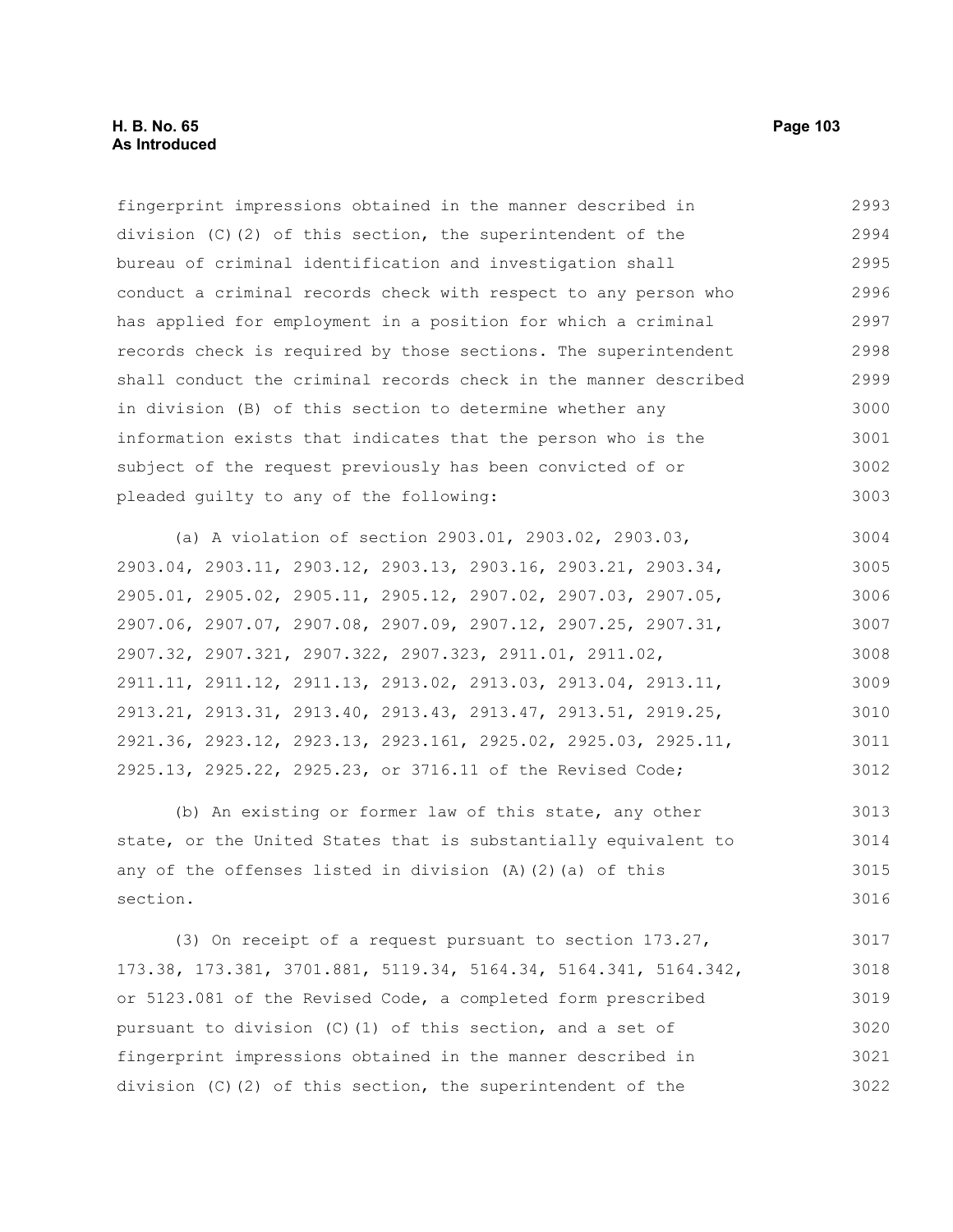fingerprint impressions obtained in the manner described in division (C)(2) of this section, the superintendent of the bureau of criminal identification and investigation shall conduct a criminal records check with respect to any person who has applied for employment in a position for which a criminal records check is required by those sections. The superintendent shall conduct the criminal records check in the manner described in division (B) of this section to determine whether any information exists that indicates that the person who is the subject of the request previously has been convicted of or pleaded guilty to any of the following:

(a) A violation of section 2903.01, 2903.02, 2903.03, 2903.04, 2903.11, 2903.12, 2903.13, 2903.16, 2903.21, 2903.34, 2905.01, 2905.02, 2905.11, 2905.12, 2907.02, 2907.03, 2907.05, 2907.06, 2907.07, 2907.08, 2907.09, 2907.12, 2907.25, 2907.31, 2907.32, 2907.321, 2907.322, 2907.323, 2911.01, 2911.02, 2911.11, 2911.12, 2911.13, 2913.02, 2913.03, 2913.04, 2913.11, 2913.21, 2913.31, 2913.40, 2913.43, 2913.47, 2913.51, 2919.25, 2921.36, 2923.12, 2923.13, 2923.161, 2925.02, 2925.03, 2925.11, 2925.13, 2925.22, 2925.23, or 3716.11 of the Revised Code;

(b) An existing or former law of this state, any other state, or the United States that is substantially equivalent to any of the offenses listed in division (A)(2)(a) of this section.

(3) On receipt of a request pursuant to section 173.27, 173.38, 173.381, 3701.881, 5119.34, 5164.34, 5164.341, 5164.342, or 5123.081 of the Revised Code, a completed form prescribed pursuant to division (C)(1) of this section, and a set of fingerprint impressions obtained in the manner described in division (C)(2) of this section, the superintendent of the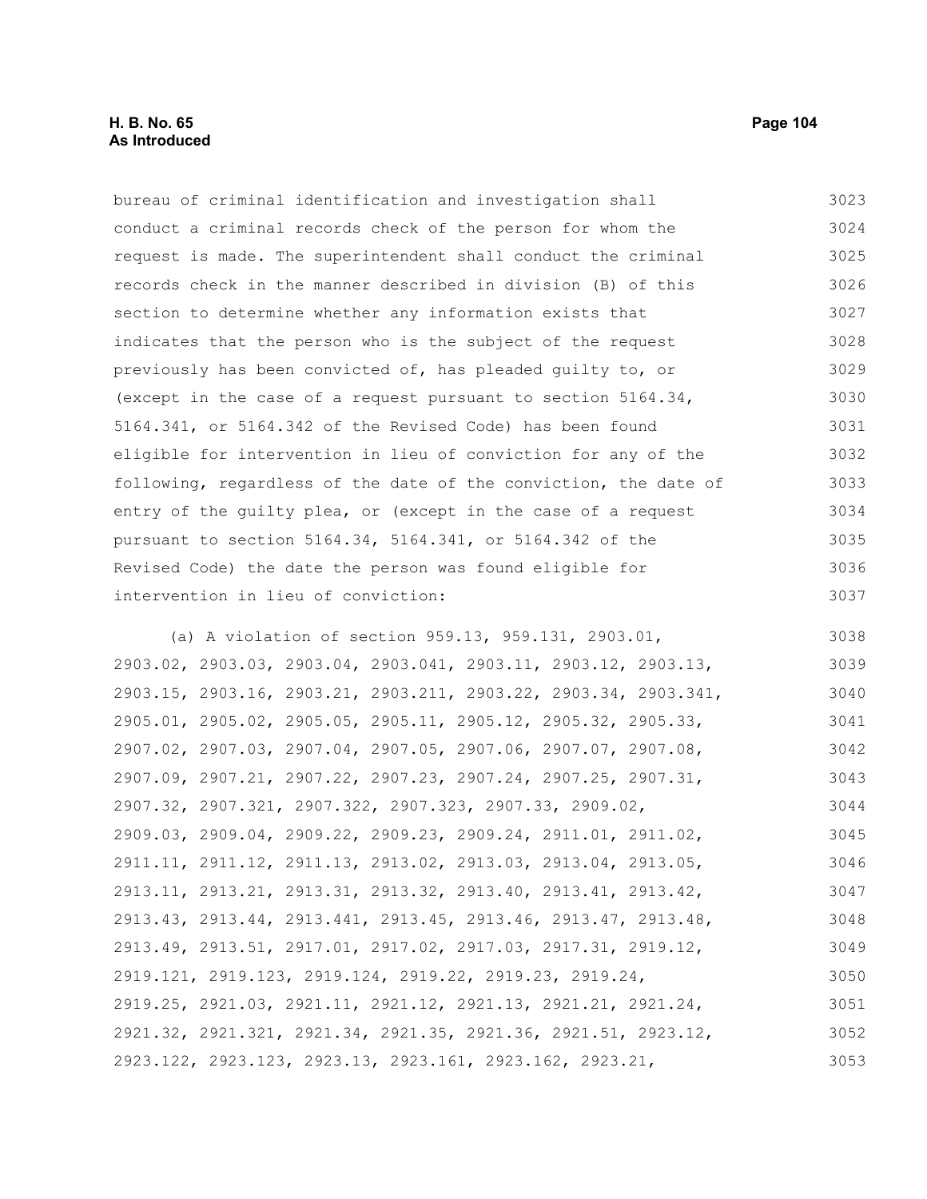bureau of criminal identification and investigation shall conduct a criminal records check of the person for whom the request is made. The superintendent shall conduct the criminal records check in the manner described in division (B) of this section to determine whether any information exists that indicates that the person who is the subject of the request previously has been convicted of, has pleaded guilty to, or (except in the case of a request pursuant to section 5164.34, 5164.341, or 5164.342 of the Revised Code) has been found eligible for intervention in lieu of conviction for any of the following, regardless of the date of the conviction, the date of entry of the guilty plea, or (except in the case of a request pursuant to section 5164.34, 5164.341, or 5164.342 of the Revised Code) the date the person was found eligible for intervention in lieu of conviction:

(a) A violation of section 959.13, 959.131, 2903.01, 2903.02, 2903.03, 2903.04, 2903.041, 2903.11, 2903.12, 2903.13, 2903.15, 2903.16, 2903.21, 2903.211, 2903.22, 2903.34, 2903.341, 2905.01, 2905.02, 2905.05, 2905.11, 2905.12, 2905.32, 2905.33, 2907.02, 2907.03, 2907.04, 2907.05, 2907.06, 2907.07, 2907.08, 2907.09, 2907.21, 2907.22, 2907.23, 2907.24, 2907.25, 2907.31, 2907.32, 2907.321, 2907.322, 2907.323, 2907.33, 2909.02, 2909.03, 2909.04, 2909.22, 2909.23, 2909.24, 2911.01, 2911.02, 2911.11, 2911.12, 2911.13, 2913.02, 2913.03, 2913.04, 2913.05, 2913.11, 2913.21, 2913.31, 2913.32, 2913.40, 2913.41, 2913.42, 2913.43, 2913.44, 2913.441, 2913.45, 2913.46, 2913.47, 2913.48, 2913.49, 2913.51, 2917.01, 2917.02, 2917.03, 2917.31, 2919.12, 2919.121, 2919.123, 2919.124, 2919.22, 2919.23, 2919.24, 2919.25, 2921.03, 2921.11, 2921.12, 2921.13, 2921.21, 2921.24, 2921.32, 2921.321, 2921.34, 2921.35, 2921.36, 2921.51, 2923.12, 2923.122, 2923.123, 2923.13, 2923.161, 2923.162, 2923.21,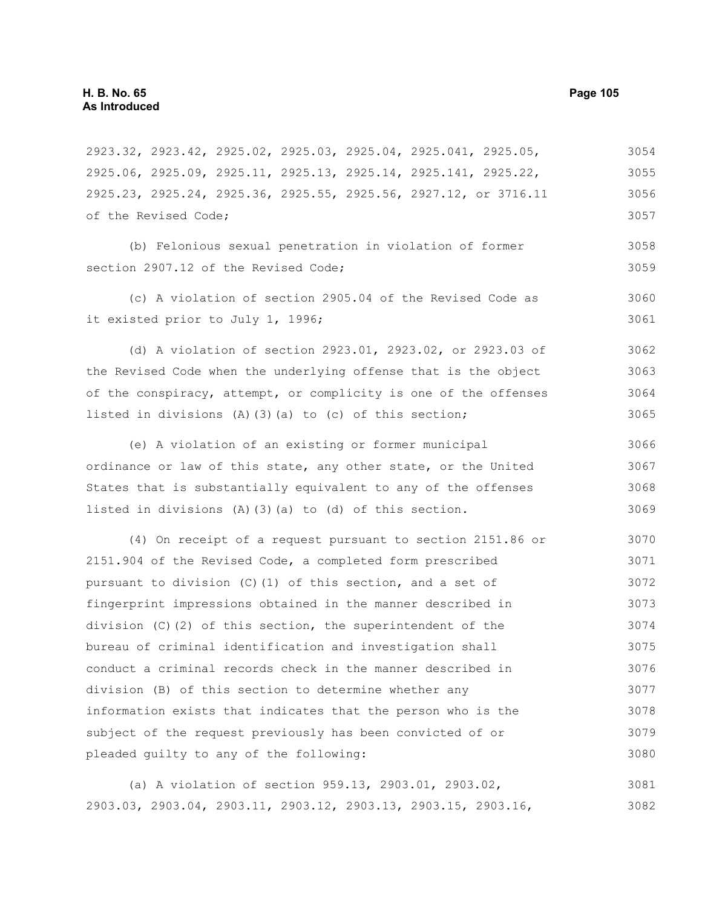2923.32, 2923.42, 2925.02, 2925.03, 2925.04, 2925.041, 2925.05, 2925.06, 2925.09, 2925.11, 2925.13, 2925.14, 2925.141, 2925.22, 2925.23, 2925.24, 2925.36, 2925.55, 2925.56, 2927.12, or 3716.11 of the Revised Code;

(b) Felonious sexual penetration in violation of former section 2907.12 of the Revised Code;

(c) A violation of section 2905.04 of the Revised Code as it existed prior to July 1, 1996;

(d) A violation of section 2923.01, 2923.02, or 2923.03 of the Revised Code when the underlying offense that is the object of the conspiracy, attempt, or complicity is one of the offenses listed in divisions (A)(3)(a) to (c) of this section;

(e) A violation of an existing or former municipal ordinance or law of this state, any other state, or the United States that is substantially equivalent to any of the offenses listed in divisions (A)(3)(a) to (d) of this section.

(4) On receipt of a request pursuant to section 2151.86 or 2151.904 of the Revised Code, a completed form prescribed pursuant to division (C)(1) of this section, and a set of fingerprint impressions obtained in the manner described in division (C)(2) of this section, the superintendent of the bureau of criminal identification and investigation shall conduct a criminal records check in the manner described in division (B) of this section to determine whether any information exists that indicates that the person who is the subject of the request previously has been convicted of or pleaded guilty to any of the following:

(a) A violation of section 959.13, 2903.01, 2903.02, 2903.03, 2903.04, 2903.11, 2903.12, 2903.13, 2903.15, 2903.16,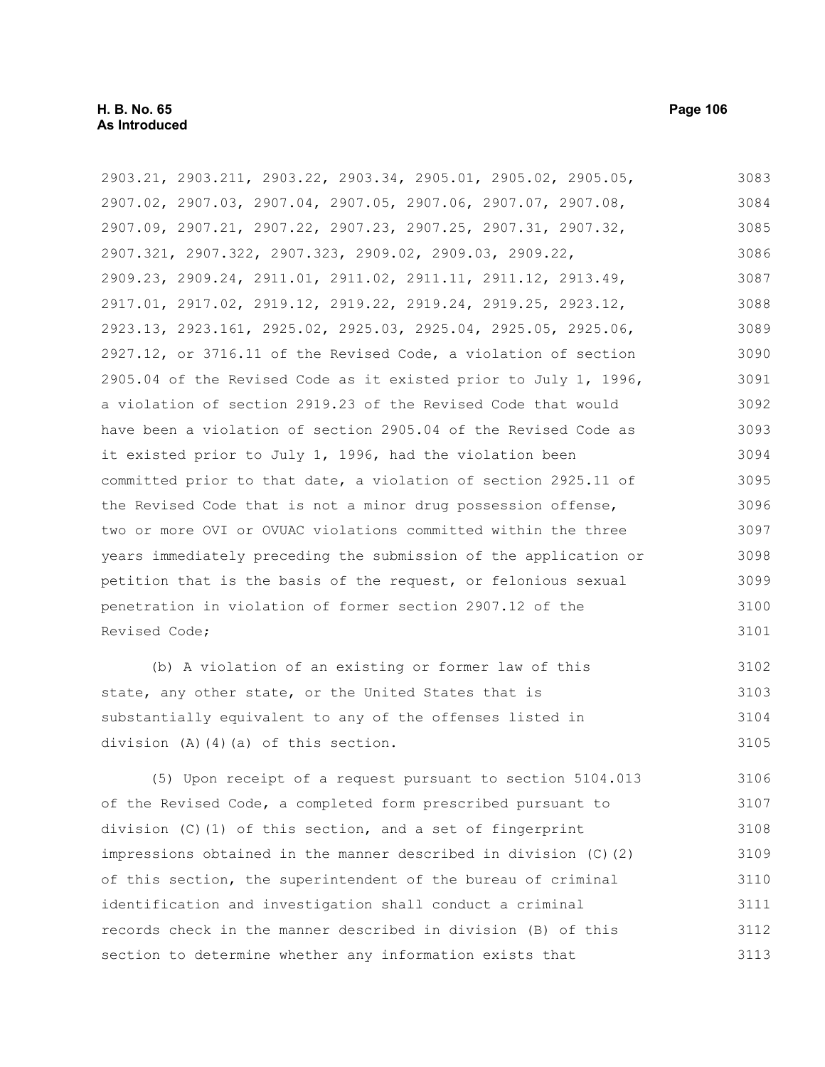2903.21, 2903.211, 2903.22, 2903.34, 2905.01, 2905.02, 2905.05, 2907.02, 2907.03, 2907.04, 2907.05, 2907.06, 2907.07, 2907.08, 2907.09, 2907.21, 2907.22, 2907.23, 2907.25, 2907.31, 2907.32, 2907.321, 2907.322, 2907.323, 2909.02, 2909.03, 2909.22, 2909.23, 2909.24, 2911.01, 2911.02, 2911.11, 2911.12, 2913.49, 2917.01, 2917.02, 2919.12, 2919.22, 2919.24, 2919.25, 2923.12, 2923.13, 2923.161, 2925.02, 2925.03, 2925.04, 2925.05, 2925.06, 2927.12, or 3716.11 of the Revised Code, a violation of section 2905.04 of the Revised Code as it existed prior to July 1, 1996, a violation of section 2919.23 of the Revised Code that would have been a violation of section 2905.04 of the Revised Code as it existed prior to July 1, 1996, had the violation been committed prior to that date, a violation of section 2925.11 of the Revised Code that is not a minor drug possession offense, two or more OVI or OVUAC violations committed within the three years immediately preceding the submission of the application or petition that is the basis of the request, or felonious sexual penetration in violation of former section 2907.12 of the Revised Code;

(b) A violation of an existing or former law of this state, any other state, or the United States that is substantially equivalent to any of the offenses listed in division (A)(4)(a) of this section.

(5) Upon receipt of a request pursuant to section 5104.013 of the Revised Code, a completed form prescribed pursuant to division (C)(1) of this section, and a set of fingerprint impressions obtained in the manner described in division (C)(2) of this section, the superintendent of the bureau of criminal identification and investigation shall conduct a criminal records check in the manner described in division (B) of this section to determine whether any information exists that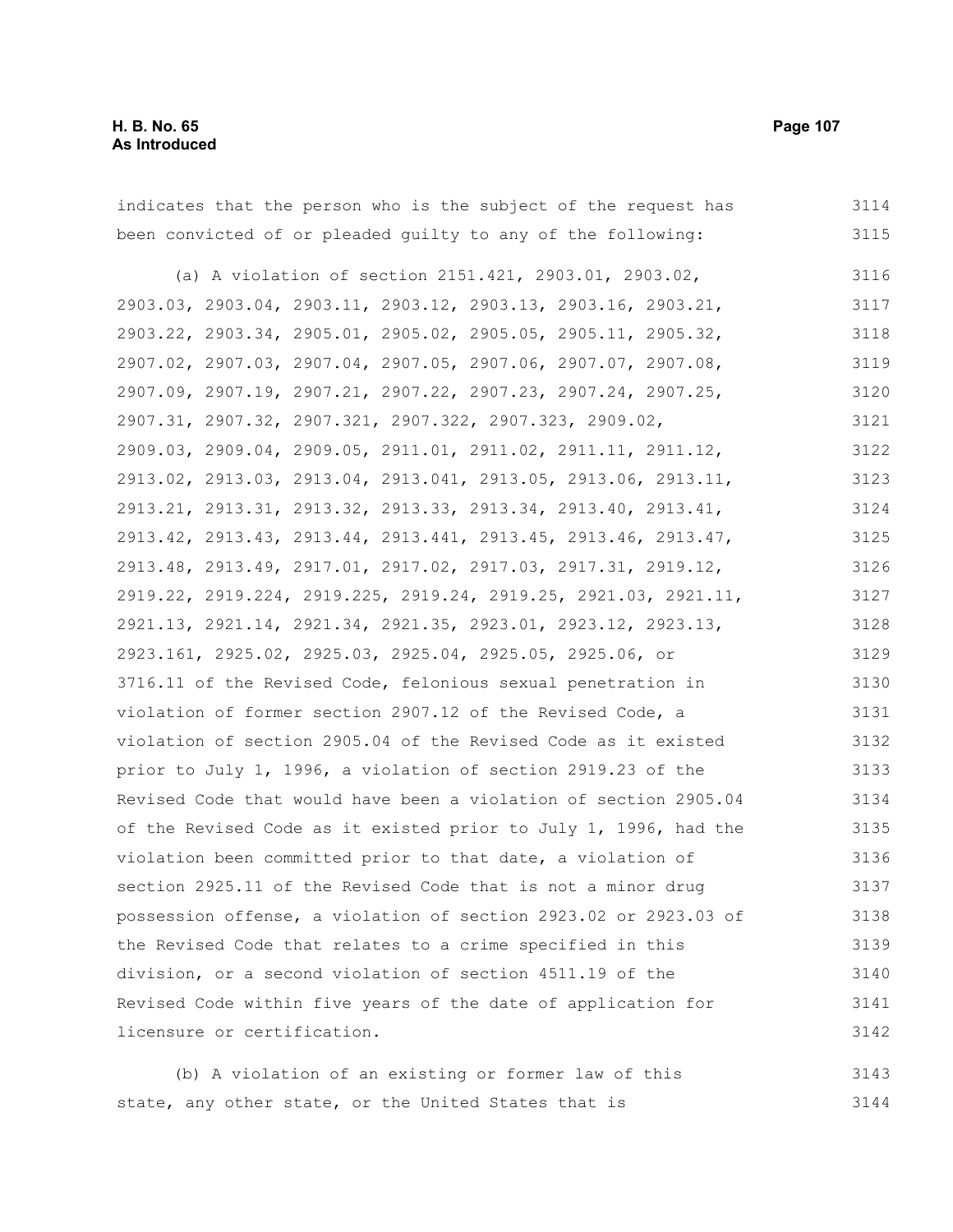indicates that the person who is the subject of the request has been convicted of or pleaded guilty to any of the following:

(a) A violation of section 2151.421, 2903.01, 2903.02, 2903.03, 2903.04, 2903.11, 2903.12, 2903.13, 2903.16, 2903.21, 2903.22, 2903.34, 2905.01, 2905.02, 2905.05, 2905.11, 2905.32, 2907.02, 2907.03, 2907.04, 2907.05, 2907.06, 2907.07, 2907.08, 2907.09, 2907.19, 2907.21, 2907.22, 2907.23, 2907.24, 2907.25, 2907.31, 2907.32, 2907.321, 2907.322, 2907.323, 2909.02, 2909.03, 2909.04, 2909.05, 2911.01, 2911.02, 2911.11, 2911.12, 2913.02, 2913.03, 2913.04, 2913.041, 2913.05, 2913.06, 2913.11, 2913.21, 2913.31, 2913.32, 2913.33, 2913.34, 2913.40, 2913.41, 2913.42, 2913.43, 2913.44, 2913.441, 2913.45, 2913.46, 2913.47, 2913.48, 2913.49, 2917.01, 2917.02, 2917.03, 2917.31, 2919.12, 2919.22, 2919.224, 2919.225, 2919.24, 2919.25, 2921.03, 2921.11, 2921.13, 2921.14, 2921.34, 2921.35, 2923.01, 2923.12, 2923.13, 2923.161, 2925.02, 2925.03, 2925.04, 2925.05, 2925.06, or 3716.11 of the Revised Code, felonious sexual penetration in violation of former section 2907.12 of the Revised Code, a violation of section 2905.04 of the Revised Code as it existed prior to July 1, 1996, a violation of section 2919.23 of the Revised Code that would have been a violation of section 2905.04 of the Revised Code as it existed prior to July 1, 1996, had the violation been committed prior to that date, a violation of section 2925.11 of the Revised Code that is not a minor drug possession offense, a violation of section 2923.02 or 2923.03 of the Revised Code that relates to a crime specified in this division, or a second violation of section 4511.19 of the Revised Code within five years of the date of application for licensure or certification.

(b) A violation of an existing or former law of this state, any other state, or the United States that is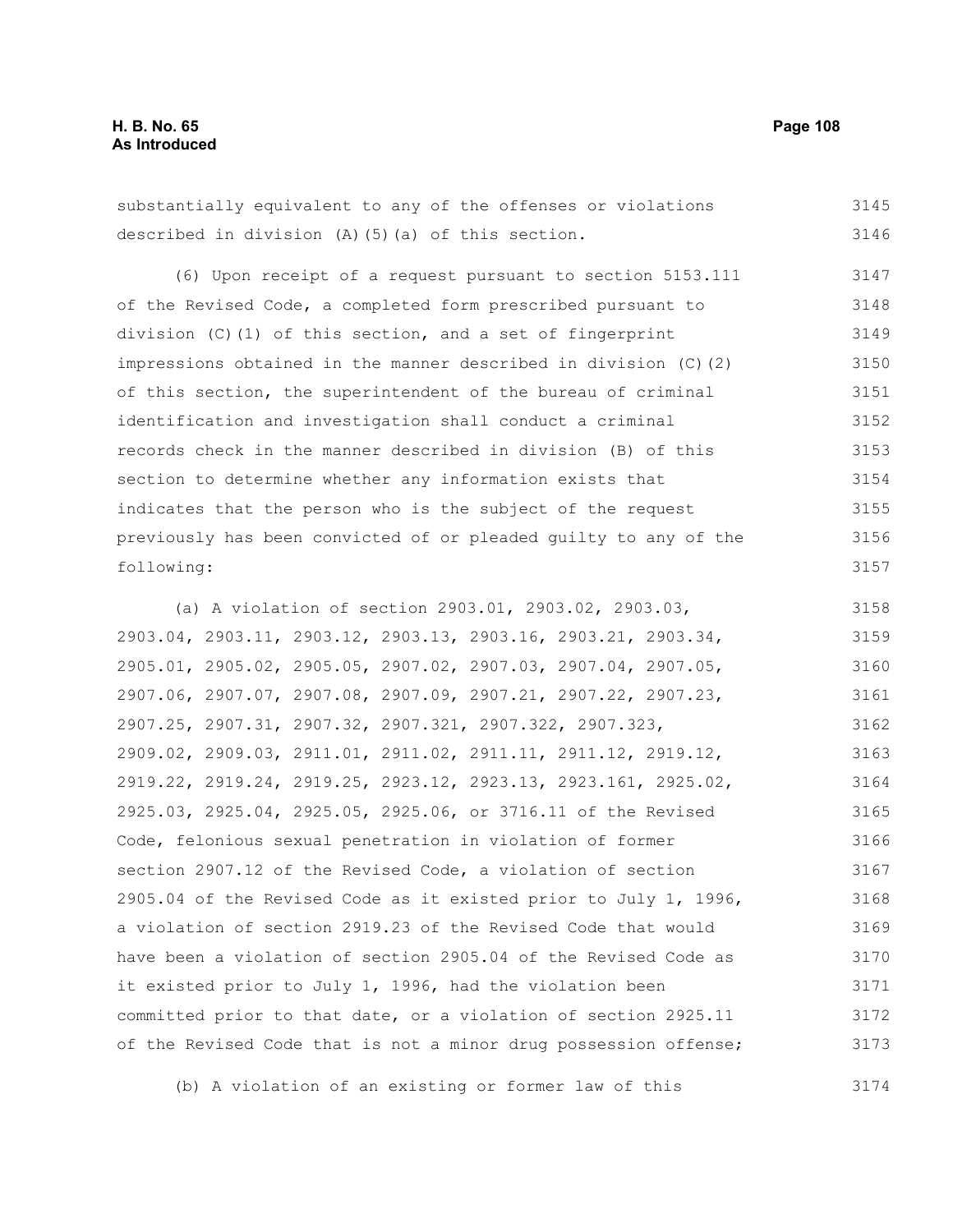substantially equivalent to any of the offenses or violations described in division (A)(5)(a) of this section.

(6) Upon receipt of a request pursuant to section 5153.111 of the Revised Code, a completed form prescribed pursuant to division (C)(1) of this section, and a set of fingerprint impressions obtained in the manner described in division (C)(2) of this section, the superintendent of the bureau of criminal identification and investigation shall conduct a criminal records check in the manner described in division (B) of this section to determine whether any information exists that indicates that the person who is the subject of the request previously has been convicted of or pleaded guilty to any of the following:

(a) A violation of section 2903.01, 2903.02, 2903.03, 2903.04, 2903.11, 2903.12, 2903.13, 2903.16, 2903.21, 2903.34, 2905.01, 2905.02, 2905.05, 2907.02, 2907.03, 2907.04, 2907.05, 2907.06, 2907.07, 2907.08, 2907.09, 2907.21, 2907.22, 2907.23, 2907.25, 2907.31, 2907.32, 2907.321, 2907.322, 2907.323, 2909.02, 2909.03, 2911.01, 2911.02, 2911.11, 2911.12, 2919.12, 2919.22, 2919.24, 2919.25, 2923.12, 2923.13, 2923.161, 2925.02, 2925.03, 2925.04, 2925.05, 2925.06, or 3716.11 of the Revised Code, felonious sexual penetration in violation of former section 2907.12 of the Revised Code, a violation of section 2905.04 of the Revised Code as it existed prior to July 1, 1996, a violation of section 2919.23 of the Revised Code that would have been a violation of section 2905.04 of the Revised Code as it existed prior to July 1, 1996, had the violation been committed prior to that date, or a violation of section 2925.11 of the Revised Code that is not a minor drug possession offense;

(b) A violation of an existing or former law of this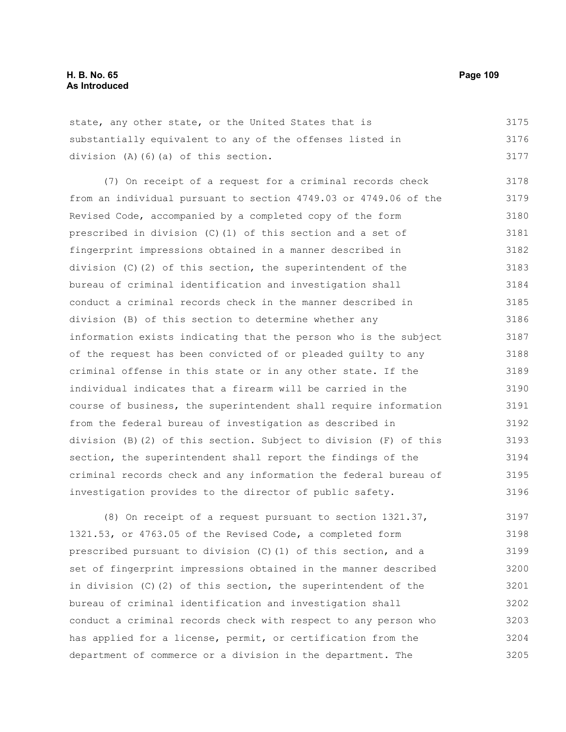state, any other state, or the United States that is substantially equivalent to any of the offenses listed in division (A)(6)(a) of this section.

(7) On receipt of a request for a criminal records check from an individual pursuant to section 4749.03 or 4749.06 of the Revised Code, accompanied by a completed copy of the form prescribed in division (C)(1) of this section and a set of fingerprint impressions obtained in a manner described in division (C)(2) of this section, the superintendent of the bureau of criminal identification and investigation shall conduct a criminal records check in the manner described in division (B) of this section to determine whether any information exists indicating that the person who is the subject of the request has been convicted of or pleaded guilty to any criminal offense in this state or in any other state. If the individual indicates that a firearm will be carried in the course of business, the superintendent shall require information from the federal bureau of investigation as described in division (B)(2) of this section. Subject to division (F) of this section, the superintendent shall report the findings of the criminal records check and any information the federal bureau of investigation provides to the director of public safety.

(8) On receipt of a request pursuant to section 1321.37, 1321.53, or 4763.05 of the Revised Code, a completed form prescribed pursuant to division (C)(1) of this section, and a set of fingerprint impressions obtained in the manner described in division (C)(2) of this section, the superintendent of the bureau of criminal identification and investigation shall conduct a criminal records check with respect to any person who has applied for a license, permit, or certification from the department of commerce or a division in the department. The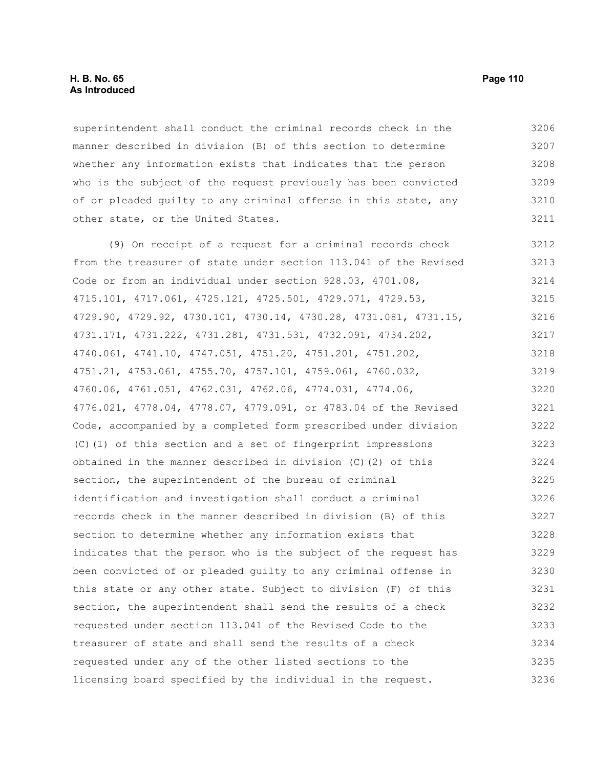superintendent shall conduct the criminal records check in the manner described in division (B) of this section to determine whether any information exists that indicates that the person who is the subject of the request previously has been convicted of or pleaded guilty to any criminal offense in this state, any other state, or the United States.

(9) On receipt of a request for a criminal records check from the treasurer of state under section 113.041 of the Revised Code or from an individual under section 928.03, 4701.08, 4715.101, 4717.061, 4725.121, 4725.501, 4729.071, 4729.53, 4729.90, 4729.92, 4730.101, 4730.14, 4730.28, 4731.081, 4731.15, 4731.171, 4731.222, 4731.281, 4731.531, 4732.091, 4734.202, 4740.061, 4741.10, 4747.051, 4751.20, 4751.201, 4751.202, 4751.21, 4753.061, 4755.70, 4757.101, 4759.061, 4760.032, 4760.06, 4761.051, 4762.031, 4762.06, 4774.031, 4774.06, 4776.021, 4778.04, 4778.07, 4779.091, or 4783.04 of the Revised Code, accompanied by a completed form prescribed under division (C)(1) of this section and a set of fingerprint impressions obtained in the manner described in division (C)(2) of this section, the superintendent of the bureau of criminal identification and investigation shall conduct a criminal records check in the manner described in division (B) of this section to determine whether any information exists that indicates that the person who is the subject of the request has been convicted of or pleaded guilty to any criminal offense in this state or any other state. Subject to division (F) of this section, the superintendent shall send the results of a check requested under section 113.041 of the Revised Code to the treasurer of state and shall send the results of a check requested under any of the other listed sections to the licensing board specified by the individual in the request.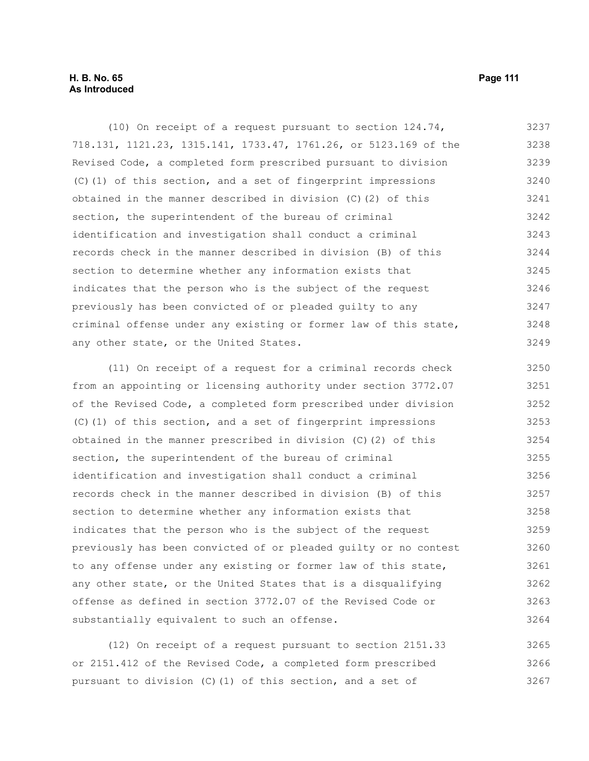(10) On receipt of a request pursuant to section 124.74, 718.131, 1121.23, 1315.141, 1733.47, 1761.26, or 5123.169 of the Revised Code, a completed form prescribed pursuant to division (C)(1) of this section, and a set of fingerprint impressions obtained in the manner described in division (C)(2) of this section, the superintendent of the bureau of criminal identification and investigation shall conduct a criminal records check in the manner described in division (B) of this section to determine whether any information exists that indicates that the person who is the subject of the request previously has been convicted of or pleaded guilty to any criminal offense under any existing or former law of this state, any other state, or the United States.

(11) On receipt of a request for a criminal records check from an appointing or licensing authority under section 3772.07 of the Revised Code, a completed form prescribed under division (C)(1) of this section, and a set of fingerprint impressions obtained in the manner prescribed in division (C)(2) of this section, the superintendent of the bureau of criminal identification and investigation shall conduct a criminal records check in the manner described in division (B) of this section to determine whether any information exists that indicates that the person who is the subject of the request previously has been convicted of or pleaded guilty or no contest to any offense under any existing or former law of this state, any other state, or the United States that is a disqualifying offense as defined in section 3772.07 of the Revised Code or substantially equivalent to such an offense.

(12) On receipt of a request pursuant to section 2151.33 or 2151.412 of the Revised Code, a completed form prescribed pursuant to division (C)(1) of this section, and a set of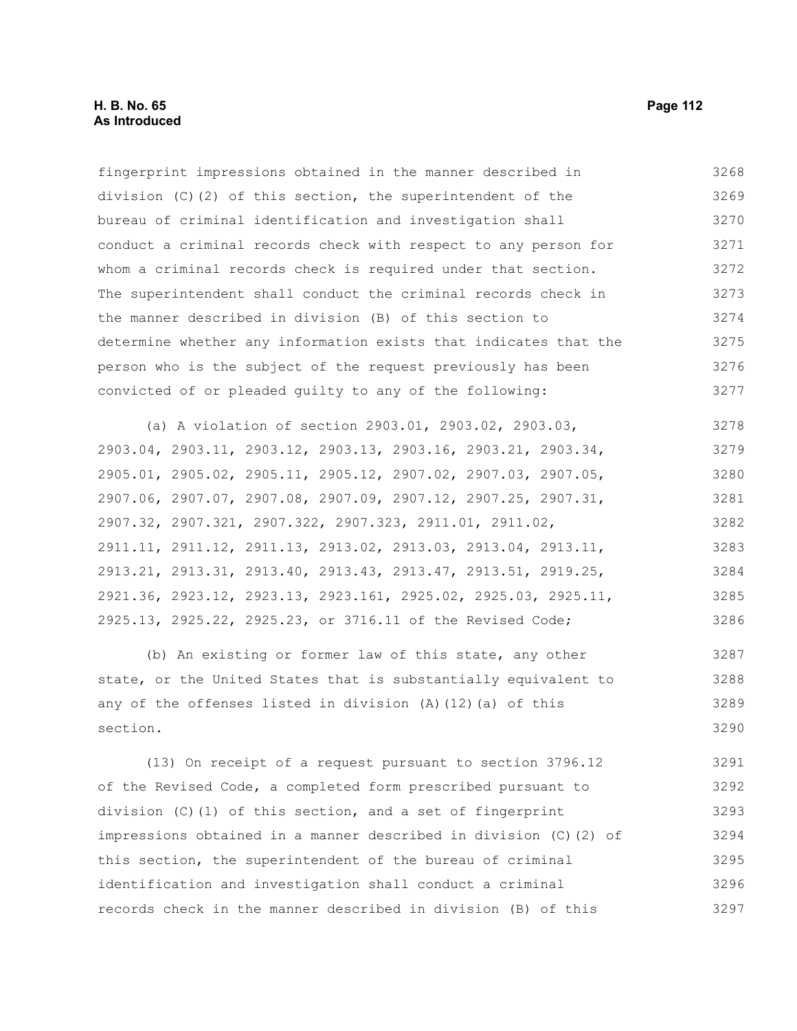fingerprint impressions obtained in the manner described in division (C)(2) of this section, the superintendent of the bureau of criminal identification and investigation shall conduct a criminal records check with respect to any person for whom a criminal records check is required under that section. The superintendent shall conduct the criminal records check in the manner described in division (B) of this section to determine whether any information exists that indicates that the person who is the subject of the request previously has been convicted of or pleaded guilty to any of the following:

(a) A violation of section 2903.01, 2903.02, 2903.03, 2903.04, 2903.11, 2903.12, 2903.13, 2903.16, 2903.21, 2903.34, 2905.01, 2905.02, 2905.11, 2905.12, 2907.02, 2907.03, 2907.05, 2907.06, 2907.07, 2907.08, 2907.09, 2907.12, 2907.25, 2907.31, 2907.32, 2907.321, 2907.322, 2907.323, 2911.01, 2911.02, 2911.11, 2911.12, 2911.13, 2913.02, 2913.03, 2913.04, 2913.11, 2913.21, 2913.31, 2913.40, 2913.43, 2913.47, 2913.51, 2919.25, 2921.36, 2923.12, 2923.13, 2923.161, 2925.02, 2925.03, 2925.11, 2925.13, 2925.22, 2925.23, or 3716.11 of the Revised Code;

(b) An existing or former law of this state, any other state, or the United States that is substantially equivalent to any of the offenses listed in division (A)(12)(a) of this section.

(13) On receipt of a request pursuant to section 3796.12 of the Revised Code, a completed form prescribed pursuant to division (C)(1) of this section, and a set of fingerprint impressions obtained in a manner described in division (C)(2) of this section, the superintendent of the bureau of criminal identification and investigation shall conduct a criminal records check in the manner described in division (B) of this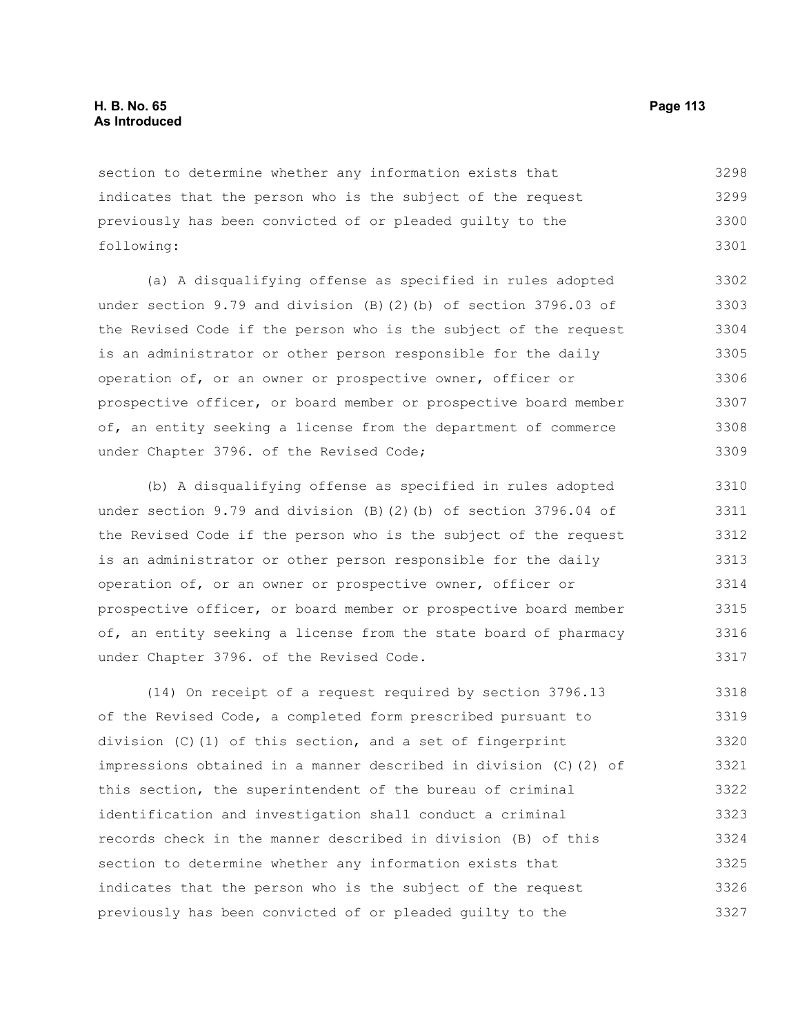section to determine whether any information exists that indicates that the person who is the subject of the request previously has been convicted of or pleaded guilty to the following:

(a) A disqualifying offense as specified in rules adopted under section 9.79 and division (B)(2)(b) of section 3796.03 of the Revised Code if the person who is the subject of the request is an administrator or other person responsible for the daily operation of, or an owner or prospective owner, officer or prospective officer, or board member or prospective board member of, an entity seeking a license from the department of commerce under Chapter 3796. of the Revised Code;

(b) A disqualifying offense as specified in rules adopted under section 9.79 and division (B)(2)(b) of section 3796.04 of the Revised Code if the person who is the subject of the request is an administrator or other person responsible for the daily operation of, or an owner or prospective owner, officer or prospective officer, or board member or prospective board member of, an entity seeking a license from the state board of pharmacy under Chapter 3796. of the Revised Code.

(14) On receipt of a request required by section 3796.13 of the Revised Code, a completed form prescribed pursuant to division (C)(1) of this section, and a set of fingerprint impressions obtained in a manner described in division (C)(2) of this section, the superintendent of the bureau of criminal identification and investigation shall conduct a criminal records check in the manner described in division (B) of this section to determine whether any information exists that indicates that the person who is the subject of the request previously has been convicted of or pleaded guilty to the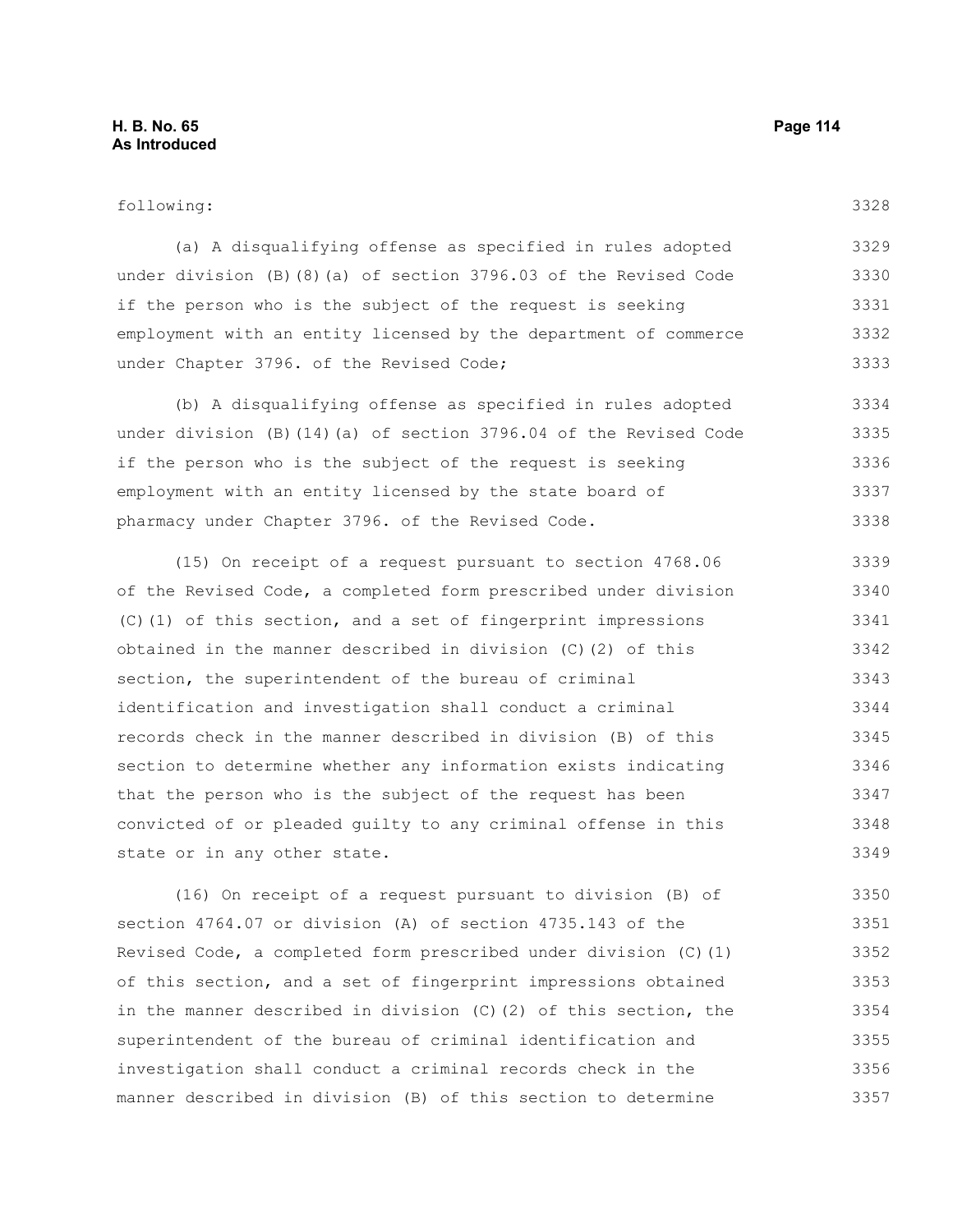following:

(a) A disqualifying offense as specified in rules adopted under division (B)(8)(a) of section 3796.03 of the Revised Code if the person who is the subject of the request is seeking employment with an entity licensed by the department of commerce under Chapter 3796. of the Revised Code;

(b) A disqualifying offense as specified in rules adopted under division (B)(14)(a) of section 3796.04 of the Revised Code if the person who is the subject of the request is seeking employment with an entity licensed by the state board of pharmacy under Chapter 3796. of the Revised Code.

(15) On receipt of a request pursuant to section 4768.06 of the Revised Code, a completed form prescribed under division (C)(1) of this section, and a set of fingerprint impressions obtained in the manner described in division (C)(2) of this section, the superintendent of the bureau of criminal identification and investigation shall conduct a criminal records check in the manner described in division (B) of this section to determine whether any information exists indicating that the person who is the subject of the request has been convicted of or pleaded guilty to any criminal offense in this state or in any other state.

(16) On receipt of a request pursuant to division (B) of section 4764.07 or division (A) of section 4735.143 of the Revised Code, a completed form prescribed under division (C)(1) of this section, and a set of fingerprint impressions obtained in the manner described in division (C)(2) of this section, the superintendent of the bureau of criminal identification and investigation shall conduct a criminal records check in the manner described in division (B) of this section to determine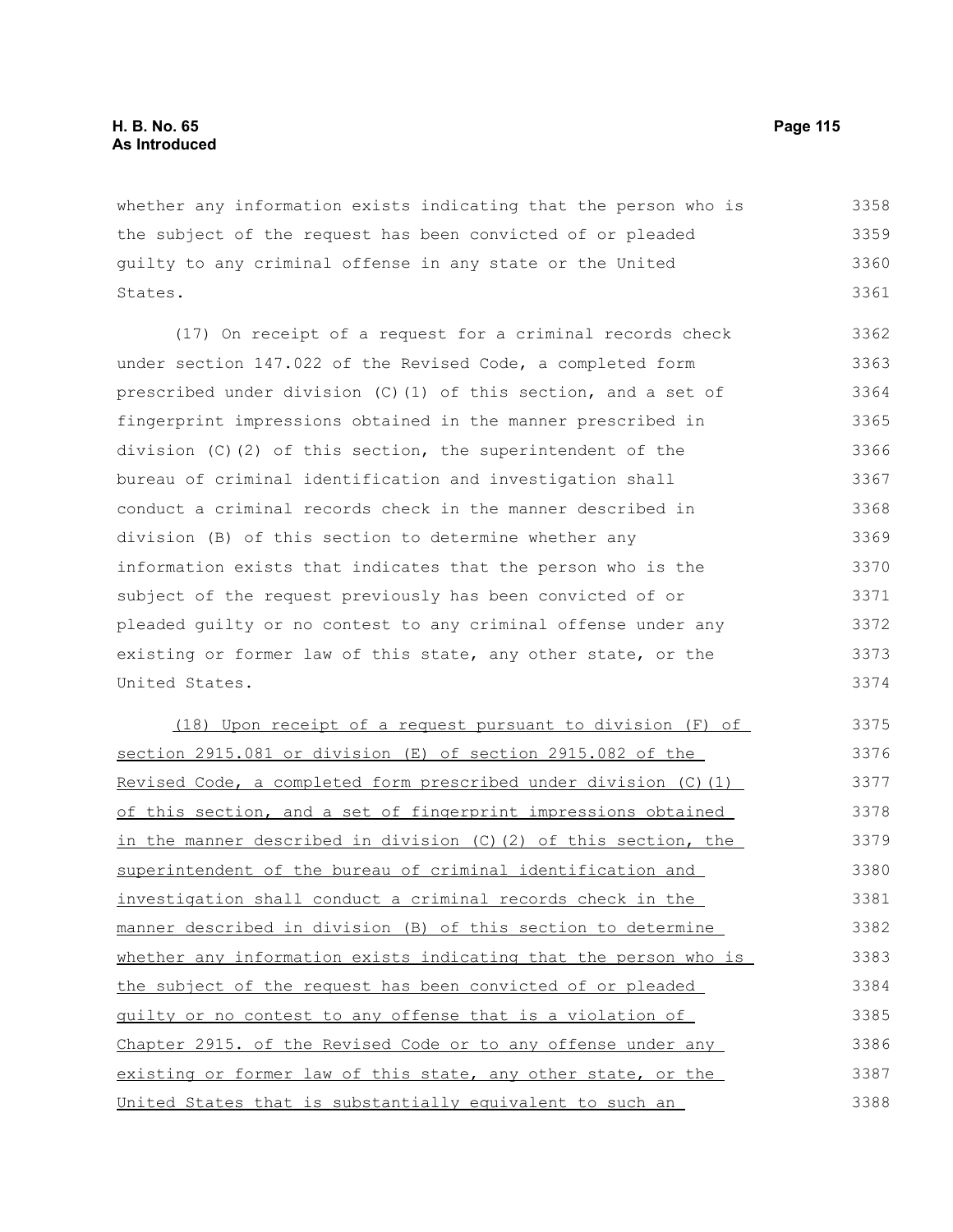whether any information exists indicating that the person who is the subject of the request has been convicted of or pleaded guilty to any criminal offense in any state or the United States.

(17) On receipt of a request for a criminal records check under section 147.022 of the Revised Code, a completed form prescribed under division (C)(1) of this section, and a set of fingerprint impressions obtained in the manner prescribed in division (C)(2) of this section, the superintendent of the bureau of criminal identification and investigation shall conduct a criminal records check in the manner described in division (B) of this section to determine whether any information exists that indicates that the person who is the subject of the request previously has been convicted of or pleaded guilty or no contest to any criminal offense under any existing or former law of this state, any other state, or the United States.

<u>(18) Upon receipt of a request pursuant to division (F) of section 2915.081 or division (E) of section 2915.082 of the Revised Code, a completed form prescribed under division (C)(1) of this section, and a set of fingerprint impressions obtained in the manner described in division (C)(2) of this section, the superintendent of the bureau of criminal identification and investigation shall conduct a criminal records check in the manner described in division (B) of this section to determine whether any information exists indicating that the person who is the subject of the request has been convicted of or pleaded guilty or no contest to any offense that is a violation of Chapter 2915. of the Revised Code or to any offense under any existing or former law of this state, any other state, or the United States that is substantially equivalent to such an</u>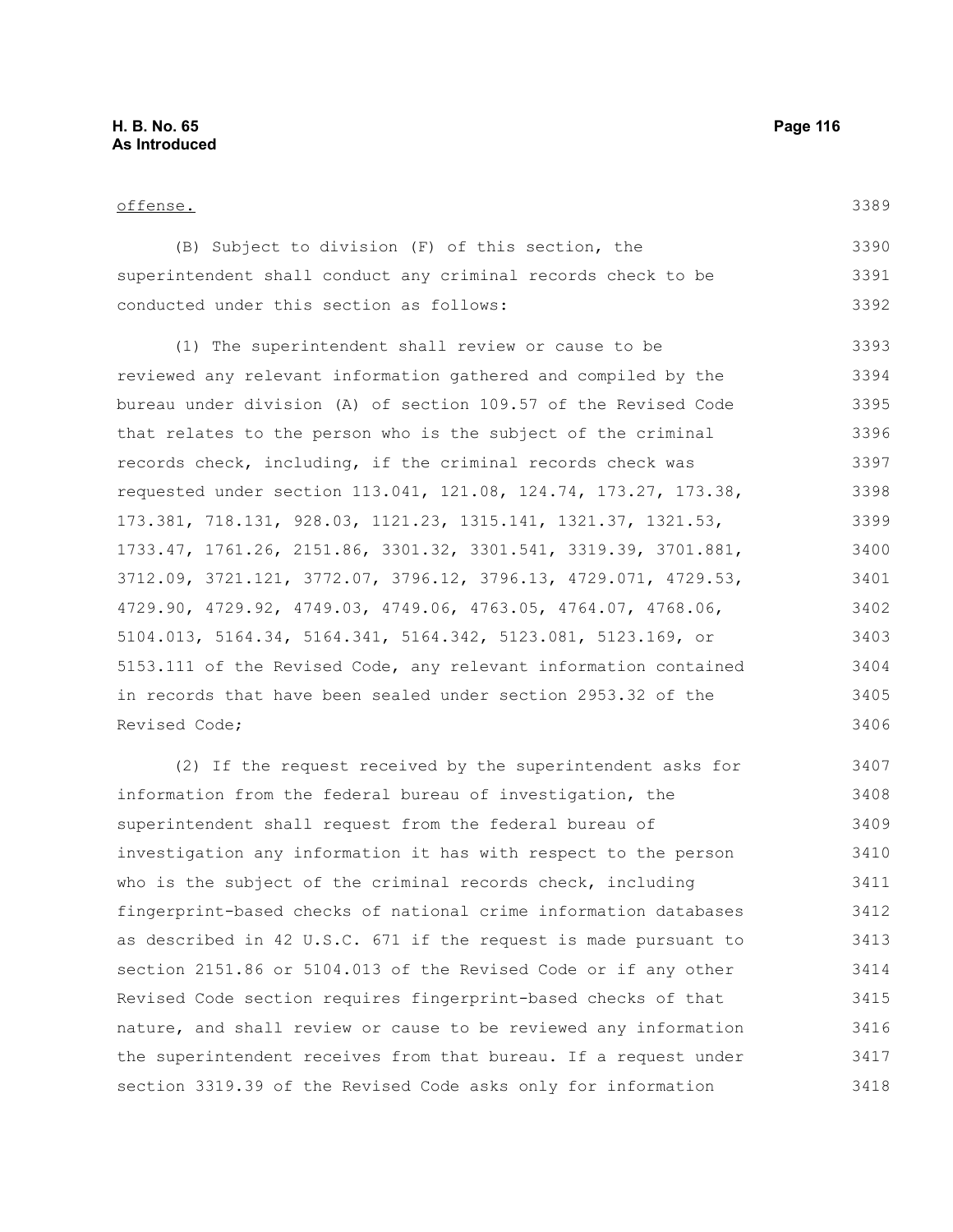offense.

(B) Subject to division (F) of this section, the superintendent shall conduct any criminal records check to be conducted under this section as follows:

(1) The superintendent shall review or cause to be reviewed any relevant information gathered and compiled by the bureau under division (A) of section 109.57 of the Revised Code that relates to the person who is the subject of the criminal records check, including, if the criminal records check was requested under section 113.041, 121.08, 124.74, 173.27, 173.38, 173.381, 718.131, 928.03, 1121.23, 1315.141, 1321.37, 1321.53, 1733.47, 1761.26, 2151.86, 3301.32, 3301.541, 3319.39, 3701.881, 3712.09, 3721.121, 3772.07, 3796.12, 3796.13, 4729.071, 4729.53, 4729.90, 4729.92, 4749.03, 4749.06, 4763.05, 4764.07, 4768.06, 5104.013, 5164.34, 5164.341, 5164.342, 5123.081, 5123.169, or 5153.111 of the Revised Code, any relevant information contained in records that have been sealed under section 2953.32 of the Revised Code;

(2) If the request received by the superintendent asks for information from the federal bureau of investigation, the superintendent shall request from the federal bureau of investigation any information it has with respect to the person who is the subject of the criminal records check, including fingerprint-based checks of national crime information databases as described in 42 U.S.C. 671 if the request is made pursuant to section 2151.86 or 5104.013 of the Revised Code or if any other Revised Code section requires fingerprint-based checks of that nature, and shall review or cause to be reviewed any information the superintendent receives from that bureau. If a request under section 3319.39 of the Revised Code asks only for information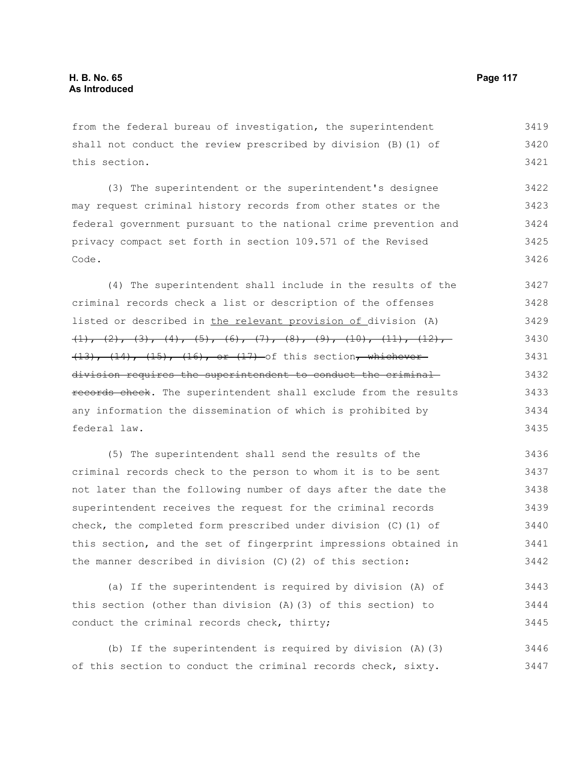from the federal bureau of investigation, the superintendent shall not conduct the review prescribed by division (B)(1) of this section.

(3) The superintendent or the superintendent's designee may request criminal history records from other states or the federal government pursuant to the national crime prevention and privacy compact set forth in section 109.571 of the Revised Code.

(4) The superintendent shall include in the results of the criminal records check a list or description of the offenses listed or described in <u>the relevant provision of</u> division (A) ~~(1), (2), (3), (4), (5), (6), (7), (8), (9), (10), (11), (12), (13), (14), (15), (16), or (17)~~ of this section~~, whichever division requires the superintendent to conduct the criminal records check~~. The superintendent shall exclude from the results any information the dissemination of which is prohibited by federal law.

(5) The superintendent shall send the results of the criminal records check to the person to whom it is to be sent not later than the following number of days after the date the superintendent receives the request for the criminal records check, the completed form prescribed under division (C)(1) of this section, and the set of fingerprint impressions obtained in the manner described in division (C)(2) of this section:

(a) If the superintendent is required by division (A) of this section (other than division (A)(3) of this section) to conduct the criminal records check, thirty;

(b) If the superintendent is required by division (A)(3) of this section to conduct the criminal records check, sixty.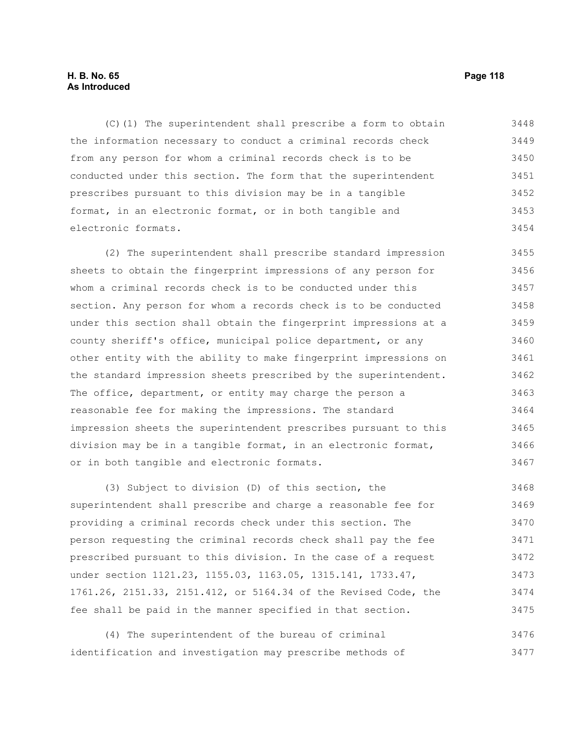(C)(1) The superintendent shall prescribe a form to obtain the information necessary to conduct a criminal records check from any person for whom a criminal records check is to be conducted under this section. The form that the superintendent prescribes pursuant to this division may be in a tangible format, in an electronic format, or in both tangible and electronic formats.

(2) The superintendent shall prescribe standard impression sheets to obtain the fingerprint impressions of any person for whom a criminal records check is to be conducted under this section. Any person for whom a records check is to be conducted under this section shall obtain the fingerprint impressions at a county sheriff's office, municipal police department, or any other entity with the ability to make fingerprint impressions on the standard impression sheets prescribed by the superintendent. The office, department, or entity may charge the person a reasonable fee for making the impressions. The standard impression sheets the superintendent prescribes pursuant to this division may be in a tangible format, in an electronic format, or in both tangible and electronic formats.

(3) Subject to division (D) of this section, the superintendent shall prescribe and charge a reasonable fee for providing a criminal records check under this section. The person requesting the criminal records check shall pay the fee prescribed pursuant to this division. In the case of a request under section 1121.23, 1155.03, 1163.05, 1315.141, 1733.47, 1761.26, 2151.33, 2151.412, or 5164.34 of the Revised Code, the fee shall be paid in the manner specified in that section.

(4) The superintendent of the bureau of criminal identification and investigation may prescribe methods of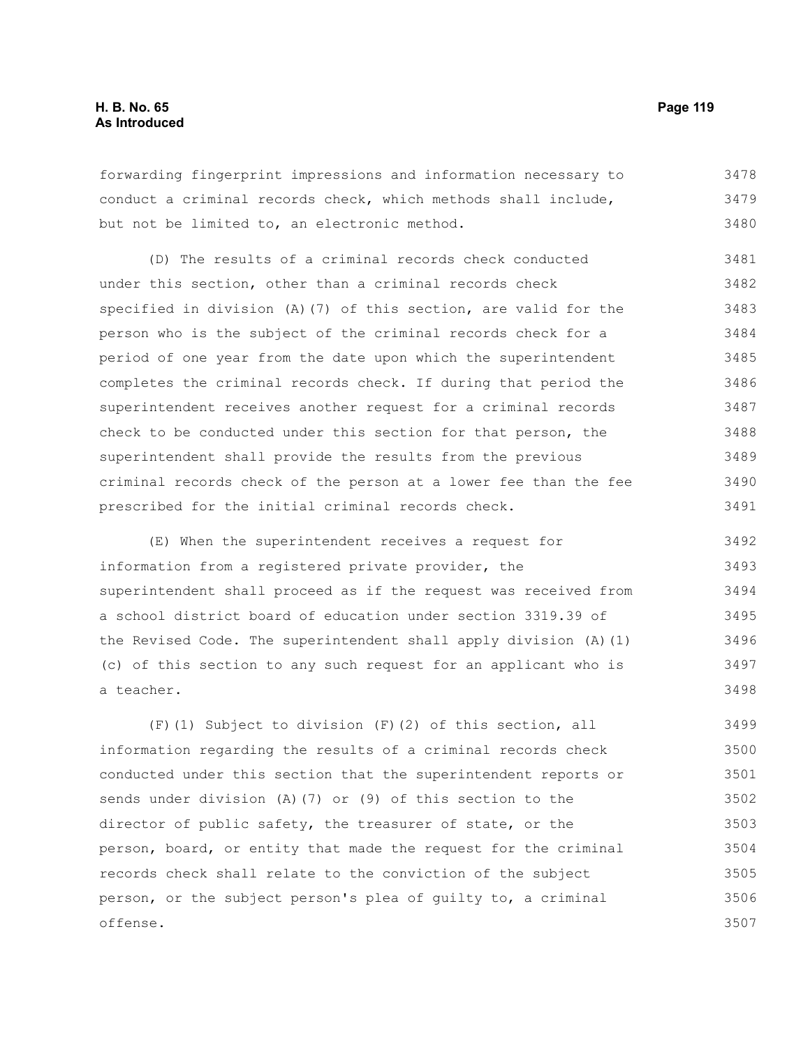forwarding fingerprint impressions and information necessary to conduct a criminal records check, which methods shall include, but not be limited to, an electronic method.

(D) The results of a criminal records check conducted under this section, other than a criminal records check specified in division (A)(7) of this section, are valid for the person who is the subject of the criminal records check for a period of one year from the date upon which the superintendent completes the criminal records check. If during that period the superintendent receives another request for a criminal records check to be conducted under this section for that person, the superintendent shall provide the results from the previous criminal records check of the person at a lower fee than the fee prescribed for the initial criminal records check.

(E) When the superintendent receives a request for information from a registered private provider, the superintendent shall proceed as if the request was received from a school district board of education under section 3319.39 of the Revised Code. The superintendent shall apply division (A)(1)(c) of this section to any such request for an applicant who is a teacher.

(F)(1) Subject to division (F)(2) of this section, all information regarding the results of a criminal records check conducted under this section that the superintendent reports or sends under division (A)(7) or (9) of this section to the director of public safety, the treasurer of state, or the person, board, or entity that made the request for the criminal records check shall relate to the conviction of the subject person, or the subject person's plea of guilty to, a criminal offense.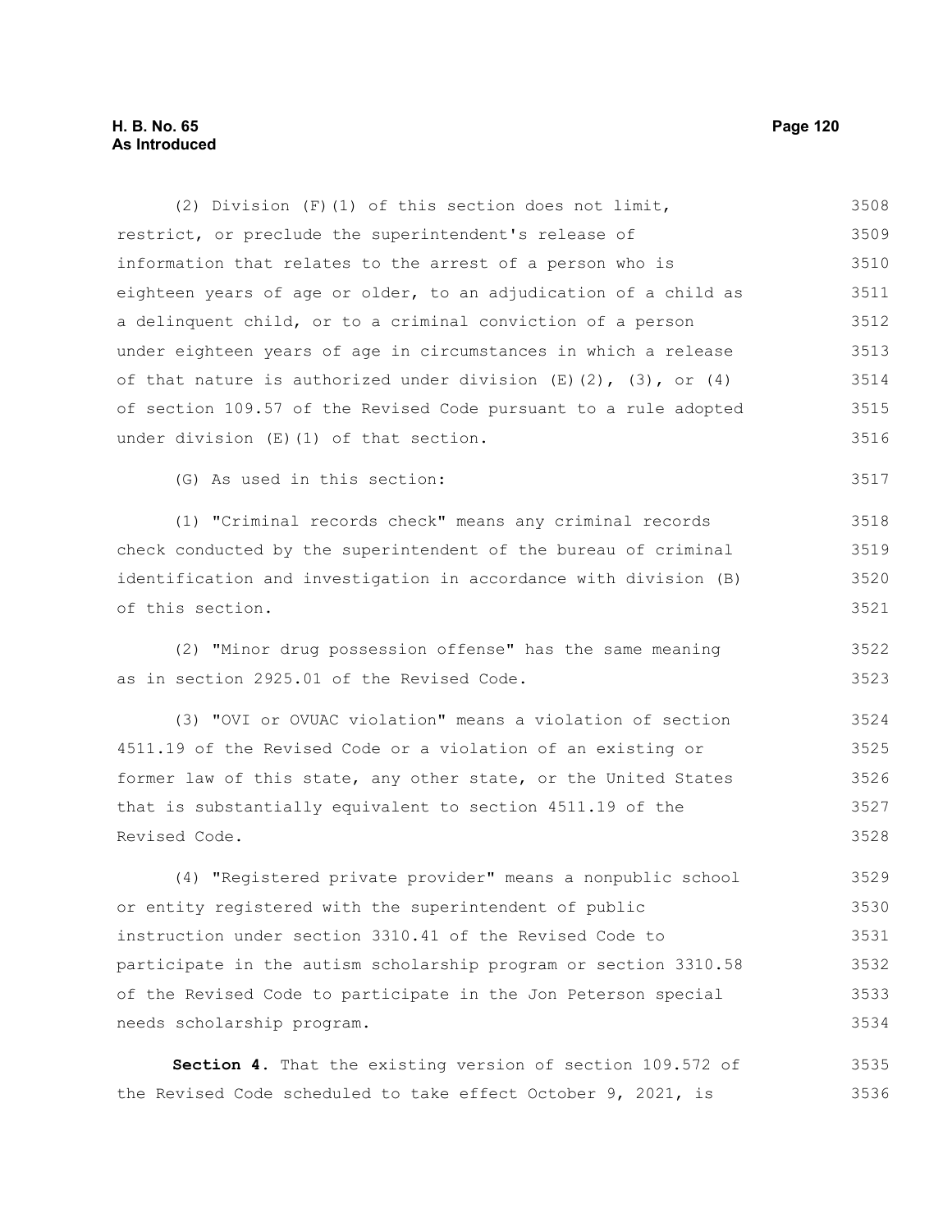(2) Division (F)(1) of this section does not limit, restrict, or preclude the superintendent's release of information that relates to the arrest of a person who is eighteen years of age or older, to an adjudication of a child as a delinquent child, or to a criminal conviction of a person under eighteen years of age in circumstances in which a release of that nature is authorized under division (E)(2), (3), or (4) of section 109.57 of the Revised Code pursuant to a rule adopted under division (E)(1) of that section.

(G) As used in this section:

(1) "Criminal records check" means any criminal records check conducted by the superintendent of the bureau of criminal identification and investigation in accordance with division (B) of this section.

(2) "Minor drug possession offense" has the same meaning as in section 2925.01 of the Revised Code.

(3) "OVI or OVUAC violation" means a violation of section 4511.19 of the Revised Code or a violation of an existing or former law of this state, any other state, or the United States that is substantially equivalent to section 4511.19 of the Revised Code.

(4) "Registered private provider" means a nonpublic school or entity registered with the superintendent of public instruction under section 3310.41 of the Revised Code to participate in the autism scholarship program or section 3310.58 of the Revised Code to participate in the Jon Peterson special needs scholarship program.

**Section 4.** That the existing version of section 109.572 of the Revised Code scheduled to take effect October 9, 2021, is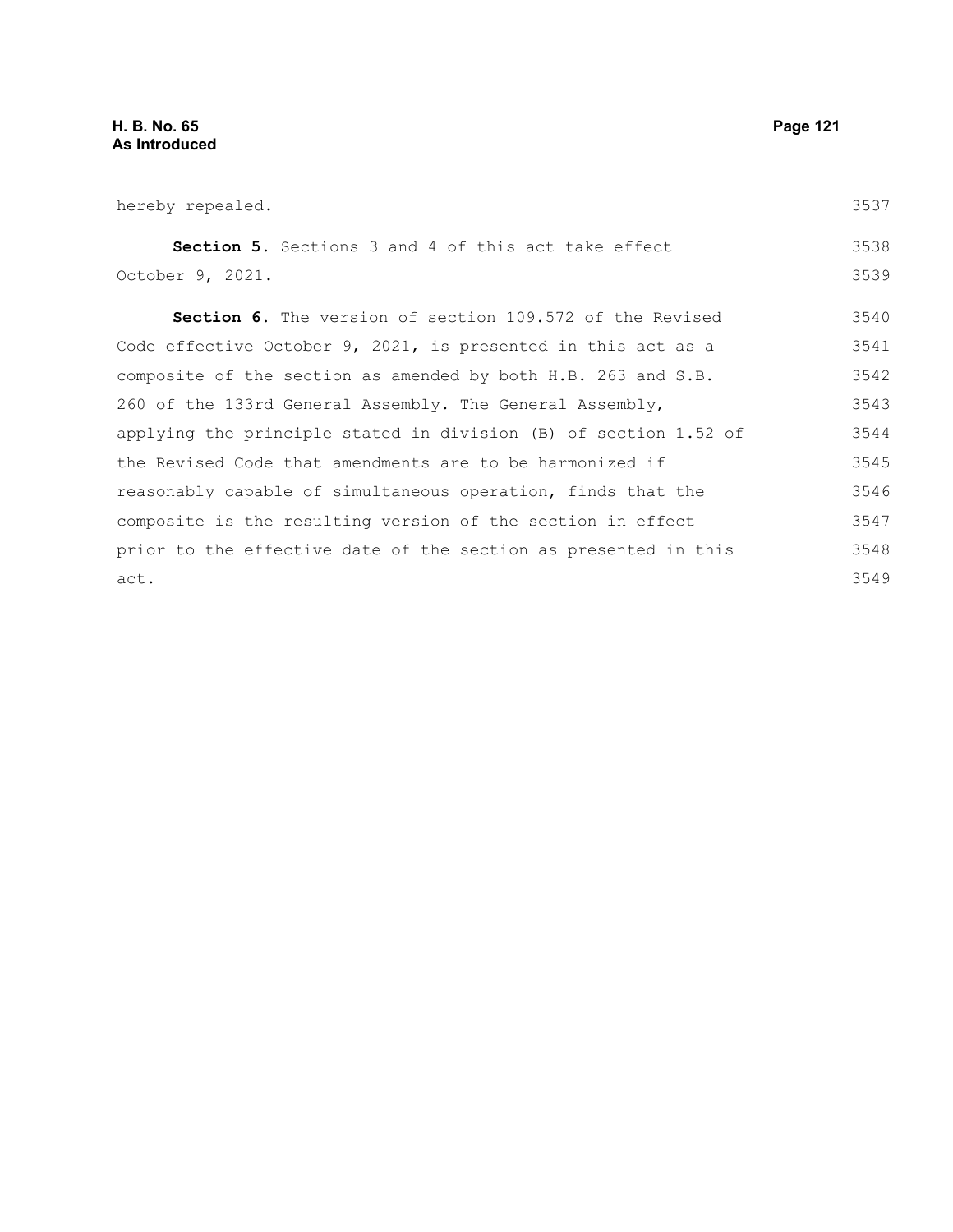hereby repealed.

**Section 5.** Sections 3 and 4 of this act take effect October 9, 2021.

**Section 6.** The version of section 109.572 of the Revised Code effective October 9, 2021, is presented in this act as a composite of the section as amended by both H.B. 263 and S.B. 260 of the 133rd General Assembly. The General Assembly, applying the principle stated in division (B) of section 1.52 of the Revised Code that amendments are to be harmonized if reasonably capable of simultaneous operation, finds that the composite is the resulting version of the section in effect prior to the effective date of the section as presented in this act.